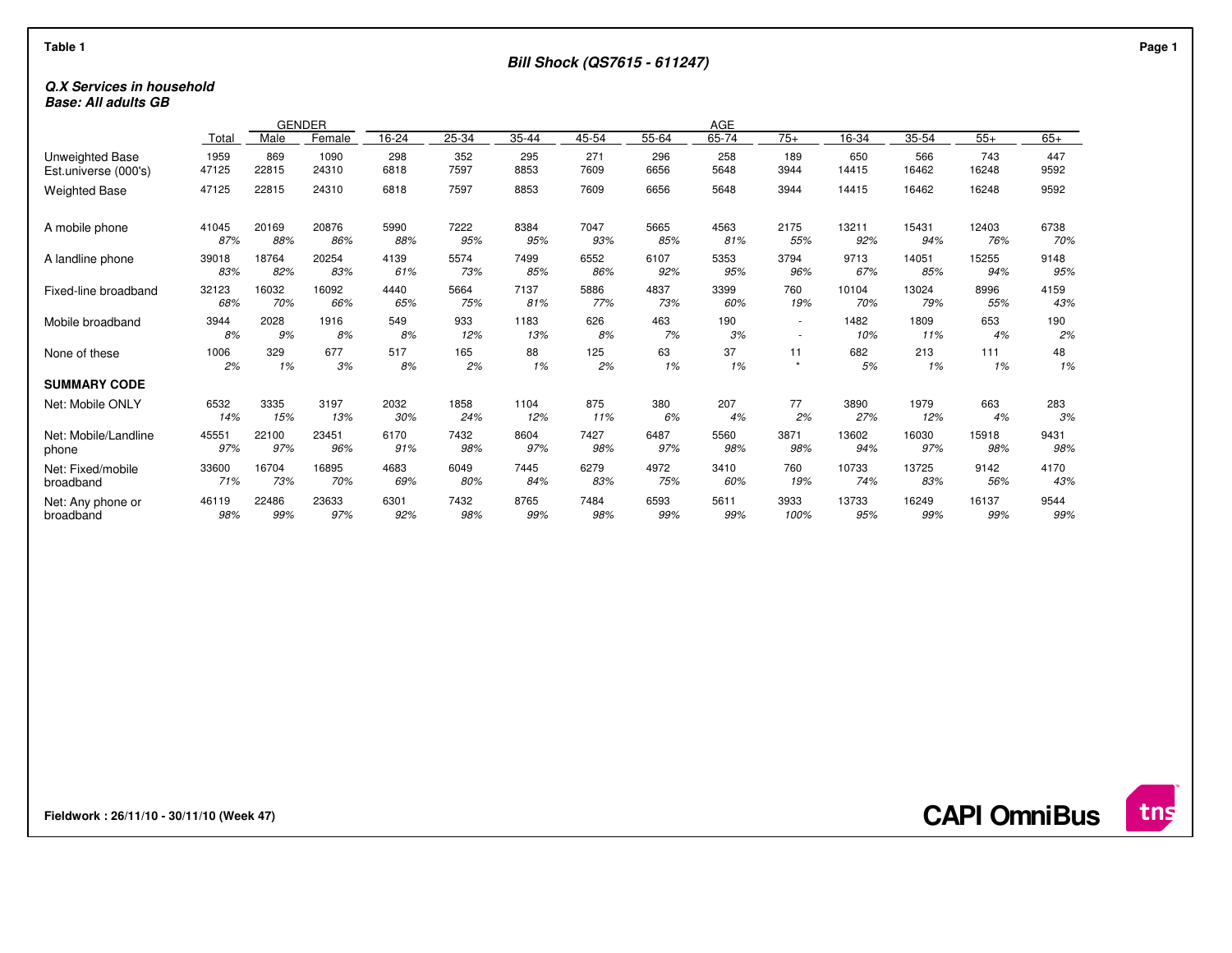**Table 1**

**Bill Shock (QS7615 - 611247)**

***Q.X Services in household***
***Base: All adults GB***

| | | GENDER | | AGE | | | | | | | | | | | |
|---|---|---|---|---|---|---|---|---|---|---|---|---|---|---|---|
| | Total | Male | Female | 16-24 | 25-34 | 35-44 | 45-54 | 55-64 | 65-74 | 75+ | 16-34 | 35-54 | 55+ | 65+ |
| Unweighted Base | 1959 | 869 | 1090 | 298 | 352 | 295 | 271 | 296 | 258 | 189 | 650 | 566 | 743 | 447 |
| Est.universe (000's) | 47125 | 22815 | 24310 | 6818 | 7597 | 8853 | 7609 | 6656 | 5648 | 3944 | 14415 | 16462 | 16248 | 9592 |
| Weighted Base | 47125 | 22815 | 24310 | 6818 | 7597 | 8853 | 7609 | 6656 | 5648 | 3944 | 14415 | 16462 | 16248 | 9592 |
| A mobile phone | 41045 | 20169 | 20876 | 5990 | 7222 | 8384 | 7047 | 5665 | 4563 | 2175 | 13211 | 15431 | 12403 | 6738 |
| | *87%* | *88%* | *86%* | *88%* | *95%* | *95%* | *93%* | *85%* | *81%* | *55%* | *92%* | *94%* | *76%* | *70%* |
| A landline phone | 39018 | 18764 | 20254 | 4139 | 5574 | 7499 | 6552 | 6107 | 5353 | 3794 | 9713 | 14051 | 15255 | 9148 |
| | *83%* | *82%* | *83%* | *61%* | *73%* | *85%* | *86%* | *92%* | *95%* | *96%* | *67%* | *85%* | *94%* | *95%* |
| Fixed-line broadband | 32123 | 16032 | 16092 | 4440 | 5664 | 7137 | 5886 | 4837 | 3399 | 760 | 10104 | 13024 | 8996 | 4159 |
| | *68%* | *70%* | *66%* | *65%* | *75%* | *81%* | *77%* | *73%* | *60%* | *19%* | *70%* | *79%* | *55%* | *43%* |
| Mobile broadband | 3944 | 2028 | 1916 | 549 | 933 | 1183 | 626 | 463 | 190 | - | 1482 | 1809 | 653 | 190 |
| | *8%* | *9%* | *8%* | *8%* | *12%* | *13%* | *8%* | *7%* | *3%* | - | *10%* | *11%* | *4%* | *2%* |
| None of these | 1006 | 329 | 677 | 517 | 165 | 88 | 125 | 63 | 37 | 11 | 682 | 213 | 111 | 48 |
| | *2%* | *1%* | *3%* | *8%* | *2%* | *1%* | *2%* | *1%* | *1%* | * | *5%* | *1%* | *1%* | *1%* |
| **SUMMARY CODE** | | | | | | | | | | | | | | |
| Net: Mobile ONLY | 6532 | 3335 | 3197 | 2032 | 1858 | 1104 | 875 | 380 | 207 | 77 | 3890 | 1979 | 663 | 283 |
| | *14%* | *15%* | *13%* | *30%* | *24%* | *12%* | *11%* | *6%* | *4%* | *2%* | *27%* | *12%* | *4%* | *3%* |
| Net: Mobile/Landline phone | 45551 | 22100 | 23451 | 6170 | 7432 | 8604 | 7427 | 6487 | 5560 | 3871 | 13602 | 16030 | 15918 | 9431 |
| | *97%* | *97%* | *96%* | *91%* | *98%* | *97%* | *98%* | *97%* | *98%* | *98%* | *94%* | *97%* | *98%* | *98%* |
| Net: Fixed/mobile broadband | 33600 | 16704 | 16895 | 4683 | 6049 | 7445 | 6279 | 4972 | 3410 | 760 | 10733 | 13725 | 9142 | 4170 |
| | *71%* | *73%* | *70%* | *69%* | *80%* | *84%* | *83%* | *75%* | *60%* | *19%* | *74%* | *83%* | *56%* | *43%* |
| Net: Any phone or broadband | 46119 | 22486 | 23633 | 6301 | 7432 | 8765 | 7484 | 6593 | 5611 | 3933 | 13733 | 16249 | 16137 | 9544 |
| | *98%* | *99%* | *97%* | *92%* | *98%* | *99%* | *98%* | *99%* | *99%* | *100%* | *95%* | *99%* | *99%* | *99%* |

**Fieldwork : 26/11/10 - 30/11/10 (Week 47)**

**CAPI OmniBus**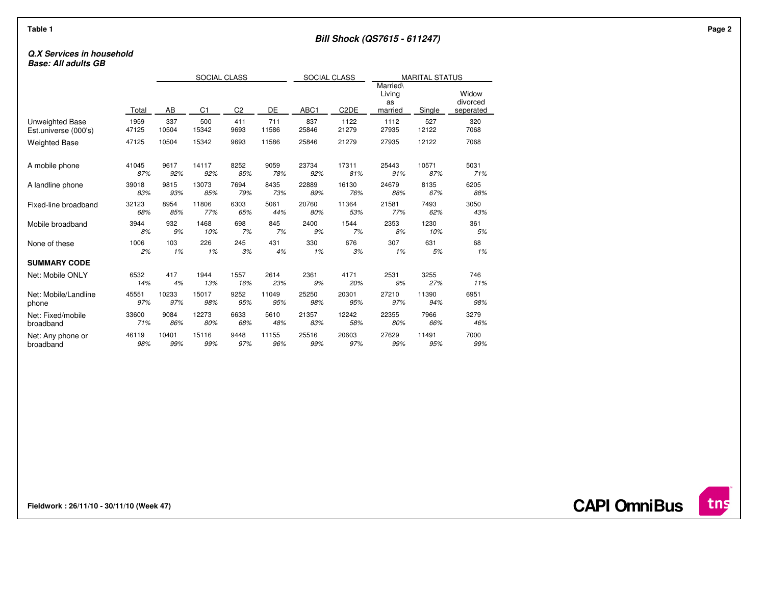Table 1

**Bill Shock (QS7615 - 611247)**

***Q.X Services in household***
***Base: All adults GB***

| | | SOCIAL CLASS | | | | SOCIAL CLASS | | MARITAL STATUS | | |
|---|---|---|---|---|---|---|---|---|---|---|
| | Total | AB | C1 | C2 | DE | ABC1 | C2DE | Married\ Living as married | Single | Widow divorced seperated |
| Unweighted Base | 1959 | 337 | 500 | 411 | 711 | 837 | 1122 | 1112 | 527 | 320 |
| Est.universe (000's) | 47125 | 10504 | 15342 | 9693 | 11586 | 25846 | 21279 | 27935 | 12122 | 7068 |
| Weighted Base | 47125 | 10504 | 15342 | 9693 | 11586 | 25846 | 21279 | 27935 | 12122 | 7068 |
| A mobile phone | 41045 | 9617 | 14117 | 8252 | 9059 | 23734 | 17311 | 25443 | 10571 | 5031 |
| | *87%* | *92%* | *92%* | *85%* | *78%* | *92%* | *81%* | *91%* | *87%* | *71%* |
| A landline phone | 39018 | 9815 | 13073 | 7694 | 8435 | 22889 | 16130 | 24679 | 8135 | 6205 |
| | *83%* | *93%* | *85%* | *79%* | *73%* | *89%* | *76%* | *88%* | *67%* | *88%* |
| Fixed-line broadband | 32123 | 8954 | 11806 | 6303 | 5061 | 20760 | 11364 | 21581 | 7493 | 3050 |
| | *68%* | *85%* | *77%* | *65%* | *44%* | *80%* | *53%* | *77%* | *62%* | *43%* |
| Mobile broadband | 3944 | 932 | 1468 | 698 | 845 | 2400 | 1544 | 2353 | 1230 | 361 |
| | *8%* | *9%* | *10%* | *7%* | *7%* | *9%* | *7%* | *8%* | *10%* | *5%* |
| None of these | 1006 | 103 | 226 | 245 | 431 | 330 | 676 | 307 | 631 | 68 |
| | *2%* | *1%* | *1%* | *3%* | *4%* | *1%* | *3%* | *1%* | *5%* | *1%* |
| **SUMMARY CODE** | | | | | | | | | | |
| Net: Mobile ONLY | 6532 | 417 | 1944 | 1557 | 2614 | 2361 | 4171 | 2531 | 3255 | 746 |
| | *14%* | *4%* | *13%* | *16%* | *23%* | *9%* | *20%* | *9%* | *27%* | *11%* |
| Net: Mobile/Landline phone | 45551 | 10233 | 15017 | 9252 | 11049 | 25250 | 20301 | 27210 | 11390 | 6951 |
| | *97%* | *97%* | *98%* | *95%* | *95%* | *98%* | *95%* | *97%* | *94%* | *98%* |
| Net: Fixed/mobile broadband | 33600 | 9084 | 12273 | 6633 | 5610 | 21357 | 12242 | 22355 | 7966 | 3279 |
| | *71%* | *86%* | *80%* | *68%* | *48%* | *83%* | *58%* | *80%* | *66%* | *46%* |
| Net: Any phone or broadband | 46119 | 10401 | 15116 | 9448 | 11155 | 25516 | 20603 | 27629 | 11491 | 7000 |
| | *98%* | *99%* | *99%* | *97%* | *96%* | *99%* | *97%* | *99%* | *95%* | *99%* |

**Fieldwork : 26/11/10 - 30/11/10 (Week 47)**

**CAPI OmniBus**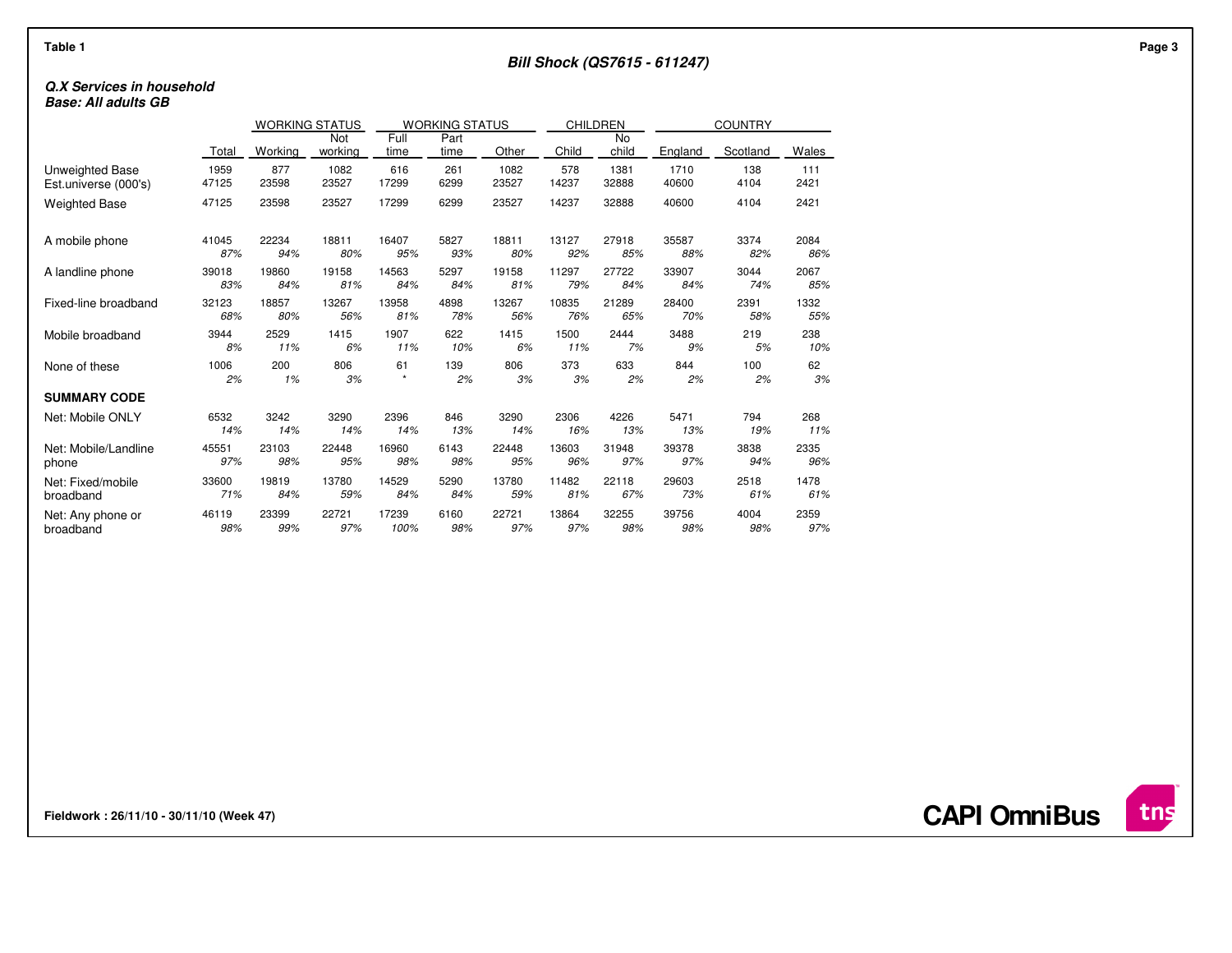**Table 1**

**Bill Shock (QS7615 - 611247)**

***Q.X Services in household***
***Base: All adults GB***

| | | WORKING STATUS | | WORKING STATUS | | | CHILDREN | | COUNTRY | | |
|---|---|---|---|---|---|---|---|---|---|---|---|
| | Total | Working | Not working | Full time | Part time | Other | Child | No child | England | Scotland | Wales |
| Unweighted Base | 1959 | 877 | 1082 | 616 | 261 | 1082 | 578 | 1381 | 1710 | 138 | 111 |
| Est.universe (000's) | 47125 | 23598 | 23527 | 17299 | 6299 | 23527 | 14237 | 32888 | 40600 | 4104 | 2421 |
| Weighted Base | 47125 | 23598 | 23527 | 17299 | 6299 | 23527 | 14237 | 32888 | 40600 | 4104 | 2421 |
| A mobile phone | 41045 | 22234 | 18811 | 16407 | 5827 | 18811 | 13127 | 27918 | 35587 | 3374 | 2084 |
| | *87%* | *94%* | *80%* | *95%* | *93%* | *80%* | *92%* | *85%* | *88%* | *82%* | *86%* |
| A landline phone | 39018 | 19860 | 19158 | 14563 | 5297 | 19158 | 11297 | 27722 | 33907 | 3044 | 2067 |
| | *83%* | *84%* | *81%* | *84%* | *84%* | *81%* | *79%* | *84%* | *84%* | *74%* | *85%* |
| Fixed-line broadband | 32123 | 18857 | 13267 | 13958 | 4898 | 13267 | 10835 | 21289 | 28400 | 2391 | 1332 |
| | *68%* | *80%* | *56%* | *81%* | *78%* | *56%* | *76%* | *65%* | *70%* | *58%* | *55%* |
| Mobile broadband | 3944 | 2529 | 1415 | 1907 | 622 | 1415 | 1500 | 2444 | 3488 | 219 | 238 |
| | *8%* | *11%* | *6%* | *11%* | *10%* | *6%* | *11%* | *7%* | *9%* | *5%* | *10%* |
| None of these | 1006 | 200 | 806 | 61 | 139 | 806 | 373 | 633 | 844 | 100 | 62 |
| | *2%* | *1%* | *3%* | * | *2%* | *3%* | *3%* | *2%* | *2%* | *2%* | *3%* |
| **SUMMARY CODE** | | | | | | | | | | | |
| Net: Mobile ONLY | 6532 | 3242 | 3290 | 2396 | 846 | 3290 | 2306 | 4226 | 5471 | 794 | 268 |
| | *14%* | *14%* | *14%* | *14%* | *13%* | *14%* | *16%* | *13%* | *13%* | *19%* | *11%* |
| Net: Mobile/Landline phone | 45551 | 23103 | 22448 | 16960 | 6143 | 22448 | 13603 | 31948 | 39378 | 3838 | 2335 |
| | *97%* | *98%* | *95%* | *98%* | *98%* | *95%* | *96%* | *97%* | *97%* | *94%* | *96%* |
| Net: Fixed/mobile broadband | 33600 | 19819 | 13780 | 14529 | 5290 | 13780 | 11482 | 22118 | 29603 | 2518 | 1478 |
| | *71%* | *84%* | *59%* | *84%* | *84%* | *59%* | *81%* | *67%* | *73%* | *61%* | *61%* |
| Net: Any phone or broadband | 46119 | 23399 | 22721 | 17239 | 6160 | 22721 | 13864 | 32255 | 39756 | 4004 | 2359 |
| | *98%* | *99%* | *97%* | *100%* | *98%* | *97%* | *97%* | *98%* | *98%* | *98%* | *97%* |

**Fieldwork : 26/11/10 - 30/11/10 (Week 47)**

**CAPI OmniBus**

tns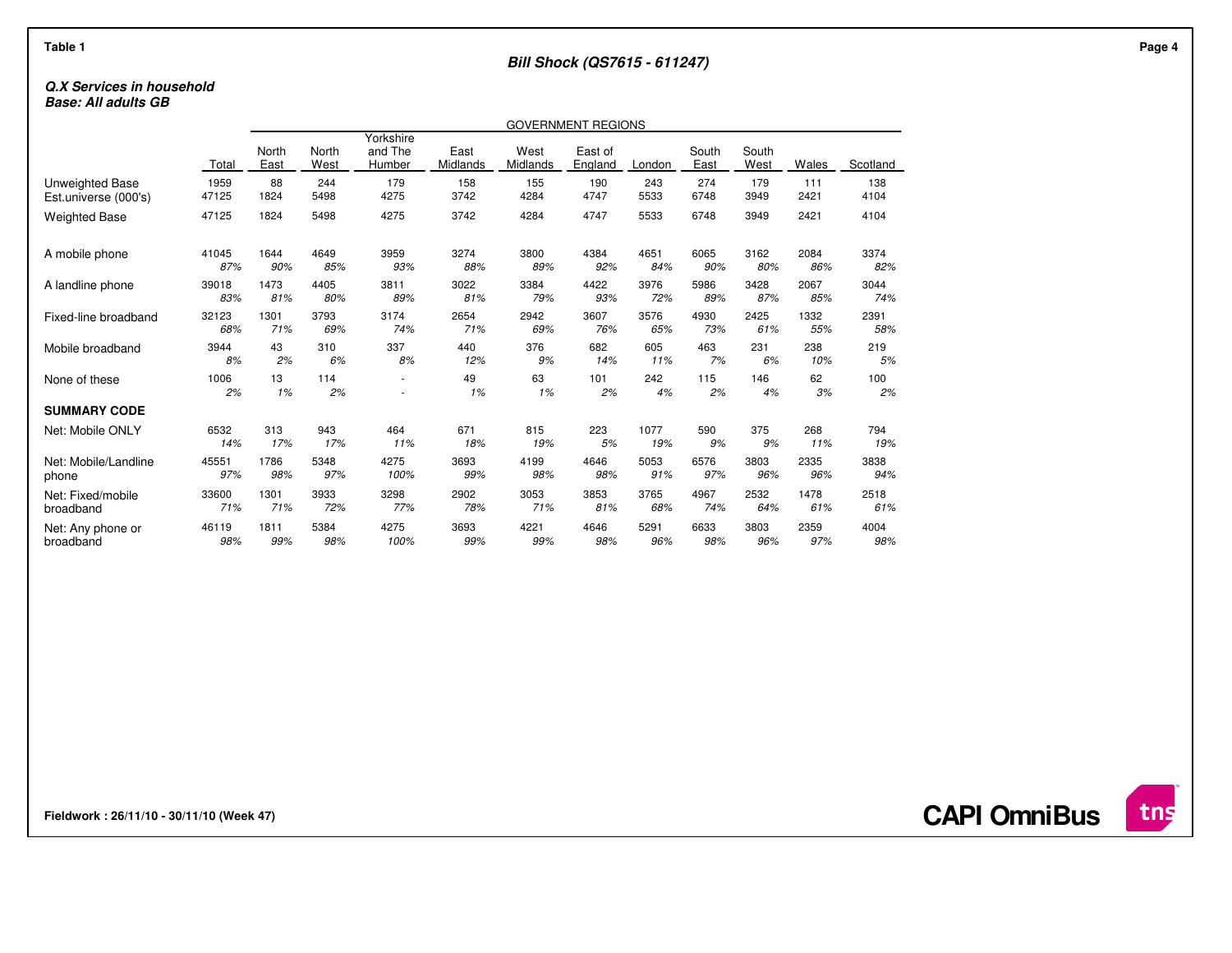Table 1

**Bill Shock (QS7615 - 611247)**

***Q.X Services in household***
***Base: All adults GB***

| | | GOVERNMENT REGIONS | | | | | | | | | | |
|---|---|---|---|---|---|---|---|---|---|---|---|---|
| | Total | North East | North West | Yorkshire and The Humber | East Midlands | West Midlands | East of England | London | South East | South West | Wales | Scotland |
| Unweighted Base | 1959 | 88 | 244 | 179 | 158 | 155 | 190 | 243 | 274 | 179 | 111 | 138 |
| Est.universe (000's) | 47125 | 1824 | 5498 | 4275 | 3742 | 4284 | 4747 | 5533 | 6748 | 3949 | 2421 | 4104 |
| Weighted Base | 47125 | 1824 | 5498 | 4275 | 3742 | 4284 | 4747 | 5533 | 6748 | 3949 | 2421 | 4104 |
| A mobile phone | 41045 | 1644 | 4649 | 3959 | 3274 | 3800 | 4384 | 4651 | 6065 | 3162 | 2084 | 3374 |
| | *87%* | *90%* | *85%* | *93%* | *88%* | *89%* | *92%* | *84%* | *90%* | *80%* | *86%* | *82%* |
| A landline phone | 39018 | 1473 | 4405 | 3811 | 3022 | 3384 | 4422 | 3976 | 5986 | 3428 | 2067 | 3044 |
| | *83%* | *81%* | *80%* | *89%* | *81%* | *79%* | *93%* | *72%* | *89%* | *87%* | *85%* | *74%* |
| Fixed-line broadband | 32123 | 1301 | 3793 | 3174 | 2654 | 2942 | 3607 | 3576 | 4930 | 2425 | 1332 | 2391 |
| | *68%* | *71%* | *69%* | *74%* | *71%* | *69%* | *76%* | *65%* | *73%* | *61%* | *55%* | *58%* |
| Mobile broadband | 3944 | 43 | 310 | 337 | 440 | 376 | 682 | 605 | 463 | 231 | 238 | 219 |
| | *8%* | *2%* | *6%* | *8%* | *12%* | *9%* | *14%* | *11%* | *7%* | *6%* | *10%* | *5%* |
| None of these | 1006 | 13 | 114 | - | 49 | 63 | 101 | 242 | 115 | 146 | 62 | 100 |
| | *2%* | *1%* | *2%* | - | *1%* | *1%* | *2%* | *4%* | *2%* | *4%* | *3%* | *2%* |
| **SUMMARY CODE** | | | | | | | | | | | | |
| Net: Mobile ONLY | 6532 | 313 | 943 | 464 | 671 | 815 | 223 | 1077 | 590 | 375 | 268 | 794 |
| | *14%* | *17%* | *17%* | *11%* | *18%* | *19%* | *5%* | *19%* | *9%* | *9%* | *11%* | *19%* |
| Net: Mobile/Landline phone | 45551 | 1786 | 5348 | 4275 | 3693 | 4199 | 4646 | 5053 | 6576 | 3803 | 2335 | 3838 |
| | *97%* | *98%* | *97%* | *100%* | *99%* | *98%* | *98%* | *91%* | *97%* | *96%* | *96%* | *94%* |
| Net: Fixed/mobile broadband | 33600 | 1301 | 3933 | 3298 | 2902 | 3053 | 3853 | 3765 | 4967 | 2532 | 1478 | 2518 |
| | *71%* | *71%* | *72%* | *77%* | *78%* | *71%* | *81%* | *68%* | *74%* | *64%* | *61%* | *61%* |
| Net: Any phone or broadband | 46119 | 1811 | 5384 | 4275 | 3693 | 4221 | 4646 | 5291 | 6633 | 3803 | 2359 | 4004 |
| | *98%* | *99%* | *98%* | *100%* | *99%* | *99%* | *98%* | *96%* | *98%* | *96%* | *97%* | *98%* |

**Fieldwork : 26/11/10 - 30/11/10 (Week 47)**

**CAPI OmniBus**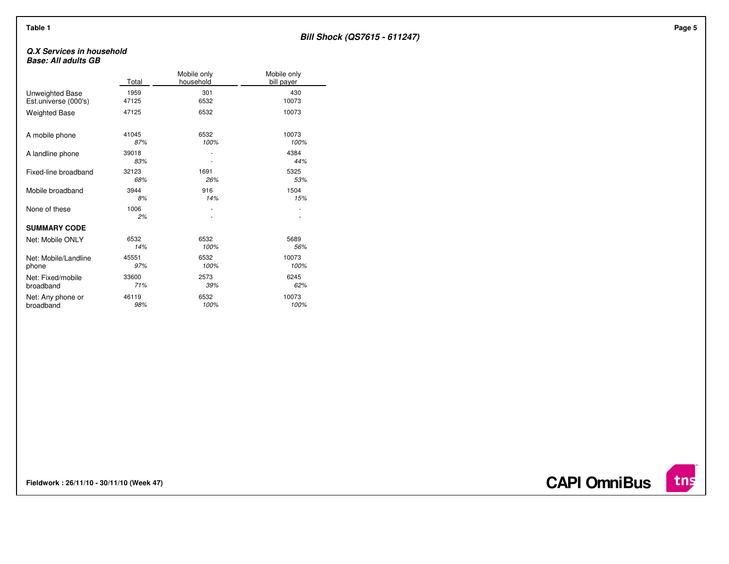Table 1

## Bill Shock (QS7615 - 611247)

***Q.X Services in household***
***Base: All adults GB***

| | Total | Mobile only household | Mobile only bill payer |
|---|---|---|---|
| Unweighted Base | 1959 | 301 | 430 |
| Est.universe (000's) | 47125 | 6532 | 10073 |
| Weighted Base | 47125 | 6532 | 10073 |
| A mobile phone | 41045 | 6532 | 10073 |
| | *87%* | *100%* | *100%* |
| A landline phone | 39018 | - | 4384 |
| | *83%* | - | *44%* |
| Fixed-line broadband | 32123 | 1691 | 5325 |
| | *68%* | *26%* | *53%* |
| Mobile broadband | 3944 | 916 | 1504 |
| | *8%* | *14%* | *15%* |
| None of these | 1006 | - | - |
| | *2%* | - | - |
| **SUMMARY CODE** | | | |
| Net: Mobile ONLY | 6532 | 6532 | 5689 |
| | *14%* | *100%* | *56%* |
| Net: Mobile/Landline phone | 45551 | 6532 | 10073 |
| | *97%* | *100%* | *100%* |
| Net: Fixed/mobile broadband | 33600 | 2573 | 6245 |
| | *71%* | *39%* | *62%* |
| Net: Any phone or broadband | 46119 | 6532 | 10073 |
| | *98%* | *100%* | *100%* |

**Fieldwork : 26/11/10 - 30/11/10 (Week 47)**

**CAPI OmniBus**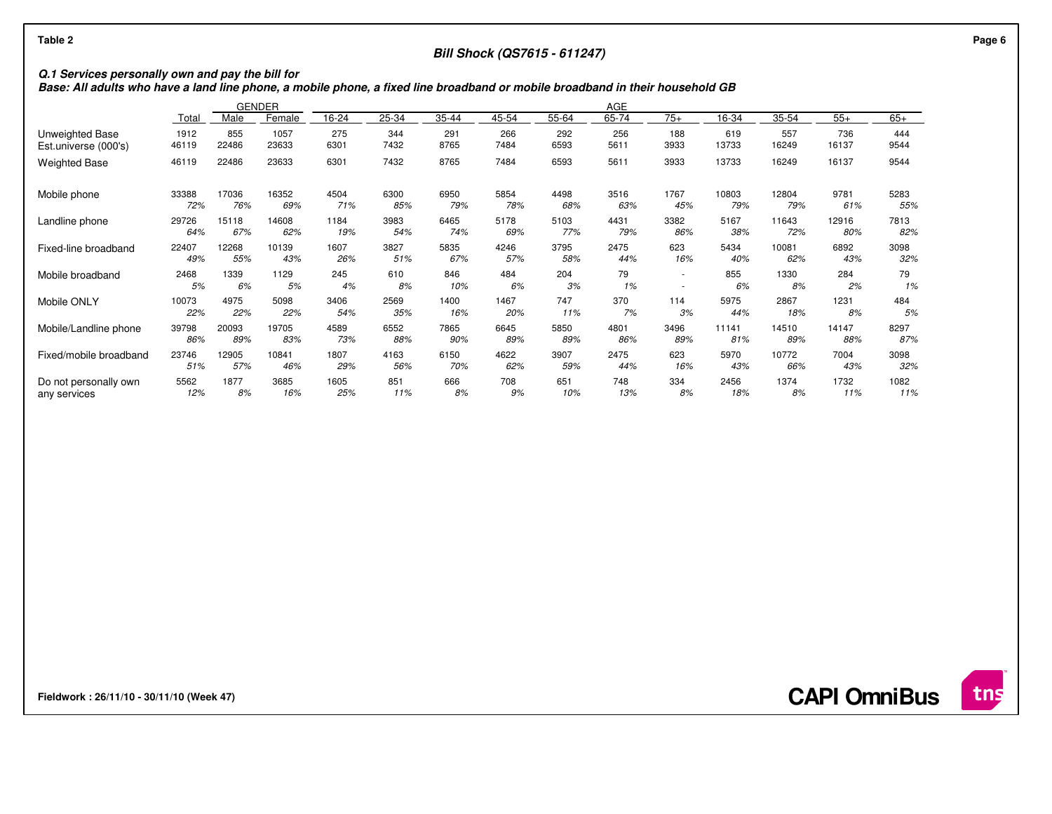**Table 2**

**Bill Shock (QS7615 - 611247)**

***Q.1 Services personally own and pay the bill for***
***Base: All adults who have a land line phone, a mobile phone, a fixed line broadband or mobile broadband in their household GB***

| | | GENDER | | AGE | | | | | | | | | | | |
|---|---|---|---|---|---|---|---|---|---|---|---|---|---|---|---|
| | Total | Male | Female | 16-24 | 25-34 | 35-44 | 45-54 | 55-64 | 65-74 | 75+ | 16-34 | 35-54 | 55+ | 65+ |
| Unweighted Base | 1912 | 855 | 1057 | 275 | 344 | 291 | 266 | 292 | 256 | 188 | 619 | 557 | 736 | 444 |
| Est.universe (000's) | 46119 | 22486 | 23633 | 6301 | 7432 | 8765 | 7484 | 6593 | 5611 | 3933 | 13733 | 16249 | 16137 | 9544 |
| Weighted Base | 46119 | 22486 | 23633 | 6301 | 7432 | 8765 | 7484 | 6593 | 5611 | 3933 | 13733 | 16249 | 16137 | 9544 |
| Mobile phone | 33388 | 17036 | 16352 | 4504 | 6300 | 6950 | 5854 | 4498 | 3516 | 1767 | 10803 | 12804 | 9781 | 5283 |
| | *72%* | *76%* | *69%* | *71%* | *85%* | *79%* | *78%* | *68%* | *63%* | *45%* | *79%* | *79%* | *61%* | *55%* |
| Landline phone | 29726 | 15118 | 14608 | 1184 | 3983 | 6465 | 5178 | 5103 | 4431 | 3382 | 5167 | 11643 | 12916 | 7813 |
| | *64%* | *67%* | *62%* | *19%* | *54%* | *74%* | *69%* | *77%* | *79%* | *86%* | *38%* | *72%* | *80%* | *82%* |
| Fixed-line broadband | 22407 | 12268 | 10139 | 1607 | 3827 | 5835 | 4246 | 3795 | 2475 | 623 | 5434 | 10081 | 6892 | 3098 |
| | *49%* | *55%* | *43%* | *26%* | *51%* | *67%* | *57%* | *58%* | *44%* | *16%* | *40%* | *62%* | *43%* | *32%* |
| Mobile broadband | 2468 | 1339 | 1129 | 245 | 610 | 846 | 484 | 204 | 79 | - | 855 | 1330 | 284 | 79 |
| | *5%* | *6%* | *5%* | *4%* | *8%* | *10%* | *6%* | *3%* | *1%* | - | *6%* | *8%* | *2%* | *1%* |
| Mobile ONLY | 10073 | 4975 | 5098 | 3406 | 2569 | 1400 | 1467 | 747 | 370 | 114 | 5975 | 2867 | 1231 | 484 |
| | *22%* | *22%* | *22%* | *54%* | *35%* | *16%* | *20%* | *11%* | *7%* | *3%* | *44%* | *18%* | *8%* | *5%* |
| Mobile/Landline phone | 39798 | 20093 | 19705 | 4589 | 6552 | 7865 | 6645 | 5850 | 4801 | 3496 | 11141 | 14510 | 14147 | 8297 |
| | *86%* | *89%* | *83%* | *73%* | *88%* | *90%* | *89%* | *89%* | *86%* | *89%* | *81%* | *89%* | *88%* | *87%* |
| Fixed/mobile broadband | 23746 | 12905 | 10841 | 1807 | 4163 | 6150 | 4622 | 3907 | 2475 | 623 | 5970 | 10772 | 7004 | 3098 |
| | *51%* | *57%* | *46%* | *29%* | *56%* | *70%* | *62%* | *59%* | *44%* | *16%* | *43%* | *66%* | *43%* | *32%* |
| Do not personally own any services | 5562 | 1877 | 3685 | 1605 | 851 | 666 | 708 | 651 | 748 | 334 | 2456 | 1374 | 1732 | 1082 |
| | *12%* | *8%* | *16%* | *25%* | *11%* | *8%* | *9%* | *10%* | *13%* | *8%* | *18%* | *8%* | *11%* | *11%* |

**Fieldwork : 26/11/10 - 30/11/10 (Week 47)**

**CAPI OmniBus**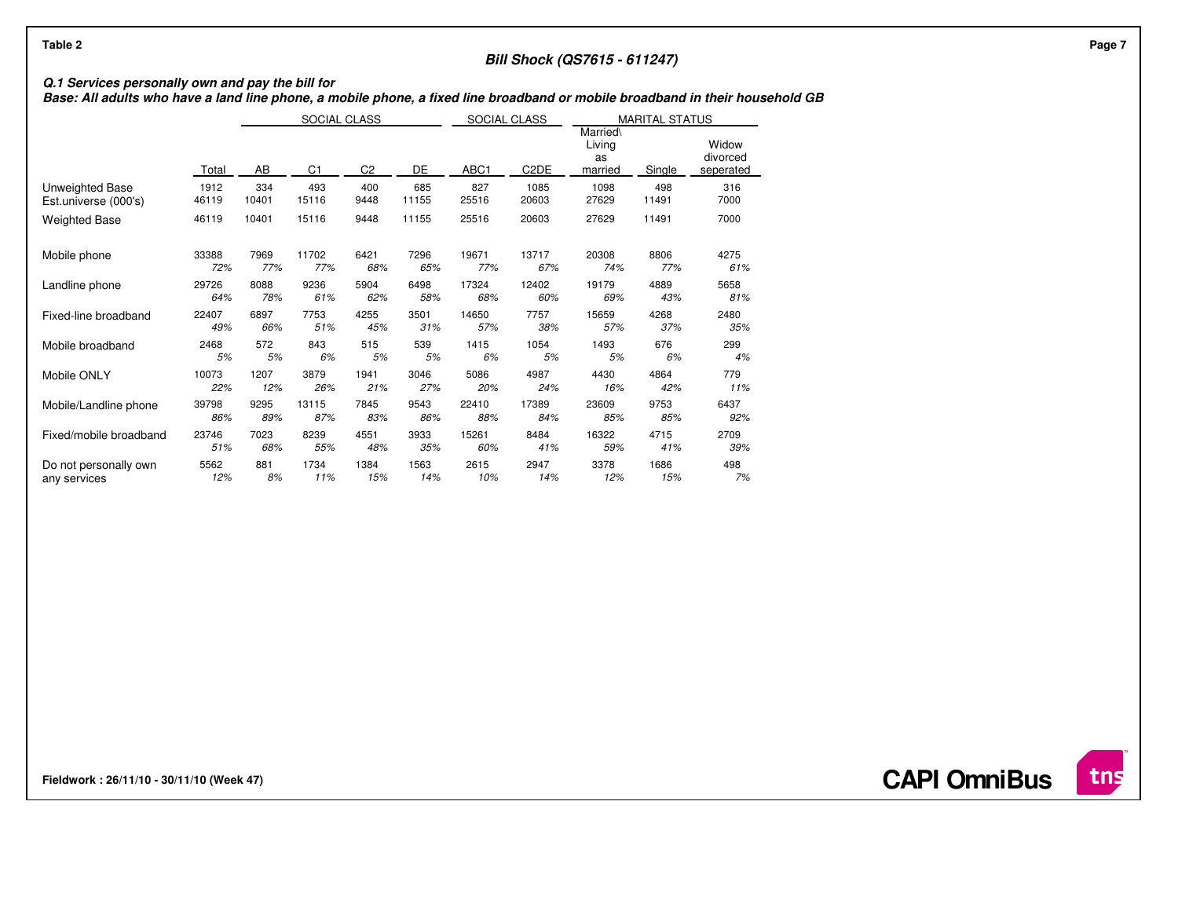Table 2

## Bill Shock (QS7615 - 611247)

***Q.1 Services personally own and pay the bill for***
***Base: All adults who have a land line phone, a mobile phone, a fixed line broadband or mobile broadband in their household GB***

| | | SOCIAL CLASS | | | | SOCIAL CLASS | | MARITAL STATUS | | |
|---|---|---|---|---|---|---|---|---|---|---|
| | Total | AB | C1 | C2 | DE | ABC1 | C2DE | Married\ Living as married | Single | Widow divorced seperated |
| Unweighted Base | 1912 | 334 | 493 | 400 | 685 | 827 | 1085 | 1098 | 498 | 316 |
| Est.universe (000's) | 46119 | 10401 | 15116 | 9448 | 11155 | 25516 | 20603 | 27629 | 11491 | 7000 |
| Weighted Base | 46119 | 10401 | 15116 | 9448 | 11155 | 25516 | 20603 | 27629 | 11491 | 7000 |
| Mobile phone | 33388 | 7969 | 11702 | 6421 | 7296 | 19671 | 13717 | 20308 | 8806 | 4275 |
| | *72%* | *77%* | *77%* | *68%* | *65%* | *77%* | *67%* | *74%* | *77%* | *61%* |
| Landline phone | 29726 | 8088 | 9236 | 5904 | 6498 | 17324 | 12402 | 19179 | 4889 | 5658 |
| | *64%* | *78%* | *61%* | *62%* | *58%* | *68%* | *60%* | *69%* | *43%* | *81%* |
| Fixed-line broadband | 22407 | 6897 | 7753 | 4255 | 3501 | 14650 | 7757 | 15659 | 4268 | 2480 |
| | *49%* | *66%* | *51%* | *45%* | *31%* | *57%* | *38%* | *57%* | *37%* | *35%* |
| Mobile broadband | 2468 | 572 | 843 | 515 | 539 | 1415 | 1054 | 1493 | 676 | 299 |
| | *5%* | *5%* | *6%* | *5%* | *5%* | *6%* | *5%* | *5%* | *6%* | *4%* |
| Mobile ONLY | 10073 | 1207 | 3879 | 1941 | 3046 | 5086 | 4987 | 4430 | 4864 | 779 |
| | *22%* | *12%* | *26%* | *21%* | *27%* | *20%* | *24%* | *16%* | *42%* | *11%* |
| Mobile/Landline phone | 39798 | 9295 | 13115 | 7845 | 9543 | 22410 | 17389 | 23609 | 9753 | 6437 |
| | *86%* | *89%* | *87%* | *83%* | *86%* | *88%* | *84%* | *85%* | *85%* | *92%* |
| Fixed/mobile broadband | 23746 | 7023 | 8239 | 4551 | 3933 | 15261 | 8484 | 16322 | 4715 | 2709 |
| | *51%* | *68%* | *55%* | *48%* | *35%* | *60%* | *41%* | *59%* | *41%* | *39%* |
| Do not personally own any services | 5562 | 881 | 1734 | 1384 | 1563 | 2615 | 2947 | 3378 | 1686 | 498 |
| | *12%* | *8%* | *11%* | *15%* | *14%* | *10%* | *14%* | *12%* | *15%* | *7%* |

**Fieldwork : 26/11/10 - 30/11/10 (Week 47)**

**CAPI OmniBus**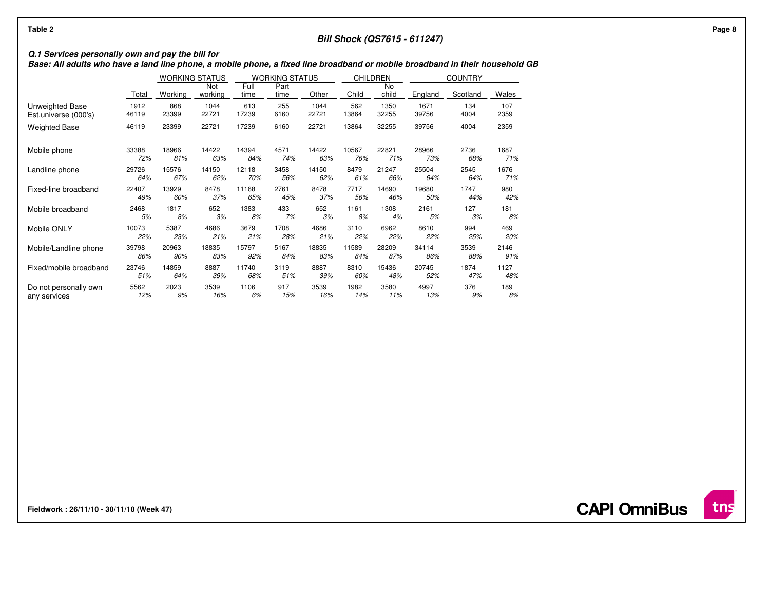Table 2

## Bill Shock (QS7615 - 611247)

***Q.1 Services personally own and pay the bill for***
***Base: All adults who have a land line phone, a mobile phone, a fixed line broadband or mobile broadband in their household GB***

| | | WORKING STATUS | | WORKING STATUS | | | CHILDREN | | COUNTRY | | |
|---|---|---|---|---|---|---|---|---|---|---|---|
| | Total | Working | Not working | Full time | Part time | Other | Child | No child | England | Scotland | Wales |
| Unweighted Base | 1912 | 868 | 1044 | 613 | 255 | 1044 | 562 | 1350 | 1671 | 134 | 107 |
| Est.universe (000's) | 46119 | 23399 | 22721 | 17239 | 6160 | 22721 | 13864 | 32255 | 39756 | 4004 | 2359 |
| Weighted Base | 46119 | 23399 | 22721 | 17239 | 6160 | 22721 | 13864 | 32255 | 39756 | 4004 | 2359 |
| Mobile phone | 33388 | 18966 | 14422 | 14394 | 4571 | 14422 | 10567 | 22821 | 28966 | 2736 | 1687 |
| | *72%* | *81%* | *63%* | *84%* | *74%* | *63%* | *76%* | *71%* | *73%* | *68%* | *71%* |
| Landline phone | 29726 | 15576 | 14150 | 12118 | 3458 | 14150 | 8479 | 21247 | 25504 | 2545 | 1676 |
| | *64%* | *67%* | *62%* | *70%* | *56%* | *62%* | *61%* | *66%* | *64%* | *64%* | *71%* |
| Fixed-line broadband | 22407 | 13929 | 8478 | 11168 | 2761 | 8478 | 7717 | 14690 | 19680 | 1747 | 980 |
| | *49%* | *60%* | *37%* | *65%* | *45%* | *37%* | *56%* | *46%* | *50%* | *44%* | *42%* |
| Mobile broadband | 2468 | 1817 | 652 | 1383 | 433 | 652 | 1161 | 1308 | 2161 | 127 | 181 |
| | *5%* | *8%* | *3%* | *8%* | *7%* | *3%* | *8%* | *4%* | *5%* | *3%* | *8%* |
| Mobile ONLY | 10073 | 5387 | 4686 | 3679 | 1708 | 4686 | 3110 | 6962 | 8610 | 994 | 469 |
| | *22%* | *23%* | *21%* | *21%* | *28%* | *21%* | *22%* | *22%* | *22%* | *25%* | *20%* |
| Mobile/Landline phone | 39798 | 20963 | 18835 | 15797 | 5167 | 18835 | 11589 | 28209 | 34114 | 3539 | 2146 |
| | *86%* | *90%* | *83%* | *92%* | *84%* | *83%* | *84%* | *87%* | *86%* | *88%* | *91%* |
| Fixed/mobile broadband | 23746 | 14859 | 8887 | 11740 | 3119 | 8887 | 8310 | 15436 | 20745 | 1874 | 1127 |
| | *51%* | *64%* | *39%* | *68%* | *51%* | *39%* | *60%* | *48%* | *52%* | *47%* | *48%* |
| Do not personally own any services | 5562 | 2023 | 3539 | 1106 | 917 | 3539 | 1982 | 3580 | 4997 | 376 | 189 |
| | *12%* | *9%* | *16%* | *6%* | *15%* | *16%* | *14%* | *11%* | *13%* | *9%* | *8%* |

**Fieldwork : 26/11/10 - 30/11/10 (Week 47)**

**CAPI OmniBus**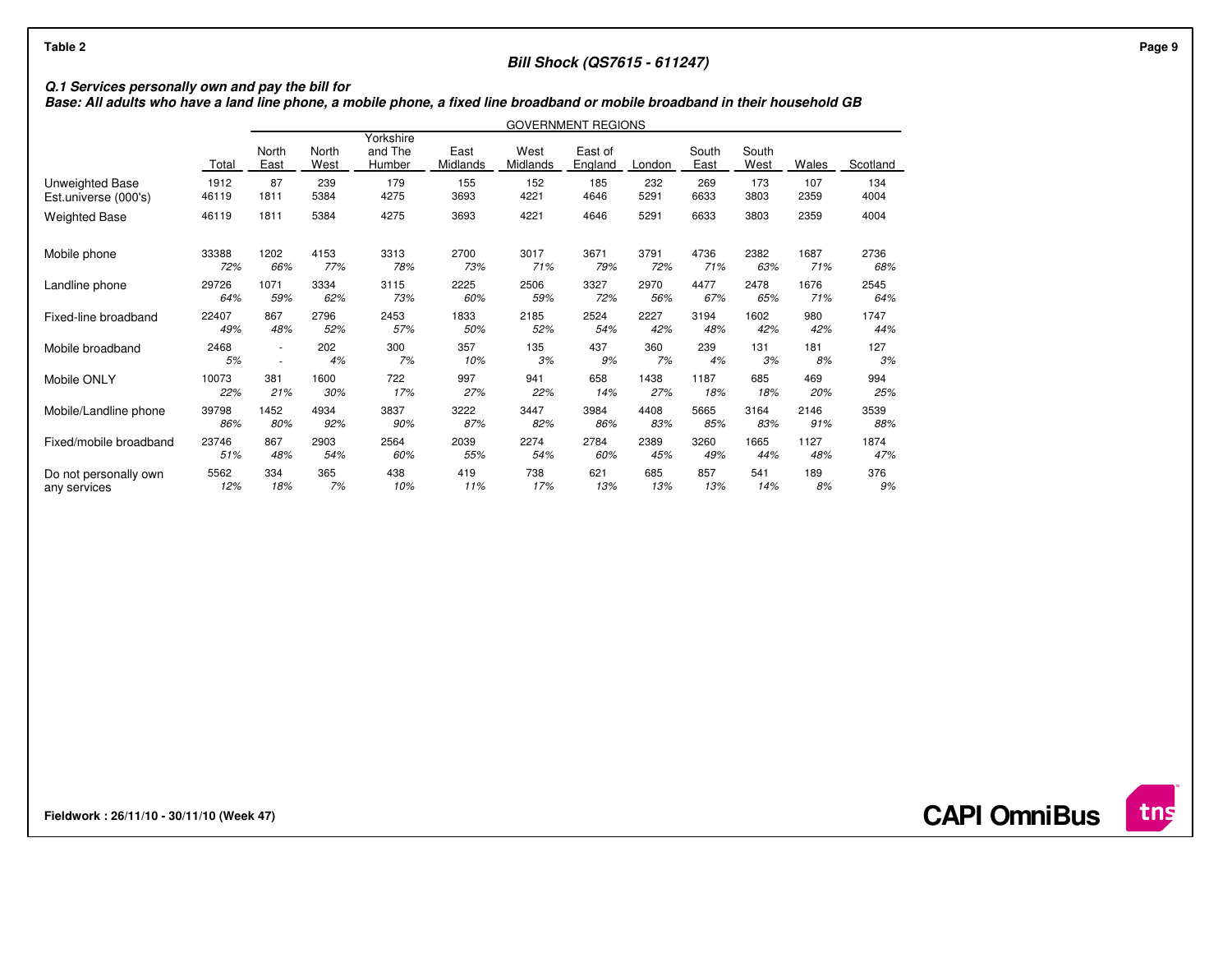**Table 2**

## Bill Shock (QS7615 - 611247)

***Q.1 Services personally own and pay the bill for***
***Base: All adults who have a land line phone, a mobile phone, a fixed line broadband or mobile broadband in their household GB***

| | | GOVERNMENT REGIONS | | | | | | | | | | |
|---|---|---|---|---|---|---|---|---|---|---|---|---|
| | Total | North East | North West | Yorkshire and The Humber | East Midlands | West Midlands | East of England | London | South East | South West | Wales | Scotland |
| Unweighted Base | 1912 | 87 | 239 | 179 | 155 | 152 | 185 | 232 | 269 | 173 | 107 | 134 |
| Est.universe (000's) | 46119 | 1811 | 5384 | 4275 | 3693 | 4221 | 4646 | 5291 | 6633 | 3803 | 2359 | 4004 |
| Weighted Base | 46119 | 1811 | 5384 | 4275 | 3693 | 4221 | 4646 | 5291 | 6633 | 3803 | 2359 | 4004 |
| Mobile phone | 33388 | 1202 | 4153 | 3313 | 2700 | 3017 | 3671 | 3791 | 4736 | 2382 | 1687 | 2736 |
| | *72%* | *66%* | *77%* | *78%* | *73%* | *71%* | *79%* | *72%* | *71%* | *63%* | *71%* | *68%* |
| Landline phone | 29726 | 1071 | 3334 | 3115 | 2225 | 2506 | 3327 | 2970 | 4477 | 2478 | 1676 | 2545 |
| | *64%* | *59%* | *62%* | *73%* | *60%* | *59%* | *72%* | *56%* | *67%* | *65%* | *71%* | *64%* |
| Fixed-line broadband | 22407 | 867 | 2796 | 2453 | 1833 | 2185 | 2524 | 2227 | 3194 | 1602 | 980 | 1747 |
| | *49%* | *48%* | *52%* | *57%* | *50%* | *52%* | *54%* | *42%* | *48%* | *42%* | *42%* | *44%* |
| Mobile broadband | 2468 | - | 202 | 300 | 357 | 135 | 437 | 360 | 239 | 131 | 181 | 127 |
| | *5%* | - | *4%* | *7%* | *10%* | *3%* | *9%* | *7%* | *4%* | *3%* | *8%* | *3%* |
| Mobile ONLY | 10073 | 381 | 1600 | 722 | 997 | 941 | 658 | 1438 | 1187 | 685 | 469 | 994 |
| | *22%* | *21%* | *30%* | *17%* | *27%* | *22%* | *14%* | *27%* | *18%* | *18%* | *20%* | *25%* |
| Mobile/Landline phone | 39798 | 1452 | 4934 | 3837 | 3222 | 3447 | 3984 | 4408 | 5665 | 3164 | 2146 | 3539 |
| | *86%* | *80%* | *92%* | *90%* | *87%* | *82%* | *86%* | *83%* | *85%* | *83%* | *91%* | *88%* |
| Fixed/mobile broadband | 23746 | 867 | 2903 | 2564 | 2039 | 2274 | 2784 | 2389 | 3260 | 1665 | 1127 | 1874 |
| | *51%* | *48%* | *54%* | *60%* | *55%* | *54%* | *60%* | *45%* | *49%* | *44%* | *48%* | *47%* |
| Do not personally own any services | 5562 | 334 | 365 | 438 | 419 | 738 | 621 | 685 | 857 | 541 | 189 | 376 |
| | *12%* | *18%* | *7%* | *10%* | *11%* | *17%* | *13%* | *13%* | *13%* | *14%* | *8%* | *9%* |

**Fieldwork : 26/11/10 - 30/11/10 (Week 47)**

**CAPI OmniBus**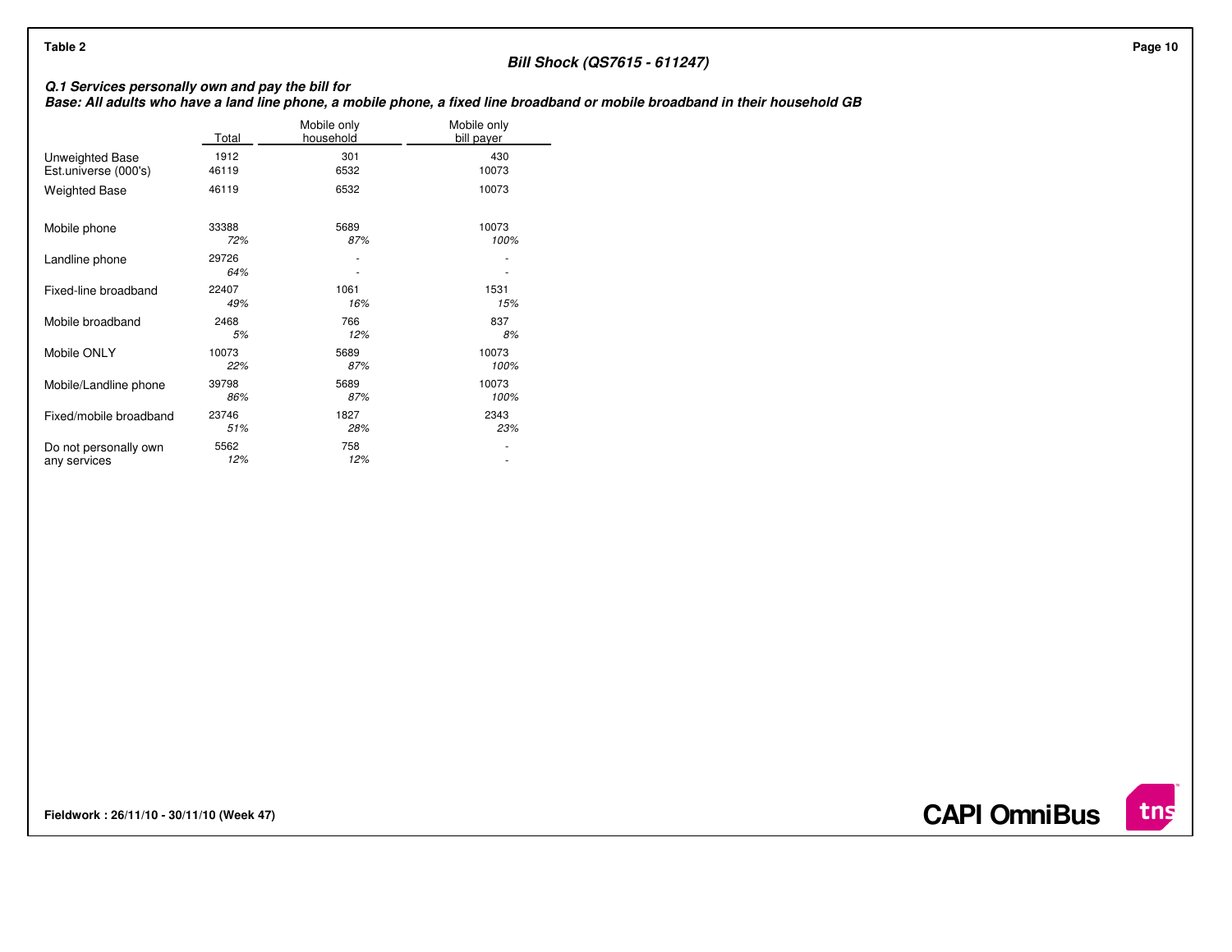Table 2

**Bill Shock (QS7615 - 611247)**

***Q.1 Services personally own and pay the bill for***
***Base: All adults who have a land line phone, a mobile phone, a fixed line broadband or mobile broadband in their household GB***

| | Total | Mobile only household | Mobile only bill payer |
|---|---|---|---|
| Unweighted Base | 1912 | 301 | 430 |
| Est.universe (000's) | 46119 | 6532 | 10073 |
| Weighted Base | 46119 | 6532 | 10073 |
| Mobile phone | 33388 | 5689 | 10073 |
| | *72%* | *87%* | *100%* |
| Landline phone | 29726 | - | - |
| | *64%* | - | - |
| Fixed-line broadband | 22407 | 1061 | 1531 |
| | *49%* | *16%* | *15%* |
| Mobile broadband | 2468 | 766 | 837 |
| | *5%* | *12%* | *8%* |
| Mobile ONLY | 10073 | 5689 | 10073 |
| | *22%* | *87%* | *100%* |
| Mobile/Landline phone | 39798 | 5689 | 10073 |
| | *86%* | *87%* | *100%* |
| Fixed/mobile broadband | 23746 | 1827 | 2343 |
| | *51%* | *28%* | *23%* |
| Do not personally own any services | 5562 | 758 | - |
| | *12%* | *12%* | - |

**Fieldwork : 26/11/10 - 30/11/10 (Week 47)**

**CAPI OmniBus**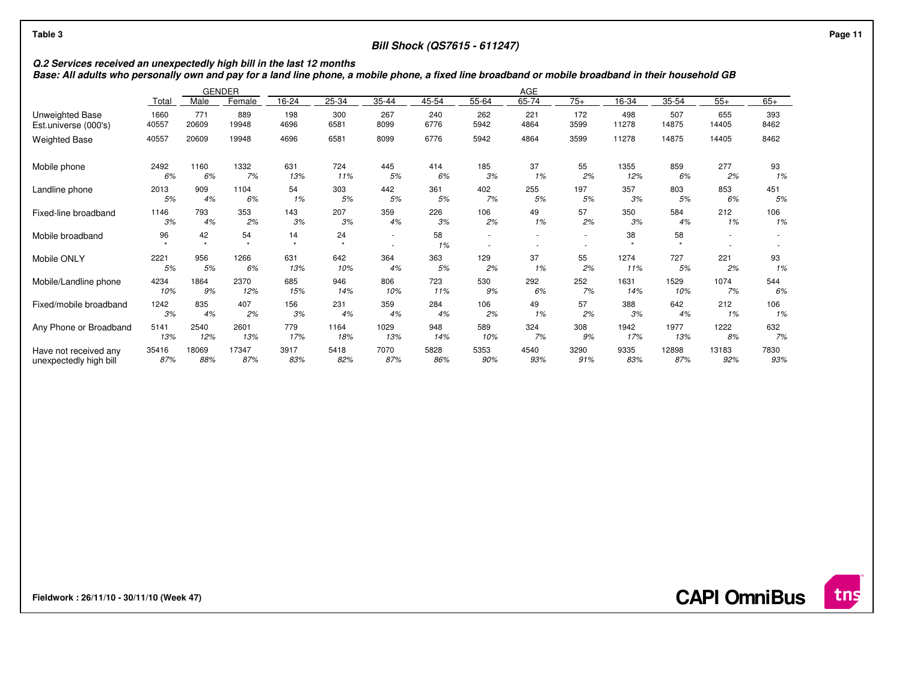Table 3

### Bill Shock (QS7615 - 611247)

**Q.2 Services received an unexpectedly high bill in the last 12 months**
**Base: All adults who personally own and pay for a land line phone, a mobile phone, a fixed line broadband or mobile broadband in their household GB**

| | Total | GENDER | | AGE | | | | | | | | | | | |
|---|---|---|---|---|---|---|---|---|---|---|---|---|---|---|---|
| | | Male | Female | 16-24 | 25-34 | 35-44 | 45-54 | 55-64 | 65-74 | 75+ | 16-34 | 35-54 | 55+ | 65+ |
| Unweighted Base | 1660 | 771 | 889 | 198 | 300 | 267 | 240 | 262 | 221 | 172 | 498 | 507 | 655 | 393 |
| Est.universe (000's) | 40557 | 20609 | 19948 | 4696 | 6581 | 8099 | 6776 | 5942 | 4864 | 3599 | 11278 | 14875 | 14405 | 8462 |
| Weighted Base | 40557 | 20609 | 19948 | 4696 | 6581 | 8099 | 6776 | 5942 | 4864 | 3599 | 11278 | 14875 | 14405 | 8462 |
| Mobile phone | 2492 | 1160 | 1332 | 631 | 724 | 445 | 414 | 185 | 37 | 55 | 1355 | 859 | 277 | 93 |
| | 6% | 6% | 7% | 13% | 11% | 5% | 6% | 3% | 1% | 2% | 12% | 6% | 2% | 1% |
| Landline phone | 2013 | 909 | 1104 | 54 | 303 | 442 | 361 | 402 | 255 | 197 | 357 | 803 | 853 | 451 |
| | 5% | 4% | 6% | 1% | 5% | 5% | 5% | 7% | 5% | 5% | 3% | 5% | 6% | 5% |
| Fixed-line broadband | 1146 | 793 | 353 | 143 | 207 | 359 | 226 | 106 | 49 | 57 | 350 | 584 | 212 | 106 |
| | 3% | 4% | 2% | 3% | 3% | 4% | 3% | 2% | 1% | 2% | 3% | 4% | 1% | 1% |
| Mobile broadband | 96 | 42 | 54 | 14 | 24 | - | 58 | - | - | - | 38 | 58 | - | - |
| | * | * | * | * | * | - | 1% | - | - | - | * | * | - | - |
| Mobile ONLY | 2221 | 956 | 1266 | 631 | 642 | 364 | 363 | 129 | 37 | 55 | 1274 | 727 | 221 | 93 |
| | 5% | 5% | 6% | 13% | 10% | 4% | 5% | 2% | 1% | 2% | 11% | 5% | 2% | 1% |
| Mobile/Landline phone | 4234 | 1864 | 2370 | 685 | 946 | 806 | 723 | 530 | 292 | 252 | 1631 | 1529 | 1074 | 544 |
| | 10% | 9% | 12% | 15% | 14% | 10% | 11% | 9% | 6% | 7% | 14% | 10% | 7% | 6% |
| Fixed/mobile broadband | 1242 | 835 | 407 | 156 | 231 | 359 | 284 | 106 | 49 | 57 | 388 | 642 | 212 | 106 |
| | 3% | 4% | 2% | 3% | 4% | 4% | 4% | 2% | 1% | 2% | 3% | 4% | 1% | 1% |
| Any Phone or Broadband | 5141 | 2540 | 2601 | 779 | 1164 | 1029 | 948 | 589 | 324 | 308 | 1942 | 1977 | 1222 | 632 |
| | 13% | 12% | 13% | 17% | 18% | 13% | 14% | 10% | 7% | 9% | 17% | 13% | 8% | 7% |
| Have not received any unexpectedly high bill | 35416 | 18069 | 17347 | 3917 | 5418 | 7070 | 5828 | 5353 | 4540 | 3290 | 9335 | 12898 | 13183 | 7830 |
| | 87% | 88% | 87% | 83% | 82% | 87% | 86% | 90% | 93% | 91% | 83% | 87% | 92% | 93% |

Fieldwork : 26/11/10 - 30/11/10 (Week 47)

CAPI OmniBus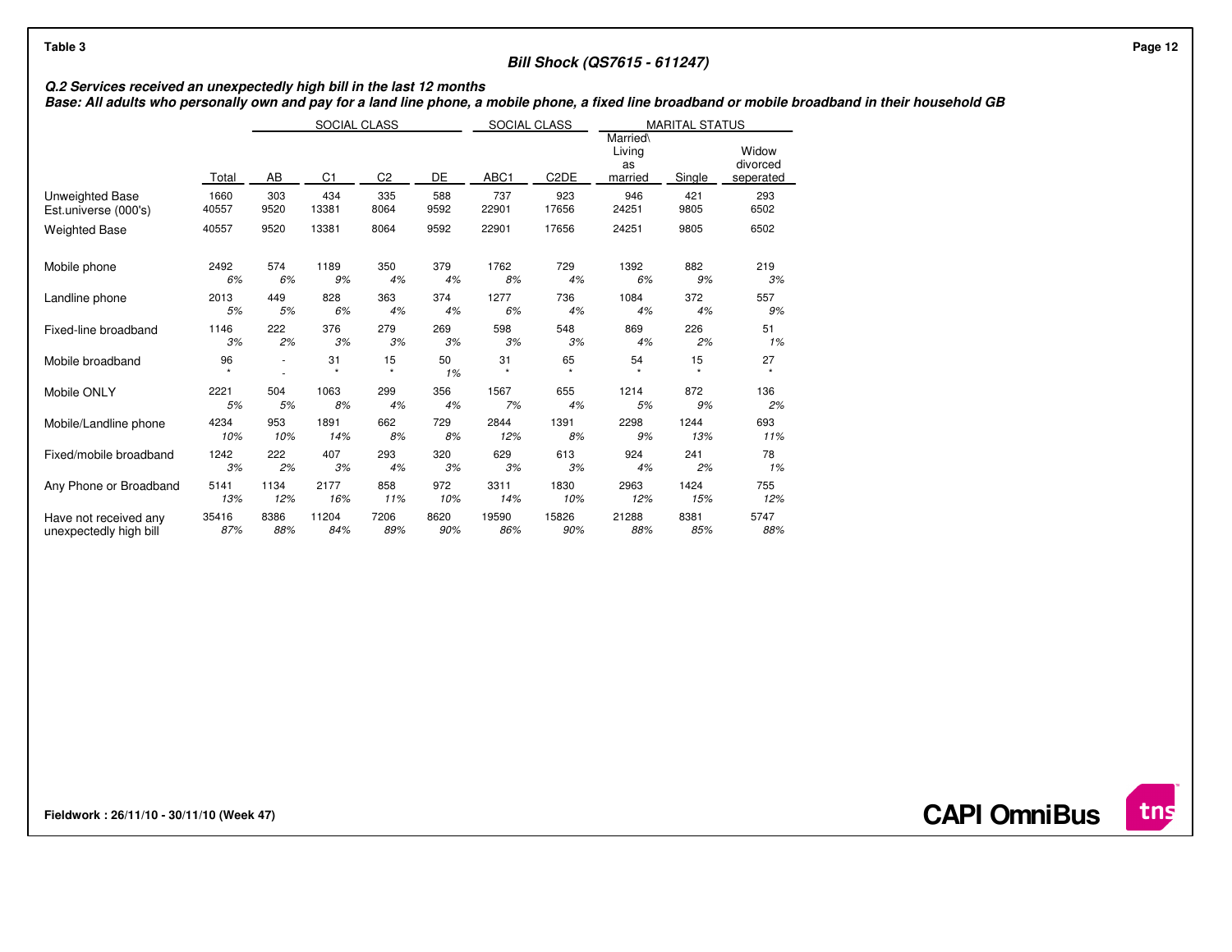**Table 3**

**Bill Shock (QS7615 - 611247)**

***Q.2 Services received an unexpectedly high bill in the last 12 months***

***Base: All adults who personally own and pay for a land line phone, a mobile phone, a fixed line broadband or mobile broadband in their household GB***

| | | SOCIAL CLASS | | | | SOCIAL CLASS | | MARITAL STATUS | | |
|---|---|---|---|---|---|---|---|---|---|---|
| | Total | AB | C1 | C2 | DE | ABC1 | C2DE | Married\ Living as married | Single | Widow divorced seperated |
| Unweighted Base | 1660 | 303 | 434 | 335 | 588 | 737 | 923 | 946 | 421 | 293 |
| Est.universe (000's) | 40557 | 9520 | 13381 | 8064 | 9592 | 22901 | 17656 | 24251 | 9805 | 6502 |
| Weighted Base | 40557 | 9520 | 13381 | 8064 | 9592 | 22901 | 17656 | 24251 | 9805 | 6502 |
| Mobile phone | 2492 | 574 | 1189 | 350 | 379 | 1762 | 729 | 1392 | 882 | 219 |
| | *6%* | *6%* | *9%* | *4%* | *4%* | *8%* | *4%* | *6%* | *9%* | *3%* |
| Landline phone | 2013 | 449 | 828 | 363 | 374 | 1277 | 736 | 1084 | 372 | 557 |
| | *5%* | *5%* | *6%* | *4%* | *4%* | *6%* | *4%* | *4%* | *4%* | *9%* |
| Fixed-line broadband | 1146 | 222 | 376 | 279 | 269 | 598 | 548 | 869 | 226 | 51 |
| | *3%* | *2%* | *3%* | *3%* | *3%* | *3%* | *3%* | *4%* | *2%* | *1%* |
| Mobile broadband | 96 | - | 31 | 15 | 50 | 31 | 65 | 54 | 15 | 27 |
| | * | - | * | * | *1%* | * | * | * | * | * |
| Mobile ONLY | 2221 | 504 | 1063 | 299 | 356 | 1567 | 655 | 1214 | 872 | 136 |
| | *5%* | *5%* | *8%* | *4%* | *4%* | *7%* | *4%* | *5%* | *9%* | *2%* |
| Mobile/Landline phone | 4234 | 953 | 1891 | 662 | 729 | 2844 | 1391 | 2298 | 1244 | 693 |
| | *10%* | *10%* | *14%* | *8%* | *8%* | *12%* | *8%* | *9%* | *13%* | *11%* |
| Fixed/mobile broadband | 1242 | 222 | 407 | 293 | 320 | 629 | 613 | 924 | 241 | 78 |
| | *3%* | *2%* | *3%* | *4%* | *3%* | *3%* | *3%* | *4%* | *2%* | *1%* |
| Any Phone or Broadband | 5141 | 1134 | 2177 | 858 | 972 | 3311 | 1830 | 2963 | 1424 | 755 |
| | *13%* | *12%* | *16%* | *11%* | *10%* | *14%* | *10%* | *12%* | *15%* | *12%* |
| Have not received any unexpectedly high bill | 35416 | 8386 | 11204 | 7206 | 8620 | 19590 | 15826 | 21288 | 8381 | 5747 |
| | *87%* | *88%* | *84%* | *89%* | *90%* | *86%* | *90%* | *88%* | *85%* | *88%* |

**Fieldwork : 26/11/10 - 30/11/10 (Week 47)**

**CAPI OmniBus**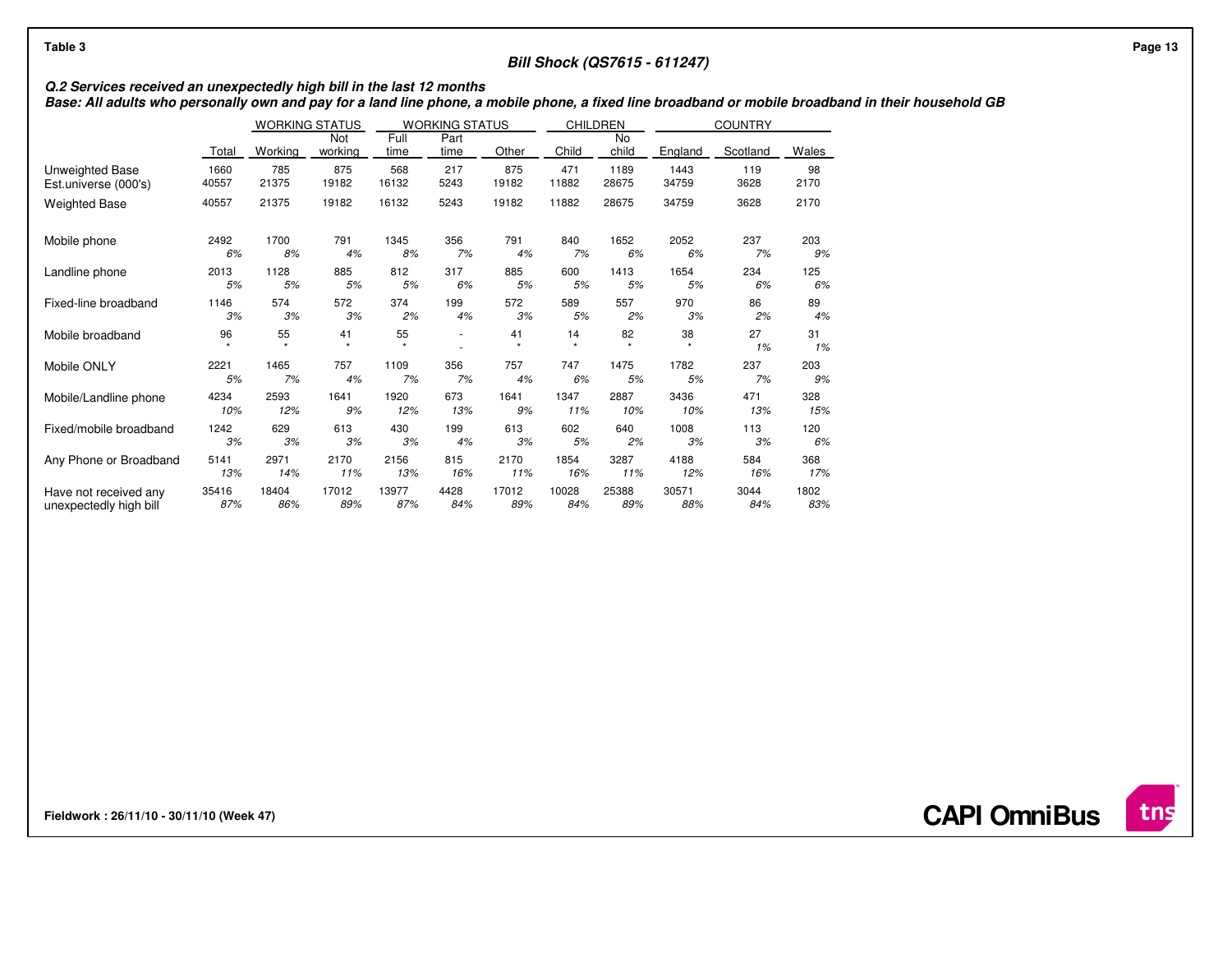Table 3

### Bill Shock (QS7615 - 611247)

***Q.2 Services received an unexpectedly high bill in the last 12 months***
***Base: All adults who personally own and pay for a land line phone, a mobile phone, a fixed line broadband or mobile broadband in their household GB***

| | | WORKING STATUS | | WORKING STATUS | | | CHILDREN | | COUNTRY | | |
|---|---|---|---|---|---|---|---|---|---|---|---|
| | Total | Working | Not working | Full time | Part time | Other | Child | No child | England | Scotland | Wales |
| Unweighted Base | 1660 | 785 | 875 | 568 | 217 | 875 | 471 | 1189 | 1443 | 119 | 98 |
| Est.universe (000's) | 40557 | 21375 | 19182 | 16132 | 5243 | 19182 | 11882 | 28675 | 34759 | 3628 | 2170 |
| Weighted Base | 40557 | 21375 | 19182 | 16132 | 5243 | 19182 | 11882 | 28675 | 34759 | 3628 | 2170 |
| Mobile phone | 2492 | 1700 | 791 | 1345 | 356 | 791 | 840 | 1652 | 2052 | 237 | 203 |
| | *6%* | *8%* | *4%* | *8%* | *7%* | *4%* | *7%* | *6%* | *6%* | *7%* | *9%* |
| Landline phone | 2013 | 1128 | 885 | 812 | 317 | 885 | 600 | 1413 | 1654 | 234 | 125 |
| | *5%* | *5%* | *5%* | *5%* | *6%* | *5%* | *5%* | *5%* | *5%* | *6%* | *6%* |
| Fixed-line broadband | 1146 | 574 | 572 | 374 | 199 | 572 | 589 | 557 | 970 | 86 | 89 |
| | *3%* | *3%* | *3%* | *2%* | *4%* | *3%* | *5%* | *2%* | *3%* | *2%* | *4%* |
| Mobile broadband | 96 | 55 | 41 | 55 | - | 41 | 14 | 82 | 38 | 27 | 31 |
| | * | * | * | * | - | * | * | * | * | *1%* | *1%* |
| Mobile ONLY | 2221 | 1465 | 757 | 1109 | 356 | 757 | 747 | 1475 | 1782 | 237 | 203 |
| | *5%* | *7%* | *4%* | *7%* | *7%* | *4%* | *6%* | *5%* | *5%* | *7%* | *9%* |
| Mobile/Landline phone | 4234 | 2593 | 1641 | 1920 | 673 | 1641 | 1347 | 2887 | 3436 | 471 | 328 |
| | *10%* | *12%* | *9%* | *12%* | *13%* | *9%* | *11%* | *10%* | *10%* | *13%* | *15%* |
| Fixed/mobile broadband | 1242 | 629 | 613 | 430 | 199 | 613 | 602 | 640 | 1008 | 113 | 120 |
| | *3%* | *3%* | *3%* | *3%* | *4%* | *3%* | *5%* | *2%* | *3%* | *3%* | *6%* |
| Any Phone or Broadband | 5141 | 2971 | 2170 | 2156 | 815 | 2170 | 1854 | 3287 | 4188 | 584 | 368 |
| | *13%* | *14%* | *11%* | *13%* | *16%* | *11%* | *16%* | *11%* | *12%* | *16%* | *17%* |
| Have not received any unexpectedly high bill | 35416 | 18404 | 17012 | 13977 | 4428 | 17012 | 10028 | 25388 | 30571 | 3044 | 1802 |
| | *87%* | *86%* | *89%* | *87%* | *84%* | *89%* | *84%* | *89%* | *88%* | *84%* | *83%* |

**Fieldwork : 26/11/10 - 30/11/10 (Week 47)**

**CAPI OmniBus**

tns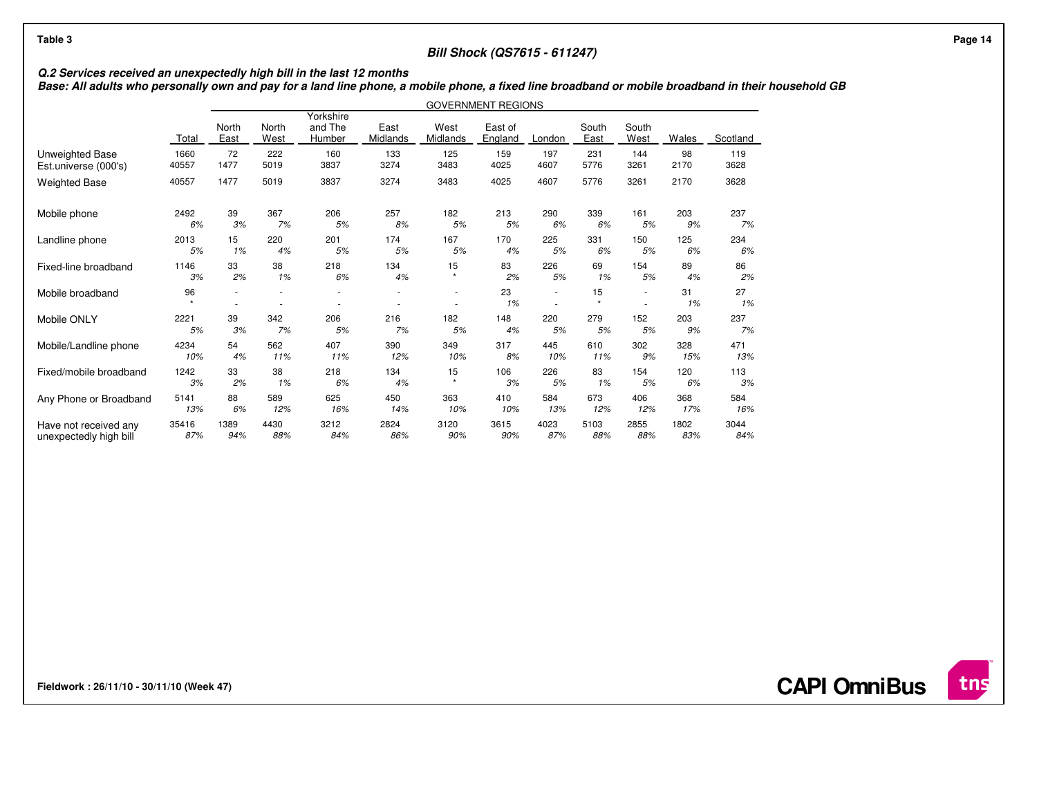**Table 3**

**Bill Shock (QS7615 - 611247)**

***Q.2 Services received an unexpectedly high bill in the last 12 months***
***Base: All adults who personally own and pay for a land line phone, a mobile phone, a fixed line broadband or mobile broadband in their household GB***

| | Total | GOVERNMENT REGIONS North East | North West | Yorkshire and The Humber | East Midlands | West Midlands | East of England | London | South East | South West | Wales | Scotland |
|---|---|---|---|---|---|---|---|---|---|---|---|---|
| Unweighted Base | 1660 | 72 | 222 | 160 | 133 | 125 | 159 | 197 | 231 | 144 | 98 | 119 |
| Est.universe (000's) | 40557 | 1477 | 5019 | 3837 | 3274 | 3483 | 4025 | 4607 | 5776 | 3261 | 2170 | 3628 |
| Weighted Base | 40557 | 1477 | 5019 | 3837 | 3274 | 3483 | 4025 | 4607 | 5776 | 3261 | 2170 | 3628 |
| Mobile phone | 2492 | 39 | 367 | 206 | 257 | 182 | 213 | 290 | 339 | 161 | 203 | 237 |
| | *6%* | *3%* | *7%* | *5%* | *8%* | *5%* | *5%* | *6%* | *6%* | *5%* | *9%* | *7%* |
| Landline phone | 2013 | 15 | 220 | 201 | 174 | 167 | 170 | 225 | 331 | 150 | 125 | 234 |
| | *5%* | *1%* | *4%* | *5%* | *5%* | *5%* | *4%* | *5%* | *6%* | *5%* | *6%* | *6%* |
| Fixed-line broadband | 1146 | 33 | 38 | 218 | 134 | 15 | 83 | 226 | 69 | 154 | 89 | 86 |
| | *3%* | *2%* | *1%* | *6%* | *4%* | * | *2%* | *5%* | *1%* | *5%* | *4%* | *2%* |
| Mobile broadband | 96 | - | - | - | - | - | 23 | - | 15 | - | 31 | 27 |
| | * | - | - | - | - | - | *1%* | - | * | - | *1%* | *1%* |
| Mobile ONLY | 2221 | 39 | 342 | 206 | 216 | 182 | 148 | 220 | 279 | 152 | 203 | 237 |
| | *5%* | *3%* | *7%* | *5%* | *7%* | *5%* | *4%* | *5%* | *5%* | *5%* | *9%* | *7%* |
| Mobile/Landline phone | 4234 | 54 | 562 | 407 | 390 | 349 | 317 | 445 | 610 | 302 | 328 | 471 |
| | *10%* | *4%* | *11%* | *11%* | *12%* | *10%* | *8%* | *10%* | *11%* | *9%* | *15%* | *13%* |
| Fixed/mobile broadband | 1242 | 33 | 38 | 218 | 134 | 15 | 106 | 226 | 83 | 154 | 120 | 113 |
| | *3%* | *2%* | *1%* | *6%* | *4%* | * | *3%* | *5%* | *1%* | *5%* | *6%* | *3%* |
| Any Phone or Broadband | 5141 | 88 | 589 | 625 | 450 | 363 | 410 | 584 | 673 | 406 | 368 | 584 |
| | *13%* | *6%* | *12%* | *16%* | *14%* | *10%* | *10%* | *13%* | *12%* | *12%* | *17%* | *16%* |
| Have not received any unexpectedly high bill | 35416 | 1389 | 4430 | 3212 | 2824 | 3120 | 3615 | 4023 | 5103 | 2855 | 1802 | 3044 |
| | *87%* | *94%* | *88%* | *84%* | *86%* | *90%* | *90%* | *87%* | *88%* | *88%* | *83%* | *84%* |

**Fieldwork : 26/11/10 - 30/11/10 (Week 47)**

**CAPI OmniBus**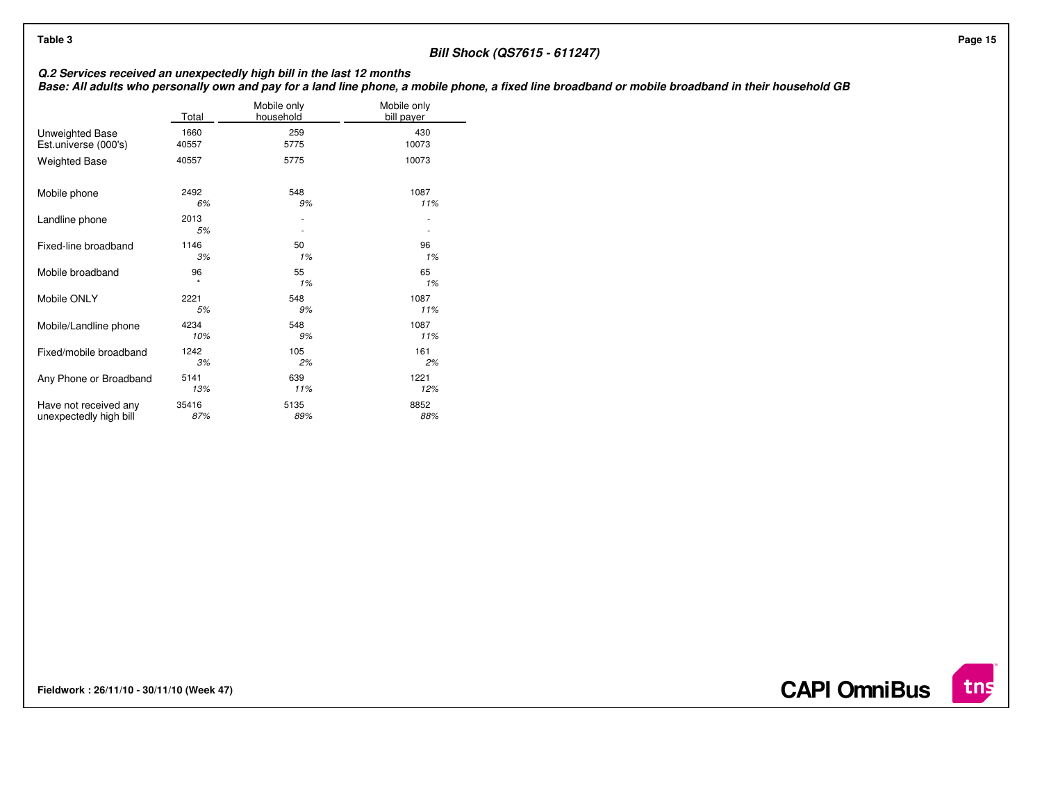Table 3

### Bill Shock (QS7615 - 611247)

***Q.2 Services received an unexpectedly high bill in the last 12 months***
***Base: All adults who personally own and pay for a land line phone, a mobile phone, a fixed line broadband or mobile broadband in their household GB***

| | Total | Mobile only household | Mobile only bill payer |
|---|---|---|---|
| Unweighted Base | 1660 | 259 | 430 |
| Est.universe (000's) | 40557 | 5775 | 10073 |
| Weighted Base | 40557 | 5775 | 10073 |
| Mobile phone | 2492 | 548 | 1087 |
| | *6%* | *9%* | *11%* |
| Landline phone | 2013 | - | - |
| | *5%* | - | - |
| Fixed-line broadband | 1146 | 50 | 96 |
| | *3%* | *1%* | *1%* |
| Mobile broadband | 96 | 55 | 65 |
| | * | *1%* | *1%* |
| Mobile ONLY | 2221 | 548 | 1087 |
| | *5%* | *9%* | *11%* |
| Mobile/Landline phone | 4234 | 548 | 1087 |
| | *10%* | *9%* | *11%* |
| Fixed/mobile broadband | 1242 | 105 | 161 |
| | *3%* | *2%* | *2%* |
| Any Phone or Broadband | 5141 | 639 | 1221 |
| | *13%* | *11%* | *12%* |
| Have not received any unexpectedly high bill | 35416 | 5135 | 8852 |
| | *87%* | *89%* | *88%* |

**Fieldwork : 26/11/10 - 30/11/10 (Week 47)**

**CAPI OmniBus**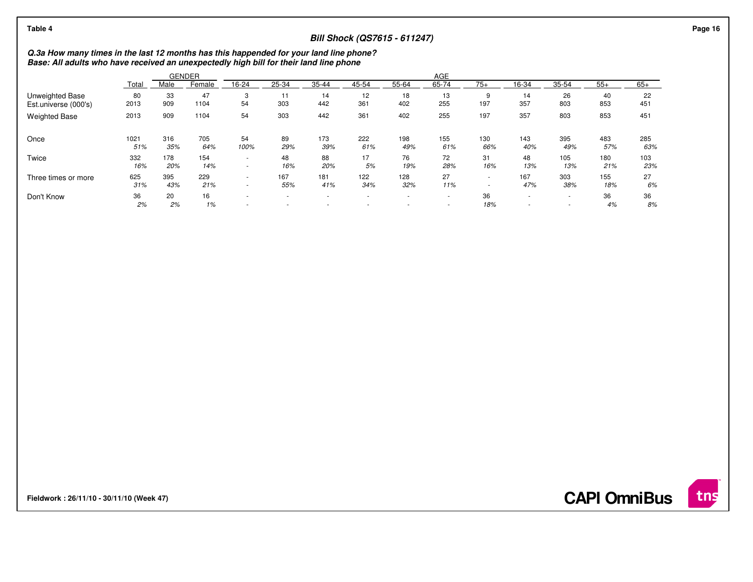Table 4

**Bill Shock (QS7615 - 611247)**

***Q.3a How many times in the last 12 months has this happended for your land line phone?***
***Base: All adults who have received an unexpectedly high bill for their land line phone***

| | Total | GENDER | | AGE | | | | | | | | | | | |
|---|---|---|---|---|---|---|---|---|---|---|---|---|---|---|---|
| | | Male | Female | 16-24 | 25-34 | 35-44 | 45-54 | 55-64 | 65-74 | 75+ | 16-34 | 35-54 | 55+ | 65+ |
| Unweighted Base | 80 | 33 | 47 | 3 | 11 | 14 | 12 | 18 | 13 | 9 | 14 | 26 | 40 | 22 |
| Est.universe (000's) | 2013 | 909 | 1104 | 54 | 303 | 442 | 361 | 402 | 255 | 197 | 357 | 803 | 853 | 451 |
| Weighted Base | 2013 | 909 | 1104 | 54 | 303 | 442 | 361 | 402 | 255 | 197 | 357 | 803 | 853 | 451 |
| Once | 1021 | 316 | 705 | 54 | 89 | 173 | 222 | 198 | 155 | 130 | 143 | 395 | 483 | 285 |
| | *51%* | *35%* | *64%* | *100%* | *29%* | *39%* | *61%* | *49%* | *61%* | *66%* | *40%* | *49%* | *57%* | *63%* |
| Twice | 332 | 178 | 154 | - | 48 | 88 | 17 | 76 | 72 | 31 | 48 | 105 | 180 | 103 |
| | *16%* | *20%* | *14%* | - | *16%* | *20%* | *5%* | *19%* | *28%* | *16%* | *13%* | *13%* | *21%* | *23%* |
| Three times or more | 625 | 395 | 229 | - | 167 | 181 | 122 | 128 | 27 | - | 167 | 303 | 155 | 27 |
| | *31%* | *43%* | *21%* | - | *55%* | *41%* | *34%* | *32%* | *11%* | - | *47%* | *38%* | *18%* | *6%* |
| Don't Know | 36 | 20 | 16 | - | - | - | - | - | - | 36 | - | - | 36 | 36 |
| | *2%* | *2%* | *1%* | - | - | - | - | - | - | *18%* | - | - | *4%* | *8%* |

**Fieldwork : 26/11/10 - 30/11/10 (Week 47)**

**CAPI OmniBus**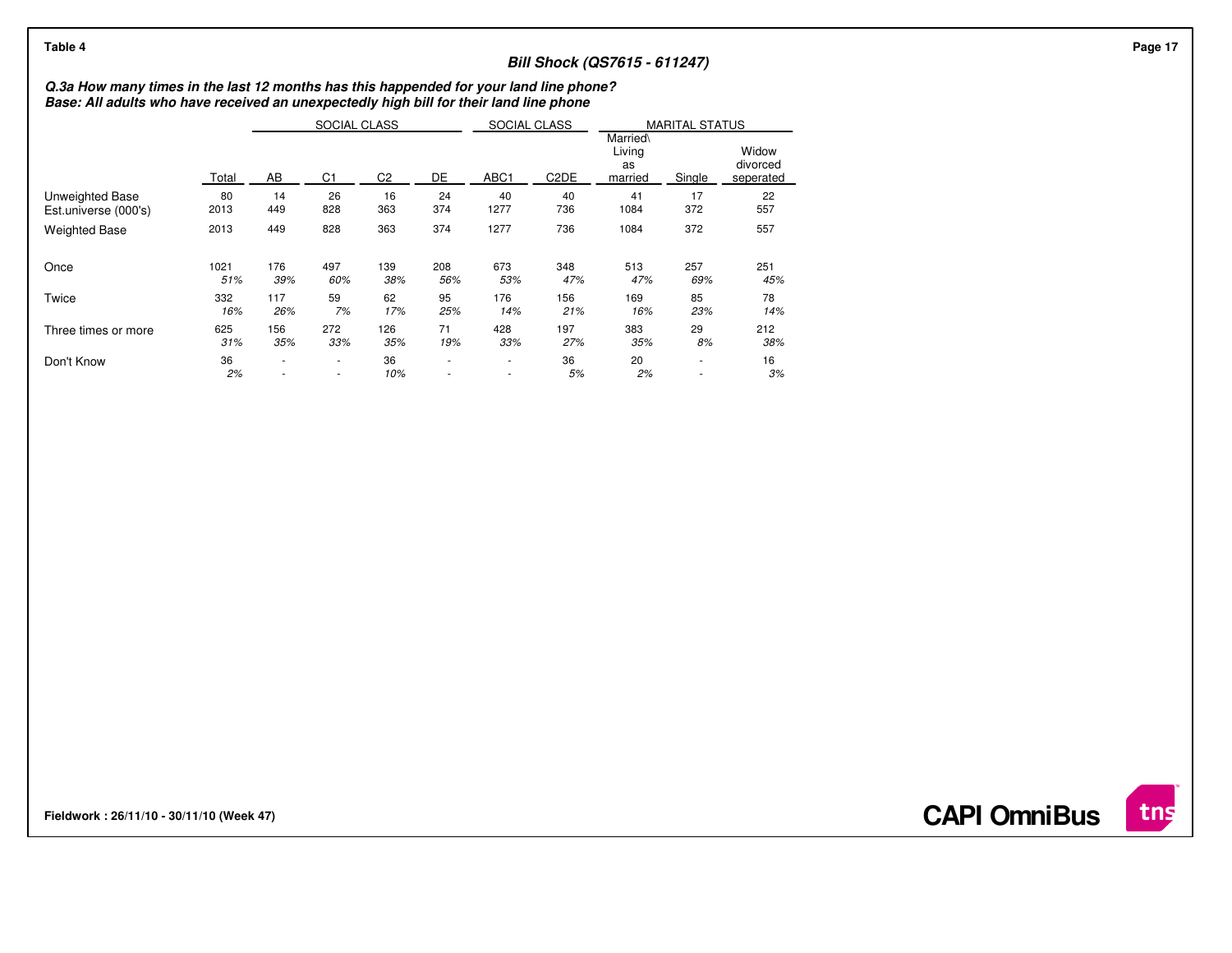Table 4

**Bill Shock (QS7615 - 611247)**

***Q.3a How many times in the last 12 months has this happended for your land line phone?***
***Base: All adults who have received an unexpectedly high bill for their land line phone***

| | | SOCIAL CLASS | | | | SOCIAL CLASS | | MARITAL STATUS | | |
|---|---|---|---|---|---|---|---|---|---|---|
| | Total | AB | C1 | C2 | DE | ABC1 | C2DE | Married\ Living as married | Single | Widow divorced seperated |
| Unweighted Base | 80 | 14 | 26 | 16 | 24 | 40 | 40 | 41 | 17 | 22 |
| Est.universe (000's) | 2013 | 449 | 828 | 363 | 374 | 1277 | 736 | 1084 | 372 | 557 |
| Weighted Base | 2013 | 449 | 828 | 363 | 374 | 1277 | 736 | 1084 | 372 | 557 |
| Once | 1021 | 176 | 497 | 139 | 208 | 673 | 348 | 513 | 257 | 251 |
| | *51%* | *39%* | *60%* | *38%* | *56%* | *53%* | *47%* | *47%* | *69%* | *45%* |
| Twice | 332 | 117 | 59 | 62 | 95 | 176 | 156 | 169 | 85 | 78 |
| | *16%* | *26%* | *7%* | *17%* | *25%* | *14%* | *21%* | *16%* | *23%* | *14%* |
| Three times or more | 625 | 156 | 272 | 126 | 71 | 428 | 197 | 383 | 29 | 212 |
| | *31%* | *35%* | *33%* | *35%* | *19%* | *33%* | *27%* | *35%* | *8%* | *38%* |
| Don't Know | 36 | - | - | 36 | - | - | 36 | 20 | - | 16 |
| | *2%* | - | - | *10%* | - | - | *5%* | *2%* | - | *3%* |

**Fieldwork : 26/11/10 - 30/11/10 (Week 47)**

**CAPI OmniBus**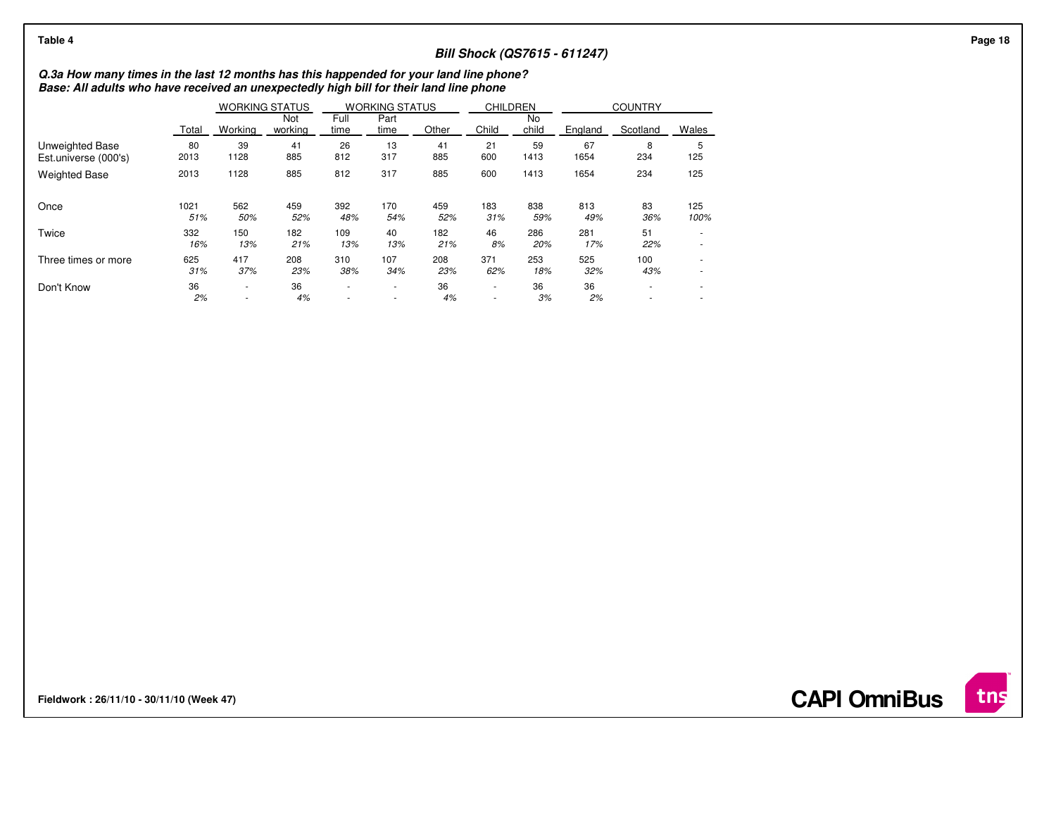Table 4

### Bill Shock (QS7615 - 611247)

***Q.3a How many times in the last 12 months has this happended for your land line phone?***
***Base: All adults who have received an unexpectedly high bill for their land line phone***

| | | WORKING STATUS | | WORKING STATUS | | | CHILDREN | | COUNTRY | | |
|---|---|---|---|---|---|---|---|---|---|---|---|
| | Total | Working | Not working | Full time | Part time | Other | Child | No child | England | Scotland | Wales |
| Unweighted Base | 80 | 39 | 41 | 26 | 13 | 41 | 21 | 59 | 67 | 8 | 5 |
| Est.universe (000's) | 2013 | 1128 | 885 | 812 | 317 | 885 | 600 | 1413 | 1654 | 234 | 125 |
| Weighted Base | 2013 | 1128 | 885 | 812 | 317 | 885 | 600 | 1413 | 1654 | 234 | 125 |
| Once | 1021 | 562 | 459 | 392 | 170 | 459 | 183 | 838 | 813 | 83 | 125 |
| | *51%* | *50%* | *52%* | *48%* | *54%* | *52%* | *31%* | *59%* | *49%* | *36%* | *100%* |
| Twice | 332 | 150 | 182 | 109 | 40 | 182 | 46 | 286 | 281 | 51 | - |
| | *16%* | *13%* | *21%* | *13%* | *13%* | *21%* | *8%* | *20%* | *17%* | *22%* | - |
| Three times or more | 625 | 417 | 208 | 310 | 107 | 208 | 371 | 253 | 525 | 100 | - |
| | *31%* | *37%* | *23%* | *38%* | *34%* | *23%* | *62%* | *18%* | *32%* | *43%* | - |
| Don't Know | 36 | - | 36 | - | - | 36 | - | 36 | 36 | - | - |
| | *2%* | - | *4%* | - | - | *4%* | - | *3%* | *2%* | - | - |

**Fieldwork : 26/11/10 - 30/11/10 (Week 47)**

CAPI OmniBus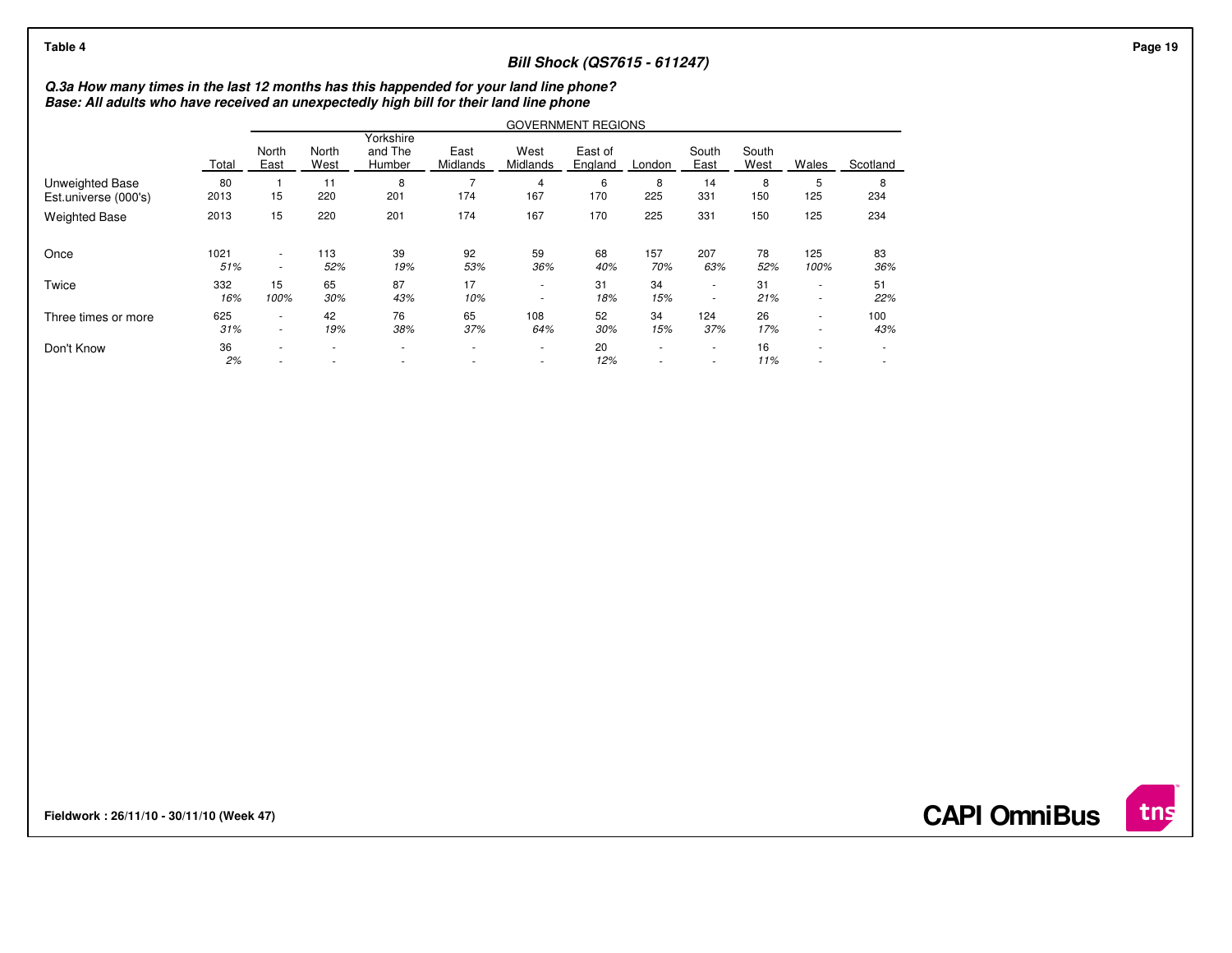**Table 4**

## Bill Shock (QS7615 - 611247)

***Q.3a How many times in the last 12 months has this happended for your land line phone?***
***Base: All adults who have received an unexpectedly high bill for their land line phone***

| | | GOVERNMENT REGIONS | | | | | | | | | | |
|---|---|---|---|---|---|---|---|---|---|---|---|---|
| | Total | North East | North West | Yorkshire and The Humber | East Midlands | West Midlands | East of England | London | South East | South West | Wales | Scotland |
| Unweighted Base | 80 | 1 | 11 | 8 | 7 | 4 | 6 | 8 | 14 | 8 | 5 | 8 |
| Est.universe (000's) | 2013 | 15 | 220 | 201 | 174 | 167 | 170 | 225 | 331 | 150 | 125 | 234 |
| Weighted Base | 2013 | 15 | 220 | 201 | 174 | 167 | 170 | 225 | 331 | 150 | 125 | 234 |
| Once | 1021 | - | 113 | 39 | 92 | 59 | 68 | 157 | 207 | 78 | 125 | 83 |
| | *51%* | - | *52%* | *19%* | *53%* | *36%* | *40%* | *70%* | *63%* | *52%* | *100%* | *36%* |
| Twice | 332 | 15 | 65 | 87 | 17 | - | 31 | 34 | - | 31 | - | 51 |
| | *16%* | *100%* | *30%* | *43%* | *10%* | - | *18%* | *15%* | - | *21%* | - | *22%* |
| Three times or more | 625 | - | 42 | 76 | 65 | 108 | 52 | 34 | 124 | 26 | - | 100 |
| | *31%* | - | *19%* | *38%* | *37%* | *64%* | *30%* | *15%* | *37%* | *17%* | - | *43%* |
| Don't Know | 36 | - | - | - | - | - | 20 | - | - | 16 | - | - |
| | *2%* | - | - | - | - | - | *12%* | - | - | *11%* | - | - |

**Fieldwork : 26/11/10 - 30/11/10 (Week 47)**

**CAPI OmniBus**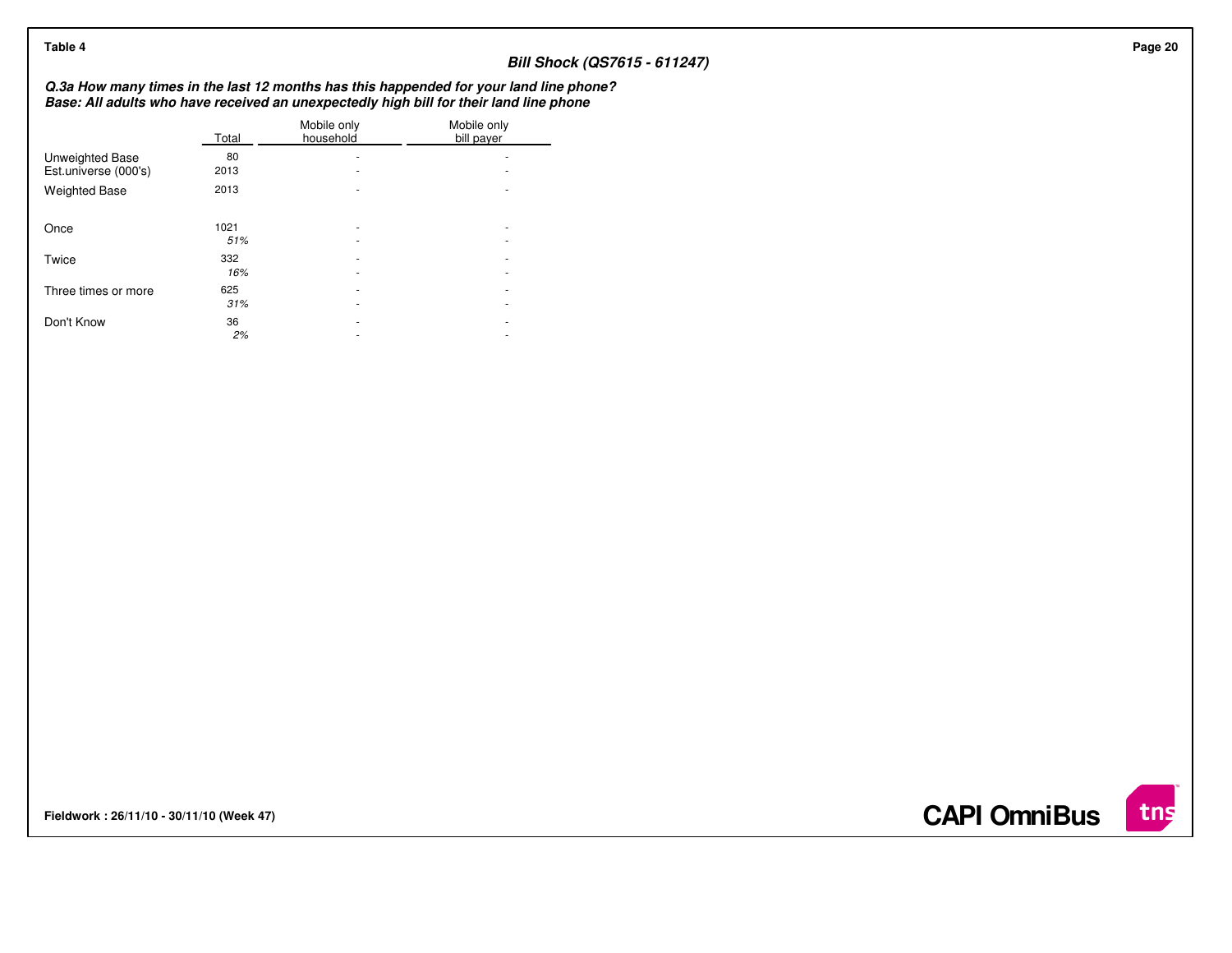**Table 4**

### Bill Shock (QS7615 - 611247)

***Q.3a How many times in the last 12 months has this happended for your land line phone?***
***Base: All adults who have received an unexpectedly high bill for their land line phone***

| | Total | Mobile only household | Mobile only bill payer |
|---|---|---|---|
| Unweighted Base | 80 | - | - |
| Est.universe (000's) | 2013 | - | - |
| Weighted Base | 2013 | - | - |
| Once | 1021 | - | - |
| | *51%* | - | - |
| Twice | 332 | - | - |
| | *16%* | - | - |
| Three times or more | 625 | - | - |
| | *31%* | - | - |
| Don't Know | 36 | - | - |
| | *2%* | - | - |

**Fieldwork : 26/11/10 - 30/11/10 (Week 47)**

**CAPI OmniBus**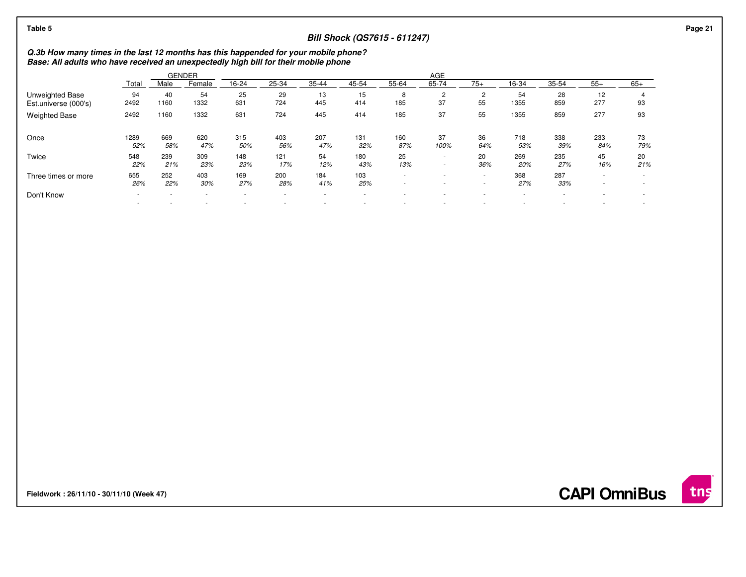Table 5

## Bill Shock (QS7615 - 611247)

***Q.3b How many times in the last 12 months has this happended for your mobile phone?***
***Base: All adults who have received an unexpectedly high bill for their mobile phone***

| | Total | GENDER | | AGE | | | | | | | | | | | |
|---|---|---|---|---|---|---|---|---|---|---|---|---|---|---|---|
| | | Male | Female | 16-24 | 25-34 | 35-44 | 45-54 | 55-64 | 65-74 | 75+ | 16-34 | 35-54 | 55+ | 65+ |
| Unweighted Base | 94 | 40 | 54 | 25 | 29 | 13 | 15 | 8 | 2 | 2 | 54 | 28 | 12 | 4 |
| Est.universe (000's) | 2492 | 1160 | 1332 | 631 | 724 | 445 | 414 | 185 | 37 | 55 | 1355 | 859 | 277 | 93 |
| Weighted Base | 2492 | 1160 | 1332 | 631 | 724 | 445 | 414 | 185 | 37 | 55 | 1355 | 859 | 277 | 93 |
| Once | 1289 | 669 | 620 | 315 | 403 | 207 | 131 | 160 | 37 | 36 | 718 | 338 | 233 | 73 |
| | *52%* | *58%* | *47%* | *50%* | *56%* | *47%* | *32%* | *87%* | *100%* | *64%* | *53%* | *39%* | *84%* | *79%* |
| Twice | 548 | 239 | 309 | 148 | 121 | 54 | 180 | 25 | - | 20 | 269 | 235 | 45 | 20 |
| | *22%* | *21%* | *23%* | *23%* | *17%* | *12%* | *43%* | *13%* | - | *36%* | *20%* | *27%* | *16%* | *21%* |
| Three times or more | 655 | 252 | 403 | 169 | 200 | 184 | 103 | - | - | - | 368 | 287 | - | - |
| | *26%* | *22%* | *30%* | *27%* | *28%* | *41%* | *25%* | - | - | - | *27%* | *33%* | - | - |
| Don't Know | - | - | - | - | - | - | - | - | - | - | - | - | - | - |
| | - | - | - | - | - | - | - | - | - | - | - | - | - | - |

**Fieldwork : 26/11/10 - 30/11/10 (Week 47)**

**CAPI OmniBus**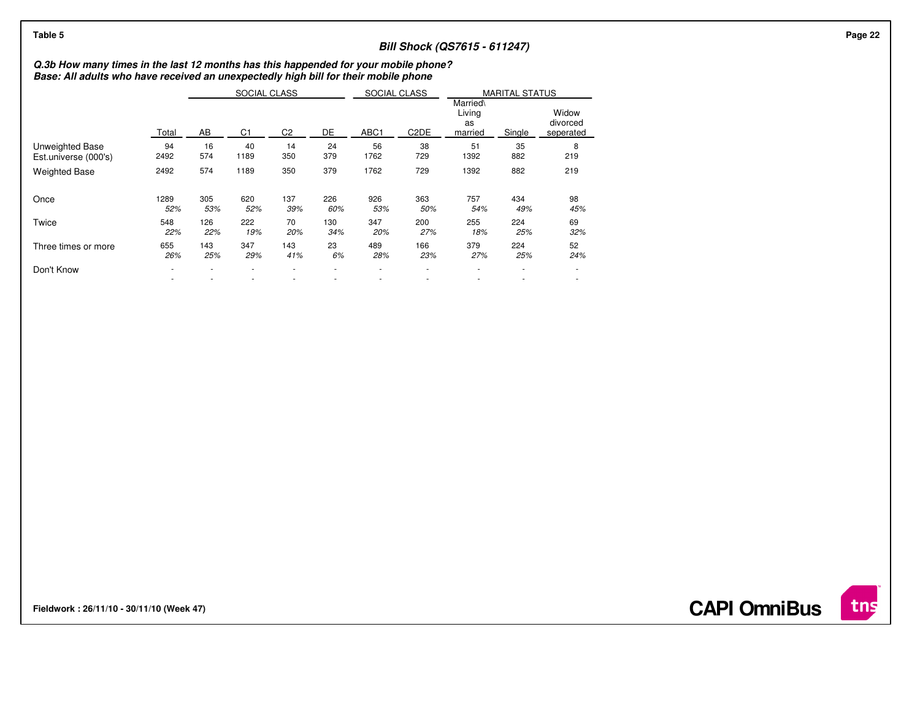Table 5

### Bill Shock (QS7615 - 611247)

***Q.3b How many times in the last 12 months has this happended for your mobile phone?***
***Base: All adults who have received an unexpectedly high bill for their mobile phone***

| | | SOCIAL CLASS | | | | SOCIAL CLASS | | MARITAL STATUS | | |
|---|---|---|---|---|---|---|---|---|---|---|
| | Total | AB | C1 | C2 | DE | ABC1 | C2DE | Married\ Living as married | Single | Widow divorced seperated |
| Unweighted Base | 94 | 16 | 40 | 14 | 24 | 56 | 38 | 51 | 35 | 8 |
| Est.universe (000's) | 2492 | 574 | 1189 | 350 | 379 | 1762 | 729 | 1392 | 882 | 219 |
| Weighted Base | 2492 | 574 | 1189 | 350 | 379 | 1762 | 729 | 1392 | 882 | 219 |
| Once | 1289 | 305 | 620 | 137 | 226 | 926 | 363 | 757 | 434 | 98 |
| | *52%* | *53%* | *52%* | *39%* | *60%* | *53%* | *50%* | *54%* | *49%* | *45%* |
| Twice | 548 | 126 | 222 | 70 | 130 | 347 | 200 | 255 | 224 | 69 |
| | *22%* | *22%* | *19%* | *20%* | *34%* | *20%* | *27%* | *18%* | *25%* | *32%* |
| Three times or more | 655 | 143 | 347 | 143 | 23 | 489 | 166 | 379 | 224 | 52 |
| | *26%* | *25%* | *29%* | *41%* | *6%* | *28%* | *23%* | *27%* | *25%* | *24%* |
| Don't Know | - | - | - | - | - | - | - | - | - | - |
| | - | - | - | - | - | - | - | - | - | - |

**Fieldwork : 26/11/10 - 30/11/10 (Week 47)**

**CAPI OmniBus**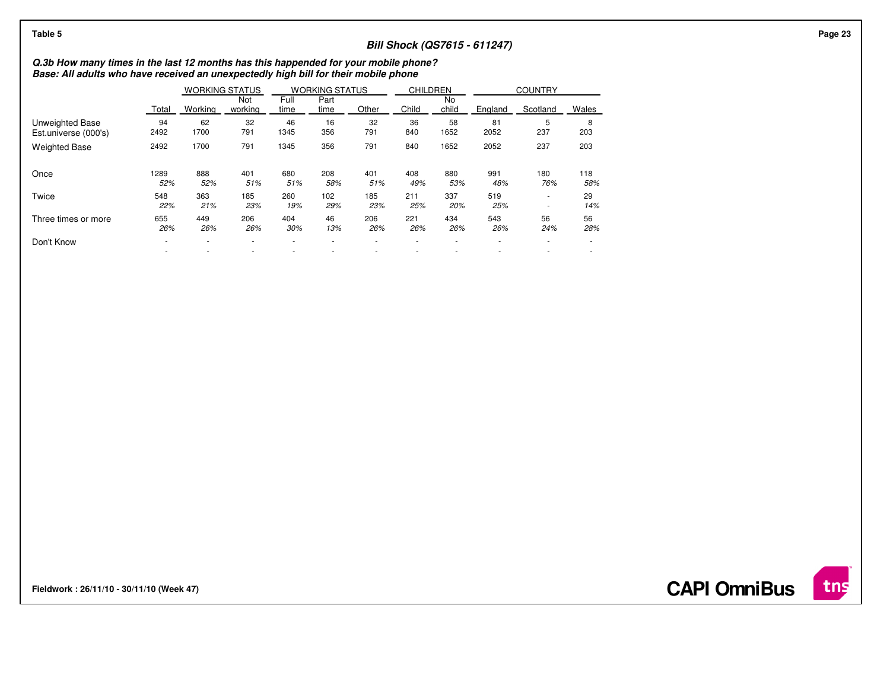Table 5

## Bill Shock (QS7615 - 611247)

***Q.3b How many times in the last 12 months has this happended for your mobile phone?***
***Base: All adults who have received an unexpectedly high bill for their mobile phone***

| | | WORKING STATUS | | WORKING STATUS | | | CHILDREN | | COUNTRY | | |
|---|---|---|---|---|---|---|---|---|---|---|---|
| | Total | Working | Not working | Full time | Part time | Other | Child | No child | England | Scotland | Wales |
| Unweighted Base | 94 | 62 | 32 | 46 | 16 | 32 | 36 | 58 | 81 | 5 | 8 |
| Est.universe (000's) | 2492 | 1700 | 791 | 1345 | 356 | 791 | 840 | 1652 | 2052 | 237 | 203 |
| Weighted Base | 2492 | 1700 | 791 | 1345 | 356 | 791 | 840 | 1652 | 2052 | 237 | 203 |
| Once | 1289 | 888 | 401 | 680 | 208 | 401 | 408 | 880 | 991 | 180 | 118 |
| | *52%* | *52%* | *51%* | *51%* | *58%* | *51%* | *49%* | *53%* | *48%* | *76%* | *58%* |
| Twice | 548 | 363 | 185 | 260 | 102 | 185 | 211 | 337 | 519 | - | 29 |
| | *22%* | *21%* | *23%* | *19%* | *29%* | *23%* | *25%* | *20%* | *25%* | - | *14%* |
| Three times or more | 655 | 449 | 206 | 404 | 46 | 206 | 221 | 434 | 543 | 56 | 56 |
| | *26%* | *26%* | *26%* | *30%* | *13%* | *26%* | *26%* | *26%* | *26%* | *24%* | *28%* |
| Don't Know | - | - | - | - | - | - | - | - | - | - | - |
| | - | - | - | - | - | - | - | - | - | - | - |

**Fieldwork : 26/11/10 - 30/11/10 (Week 47)**

**CAPI OmniBus**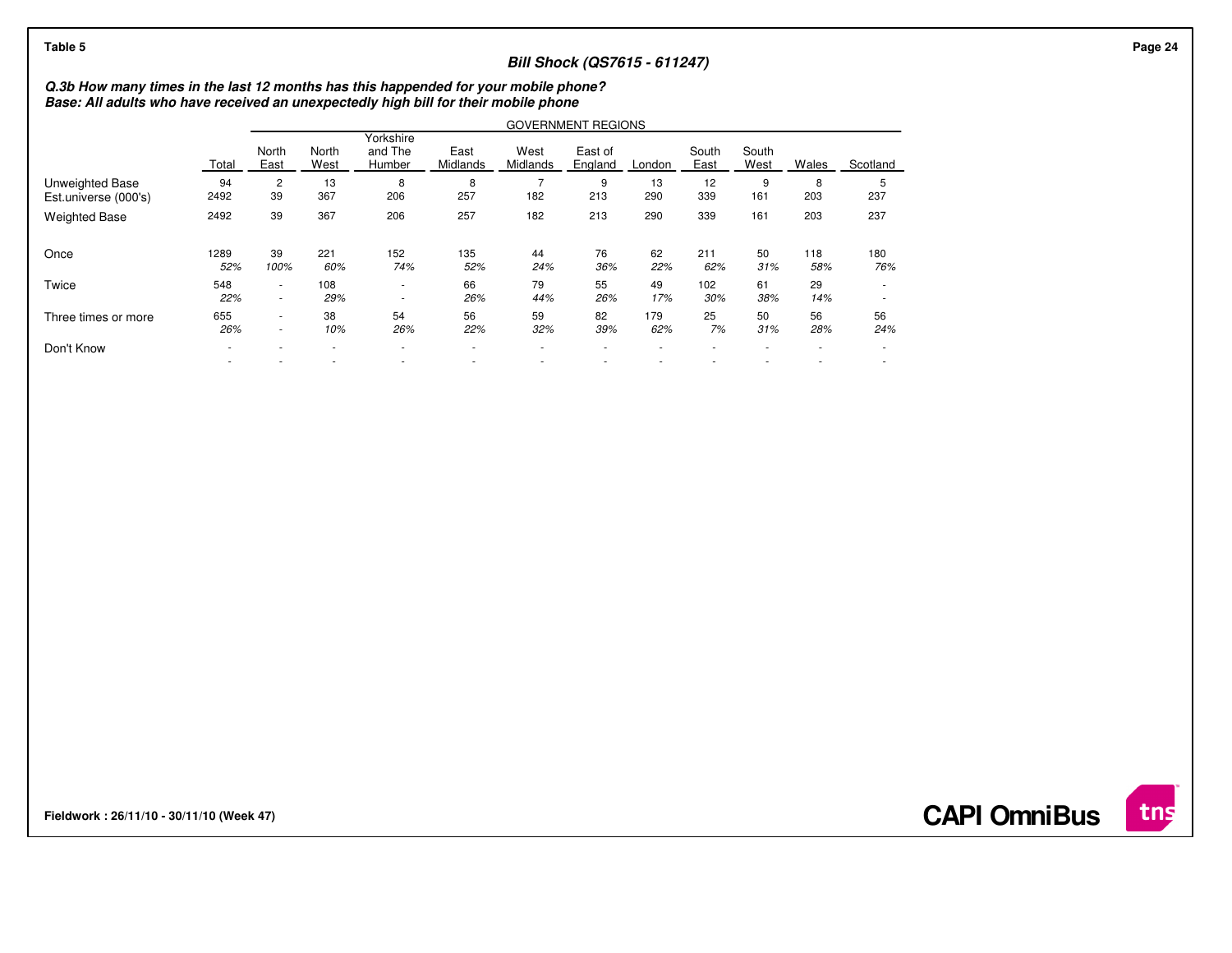Table 5

## Bill Shock (QS7615 - 611247)

***Q.3b How many times in the last 12 months has this happended for your mobile phone?***
***Base: All adults who have received an unexpectedly high bill for their mobile phone***

| | | GOVERNMENT REGIONS | | | | | | | | | | |
|---|---|---|---|---|---|---|---|---|---|---|---|---|
| | Total | North East | North West | Yorkshire and The Humber | East Midlands | West Midlands | East of England | London | South East | South West | Wales | Scotland |
| Unweighted Base | 94 | 2 | 13 | 8 | 8 | 7 | 9 | 13 | 12 | 9 | 8 | 5 |
| Est.universe (000's) | 2492 | 39 | 367 | 206 | 257 | 182 | 213 | 290 | 339 | 161 | 203 | 237 |
| Weighted Base | 2492 | 39 | 367 | 206 | 257 | 182 | 213 | 290 | 339 | 161 | 203 | 237 |
| Once | 1289 | 39 | 221 | 152 | 135 | 44 | 76 | 62 | 211 | 50 | 118 | 180 |
| | *52%* | *100%* | *60%* | *74%* | *52%* | *24%* | *36%* | *22%* | *62%* | *31%* | *58%* | *76%* |
| Twice | 548 | - | 108 | - | 66 | 79 | 55 | 49 | 102 | 61 | 29 | - |
| | *22%* | - | *29%* | - | *26%* | *44%* | *26%* | *17%* | *30%* | *38%* | *14%* | - |
| Three times or more | 655 | - | 38 | 54 | 56 | 59 | 82 | 179 | 25 | 50 | 56 | 56 |
| | *26%* | - | *10%* | *26%* | *22%* | *32%* | *39%* | *62%* | *7%* | *31%* | *28%* | *24%* |
| Don't Know | - | - | - | - | - | - | - | - | - | - | - | - |
| | - | - | - | - | - | - | - | - | - | - | - | - |

**Fieldwork : 26/11/10 - 30/11/10 (Week 47)**

**CAPI OmniBus**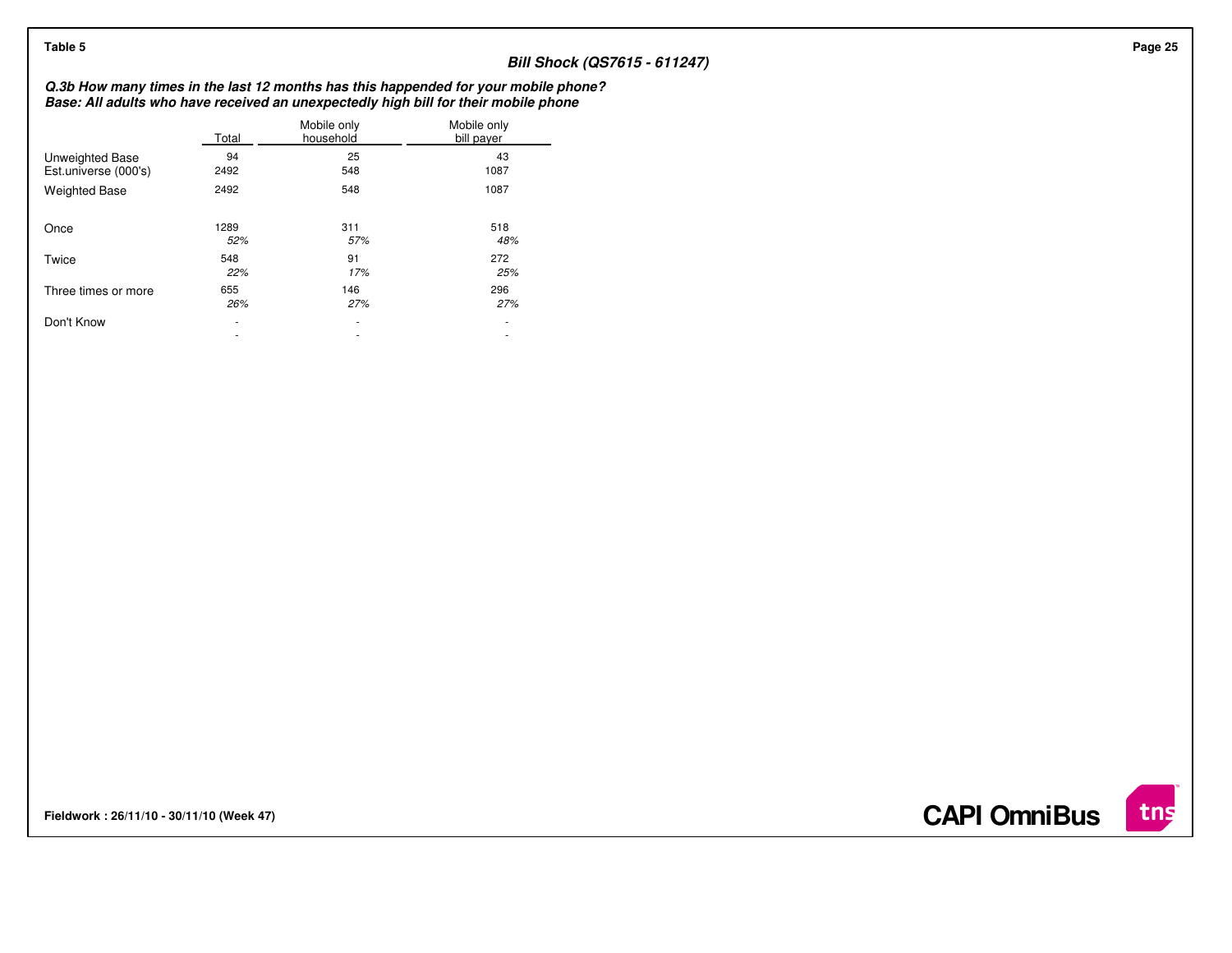Table 5

### Bill Shock (QS7615 - 611247)

***Q.3b How many times in the last 12 months has this happended for your mobile phone?***
***Base: All adults who have received an unexpectedly high bill for their mobile phone***

| | Total | Mobile only household | Mobile only bill payer |
|---|---|---|---|
| Unweighted Base | 94 | 25 | 43 |
| Est.universe (000's) | 2492 | 548 | 1087 |
| Weighted Base | 2492 | 548 | 1087 |
| Once | 1289 | 311 | 518 |
| | *52%* | *57%* | *48%* |
| Twice | 548 | 91 | 272 |
| | *22%* | *17%* | *25%* |
| Three times or more | 655 | 146 | 296 |
| | *26%* | *27%* | *27%* |
| Don't Know | - | - | - |
| | - | - | - |

**Fieldwork : 26/11/10 - 30/11/10 (Week 47)**

**CAPI OmniBus**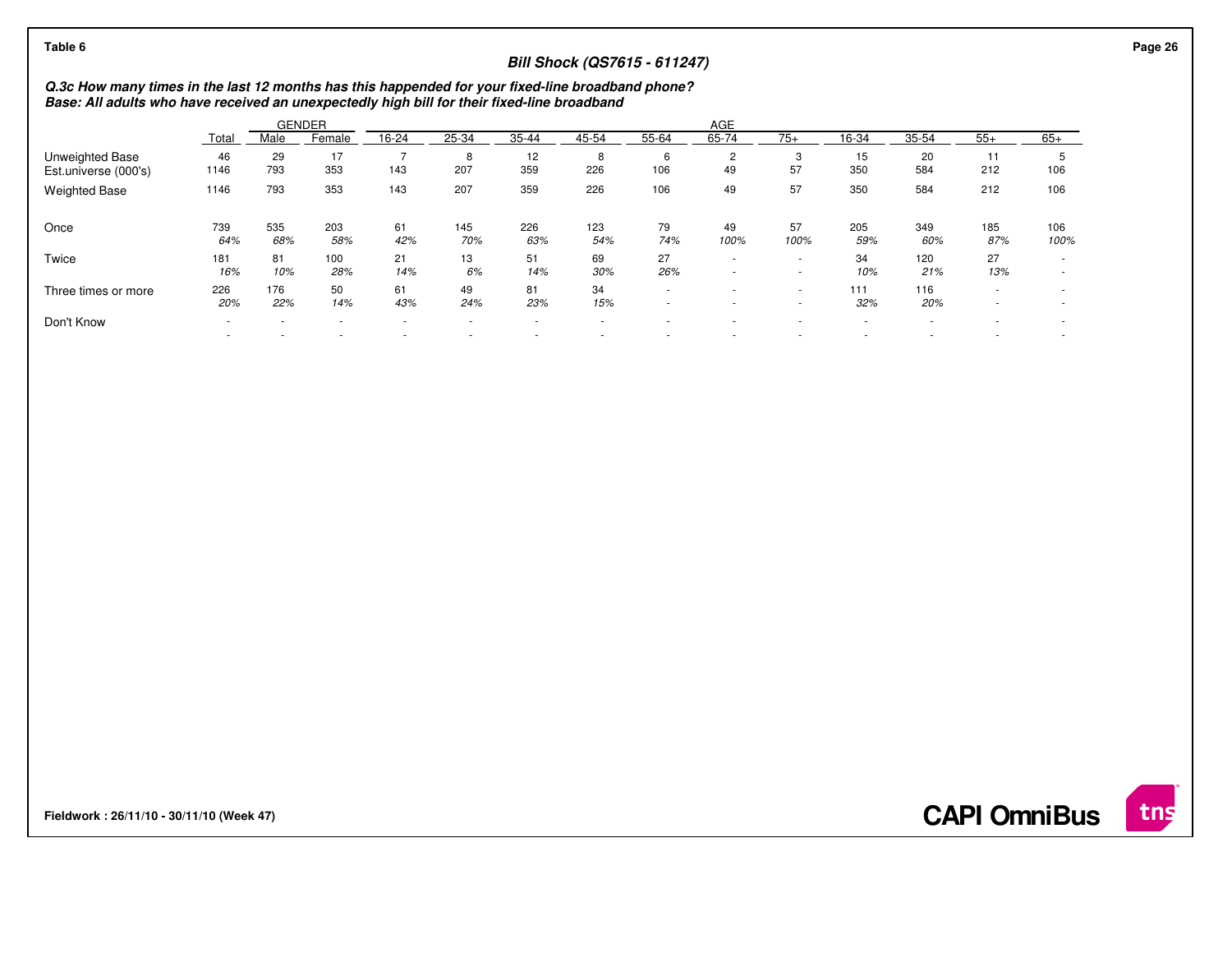Table 6

## Bill Shock (QS7615 - 611247)

***Q.3c How many times in the last 12 months has this happended for your fixed-line broadband phone?***
***Base: All adults who have received an unexpectedly high bill for their fixed-line broadband***

| | | GENDER | | AGE | | | | | | | | | | | |
|---|---|---|---|---|---|---|---|---|---|---|---|---|---|---|---|
| | Total | Male | Female | 16-24 | 25-34 | 35-44 | 45-54 | 55-64 | 65-74 | 75+ | 16-34 | 35-54 | 55+ | 65+ |
| Unweighted Base | 46 | 29 | 17 | 7 | 8 | 12 | 8 | 6 | 2 | 3 | 15 | 20 | 11 | 5 |
| Est.universe (000's) | 1146 | 793 | 353 | 143 | 207 | 359 | 226 | 106 | 49 | 57 | 350 | 584 | 212 | 106 |
| Weighted Base | 1146 | 793 | 353 | 143 | 207 | 359 | 226 | 106 | 49 | 57 | 350 | 584 | 212 | 106 |
| Once | 739 | 535 | 203 | 61 | 145 | 226 | 123 | 79 | 49 | 57 | 205 | 349 | 185 | 106 |
| | 64% | 68% | 58% | 42% | 70% | 63% | 54% | 74% | 100% | 100% | 59% | 60% | 87% | 100% |
| Twice | 181 | 81 | 100 | 21 | 13 | 51 | 69 | 27 | - | - | 34 | 120 | 27 | - |
| | 16% | 10% | 28% | 14% | 6% | 14% | 30% | 26% | - | - | 10% | 21% | 13% | - |
| Three times or more | 226 | 176 | 50 | 61 | 49 | 81 | 34 | - | - | - | 111 | 116 | - | - |
| | 20% | 22% | 14% | 43% | 24% | 23% | 15% | - | - | - | 32% | 20% | - | - |
| Don't Know | - | - | - | - | - | - | - | - | - | - | - | - | - | - |
| | - | - | - | - | - | - | - | - | - | - | - | - | - | - |

**Fieldwork : 26/11/10 - 30/11/10 (Week 47)**

**CAPI OmniBus**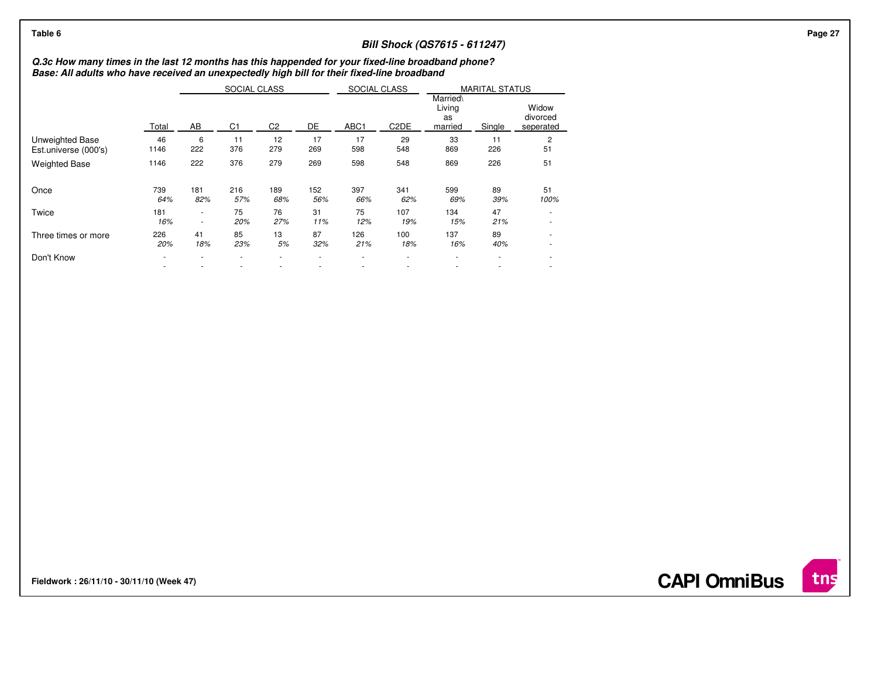Table 6

## Bill Shock (QS7615 - 611247)

***Q.3c How many times in the last 12 months has this happended for your fixed-line broadband phone?***
***Base: All adults who have received an unexpectedly high bill for their fixed-line broadband***

| | | SOCIAL CLASS | | | | SOCIAL CLASS | | MARITAL STATUS | | |
|---|---|---|---|---|---|---|---|---|---|---|
| | Total | AB | C1 | C2 | DE | ABC1 | C2DE | Married\ Living as married | Single | Widow divorced seperated |
| Unweighted Base | 46 | 6 | 11 | 12 | 17 | 17 | 29 | 33 | 11 | 2 |
| Est.universe (000's) | 1146 | 222 | 376 | 279 | 269 | 598 | 548 | 869 | 226 | 51 |
| Weighted Base | 1146 | 222 | 376 | 279 | 269 | 598 | 548 | 869 | 226 | 51 |
| Once | 739 | 181 | 216 | 189 | 152 | 397 | 341 | 599 | 89 | 51 |
| | *64%* | *82%* | *57%* | *68%* | *56%* | *66%* | *62%* | *69%* | *39%* | *100%* |
| Twice | 181 | - | 75 | 76 | 31 | 75 | 107 | 134 | 47 | - |
| | *16%* | - | *20%* | *27%* | *11%* | *12%* | *19%* | *15%* | *21%* | - |
| Three times or more | 226 | 41 | 85 | 13 | 87 | 126 | 100 | 137 | 89 | - |
| | *20%* | *18%* | *23%* | *5%* | *32%* | *21%* | *18%* | *16%* | *40%* | - |
| Don't Know | - | - | - | - | - | - | - | - | - | - |
| | - | - | - | - | - | - | - | - | - | - |

**Fieldwork : 26/11/10 - 30/11/10 (Week 47)**

**CAPI OmniBus**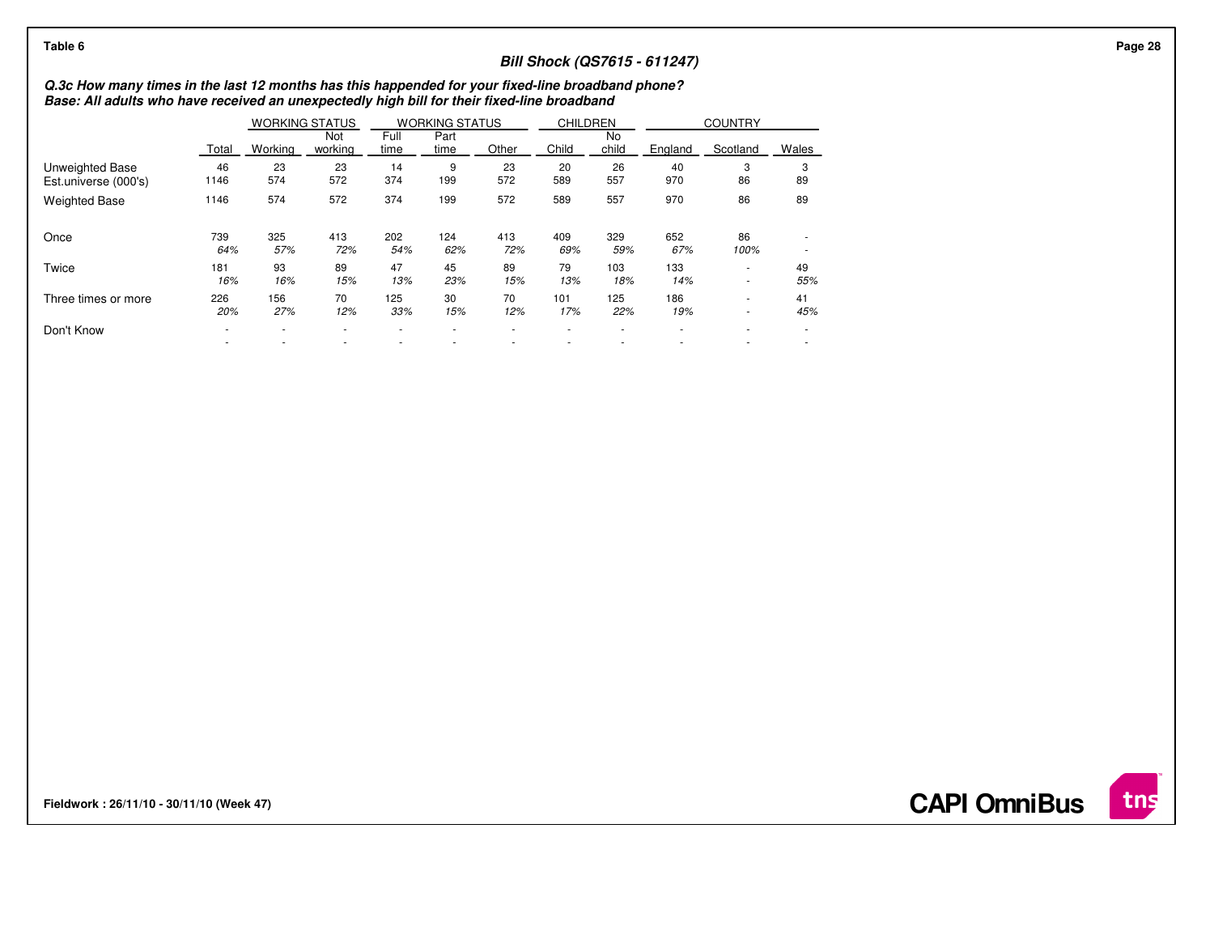Table 6

## Bill Shock (QS7615 - 611247)

***Q.3c How many times in the last 12 months has this happended for your fixed-line broadband phone?***
***Base: All adults who have received an unexpectedly high bill for their fixed-line broadband***

| | | WORKING STATUS | | WORKING STATUS | | | CHILDREN | | COUNTRY | | |
|---|---|---|---|---|---|---|---|---|---|---|---|
| | Total | Working | Not working | Full time | Part time | Other | Child | No child | England | Scotland | Wales |
| Unweighted Base | 46 | 23 | 23 | 14 | 9 | 23 | 20 | 26 | 40 | 3 | 3 |
| Est.universe (000's) | 1146 | 574 | 572 | 374 | 199 | 572 | 589 | 557 | 970 | 86 | 89 |
| Weighted Base | 1146 | 574 | 572 | 374 | 199 | 572 | 589 | 557 | 970 | 86 | 89 |
| Once | 739 | 325 | 413 | 202 | 124 | 413 | 409 | 329 | 652 | 86 | - |
| | *64%* | *57%* | *72%* | *54%* | *62%* | *72%* | *69%* | *59%* | *67%* | *100%* | - |
| Twice | 181 | 93 | 89 | 47 | 45 | 89 | 79 | 103 | 133 | - | 49 |
| | *16%* | *16%* | *15%* | *13%* | *23%* | *15%* | *13%* | *18%* | *14%* | - | *55%* |
| Three times or more | 226 | 156 | 70 | 125 | 30 | 70 | 101 | 125 | 186 | - | 41 |
| | *20%* | *27%* | *12%* | *33%* | *15%* | *12%* | *17%* | *22%* | *19%* | - | *45%* |
| Don't Know | - | - | - | - | - | - | - | - | - | - | - |
| | - | - | - | - | - | - | - | - | - | - | - |

**Fieldwork : 26/11/10 - 30/11/10 (Week 47)**

**CAPI OmniBus**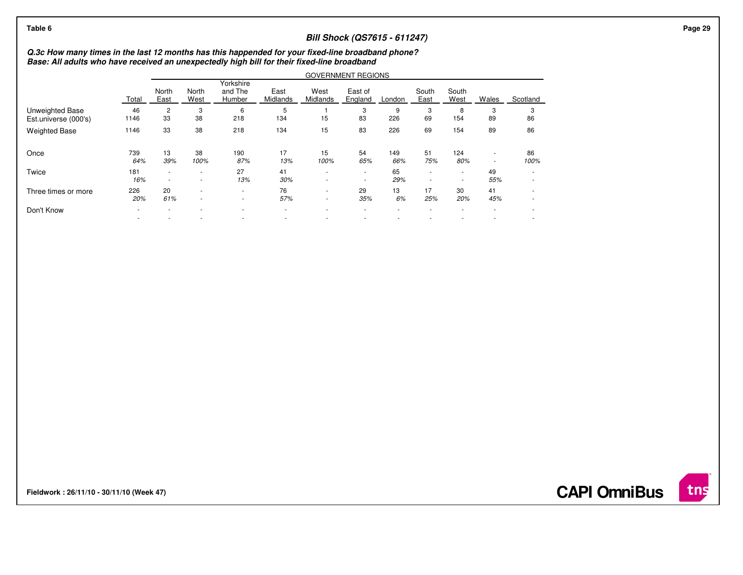Table 6

## Bill Shock (QS7615 - 611247)

***Q.3c How many times in the last 12 months has this happended for your fixed-line broadband phone?***
***Base: All adults who have received an unexpectedly high bill for their fixed-line broadband***

| | | GOVERNMENT REGIONS | | | | | | | | | | |
|---|---|---|---|---|---|---|---|---|---|---|---|---|
| | Total | North East | North West | Yorkshire and The Humber | East Midlands | West Midlands | East of England | London | South East | South West | Wales | Scotland |
| Unweighted Base | 46 | 2 | 3 | 6 | 5 | 1 | 3 | 9 | 3 | 8 | 3 | 3 |
| Est.universe (000's) | 1146 | 33 | 38 | 218 | 134 | 15 | 83 | 226 | 69 | 154 | 89 | 86 |
| Weighted Base | 1146 | 33 | 38 | 218 | 134 | 15 | 83 | 226 | 69 | 154 | 89 | 86 |
| Once | 739 | 13 | 38 | 190 | 17 | 15 | 54 | 149 | 51 | 124 | - | 86 |
| | *64%* | *39%* | *100%* | *87%* | *13%* | *100%* | *65%* | *66%* | *75%* | *80%* | - | *100%* |
| Twice | 181 | - | - | 27 | 41 | - | - | 65 | - | - | 49 | - |
| | *16%* | - | - | *13%* | *30%* | - | - | *29%* | - | - | *55%* | - |
| Three times or more | 226 | 20 | - | - | 76 | - | 29 | 13 | 17 | 30 | 41 | - |
| | *20%* | *61%* | - | - | *57%* | - | *35%* | *6%* | *25%* | *20%* | *45%* | - |
| Don't Know | - | - | - | - | - | - | - | - | - | - | - | - |
| | - | - | - | - | - | - | - | - | - | - | - | - |

**Fieldwork : 26/11/10 - 30/11/10 (Week 47)**

**CAPI OmniBus**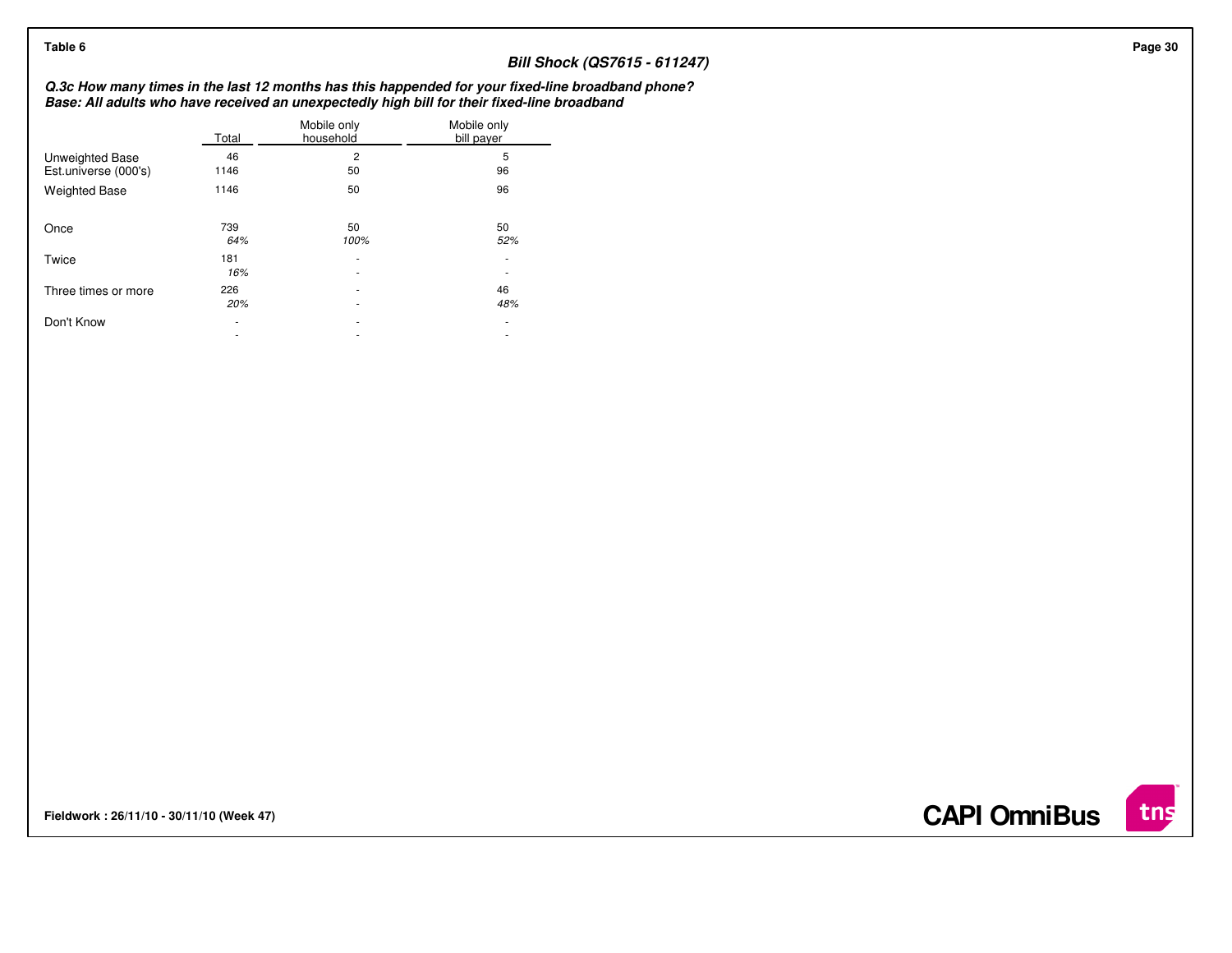Table 6

## Bill Shock (QS7615 - 611247)

***Q.3c How many times in the last 12 months has this happended for your fixed-line broadband phone?***
***Base: All adults who have received an unexpectedly high bill for their fixed-line broadband***

| | Total | Mobile only household | Mobile only bill payer |
|---|---|---|---|
| Unweighted Base | 46 | 2 | 5 |
| Est.universe (000's) | 1146 | 50 | 96 |
| Weighted Base | 1146 | 50 | 96 |
| Once | 739 | 50 | 50 |
| | *64%* | *100%* | *52%* |
| Twice | 181 | - | - |
| | *16%* | - | - |
| Three times or more | 226 | - | 46 |
| | *20%* | - | *48%* |
| Don't Know | - | - | - |
| | - | - | - |

**Fieldwork : 26/11/10 - 30/11/10 (Week 47)**

**CAPI OmniBus**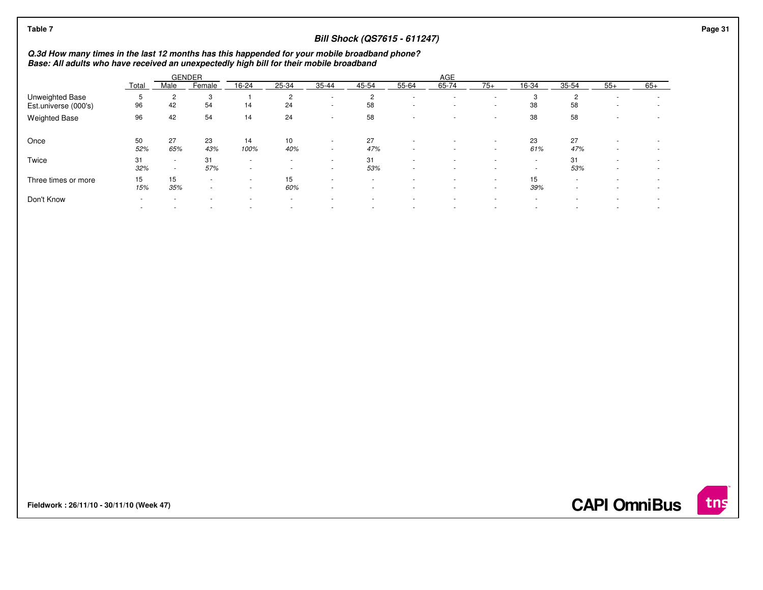Table 7

## Bill Shock (QS7615 - 611247)

***Q.3d How many times in the last 12 months has this happended for your mobile broadband phone?***
***Base: All adults who have received an unexpectedly high bill for their mobile broadband***

| | | GENDER | | AGE | | | | | | | | | | |
|---|---|---|---|---|---|---|---|---|---|---|---|---|---|---|
| | Total | Male | Female | 16-24 | 25-34 | 35-44 | 45-54 | 55-64 | 65-74 | 75+ | 16-34 | 35-54 | 55+ | 65+ |
| Unweighted Base | 5 | 2 | 3 | 1 | 2 | - | 2 | - | - | - | 3 | 2 | - | - |
| Est.universe (000's) | 96 | 42 | 54 | 14 | 24 | - | 58 | - | - | - | 38 | 58 | - | - |
| Weighted Base | 96 | 42 | 54 | 14 | 24 | - | 58 | - | - | - | 38 | 58 | - | - |
| Once | 50 | 27 | 23 | 14 | 10 | - | 27 | - | - | - | 23 | 27 | - | - |
| | *52%* | *65%* | *43%* | *100%* | *40%* | - | *47%* | - | - | - | *61%* | *47%* | - | - |
| Twice | 31 | - | 31 | - | - | - | 31 | - | - | - | - | 31 | - | - |
| | *32%* | - | *57%* | - | - | - | *53%* | - | - | - | - | *53%* | - | - |
| Three times or more | 15 | 15 | - | - | 15 | - | - | - | - | - | 15 | - | - | - |
| | *15%* | *35%* | - | - | *60%* | - | - | - | - | - | *39%* | - | - | - |
| Don't Know | - | - | - | - | - | - | - | - | - | - | - | - | - | - |
| | - | - | - | - | - | - | - | - | - | - | - | - | - | - |

**Fieldwork : 26/11/10 - 30/11/10 (Week 47)**

**CAPI OmniBus**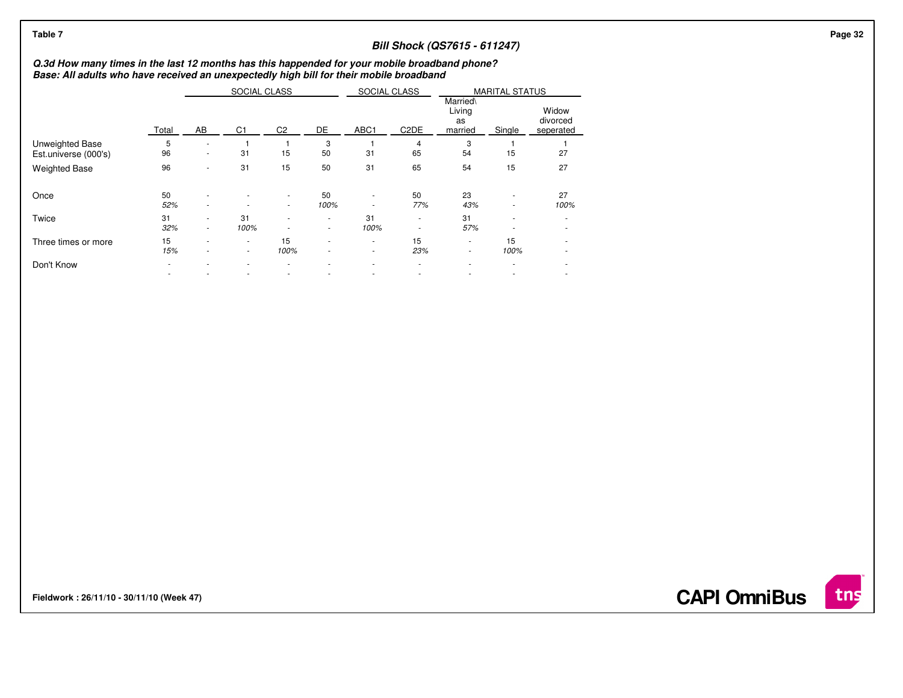Table 7

## Bill Shock (QS7615 - 611247)

***Q.3d How many times in the last 12 months has this happended for your mobile broadband phone?***
***Base: All adults who have received an unexpectedly high bill for their mobile broadband***

| | | SOCIAL CLASS | | | | SOCIAL CLASS | | MARITAL STATUS | | |
|---|---|---|---|---|---|---|---|---|---|---|
| | Total | AB | C1 | C2 | DE | ABC1 | C2DE | Married\ Living as married | Single | Widow divorced seperated |
| Unweighted Base | 5 | - | 1 | 1 | 3 | 1 | 4 | 3 | 1 | 1 |
| Est.universe (000's) | 96 | - | 31 | 15 | 50 | 31 | 65 | 54 | 15 | 27 |
| Weighted Base | 96 | - | 31 | 15 | 50 | 31 | 65 | 54 | 15 | 27 |
| Once | 50 | - | - | - | 50 | - | 50 | 23 | - | 27 |
| | *52%* | - | - | - | *100%* | - | *77%* | *43%* | - | *100%* |
| Twice | 31 | - | 31 | - | - | 31 | - | 31 | - | - |
| | *32%* | - | *100%* | - | - | *100%* | - | *57%* | - | - |
| Three times or more | 15 | - | - | 15 | - | - | 15 | - | 15 | - |
| | *15%* | - | - | *100%* | - | - | *23%* | - | *100%* | - |
| Don't Know | - | - | - | - | - | - | - | - | - | - |
| | - | - | - | - | - | - | - | - | - | - |

**Fieldwork : 26/11/10 - 30/11/10 (Week 47)**

**CAPI OmniBus**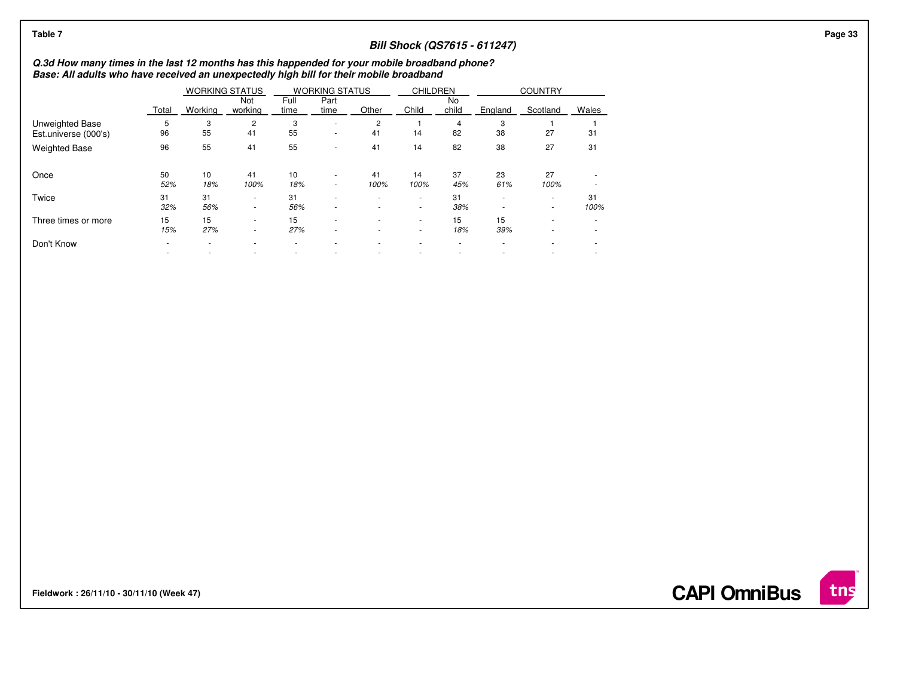Table 7

### Bill Shock (QS7615 - 611247)

***Q.3d How many times in the last 12 months has this happended for your mobile broadband phone?***
***Base: All adults who have received an unexpectedly high bill for their mobile broadband***

| | | WORKING STATUS | | WORKING STATUS | | | CHILDREN | | COUNTRY | | |
|---|---|---|---|---|---|---|---|---|---|---|---|
| | Total | Working | Not working | Full time | Part time | Other | Child | No child | England | Scotland | Wales |
| Unweighted Base | 5 | 3 | 2 | 3 | - | 2 | 1 | 4 | 3 | 1 | 1 |
| Est.universe (000's) | 96 | 55 | 41 | 55 | - | 41 | 14 | 82 | 38 | 27 | 31 |
| Weighted Base | 96 | 55 | 41 | 55 | - | 41 | 14 | 82 | 38 | 27 | 31 |
| Once | 50 | 10 | 41 | 10 | - | 41 | 14 | 37 | 23 | 27 | - |
| | *52%* | *18%* | *100%* | *18%* | - | *100%* | *100%* | *45%* | *61%* | *100%* | - |
| Twice | 31 | 31 | - | 31 | - | - | - | 31 | - | - | 31 |
| | *32%* | *56%* | - | *56%* | - | - | - | *38%* | - | - | *100%* |
| Three times or more | 15 | 15 | - | 15 | - | - | - | 15 | 15 | - | - |
| | *15%* | *27%* | - | *27%* | - | - | - | *18%* | *39%* | - | - |
| Don't Know | - | - | - | - | - | - | - | - | - | - | - |
| | - | - | - | - | - | - | - | - | - | - | - |

**Fieldwork : 26/11/10 - 30/11/10 (Week 47)**

**CAPI OmniBus**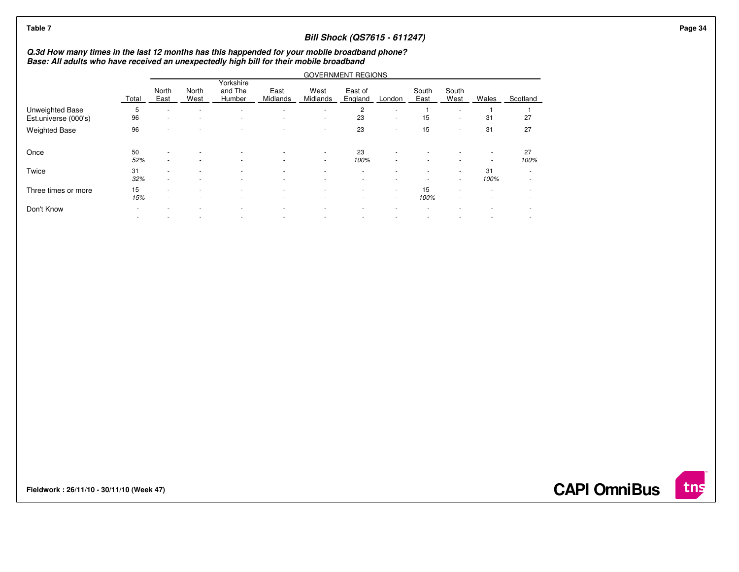Table 7

## Bill Shock (QS7615 - 611247)

***Q.3d How many times in the last 12 months has this happended for your mobile broadband phone?***
***Base: All adults who have received an unexpectedly high bill for their mobile broadband***

| | | GOVERNMENT REGIONS | | | | | | | | | | |
|---|---|---|---|---|---|---|---|---|---|---|---|---|
| | Total | North East | North West | Yorkshire and The Humber | East Midlands | West Midlands | East of England | London | South East | South West | Wales | Scotland |
| Unweighted Base | 5 | - | - | - | - | - | 2 | - | 1 | - | 1 | 1 |
| Est.universe (000's) | 96 | - | - | - | - | - | 23 | - | 15 | - | 31 | 27 |
| Weighted Base | 96 | - | - | - | - | - | 23 | - | 15 | - | 31 | 27 |
| Once | 50 | - | - | - | - | - | 23 | - | - | - | - | 27 |
| | *52%* | - | - | - | - | - | *100%* | - | - | - | - | *100%* |
| Twice | 31 | - | - | - | - | - | - | - | - | - | 31 | - |
| | *32%* | - | - | - | - | - | - | - | - | - | *100%* | - |
| Three times or more | 15 | - | - | - | - | - | - | - | 15 | - | - | - |
| | *15%* | - | - | - | - | - | - | - | *100%* | - | - | - |
| Don't Know | - | - | - | - | - | - | - | - | - | - | - | - |
| | - | - | - | - | - | - | - | - | - | - | - | - |

**Fieldwork : 26/11/10 - 30/11/10 (Week 47)**

**CAPI OmniBus**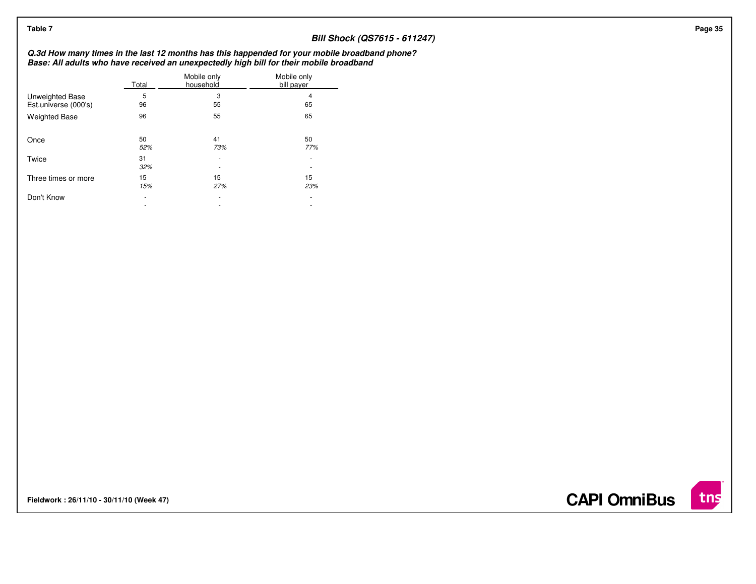**Table 7**

### Bill Shock (QS7615 - 611247)

***Q.3d How many times in the last 12 months has this happended for your mobile broadband phone?***
***Base: All adults who have received an unexpectedly high bill for their mobile broadband***

| | Total | Mobile only household | Mobile only bill payer |
|---|---|---|---|
| Unweighted Base | 5 | 3 | 4 |
| Est.universe (000's) | 96 | 55 | 65 |
| Weighted Base | 96 | 55 | 65 |
| Once | 50 | 41 | 50 |
| | *52%* | *73%* | *77%* |
| Twice | 31 | - | - |
| | *32%* | - | - |
| Three times or more | 15 | 15 | 15 |
| | *15%* | *27%* | *23%* |
| Don't Know | - | - | - |
| | - | - | - |

**Fieldwork : 26/11/10 - 30/11/10 (Week 47)**

**CAPI OmniBus**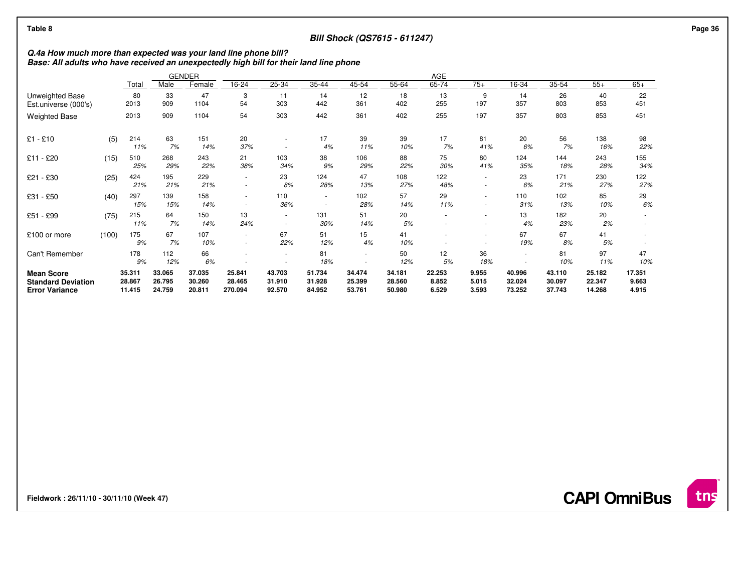**Table 8**

**Bill Shock (QS7615 - 611247)**

***Q.4a How much more than expected was your land line phone bill?***
***Base: All adults who have received an unexpectedly high bill for their land line phone***

| | | Total | GENDER | | AGE | | | | | | | | | | | |
|---|---|---|---|---|---|---|---|---|---|---|---|---|---|---|---|---|
| | | | Male | Female | 16-24 | 25-34 | 35-44 | 45-54 | 55-64 | 65-74 | 75+ | 16-34 | 35-54 | 55+ | 65+ |
| Unweighted Base | | 80 | 33 | 47 | 3 | 11 | 14 | 12 | 18 | 13 | 9 | 14 | 26 | 40 | 22 |
| Est.universe (000's) | | 2013 | 909 | 1104 | 54 | 303 | 442 | 361 | 402 | 255 | 197 | 357 | 803 | 853 | 451 |
| Weighted Base | | 2013 | 909 | 1104 | 54 | 303 | 442 | 361 | 402 | 255 | 197 | 357 | 803 | 853 | 451 |
| £1 - £10 | (5) | 214 | 63 | 151 | 20 | - | 17 | 39 | 39 | 17 | 81 | 20 | 56 | 138 | 98 |
| | | *11%* | *7%* | *14%* | *37%* | - | *4%* | *11%* | *10%* | *7%* | *41%* | *6%* | *7%* | *16%* | *22%* |
| £11 - £20 | (15) | 510 | 268 | 243 | 21 | 103 | 38 | 106 | 88 | 75 | 80 | 124 | 144 | 243 | 155 |
| | | *25%* | *29%* | *22%* | *38%* | *34%* | *9%* | *29%* | *22%* | *30%* | *41%* | *35%* | *18%* | *28%* | *34%* |
| £21 - £30 | (25) | 424 | 195 | 229 | - | 23 | 124 | 47 | 108 | 122 | - | 23 | 171 | 230 | 122 |
| | | *21%* | *21%* | *21%* | - | *8%* | *28%* | *13%* | *27%* | *48%* | - | *6%* | *21%* | *27%* | *27%* |
| £31 - £50 | (40) | 297 | 139 | 158 | - | 110 | - | 102 | 57 | 29 | - | 110 | 102 | 85 | 29 |
| | | *15%* | *15%* | *14%* | - | *36%* | - | *28%* | *14%* | *11%* | - | *31%* | *13%* | *10%* | *6%* |
| £51 - £99 | (75) | 215 | 64 | 150 | 13 | - | 131 | 51 | 20 | - | - | 13 | 182 | 20 | - |
| | | *11%* | *7%* | *14%* | *24%* | - | *30%* | *14%* | *5%* | - | - | *4%* | *23%* | *2%* | - |
| £100 or more | (100) | 175 | 67 | 107 | - | 67 | 51 | 15 | 41 | - | - | 67 | 67 | 41 | - |
| | | *9%* | *7%* | *10%* | - | *22%* | *12%* | *4%* | *10%* | - | - | *19%* | *8%* | *5%* | - |
| Can't Remember | | 178 | 112 | 66 | - | - | 81 | - | 50 | 12 | 36 | - | 81 | 97 | 47 |
| | | *9%* | *12%* | *6%* | - | - | *18%* | - | *12%* | *5%* | *18%* | - | *10%* | *11%* | *10%* |
| **Mean Score** | | **35.311** | **33.065** | **37.035** | **25.841** | **43.703** | **51.734** | **34.474** | **34.181** | **22.253** | **9.955** | **40.996** | **43.110** | **25.182** | **17.351** |
| **Standard Deviation** | | **28.867** | **26.795** | **30.260** | **28.465** | **31.910** | **31.928** | **25.399** | **28.560** | **8.852** | **5.015** | **32.024** | **30.097** | **22.347** | **9.663** |
| **Error Variance** | | **11.415** | **24.759** | **20.811** | **270.094** | **92.570** | **84.952** | **53.761** | **50.980** | **6.529** | **3.593** | **73.252** | **37.743** | **14.268** | **4.915** |

**Fieldwork : 26/11/10 - 30/11/10 (Week 47)**

**CAPI OmniBus**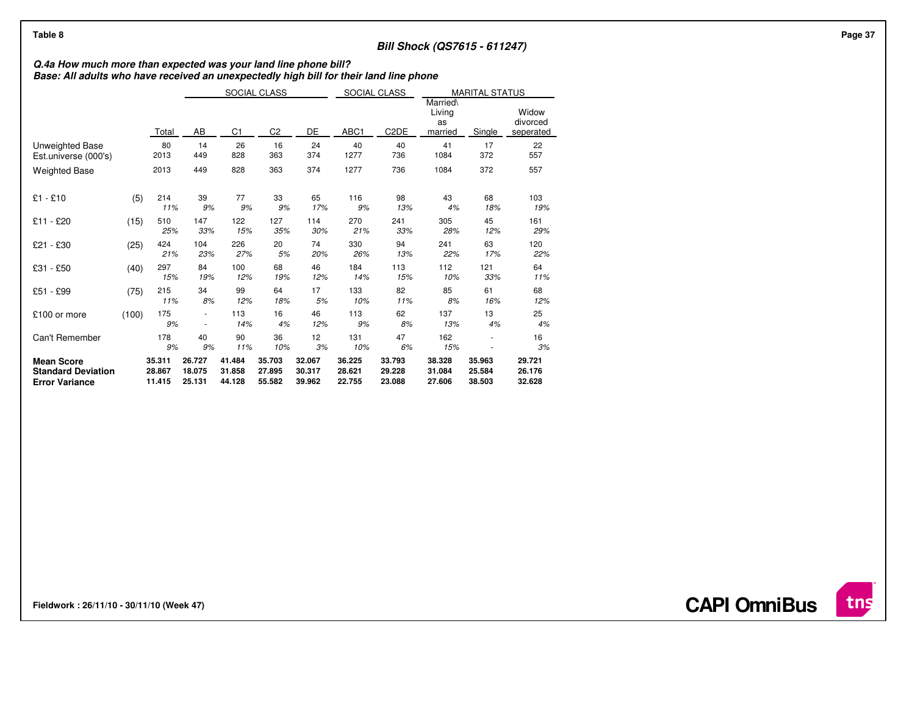**Table 8**

**Bill Shock (QS7615 - 611247)**

***Q.4a How much more than expected was your land line phone bill?***
***Base: All adults who have received an unexpectedly high bill for their land line phone***

| | | | SOCIAL CLASS | | | | SOCIAL CLASS | | MARITAL STATUS | | |
|---|---|---|---|---|---|---|---|---|---|---|---|
| | | Total | AB | C1 | C2 | DE | ABC1 | C2DE | Married\ Living as married | Single | Widow divorced seperated |
| Unweighted Base | | 80 | 14 | 26 | 16 | 24 | 40 | 40 | 41 | 17 | 22 |
| Est.universe (000's) | | 2013 | 449 | 828 | 363 | 374 | 1277 | 736 | 1084 | 372 | 557 |
| Weighted Base | | 2013 | 449 | 828 | 363 | 374 | 1277 | 736 | 1084 | 372 | 557 |
| £1 - £10 | (5) | 214 | 39 | 77 | 33 | 65 | 116 | 98 | 43 | 68 | 103 |
| | | *11%* | *9%* | *9%* | *9%* | *17%* | *9%* | *13%* | *4%* | *18%* | *19%* |
| £11 - £20 | (15) | 510 | 147 | 122 | 127 | 114 | 270 | 241 | 305 | 45 | 161 |
| | | *25%* | *33%* | *15%* | *35%* | *30%* | *21%* | *33%* | *28%* | *12%* | *29%* |
| £21 - £30 | (25) | 424 | 104 | 226 | 20 | 74 | 330 | 94 | 241 | 63 | 120 |
| | | *21%* | *23%* | *27%* | *5%* | *20%* | *26%* | *13%* | *22%* | *17%* | *22%* |
| £31 - £50 | (40) | 297 | 84 | 100 | 68 | 46 | 184 | 113 | 112 | 121 | 64 |
| | | *15%* | *19%* | *12%* | *19%* | *12%* | *14%* | *15%* | *10%* | *33%* | *11%* |
| £51 - £99 | (75) | 215 | 34 | 99 | 64 | 17 | 133 | 82 | 85 | 61 | 68 |
| | | *11%* | *8%* | *12%* | *18%* | *5%* | *10%* | *11%* | *8%* | *16%* | *12%* |
| £100 or more | (100) | 175 | - | 113 | 16 | 46 | 113 | 62 | 137 | 13 | 25 |
| | | *9%* | - | *14%* | *4%* | *12%* | *9%* | *8%* | *13%* | *4%* | *4%* |
| Can't Remember | | 178 | 40 | 90 | 36 | 12 | 131 | 47 | 162 | - | 16 |
| | | *9%* | *9%* | *11%* | *10%* | *3%* | *10%* | *6%* | *15%* | - | *3%* |
| **Mean Score** | | **35.311** | **26.727** | **41.484** | **35.703** | **32.067** | **36.225** | **33.793** | **38.328** | **35.963** | **29.721** |
| **Standard Deviation** | | **28.867** | **18.075** | **31.858** | **27.895** | **30.317** | **28.621** | **29.228** | **31.084** | **25.584** | **26.176** |
| **Error Variance** | | **11.415** | **25.131** | **44.128** | **55.582** | **39.962** | **22.755** | **23.088** | **27.606** | **38.503** | **32.628** |

**Fieldwork : 26/11/10 - 30/11/10 (Week 47)**

**CAPI OmniBus**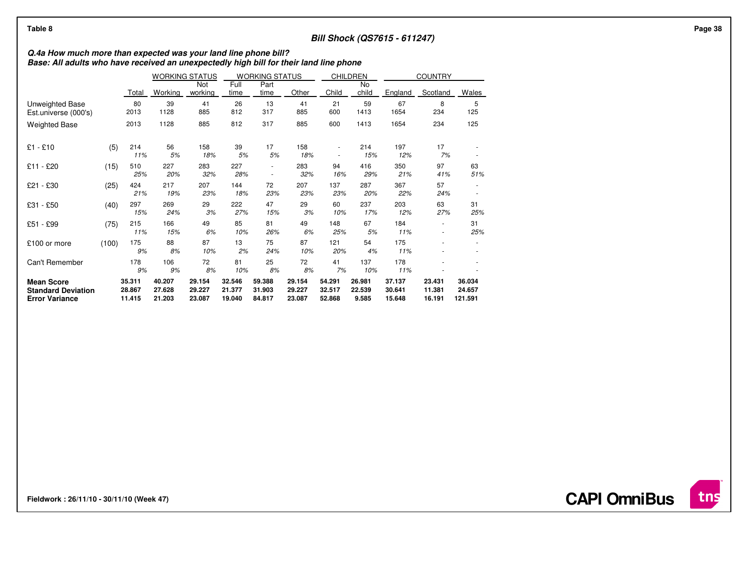Table 8

## Bill Shock (QS7615 - 611247)

***Q.4a How much more than expected was your land line phone bill?***
***Base: All adults who have received an unexpectedly high bill for their land line phone***

| | | | WORKING STATUS | | WORKING STATUS | | | CHILDREN | | COUNTRY | | |
|---|---|---|---|---|---|---|---|---|---|---|---|---|
| | | Total | Working | Not working | Full time | Part time | Other | Child | No child | England | Scotland | Wales |
| Unweighted Base | | 80 | 39 | 41 | 26 | 13 | 41 | 21 | 59 | 67 | 8 | 5 |
| Est.universe (000's) | | 2013 | 1128 | 885 | 812 | 317 | 885 | 600 | 1413 | 1654 | 234 | 125 |
| Weighted Base | | 2013 | 1128 | 885 | 812 | 317 | 885 | 600 | 1413 | 1654 | 234 | 125 |
| £1 - £10 | (5) | 214 | 56 | 158 | 39 | 17 | 158 | - | 214 | 197 | 17 | - |
| | | *11%* | *5%* | *18%* | *5%* | *5%* | *18%* | - | *15%* | *12%* | *7%* | - |
| £11 - £20 | (15) | 510 | 227 | 283 | 227 | - | 283 | 94 | 416 | 350 | 97 | 63 |
| | | *25%* | *20%* | *32%* | *28%* | - | *32%* | *16%* | *29%* | *21%* | *41%* | *51%* |
| £21 - £30 | (25) | 424 | 217 | 207 | 144 | 72 | 207 | 137 | 287 | 367 | 57 | - |
| | | *21%* | *19%* | *23%* | *18%* | *23%* | *23%* | *23%* | *20%* | *22%* | *24%* | - |
| £31 - £50 | (40) | 297 | 269 | 29 | 222 | 47 | 29 | 60 | 237 | 203 | 63 | 31 |
| | | *15%* | *24%* | *3%* | *27%* | *15%* | *3%* | *10%* | *17%* | *12%* | *27%* | *25%* |
| £51 - £99 | (75) | 215 | 166 | 49 | 85 | 81 | 49 | 148 | 67 | 184 | - | 31 |
| | | *11%* | *15%* | *6%* | *10%* | *26%* | *6%* | *25%* | *5%* | *11%* | - | *25%* |
| £100 or more | (100) | 175 | 88 | 87 | 13 | 75 | 87 | 121 | 54 | 175 | - | - |
| | | *9%* | *8%* | *10%* | *2%* | *24%* | *10%* | *20%* | *4%* | *11%* | - | - |
| Can't Remember | | 178 | 106 | 72 | 81 | 25 | 72 | 41 | 137 | 178 | - | - |
| | | *9%* | *9%* | *8%* | *10%* | *8%* | *8%* | *7%* | *10%* | *11%* | - | - |
| **Mean Score** | | **35.311** | **40.207** | **29.154** | **32.546** | **59.388** | **29.154** | **54.291** | **26.981** | **37.137** | **23.431** | **36.034** |
| **Standard Deviation** | | **28.867** | **27.628** | **29.227** | **21.377** | **31.903** | **29.227** | **32.517** | **22.539** | **30.641** | **11.381** | **24.657** |
| **Error Variance** | | **11.415** | **21.203** | **23.087** | **19.040** | **84.817** | **23.087** | **52.868** | **9.585** | **15.648** | **16.191** | **121.591** |

**Fieldwork : 26/11/10 - 30/11/10 (Week 47)**

**CAPI OmniBus**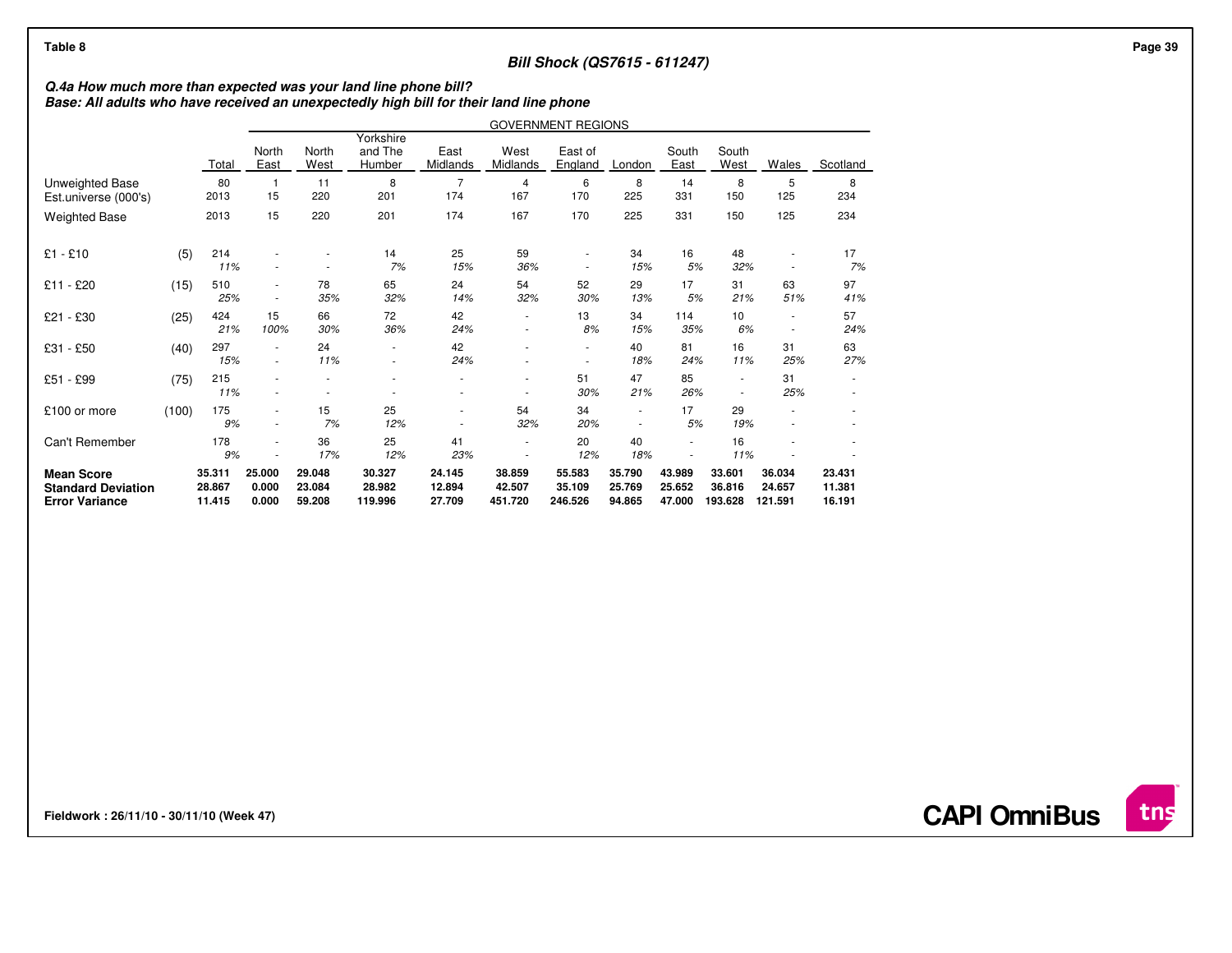Table 8

## Bill Shock (QS7615 - 611247)

***Q.4a How much more than expected was your land line phone bill?***
***Base: All adults who have received an unexpectedly high bill for their land line phone***

| | | | GOVERNMENT REGIONS | | | | | | | | | | |
|---|---|---|---|---|---|---|---|---|---|---|---|---|---|
| | | Total | North East | North West | Yorkshire and The Humber | East Midlands | West Midlands | East of England | London | South East | South West | Wales | Scotland |
| Unweighted Base | | 80 | 1 | 11 | 8 | 7 | 4 | 6 | 8 | 14 | 8 | 5 | 8 |
| Est.universe (000's) | | 2013 | 15 | 220 | 201 | 174 | 167 | 170 | 225 | 331 | 150 | 125 | 234 |
| Weighted Base | | 2013 | 15 | 220 | 201 | 174 | 167 | 170 | 225 | 331 | 150 | 125 | 234 |
| £1 - £10 | (5) | 214 | - | - | 14 | 25 | 59 | - | 34 | 16 | 48 | - | 17 |
| | | *11%* | - | - | *7%* | *15%* | *36%* | - | *15%* | *5%* | *32%* | - | *7%* |
| £11 - £20 | (15) | 510 | - | 78 | 65 | 24 | 54 | 52 | 29 | 17 | 31 | 63 | 97 |
| | | *25%* | - | *35%* | *32%* | *14%* | *32%* | *30%* | *13%* | *5%* | *21%* | *51%* | *41%* |
| £21 - £30 | (25) | 424 | 15 | 66 | 72 | 42 | - | 13 | 34 | 114 | 10 | - | 57 |
| | | *21%* | *100%* | *30%* | *36%* | *24%* | - | *8%* | *15%* | *35%* | *6%* | - | *24%* |
| £31 - £50 | (40) | 297 | - | 24 | - | 42 | - | - | 40 | 81 | 16 | 31 | 63 |
| | | *15%* | - | *11%* | - | *24%* | - | - | *18%* | *24%* | *11%* | *25%* | *27%* |
| £51 - £99 | (75) | 215 | - | - | - | - | - | 51 | 47 | 85 | - | 31 | - |
| | | *11%* | - | - | - | - | - | *30%* | *21%* | *26%* | - | *25%* | - |
| £100 or more | (100) | 175 | - | 15 | 25 | - | 54 | 34 | - | 17 | 29 | - | - |
| | | *9%* | - | *7%* | *12%* | - | *32%* | *20%* | - | *5%* | *19%* | - | - |
| Can't Remember | | 178 | - | 36 | 25 | 41 | - | 20 | 40 | - | 16 | - | - |
| | | *9%* | - | *17%* | *12%* | *23%* | - | *12%* | *18%* | - | *11%* | - | - |
| **Mean Score** | | **35.311** | **25.000** | **29.048** | **30.327** | **24.145** | **38.859** | **55.583** | **35.790** | **43.989** | **33.601** | **36.034** | **23.431** |
| **Standard Deviation** | | **28.867** | **0.000** | **23.084** | **28.982** | **12.894** | **42.507** | **35.109** | **25.769** | **25.652** | **36.816** | **24.657** | **11.381** |
| **Error Variance** | | **11.415** | **0.000** | **59.208** | **119.996** | **27.709** | **451.720** | **246.526** | **94.865** | **47.000** | **193.628** | **121.591** | **16.191** |

**Fieldwork : 26/11/10 - 30/11/10 (Week 47)**

**CAPI OmniBus**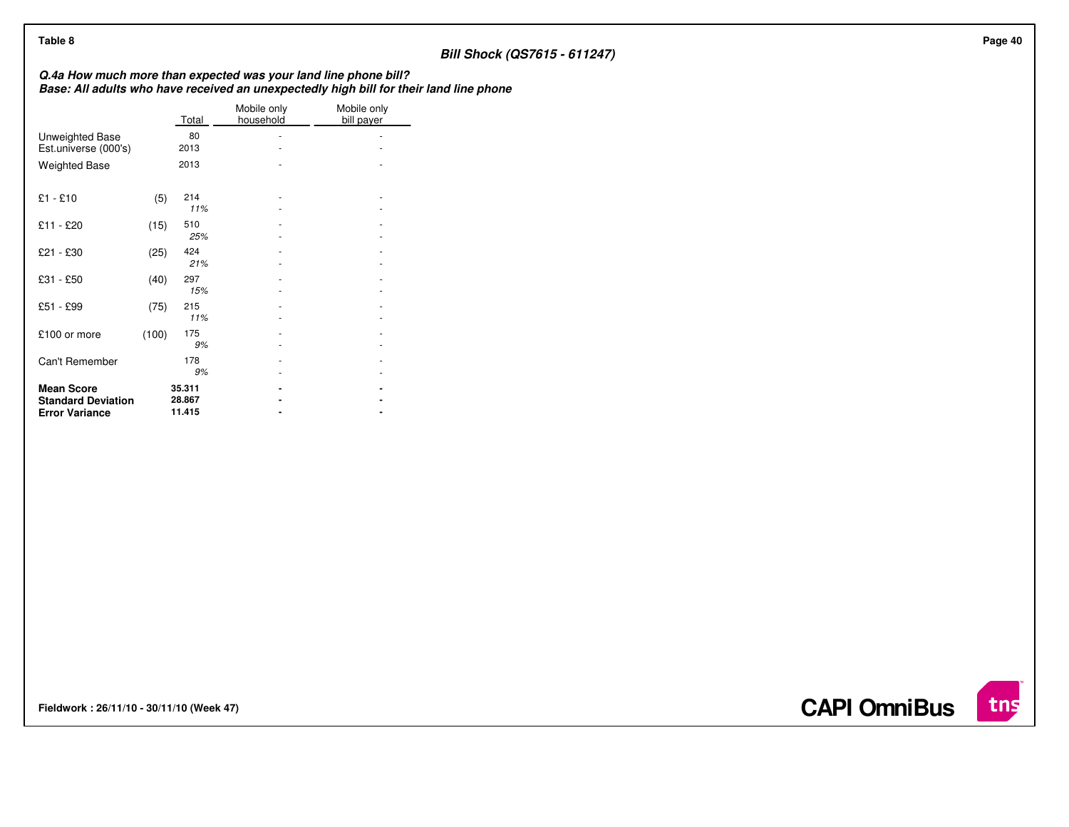Table 8

## Bill Shock (QS7615 - 611247)

***Q.4a How much more than expected was your land line phone bill?***
***Base: All adults who have received an unexpectedly high bill for their land line phone***

| | | Total | Mobile only household | Mobile only bill payer |
|---|---|---|---|---|
| Unweighted Base | | 80 | - | - |
| Est.universe (000's) | | 2013 | - | - |
| Weighted Base | | 2013 | - | - |
| £1 - £10 | (5) | 214 | - | - |
| | | *11%* | - | - |
| £11 - £20 | (15) | 510 | - | - |
| | | *25%* | - | - |
| £21 - £30 | (25) | 424 | - | - |
| | | *21%* | - | - |
| £31 - £50 | (40) | 297 | - | - |
| | | *15%* | - | - |
| £51 - £99 | (75) | 215 | - | - |
| | | *11%* | - | - |
| £100 or more | (100) | 175 | - | - |
| | | *9%* | - | - |
| Can't Remember | | 178 | - | - |
| | | *9%* | - | - |
| **Mean Score** | | **35.311** | **-** | **-** |
| **Standard Deviation** | | **28.867** | **-** | **-** |
| **Error Variance** | | **11.415** | **-** | **-** |

**Fieldwork : 26/11/10 - 30/11/10 (Week 47)**

**CAPI OmniBus**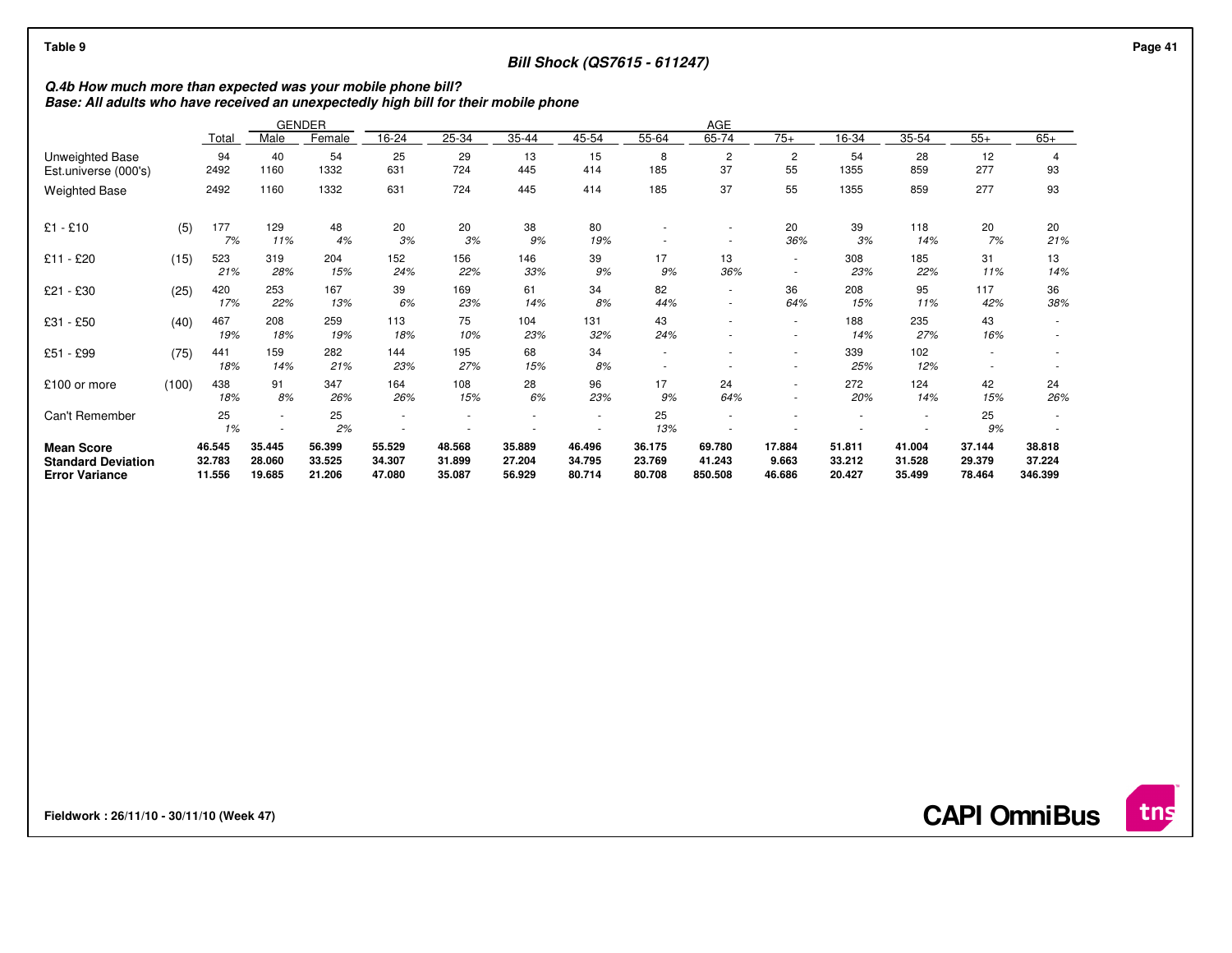Table 9

**Bill Shock (QS7615 - 611247)**

***Q.4b How much more than expected was your mobile phone bill?***
***Base: All adults who have received an unexpectedly high bill for their mobile phone***

| | | Total | GENDER | | AGE | | | | | | | | | | | |
|---|---|---|---|---|---|---|---|---|---|---|---|---|---|---|---|---|
| | | | Male | Female | 16-24 | 25-34 | 35-44 | 45-54 | 55-64 | 65-74 | 75+ | 16-34 | 35-54 | 55+ | 65+ |
| Unweighted Base | | 94 | 40 | 54 | 25 | 29 | 13 | 15 | 8 | 2 | 2 | 54 | 28 | 12 | 4 |
| Est.universe (000's) | | 2492 | 1160 | 1332 | 631 | 724 | 445 | 414 | 185 | 37 | 55 | 1355 | 859 | 277 | 93 |
| Weighted Base | | 2492 | 1160 | 1332 | 631 | 724 | 445 | 414 | 185 | 37 | 55 | 1355 | 859 | 277 | 93 |
| £1 - £10 | (5) | 177 | 129 | 48 | 20 | 20 | 38 | 80 | - | - | 20 | 39 | 118 | 20 | 20 |
| | | *7%* | *11%* | *4%* | *3%* | *3%* | *9%* | *19%* | - | - | *36%* | *3%* | *14%* | *7%* | *21%* |
| £11 - £20 | (15) | 523 | 319 | 204 | 152 | 156 | 146 | 39 | 17 | 13 | - | 308 | 185 | 31 | 13 |
| | | *21%* | *28%* | *15%* | *24%* | *22%* | *33%* | *9%* | *9%* | *36%* | - | *23%* | *22%* | *11%* | *14%* |
| £21 - £30 | (25) | 420 | 253 | 167 | 39 | 169 | 61 | 34 | 82 | - | 36 | 208 | 95 | 117 | 36 |
| | | *17%* | *22%* | *13%* | *6%* | *23%* | *14%* | *8%* | *44%* | - | *64%* | *15%* | *11%* | *42%* | *38%* |
| £31 - £50 | (40) | 467 | 208 | 259 | 113 | 75 | 104 | 131 | 43 | - | - | 188 | 235 | 43 | - |
| | | *19%* | *18%* | *19%* | *18%* | *10%* | *23%* | *32%* | *24%* | - | - | *14%* | *27%* | *16%* | - |
| £51 - £99 | (75) | 441 | 159 | 282 | 144 | 195 | 68 | 34 | - | - | - | 339 | 102 | - | - |
| | | *18%* | *14%* | *21%* | *23%* | *27%* | *15%* | *8%* | - | - | - | *25%* | *12%* | - | - |
| £100 or more | (100) | 438 | 91 | 347 | 164 | 108 | 28 | 96 | 17 | 24 | - | 272 | 124 | 42 | 24 |
| | | *18%* | *8%* | *26%* | *26%* | *15%* | *6%* | *23%* | *9%* | *64%* | - | *20%* | *14%* | *15%* | *26%* |
| Can't Remember | | 25 | - | 25 | - | - | - | - | 25 | - | - | - | - | 25 | - |
| | | *1%* | - | *2%* | - | - | - | - | *13%* | - | - | - | - | *9%* | - |
| **Mean Score** | | **46.545** | **35.445** | **56.399** | **55.529** | **48.568** | **35.889** | **46.496** | **36.175** | **69.780** | **17.884** | **51.811** | **41.004** | **37.144** | **38.818** |
| **Standard Deviation** | | **32.783** | **28.060** | **33.525** | **34.307** | **31.899** | **27.204** | **34.795** | **23.769** | **41.243** | **9.663** | **33.212** | **31.528** | **29.379** | **37.224** |
| **Error Variance** | | **11.556** | **19.685** | **21.206** | **47.080** | **35.087** | **56.929** | **80.714** | **80.708** | **850.508** | **46.686** | **20.427** | **35.499** | **78.464** | **346.399** |

Fieldwork : 26/11/10 - 30/11/10 (Week 47)

CAPI OmniBus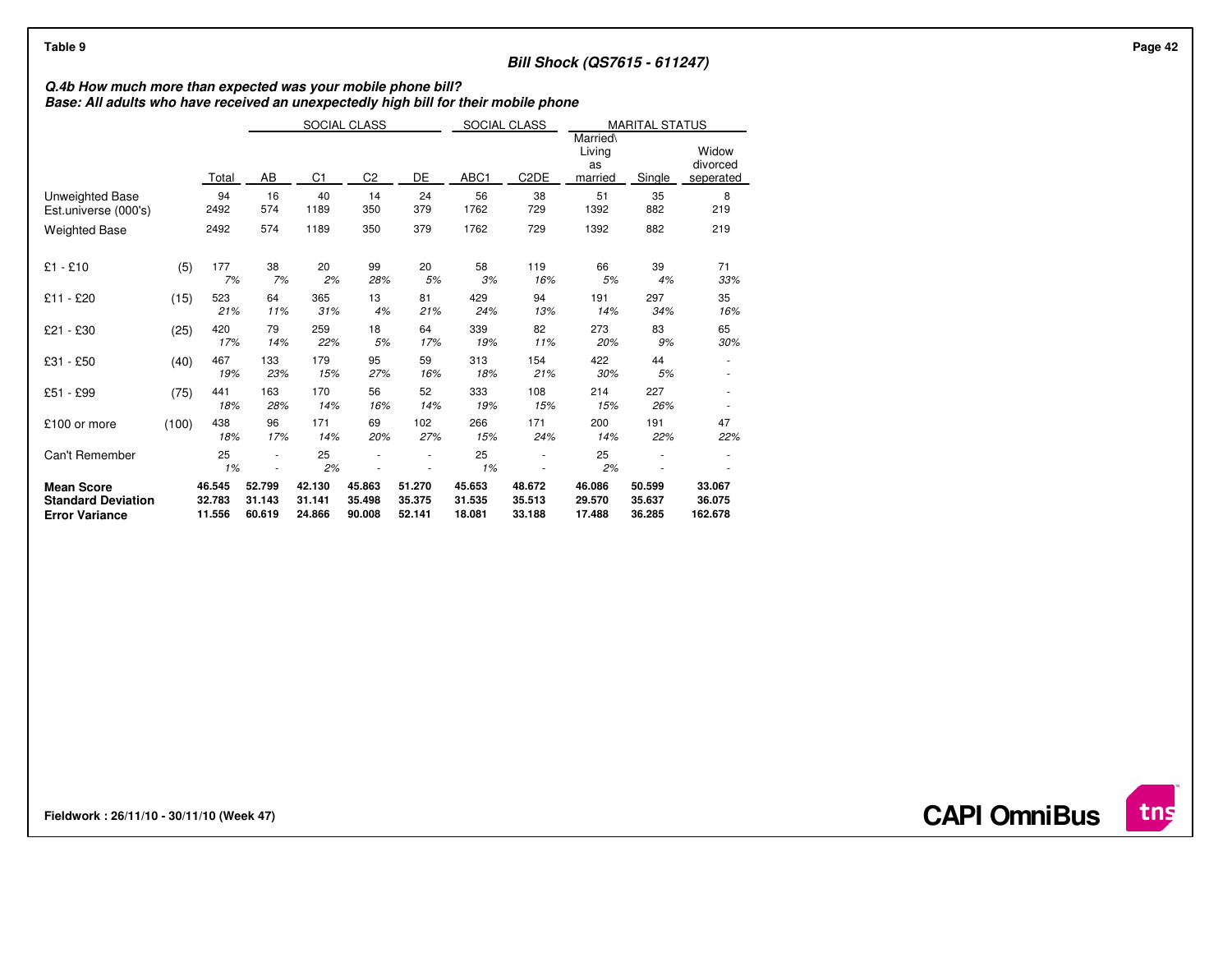Table 9

## Bill Shock (QS7615 - 611247)

***Q.4b How much more than expected was your mobile phone bill?***
***Base: All adults who have received an unexpectedly high bill for their mobile phone***

| | | | SOCIAL CLASS | | | | SOCIAL CLASS | | MARITAL STATUS | | |
|---|---|---|---|---|---|---|---|---|---|---|---|
| | | Total | AB | C1 | C2 | DE | ABC1 | C2DE | Married\ Living as married | Single | Widow divorced seperated |
| Unweighted Base | | 94 | 16 | 40 | 14 | 24 | 56 | 38 | 51 | 35 | 8 |
| Est.universe (000's) | | 2492 | 574 | 1189 | 350 | 379 | 1762 | 729 | 1392 | 882 | 219 |
| Weighted Base | | 2492 | 574 | 1189 | 350 | 379 | 1762 | 729 | 1392 | 882 | 219 |
| £1 - £10 | (5) | 177 | 38 | 20 | 99 | 20 | 58 | 119 | 66 | 39 | 71 |
| | | *7%* | *7%* | *2%* | *28%* | *5%* | *3%* | *16%* | *5%* | *4%* | *33%* |
| £11 - £20 | (15) | 523 | 64 | 365 | 13 | 81 | 429 | 94 | 191 | 297 | 35 |
| | | *21%* | *11%* | *31%* | *4%* | *21%* | *24%* | *13%* | *14%* | *34%* | *16%* |
| £21 - £30 | (25) | 420 | 79 | 259 | 18 | 64 | 339 | 82 | 273 | 83 | 65 |
| | | *17%* | *14%* | *22%* | *5%* | *17%* | *19%* | *11%* | *20%* | *9%* | *30%* |
| £31 - £50 | (40) | 467 | 133 | 179 | 95 | 59 | 313 | 154 | 422 | 44 | - |
| | | *19%* | *23%* | *15%* | *27%* | *16%* | *18%* | *21%* | *30%* | *5%* | - |
| £51 - £99 | (75) | 441 | 163 | 170 | 56 | 52 | 333 | 108 | 214 | 227 | - |
| | | *18%* | *28%* | *14%* | *16%* | *14%* | *19%* | *15%* | *15%* | *26%* | - |
| £100 or more | (100) | 438 | 96 | 171 | 69 | 102 | 266 | 171 | 200 | 191 | 47 |
| | | *18%* | *17%* | *14%* | *20%* | *27%* | *15%* | *24%* | *14%* | *22%* | *22%* |
| Can't Remember | | 25 | - | 25 | - | - | 25 | - | 25 | - | - |
| | | *1%* | - | *2%* | - | - | *1%* | - | *2%* | - | - |
| **Mean Score** | | **46.545** | **52.799** | **42.130** | **45.863** | **51.270** | **45.653** | **48.672** | **46.086** | **50.599** | **33.067** |
| **Standard Deviation** | | **32.783** | **31.143** | **31.141** | **35.498** | **35.375** | **31.535** | **35.513** | **29.570** | **35.637** | **36.075** |
| **Error Variance** | | **11.556** | **60.619** | **24.866** | **90.008** | **52.141** | **18.081** | **33.188** | **17.488** | **36.285** | **162.678** |

**Fieldwork : 26/11/10 - 30/11/10 (Week 47)**

**CAPI OmniBus**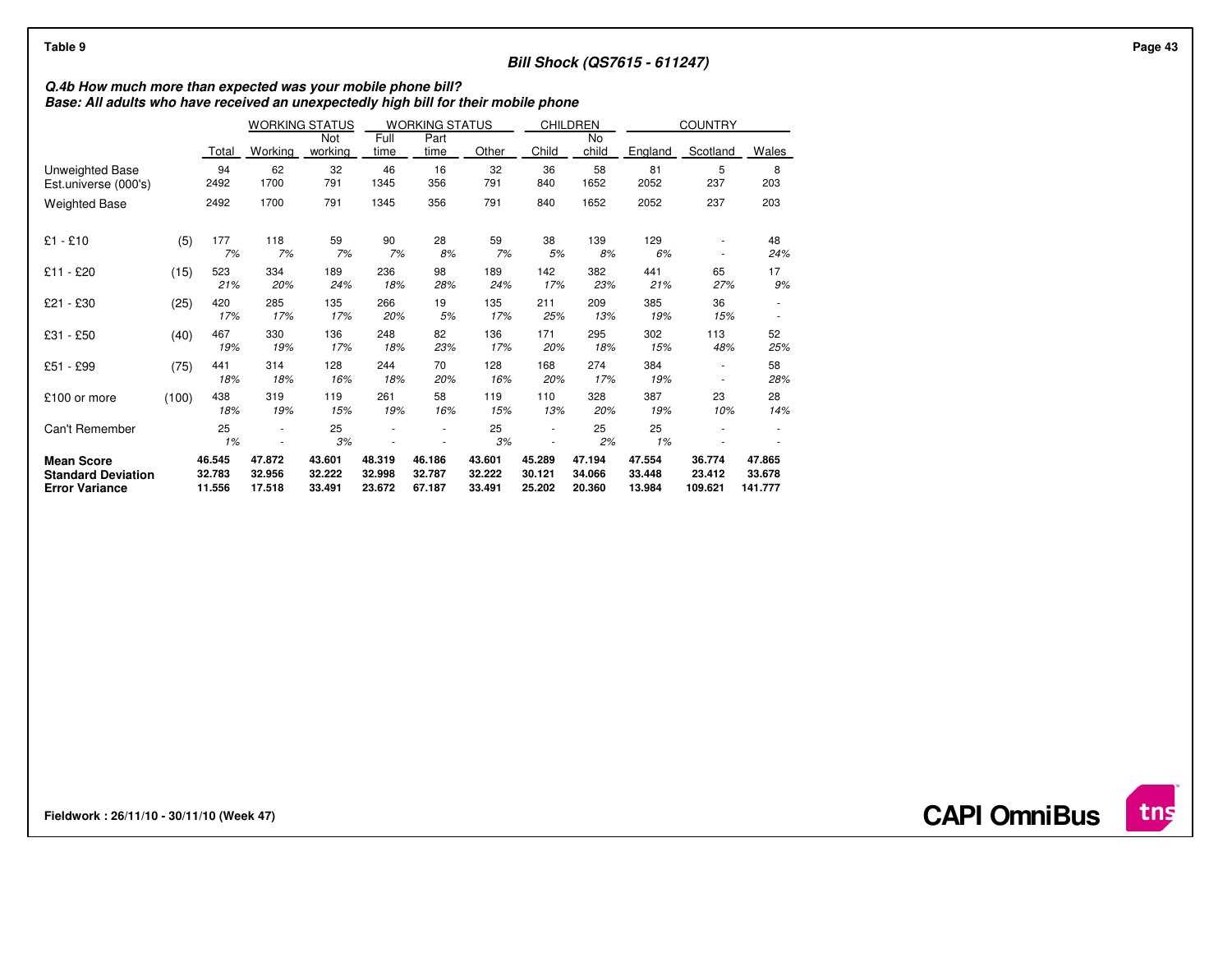Table 9

**Bill Shock (QS7615 - 611247)**

***Q.4b How much more than expected was your mobile phone bill?***
***Base: All adults who have received an unexpectedly high bill for their mobile phone***

| | | | WORKING STATUS | | WORKING STATUS | | | CHILDREN | | COUNTRY | | |
|---|---|---|---|---|---|---|---|---|---|---|---|---|
| | | Total | Working | Not working | Full time | Part time | Other | Child | No child | England | Scotland | Wales |
| Unweighted Base | | 94 | 62 | 32 | 46 | 16 | 32 | 36 | 58 | 81 | 5 | 8 |
| Est.universe (000's) | | 2492 | 1700 | 791 | 1345 | 356 | 791 | 840 | 1652 | 2052 | 237 | 203 |
| Weighted Base | | 2492 | 1700 | 791 | 1345 | 356 | 791 | 840 | 1652 | 2052 | 237 | 203 |
| £1 - £10 | (5) | 177 | 118 | 59 | 90 | 28 | 59 | 38 | 139 | 129 | - | 48 |
| | | *7%* | *7%* | *7%* | *7%* | *8%* | *7%* | *5%* | *8%* | *6%* | - | *24%* |
| £11 - £20 | (15) | 523 | 334 | 189 | 236 | 98 | 189 | 142 | 382 | 441 | 65 | 17 |
| | | *21%* | *20%* | *24%* | *18%* | *28%* | *24%* | *17%* | *23%* | *21%* | *27%* | *9%* |
| £21 - £30 | (25) | 420 | 285 | 135 | 266 | 19 | 135 | 211 | 209 | 385 | 36 | - |
| | | *17%* | *17%* | *17%* | *20%* | *5%* | *17%* | *25%* | *13%* | *19%* | *15%* | - |
| £31 - £50 | (40) | 467 | 330 | 136 | 248 | 82 | 136 | 171 | 295 | 302 | 113 | 52 |
| | | *19%* | *19%* | *17%* | *18%* | *23%* | *17%* | *20%* | *18%* | *15%* | *48%* | *25%* |
| £51 - £99 | (75) | 441 | 314 | 128 | 244 | 70 | 128 | 168 | 274 | 384 | - | 58 |
| | | *18%* | *18%* | *16%* | *18%* | *20%* | *16%* | *20%* | *17%* | *19%* | - | *28%* |
| £100 or more | (100) | 438 | 319 | 119 | 261 | 58 | 119 | 110 | 328 | 387 | 23 | 28 |
| | | *18%* | *19%* | *15%* | *19%* | *16%* | *15%* | *13%* | *20%* | *19%* | *10%* | *14%* |
| Can't Remember | | 25 | - | 25 | - | - | 25 | - | 25 | 25 | - | - |
| | | *1%* | - | *3%* | - | - | *3%* | - | *2%* | *1%* | - | - |
| **Mean Score** | | **46.545** | **47.872** | **43.601** | **48.319** | **46.186** | **43.601** | **45.289** | **47.194** | **47.554** | **36.774** | **47.865** |
| **Standard Deviation** | | **32.783** | **32.956** | **32.222** | **32.998** | **32.787** | **32.222** | **30.121** | **34.066** | **33.448** | **23.412** | **33.678** |
| **Error Variance** | | **11.556** | **17.518** | **33.491** | **23.672** | **67.187** | **33.491** | **25.202** | **20.360** | **13.984** | **109.621** | **141.777** |

**Fieldwork : 26/11/10 - 30/11/10 (Week 47)**

**CAPI OmniBus**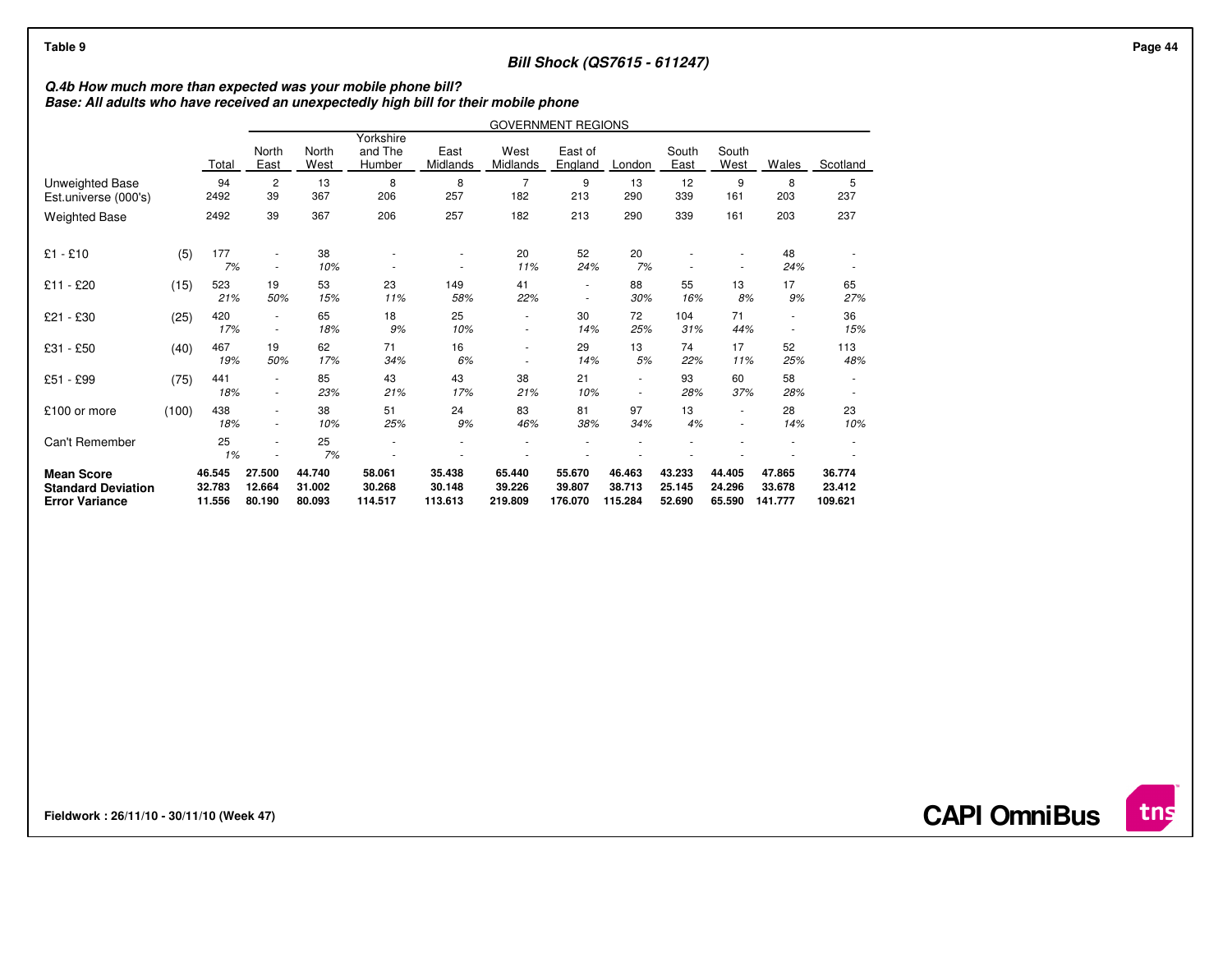Table 9

## Bill Shock (QS7615 - 611247)

***Q.4b How much more than expected was your mobile phone bill?***
***Base: All adults who have received an unexpectedly high bill for their mobile phone***

| | | | GOVERNMENT REGIONS | | | | | | | | | | |
|---|---|---|---|---|---|---|---|---|---|---|---|---|---|
| | | Total | North East | North West | Yorkshire and The Humber | East Midlands | West Midlands | East of England | London | South East | South West | Wales | Scotland |
| Unweighted Base | | 94 | 2 | 13 | 8 | 8 | 7 | 9 | 13 | 12 | 9 | 8 | 5 |
| Est.universe (000's) | | 2492 | 39 | 367 | 206 | 257 | 182 | 213 | 290 | 339 | 161 | 203 | 237 |
| Weighted Base | | 2492 | 39 | 367 | 206 | 257 | 182 | 213 | 290 | 339 | 161 | 203 | 237 |
| £1 - £10 | (5) | 177 | - | 38 | - | - | 20 | 52 | 20 | - | - | 48 | - |
| | | *7%* | - | *10%* | - | - | *11%* | *24%* | *7%* | - | - | *24%* | - |
| £11 - £20 | (15) | 523 | 19 | 53 | 23 | 149 | 41 | - | 88 | 55 | 13 | 17 | 65 |
| | | *21%* | *50%* | *15%* | *11%* | *58%* | *22%* | - | *30%* | *16%* | *8%* | *9%* | *27%* |
| £21 - £30 | (25) | 420 | - | 65 | 18 | 25 | - | 30 | 72 | 104 | 71 | - | 36 |
| | | *17%* | - | *18%* | *9%* | *10%* | - | *14%* | *25%* | *31%* | *44%* | - | *15%* |
| £31 - £50 | (40) | 467 | 19 | 62 | 71 | 16 | - | 29 | 13 | 74 | 17 | 52 | 113 |
| | | *19%* | *50%* | *17%* | *34%* | *6%* | - | *14%* | *5%* | *22%* | *11%* | *25%* | *48%* |
| £51 - £99 | (75) | 441 | - | 85 | 43 | 43 | 38 | 21 | - | 93 | 60 | 58 | - |
| | | *18%* | - | *23%* | *21%* | *17%* | *21%* | *10%* | - | *28%* | *37%* | *28%* | - |
| £100 or more | (100) | 438 | - | 38 | 51 | 24 | 83 | 81 | 97 | 13 | - | 28 | 23 |
| | | *18%* | - | *10%* | *25%* | *9%* | *46%* | *38%* | *34%* | *4%* | - | *14%* | *10%* |
| Can't Remember | | 25 | - | 25 | - | - | - | - | - | - | - | - | - |
| | | *1%* | - | *7%* | - | - | - | - | - | - | - | - | - |
| **Mean Score** | | **46.545** | **27.500** | **44.740** | **58.061** | **35.438** | **65.440** | **55.670** | **46.463** | **43.233** | **44.405** | **47.865** | **36.774** |
| **Standard Deviation** | | **32.783** | **12.664** | **31.002** | **30.268** | **30.148** | **39.226** | **39.807** | **38.713** | **25.145** | **24.296** | **33.678** | **23.412** |
| **Error Variance** | | **11.556** | **80.190** | **80.093** | **114.517** | **113.613** | **219.809** | **176.070** | **115.284** | **52.690** | **65.590** | **141.777** | **109.621** |

**Fieldwork : 26/11/10 - 30/11/10 (Week 47)**

**CAPI OmniBus**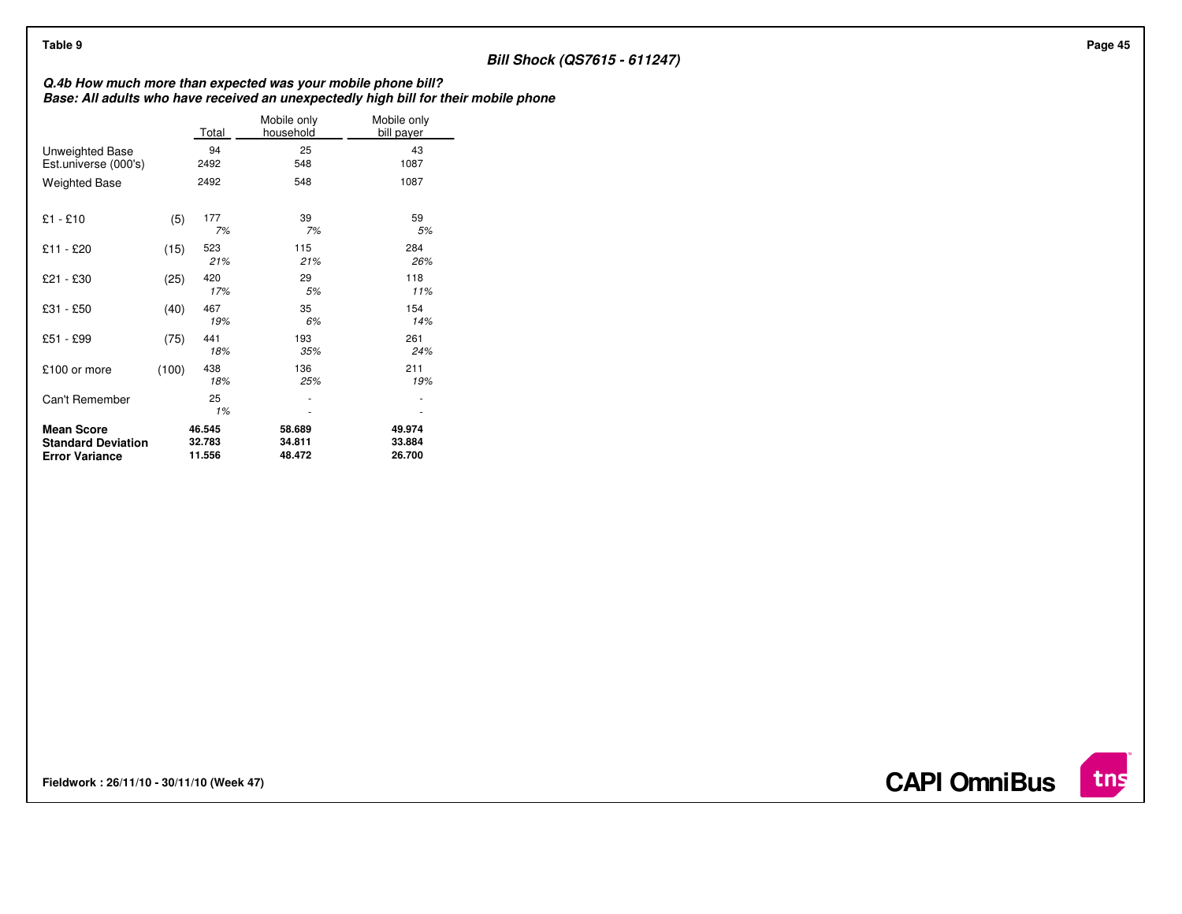Table 9

### Bill Shock (QS7615 - 611247)

***Q.4b How much more than expected was your mobile phone bill?***
***Base: All adults who have received an unexpectedly high bill for their mobile phone***

| | | Total | Mobile only household | Mobile only bill payer |
|---|---|---|---|---|
| Unweighted Base | | 94 | 25 | 43 |
| Est.universe (000's) | | 2492 | 548 | 1087 |
| Weighted Base | | 2492 | 548 | 1087 |
| £1 - £10 | (5) | 177 | 39 | 59 |
| | | *7%* | *7%* | *5%* |
| £11 - £20 | (15) | 523 | 115 | 284 |
| | | *21%* | *21%* | *26%* |
| £21 - £30 | (25) | 420 | 29 | 118 |
| | | *17%* | *5%* | *11%* |
| £31 - £50 | (40) | 467 | 35 | 154 |
| | | *19%* | *6%* | *14%* |
| £51 - £99 | (75) | 441 | 193 | 261 |
| | | *18%* | *35%* | *24%* |
| £100 or more | (100) | 438 | 136 | 211 |
| | | *18%* | *25%* | *19%* |
| Can't Remember | | 25 | - | - |
| | | *1%* | - | - |
| **Mean Score** | | **46.545** | **58.689** | **49.974** |
| **Standard Deviation** | | **32.783** | **34.811** | **33.884** |
| **Error Variance** | | **11.556** | **48.472** | **26.700** |

**Fieldwork : 26/11/10 - 30/11/10 (Week 47)**

**CAPI OmniBus**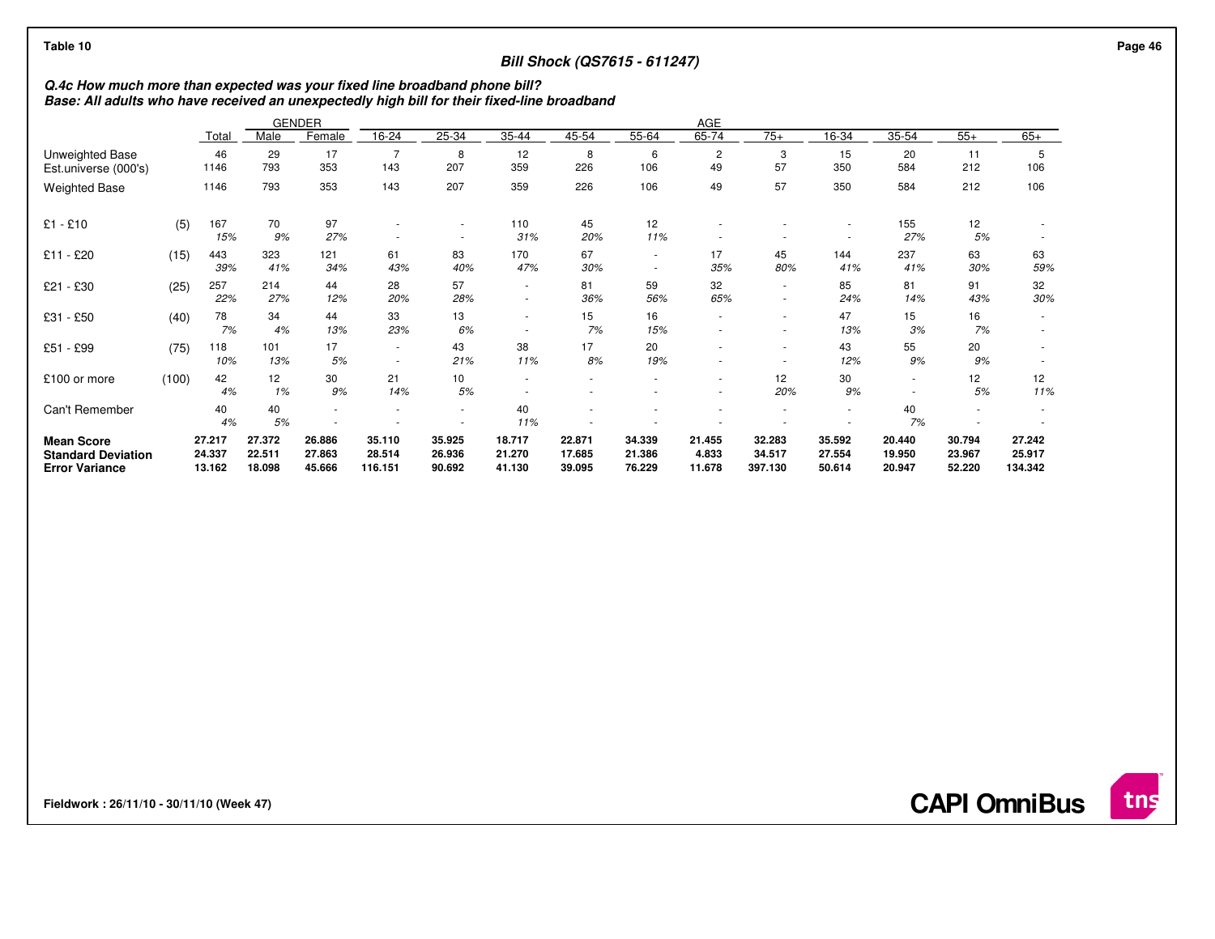Table 10

## Bill Shock (QS7615 - 611247)

***Q.4c How much more than expected was your fixed line broadband phone bill?***
***Base: All adults who have received an unexpectedly high bill for their fixed-line broadband***

| | | Total | GENDER | | AGE | | | | | | | | | | | |
|---|---|---|---|---|---|---|---|---|---|---|---|---|---|---|---|---|
| | | | Male | Female | 16-24 | 25-34 | 35-44 | 45-54 | 55-64 | 65-74 | 75+ | 16-34 | 35-54 | 55+ | 65+ |
| Unweighted Base | | 46 | 29 | 17 | 7 | 8 | 12 | 8 | 6 | 2 | 3 | 15 | 20 | 11 | 5 |
| Est.universe (000's) | | 1146 | 793 | 353 | 143 | 207 | 359 | 226 | 106 | 49 | 57 | 350 | 584 | 212 | 106 |
| Weighted Base | | 1146 | 793 | 353 | 143 | 207 | 359 | 226 | 106 | 49 | 57 | 350 | 584 | 212 | 106 |
| £1 - £10 | (5) | 167 | 70 | 97 | - | - | 110 | 45 | 12 | - | - | - | 155 | 12 | - |
| | | 15% | 9% | 27% | - | - | 31% | 20% | 11% | - | - | - | 27% | 5% | - |
| £11 - £20 | (15) | 443 | 323 | 121 | 61 | 83 | 170 | 67 | - | 17 | 45 | 144 | 237 | 63 | 63 |
| | | 39% | 41% | 34% | 43% | 40% | 47% | 30% | - | 35% | 80% | 41% | 41% | 30% | 59% |
| £21 - £30 | (25) | 257 | 214 | 44 | 28 | 57 | - | 81 | 59 | 32 | - | 85 | 81 | 91 | 32 |
| | | 22% | 27% | 12% | 20% | 28% | - | 36% | 56% | 65% | - | 24% | 14% | 43% | 30% |
| £31 - £50 | (40) | 78 | 34 | 44 | 33 | 13 | - | 15 | 16 | - | - | 47 | 15 | 16 | - |
| | | 7% | 4% | 13% | 23% | 6% | - | 7% | 15% | - | - | 13% | 3% | 7% | - |
| £51 - £99 | (75) | 118 | 101 | 17 | - | 43 | 38 | 17 | 20 | - | - | 43 | 55 | 20 | - |
| | | 10% | 13% | 5% | - | 21% | 11% | 8% | 19% | - | - | 12% | 9% | 9% | - |
| £100 or more | (100) | 42 | 12 | 30 | 21 | 10 | - | - | - | - | 12 | 30 | - | 12 | 12 |
| | | 4% | 1% | 9% | 14% | 5% | - | - | - | - | 20% | 9% | - | 5% | 11% |
| Can't Remember | | 40 | 40 | - | - | - | 40 | - | - | - | - | - | 40 | - | - |
| | | 4% | 5% | - | - | - | 11% | - | - | - | - | - | 7% | - | - |
| **Mean Score** | | **27.217** | **27.372** | **26.886** | **35.110** | **35.925** | **18.717** | **22.871** | **34.339** | **21.455** | **32.283** | **35.592** | **20.440** | **30.794** | **27.242** |
| **Standard Deviation** | | **24.337** | **22.511** | **27.863** | **28.514** | **26.936** | **21.270** | **17.685** | **21.386** | **4.833** | **34.517** | **27.554** | **19.950** | **23.967** | **25.917** |
| **Error Variance** | | **13.162** | **18.098** | **45.666** | **116.151** | **90.692** | **41.130** | **39.095** | **76.229** | **11.678** | **397.130** | **50.614** | **20.947** | **52.220** | **134.342** |

Fieldwork : 26/11/10 - 30/11/10 (Week 47)

CAPI OmniBus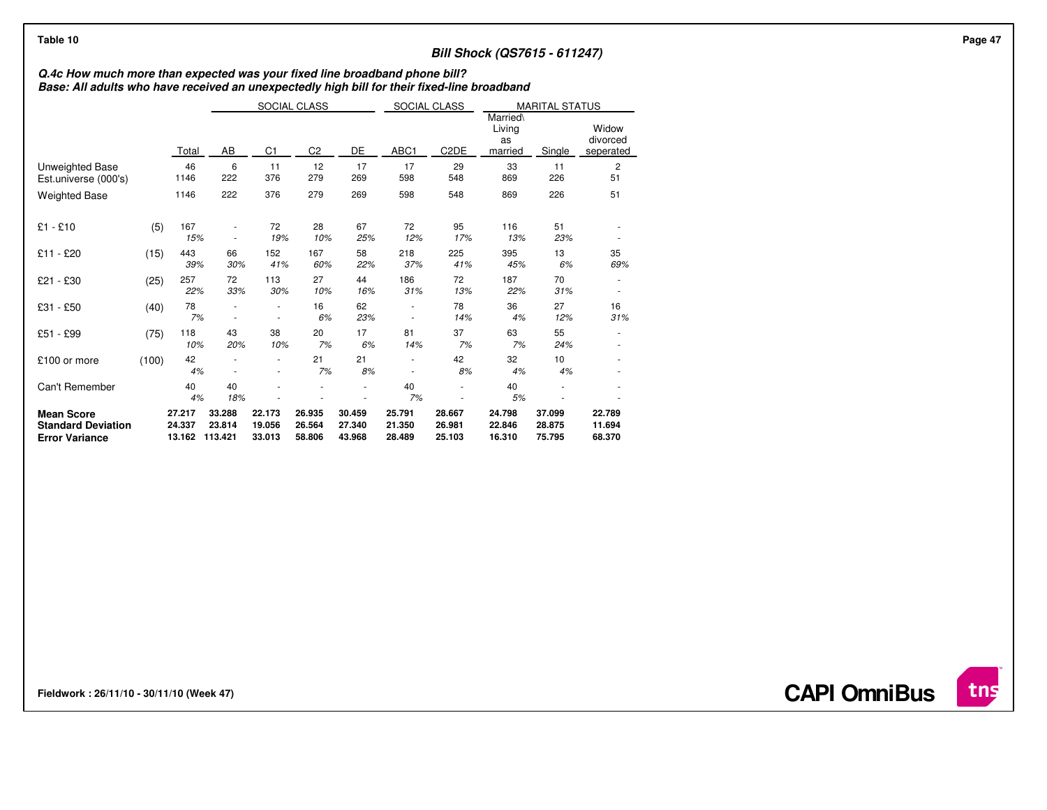Table 10

## Bill Shock (QS7615 - 611247)

***Q.4c How much more than expected was your fixed line broadband phone bill?***
***Base: All adults who have received an unexpectedly high bill for their fixed-line broadband***

| | | | SOCIAL CLASS | | | | SOCIAL CLASS | | MARITAL STATUS | | |
|---|---|---|---|---|---|---|---|---|---|---|---|
| | | Total | AB | C1 | C2 | DE | ABC1 | C2DE | Married\ Living as married | Single | Widow divorced seperated |
| Unweighted Base | | 46 | 6 | 11 | 12 | 17 | 17 | 29 | 33 | 11 | 2 |
| Est.universe (000's) | | 1146 | 222 | 376 | 279 | 269 | 598 | 548 | 869 | 226 | 51 |
| Weighted Base | | 1146 | 222 | 376 | 279 | 269 | 598 | 548 | 869 | 226 | 51 |
| £1 - £10 | (5) | 167 | - | 72 | 28 | 67 | 72 | 95 | 116 | 51 | - |
| | | *15%* | - | *19%* | *10%* | *25%* | *12%* | *17%* | *13%* | *23%* | - |
| £11 - £20 | (15) | 443 | 66 | 152 | 167 | 58 | 218 | 225 | 395 | 13 | 35 |
| | | *39%* | *30%* | *41%* | *60%* | *22%* | *37%* | *41%* | *45%* | *6%* | *69%* |
| £21 - £30 | (25) | 257 | 72 | 113 | 27 | 44 | 186 | 72 | 187 | 70 | - |
| | | *22%* | *33%* | *30%* | *10%* | *16%* | *31%* | *13%* | *22%* | *31%* | - |
| £31 - £50 | (40) | 78 | - | - | 16 | 62 | - | 78 | 36 | 27 | 16 |
| | | *7%* | - | - | *6%* | *23%* | - | *14%* | *4%* | *12%* | *31%* |
| £51 - £99 | (75) | 118 | 43 | 38 | 20 | 17 | 81 | 37 | 63 | 55 | - |
| | | *10%* | *20%* | *10%* | *7%* | *6%* | *14%* | *7%* | *7%* | *24%* | - |
| £100 or more | (100) | 42 | - | - | 21 | 21 | - | 42 | 32 | 10 | - |
| | | *4%* | - | - | *7%* | *8%* | - | *8%* | *4%* | *4%* | - |
| Can't Remember | | 40 | 40 | - | - | - | 40 | - | 40 | - | - |
| | | *4%* | *18%* | - | - | - | *7%* | - | *5%* | - | - |
| **Mean Score** | | **27.217** | **33.288** | **22.173** | **26.935** | **30.459** | **25.791** | **28.667** | **24.798** | **37.099** | **22.789** |
| **Standard Deviation** | | **24.337** | **23.814** | **19.056** | **26.564** | **27.340** | **21.350** | **26.981** | **22.846** | **28.875** | **11.694** |
| **Error Variance** | | **13.162** | **113.421** | **33.013** | **58.806** | **43.968** | **28.489** | **25.103** | **16.310** | **75.795** | **68.370** |

**Fieldwork : 26/11/10 - 30/11/10 (Week 47)**

**CAPI OmniBus**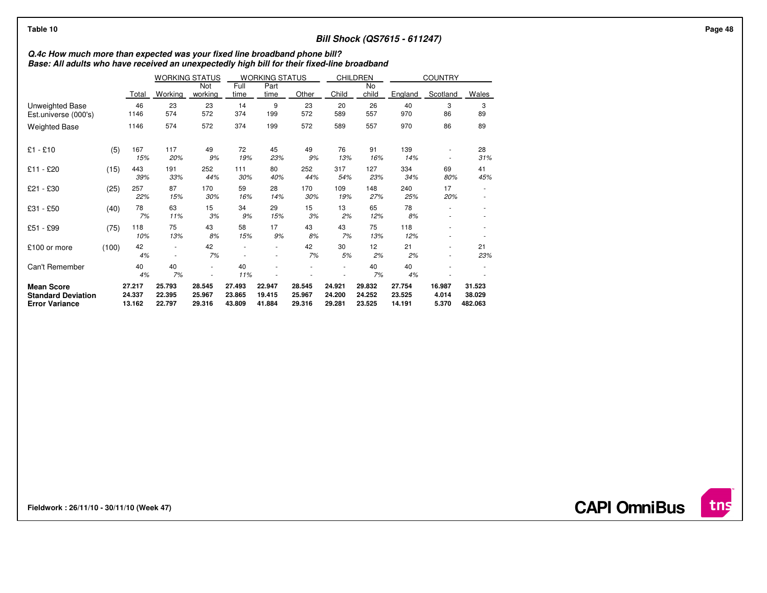Table 10

**Bill Shock (QS7615 - 611247)**

***Q.4c How much more than expected was your fixed line broadband phone bill?***
***Base: All adults who have received an unexpectedly high bill for their fixed-line broadband***

| | | | WORKING STATUS | | WORKING STATUS | | | CHILDREN | | COUNTRY | | |
|---|---|---|---|---|---|---|---|---|---|---|---|---|
| | | Total | Working | Not working | Full time | Part time | Other | Child | No child | England | Scotland | Wales |
| Unweighted Base | | 46 | 23 | 23 | 14 | 9 | 23 | 20 | 26 | 40 | 3 | 3 |
| Est.universe (000's) | | 1146 | 574 | 572 | 374 | 199 | 572 | 589 | 557 | 970 | 86 | 89 |
| Weighted Base | | 1146 | 574 | 572 | 374 | 199 | 572 | 589 | 557 | 970 | 86 | 89 |
| £1 - £10 | (5) | 167 | 117 | 49 | 72 | 45 | 49 | 76 | 91 | 139 | - | 28 |
| | | *15%* | *20%* | *9%* | *19%* | *23%* | *9%* | *13%* | *16%* | *14%* | - | *31%* |
| £11 - £20 | (15) | 443 | 191 | 252 | 111 | 80 | 252 | 317 | 127 | 334 | 69 | 41 |
| | | *39%* | *33%* | *44%* | *30%* | *40%* | *44%* | *54%* | *23%* | *34%* | *80%* | *45%* |
| £21 - £30 | (25) | 257 | 87 | 170 | 59 | 28 | 170 | 109 | 148 | 240 | 17 | - |
| | | *22%* | *15%* | *30%* | *16%* | *14%* | *30%* | *19%* | *27%* | *25%* | *20%* | - |
| £31 - £50 | (40) | 78 | 63 | 15 | 34 | 29 | 15 | 13 | 65 | 78 | - | - |
| | | *7%* | *11%* | *3%* | *9%* | *15%* | *3%* | *2%* | *12%* | *8%* | - | - |
| £51 - £99 | (75) | 118 | 75 | 43 | 58 | 17 | 43 | 43 | 75 | 118 | - | - |
| | | *10%* | *13%* | *8%* | *15%* | *9%* | *8%* | *7%* | *13%* | *12%* | - | - |
| £100 or more | (100) | 42 | - | 42 | - | - | 42 | 30 | 12 | 21 | - | 21 |
| | | *4%* | - | *7%* | - | - | *7%* | *5%* | *2%* | *2%* | - | *23%* |
| Can't Remember | | 40 | 40 | - | 40 | - | - | - | 40 | 40 | - | - |
| | | *4%* | *7%* | - | *11%* | - | - | - | *7%* | *4%* | - | - |
| **Mean Score** | | **27.217** | **25.793** | **28.545** | **27.493** | **22.947** | **28.545** | **24.921** | **29.832** | **27.754** | **16.987** | **31.523** |
| **Standard Deviation** | | **24.337** | **22.395** | **25.967** | **23.865** | **19.415** | **25.967** | **24.200** | **24.252** | **23.525** | **4.014** | **38.029** |
| **Error Variance** | | **13.162** | **22.797** | **29.316** | **43.809** | **41.884** | **29.316** | **29.281** | **23.525** | **14.191** | **5.370** | **482.063** |

**Fieldwork : 26/11/10 - 30/11/10 (Week 47)**

**CAPI OmniBus**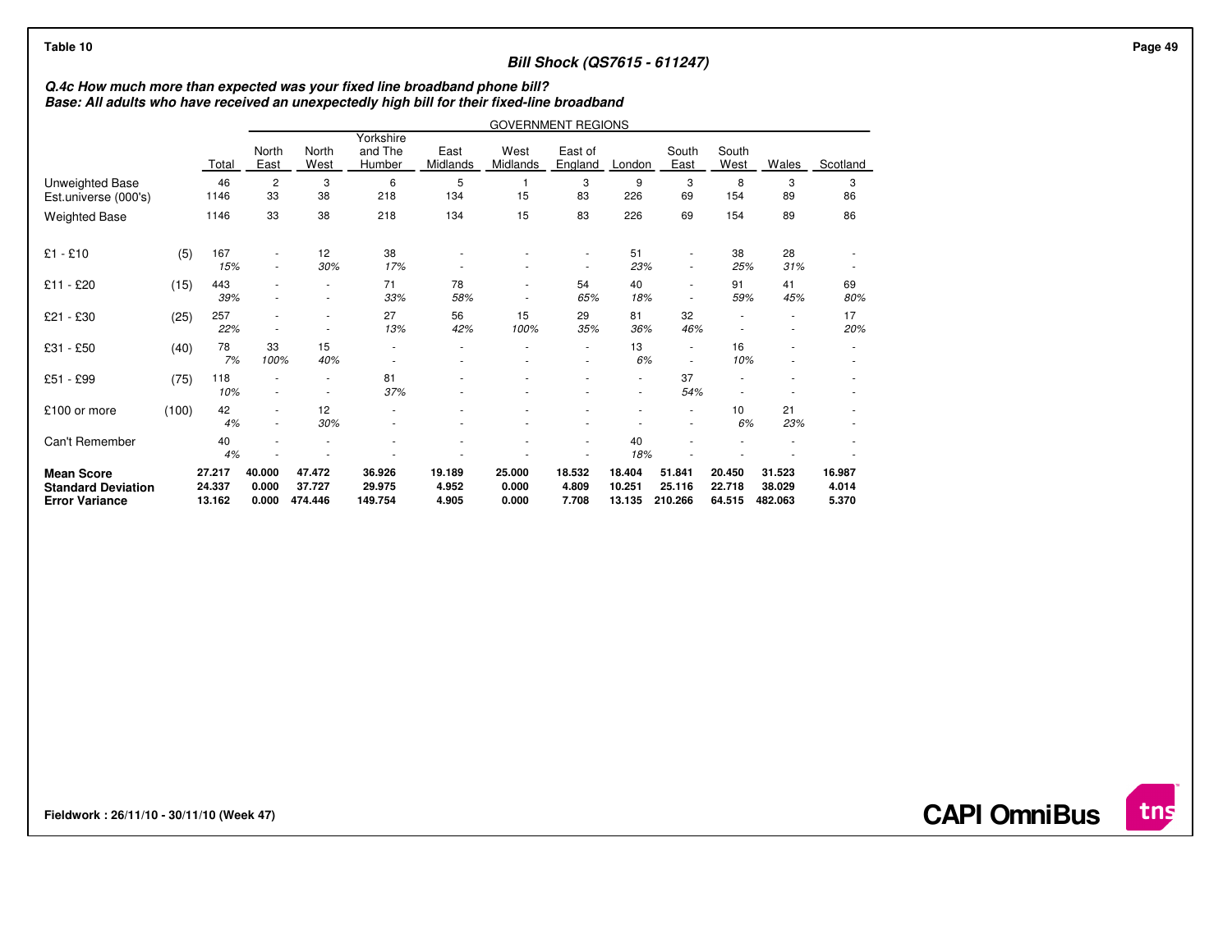Table 10

## Bill Shock (QS7615 - 611247)

***Q.4c How much more than expected was your fixed line broadband phone bill?***
***Base: All adults who have received an unexpectedly high bill for their fixed-line broadband***

| | | Total | North East | North West | Yorkshire and The Humber | East Midlands | West Midlands | East of England | London | South East | South West | Wales | Scotland |
|---|---|---|---|---|---|---|---|---|---|---|---|---|---|
| | | | GOVERNMENT REGIONS | | | | | | | | | | |
| Unweighted Base | | 46 | 2 | 3 | 6 | 5 | 1 | 3 | 9 | 3 | 8 | 3 | 3 |
| Est.universe (000's) | | 1146 | 33 | 38 | 218 | 134 | 15 | 83 | 226 | 69 | 154 | 89 | 86 |
| Weighted Base | | 1146 | 33 | 38 | 218 | 134 | 15 | 83 | 226 | 69 | 154 | 89 | 86 |
| £1 - £10 | (5) | 167 | - | 12 | 38 | - | - | - | 51 | - | 38 | 28 | - |
| | | *15%* | - | *30%* | *17%* | - | - | - | *23%* | - | *25%* | *31%* | - |
| £11 - £20 | (15) | 443 | - | - | 71 | 78 | - | 54 | 40 | - | 91 | 41 | 69 |
| | | *39%* | - | - | *33%* | *58%* | - | *65%* | *18%* | - | *59%* | *45%* | *80%* |
| £21 - £30 | (25) | 257 | - | - | 27 | 56 | 15 | 29 | 81 | 32 | - | - | 17 |
| | | *22%* | - | - | *13%* | *42%* | *100%* | *35%* | *36%* | *46%* | - | - | *20%* |
| £31 - £50 | (40) | 78 | 33 | 15 | - | - | - | - | 13 | - | 16 | - | - |
| | | *7%* | *100%* | *40%* | - | - | - | - | *6%* | - | *10%* | - | - |
| £51 - £99 | (75) | 118 | - | - | 81 | - | - | - | - | 37 | - | - | - |
| | | *10%* | - | - | *37%* | - | - | - | - | *54%* | - | - | - |
| £100 or more | (100) | 42 | - | 12 | - | - | - | - | - | - | 10 | 21 | - |
| | | *4%* | - | *30%* | - | - | - | - | - | - | *6%* | *23%* | - |
| Can't Remember | | 40 | - | - | - | - | - | - | 40 | - | - | - | - |
| | | *4%* | - | - | - | - | - | - | *18%* | - | - | - | - |
| **Mean Score** | | **27.217** | **40.000** | **47.472** | **36.926** | **19.189** | **25.000** | **18.532** | **18.404** | **51.841** | **20.450** | **31.523** | **16.987** |
| **Standard Deviation** | | **24.337** | **0.000** | **37.727** | **29.975** | **4.952** | **0.000** | **4.809** | **10.251** | **25.116** | **22.718** | **38.029** | **4.014** |
| **Error Variance** | | **13.162** | **0.000** | **474.446** | **149.754** | **4.905** | **0.000** | **7.708** | **13.135** | **210.266** | **64.515** | **482.063** | **5.370** |

**Fieldwork : 26/11/10 - 30/11/10 (Week 47)**

**CAPI OmniBus**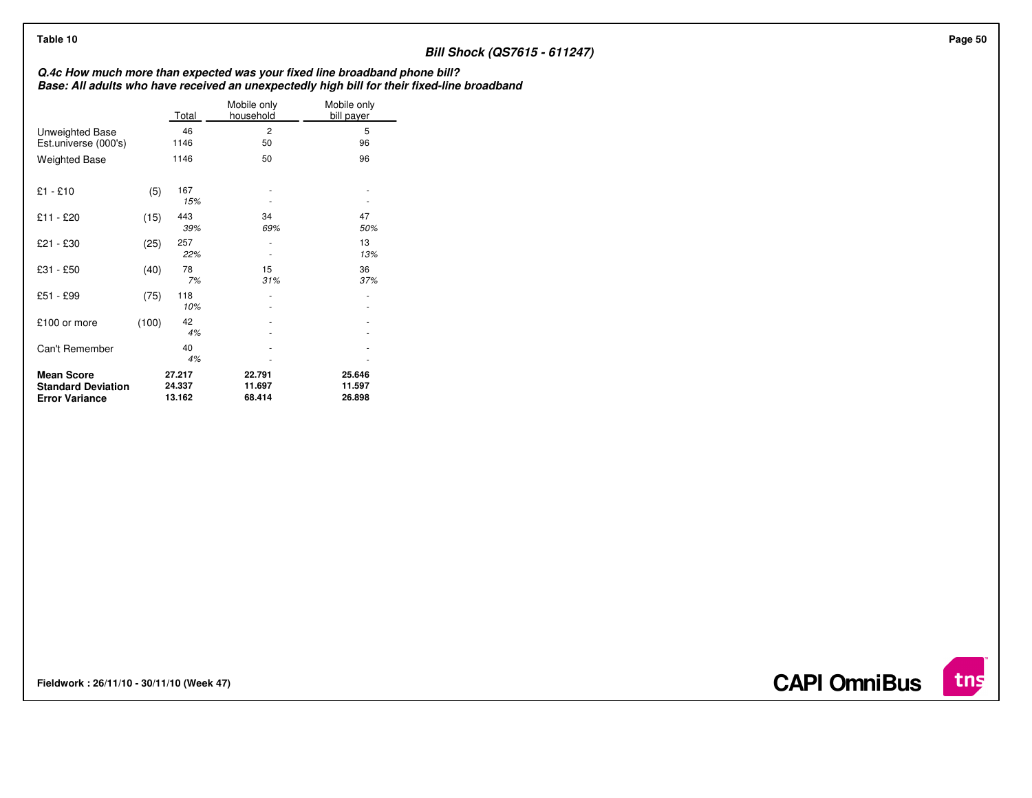Table 10

### Bill Shock (QS7615 - 611247)

***Q.4c How much more than expected was your fixed line broadband phone bill?***
***Base: All adults who have received an unexpectedly high bill for their fixed-line broadband***

| | | Total | Mobile only household | Mobile only bill payer |
|---|---|---|---|---|
| Unweighted Base | | 46 | 2 | 5 |
| Est.universe (000's) | | 1146 | 50 | 96 |
| Weighted Base | | 1146 | 50 | 96 |
| £1 - £10 | (5) | 167 | - | - |
| | | *15%* | - | - |
| £11 - £20 | (15) | 443 | 34 | 47 |
| | | *39%* | *69%* | *50%* |
| £21 - £30 | (25) | 257 | - | 13 |
| | | *22%* | - | *13%* |
| £31 - £50 | (40) | 78 | 15 | 36 |
| | | *7%* | *31%* | *37%* |
| £51 - £99 | (75) | 118 | - | - |
| | | *10%* | - | - |
| £100 or more | (100) | 42 | - | - |
| | | *4%* | - | - |
| Can't Remember | | 40 | - | - |
| | | *4%* | - | - |
| **Mean Score** | | **27.217** | **22.791** | **25.646** |
| **Standard Deviation** | | **24.337** | **11.697** | **11.597** |
| **Error Variance** | | **13.162** | **68.414** | **26.898** |

**Fieldwork : 26/11/10 - 30/11/10 (Week 47)**

**CAPI OmniBus**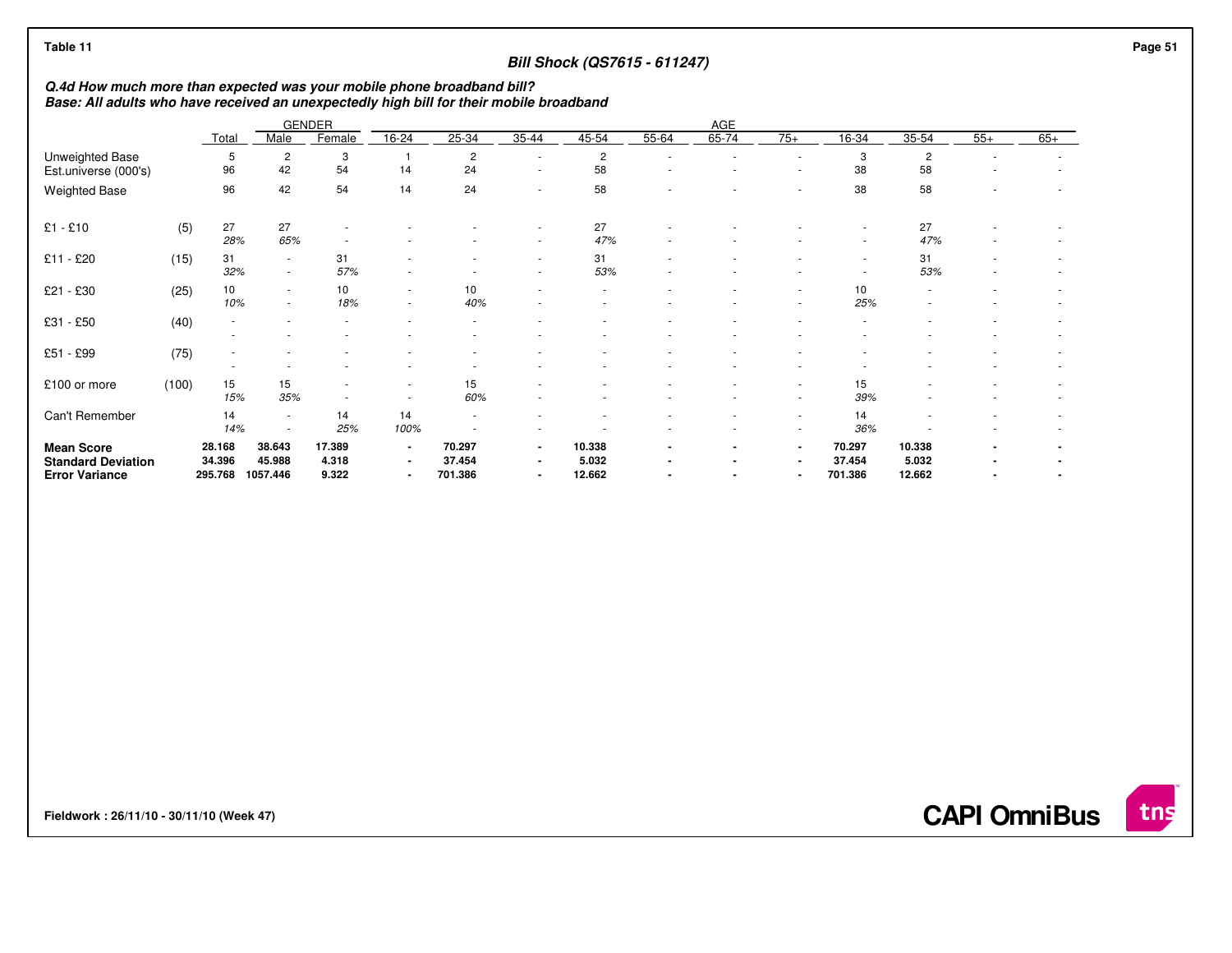Table 11

### Bill Shock (QS7615 - 611247)

***Q.4d How much more than expected was your mobile phone broadband bill?***
***Base: All adults who have received an unexpectedly high bill for their mobile broadband***

| | | Total | GENDER | | AGE | | | | | | | | | | | |
|---|---|---|---|---|---|---|---|---|---|---|---|---|---|---|---|---|
| | | | Male | Female | 16-24 | 25-34 | 35-44 | 45-54 | 55-64 | 65-74 | 75+ | 16-34 | 35-54 | 55+ | 65+ |
| Unweighted Base | | 5 | 2 | 3 | 1 | 2 | - | 2 | - | - | - | 3 | 2 | - | - |
| Est.universe (000's) | | 96 | 42 | 54 | 14 | 24 | - | 58 | - | - | - | 38 | 58 | - | - |
| Weighted Base | | 96 | 42 | 54 | 14 | 24 | - | 58 | - | - | - | 38 | 58 | - | - |
| £1 - £10 | (5) | 27 | 27 | - | - | - | - | 27 | - | - | - | - | 27 | - | - |
| | | *28%* | *65%* | - | - | - | - | *47%* | - | - | - | - | *47%* | - | - |
| £11 - £20 | (15) | 31 | - | 31 | - | - | - | 31 | - | - | - | - | 31 | - | - |
| | | *32%* | - | *57%* | - | - | - | *53%* | - | - | - | - | *53%* | - | - |
| £21 - £30 | (25) | 10 | - | 10 | - | 10 | - | - | - | - | - | 10 | - | - | - |
| | | *10%* | - | *18%* | - | *40%* | - | - | - | - | - | *25%* | - | - | - |
| £31 - £50 | (40) | - | - | - | - | - | - | - | - | - | - | - | - | - | - |
| | | - | - | - | - | - | - | - | - | - | - | - | - | - | - |
| £51 - £99 | (75) | - | - | - | - | - | - | - | - | - | - | - | - | - | - |
| | | - | - | - | - | - | - | - | - | - | - | - | - | - | - |
| £100 or more | (100) | 15 | 15 | - | - | 15 | - | - | - | - | - | 15 | - | - | - |
| | | *15%* | *35%* | - | - | *60%* | - | - | - | - | - | *39%* | - | - | - |
| Can't Remember | | 14 | - | 14 | 14 | - | - | - | - | - | - | 14 | - | - | - |
| | | *14%* | - | *25%* | *100%* | - | - | - | - | - | - | *36%* | - | - | - |
| **Mean Score** | | **28.168** | **38.643** | **17.389** | **-** | **70.297** | **-** | **10.338** | **-** | **-** | **-** | **70.297** | **10.338** | **-** | **-** |
| **Standard Deviation** | | **34.396** | **45.988** | **4.318** | **-** | **37.454** | **-** | **5.032** | **-** | **-** | **-** | **37.454** | **5.032** | **-** | **-** |
| **Error Variance** | | **295.768** | **1057.446** | **9.322** | **-** | **701.386** | **-** | **12.662** | **-** | **-** | **-** | **701.386** | **12.662** | **-** | **-** |

**Fieldwork : 26/11/10 - 30/11/10 (Week 47)**

**CAPI OmniBus**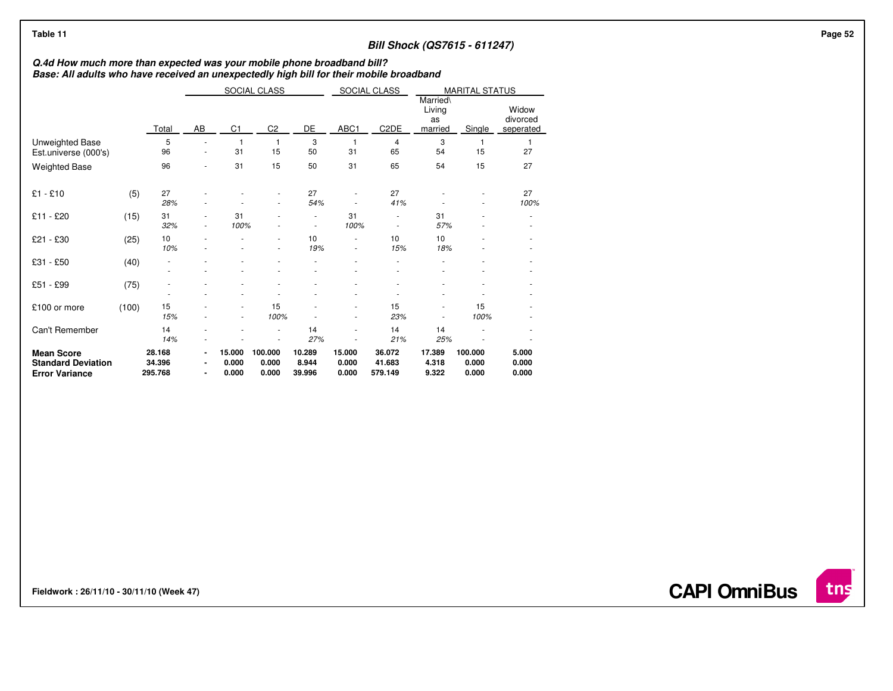Table 11

## Bill Shock (QS7615 - 611247)

***Q.4d How much more than expected was your mobile phone broadband bill?***
***Base: All adults who have received an unexpectedly high bill for their mobile broadband***

| | | | SOCIAL CLASS | | | | SOCIAL CLASS | | MARITAL STATUS | | |
|---|---|---|---|---|---|---|---|---|---|---|---|
| | | Total | AB | C1 | C2 | DE | ABC1 | C2DE | Married\ Living as married | Single | Widow divorced seperated |
| Unweighted Base | | 5 | - | 1 | 1 | 3 | 1 | 4 | 3 | 1 | 1 |
| Est.universe (000's) | | 96 | - | 31 | 15 | 50 | 31 | 65 | 54 | 15 | 27 |
| Weighted Base | | 96 | - | 31 | 15 | 50 | 31 | 65 | 54 | 15 | 27 |
| £1 - £10 | (5) | 27 | - | - | - | 27 | - | 27 | - | - | 27 |
| | | *28%* | - | - | - | *54%* | - | *41%* | - | - | *100%* |
| £11 - £20 | (15) | 31 | - | 31 | - | - | 31 | - | 31 | - | - |
| | | *32%* | - | *100%* | - | - | *100%* | - | *57%* | - | - |
| £21 - £30 | (25) | 10 | - | - | - | 10 | - | 10 | 10 | - | - |
| | | *10%* | - | - | - | *19%* | - | *15%* | *18%* | - | - |
| £31 - £50 | (40) | - | - | - | - | - | - | - | - | - | - |
| | | - | - | - | - | - | - | - | - | - | - |
| £51 - £99 | (75) | - | - | - | - | - | - | - | - | - | - |
| | | - | - | - | - | - | - | - | - | - | - |
| £100 or more | (100) | 15 | - | - | 15 | - | - | 15 | - | 15 | - |
| | | *15%* | - | - | *100%* | - | - | *23%* | - | *100%* | - |
| Can't Remember | | 14 | - | - | - | 14 | - | 14 | 14 | - | - |
| | | *14%* | - | - | - | *27%* | - | *21%* | *25%* | - | - |
| **Mean Score** | | **28.168** | **-** | **15.000** | **100.000** | **10.289** | **15.000** | **36.072** | **17.389** | **100.000** | **5.000** |
| **Standard Deviation** | | **34.396** | **-** | **0.000** | **0.000** | **8.944** | **0.000** | **41.683** | **4.318** | **0.000** | **0.000** |
| **Error Variance** | | **295.768** | **-** | **0.000** | **0.000** | **39.996** | **0.000** | **579.149** | **9.322** | **0.000** | **0.000** |

**Fieldwork : 26/11/10 - 30/11/10 (Week 47)**

**CAPI OmniBus**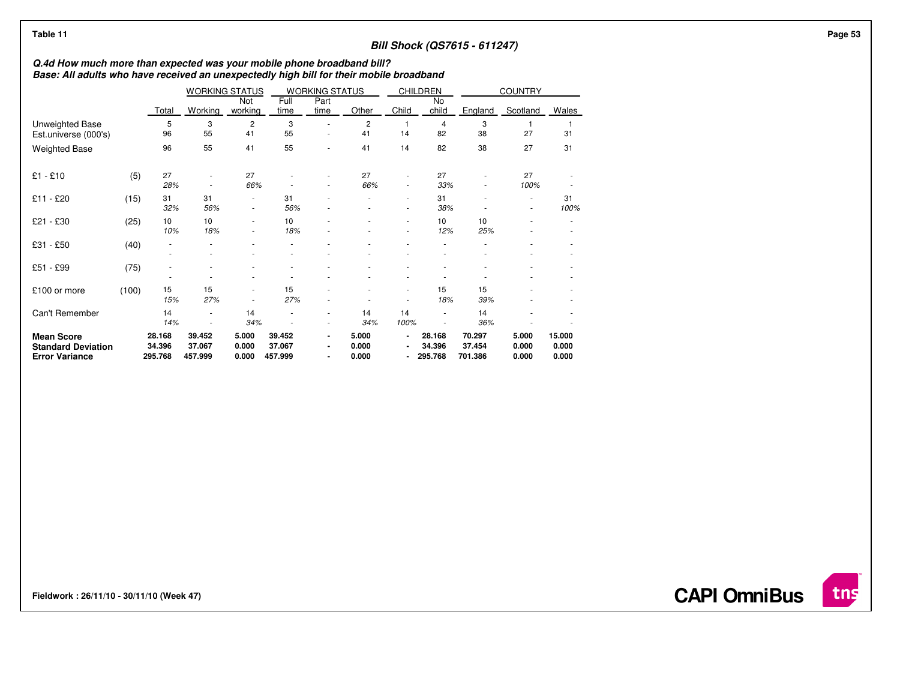Table 11

### Bill Shock (QS7615 - 611247)

***Q.4d How much more than expected was your mobile phone broadband bill?***
***Base: All adults who have received an unexpectedly high bill for their mobile broadband***

| | | | WORKING STATUS | | WORKING STATUS | | | CHILDREN | | COUNTRY | | |
|---|---|---|---|---|---|---|---|---|---|---|---|---|
| | | Total | Working | Not working | Full time | Part time | Other | Child | No child | England | Scotland | Wales |
| Unweighted Base | | 5 | 3 | 2 | 3 | - | 2 | 1 | 4 | 3 | 1 | 1 |
| Est.universe (000's) | | 96 | 55 | 41 | 55 | - | 41 | 14 | 82 | 38 | 27 | 31 |
| Weighted Base | | 96 | 55 | 41 | 55 | - | 41 | 14 | 82 | 38 | 27 | 31 |
| £1 - £10 | (5) | 27 | - | 27 | - | - | 27 | - | 27 | - | 27 | - |
| | | *28%* | - | *66%* | - | - | *66%* | - | *33%* | - | *100%* | - |
| £11 - £20 | (15) | 31 | 31 | - | 31 | - | - | - | 31 | - | - | 31 |
| | | *32%* | *56%* | - | *56%* | - | - | - | *38%* | - | - | *100%* |
| £21 - £30 | (25) | 10 | 10 | - | 10 | - | - | - | 10 | 10 | - | - |
| | | *10%* | *18%* | - | *18%* | - | - | - | *12%* | *25%* | - | - |
| £31 - £50 | (40) | - | - | - | - | - | - | - | - | - | - | - |
| | | - | - | - | - | - | - | - | - | - | - | - |
| £51 - £99 | (75) | - | - | - | - | - | - | - | - | - | - | - |
| | | - | - | - | - | - | - | - | - | - | - | - |
| £100 or more | (100) | 15 | 15 | - | 15 | - | - | - | 15 | 15 | - | - |
| | | *15%* | *27%* | - | *27%* | - | - | - | *18%* | *39%* | - | - |
| Can't Remember | | 14 | - | 14 | - | - | 14 | 14 | - | 14 | - | - |
| | | *14%* | - | *34%* | - | - | *34%* | *100%* | - | *36%* | - | - |
| **Mean Score** | | **28.168** | **39.452** | **5.000** | **39.452** | **-** | **5.000** | **-** | **28.168** | **70.297** | **5.000** | **15.000** |
| **Standard Deviation** | | **34.396** | **37.067** | **0.000** | **37.067** | **-** | **0.000** | **-** | **34.396** | **37.454** | **0.000** | **0.000** |
| **Error Variance** | | **295.768** | **457.999** | **0.000** | **457.999** | **-** | **0.000** | **-** | **295.768** | **701.386** | **0.000** | **0.000** |

**Fieldwork : 26/11/10 - 30/11/10 (Week 47)**

**CAPI OmniBus**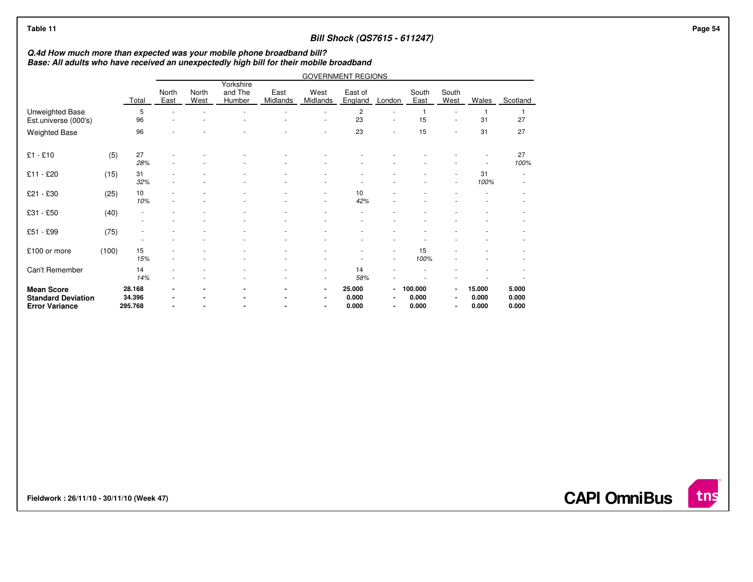Table 11

### Bill Shock (QS7615 - 611247)

***Q.4d How much more than expected was your mobile phone broadband bill?***
***Base: All adults who have received an unexpectedly high bill for their mobile broadband***

| | | | GOVERNMENT REGIONS | | | | | | | | | | |
|---|---|---|---|---|---|---|---|---|---|---|---|---|---|
| | | Total | North East | North West | Yorkshire and The Humber | East Midlands | West Midlands | East of England | London | South East | South West | Wales | Scotland |
| Unweighted Base | | 5 | - | - | - | - | - | 2 | - | 1 | - | 1 | 1 |
| Est.universe (000's) | | 96 | - | - | - | - | - | 23 | - | 15 | - | 31 | 27 |
| Weighted Base | | 96 | - | - | - | - | - | 23 | - | 15 | - | 31 | 27 |
| £1 - £10 | (5) | 27 | - | - | - | - | - | - | - | - | - | - | 27 |
| | | *28%* | - | - | - | - | - | - | - | - | - | - | *100%* |
| £11 - £20 | (15) | 31 | - | - | - | - | - | - | - | - | - | 31 | - |
| | | *32%* | - | - | - | - | - | - | - | - | - | *100%* | - |
| £21 - £30 | (25) | 10 | - | - | - | - | - | 10 | - | - | - | - | - |
| | | *10%* | - | - | - | - | - | *42%* | - | - | - | - | - |
| £31 - £50 | (40) | - | - | - | - | - | - | - | - | - | - | - | - |
| | | - | - | - | - | - | - | - | - | - | - | - | - |
| £51 - £99 | (75) | - | - | - | - | - | - | - | - | - | - | - | - |
| | | - | - | - | - | - | - | - | - | - | - | - | - |
| £100 or more | (100) | 15 | - | - | - | - | - | - | - | 15 | - | - | - |
| | | *15%* | - | - | - | - | - | - | - | *100%* | - | - | - |
| Can't Remember | | 14 | - | - | - | - | - | 14 | - | - | - | - | - |
| | | *14%* | - | - | - | - | - | *58%* | - | - | - | - | - |
| **Mean Score** | | **28.168** | **-** | **-** | **-** | **-** | **-** | **25.000** | **-** | **100.000** | **-** | **15.000** | **5.000** |
| **Standard Deviation** | | **34.396** | **-** | **-** | **-** | **-** | **-** | **0.000** | **-** | **0.000** | **-** | **0.000** | **0.000** |
| **Error Variance** | | **295.768** | **-** | **-** | **-** | **-** | **-** | **0.000** | **-** | **0.000** | **-** | **0.000** | **0.000** |

**Fieldwork : 26/11/10 - 30/11/10 (Week 47)**

**CAPI OmniBus**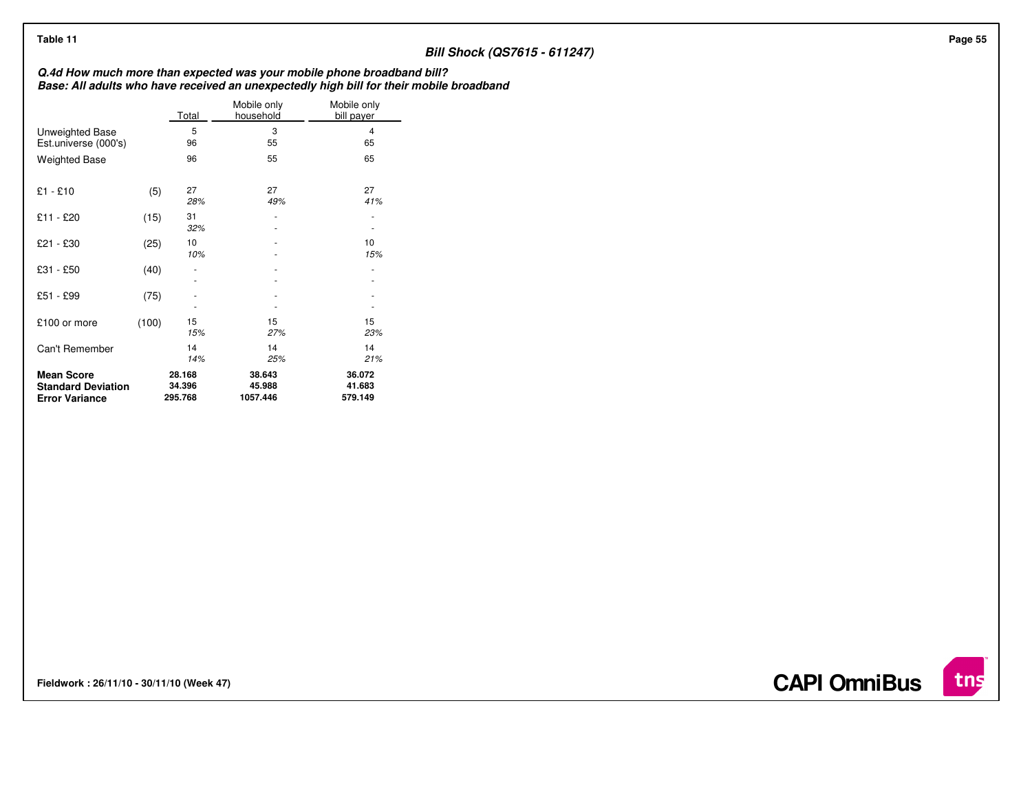Table 11

### Bill Shock (QS7615 - 611247)

***Q.4d How much more than expected was your mobile phone broadband bill?***
***Base: All adults who have received an unexpectedly high bill for their mobile broadband***

| | | Total | Mobile only household | Mobile only bill payer |
|---|---|---|---|---|
| Unweighted Base | | 5 | 3 | 4 |
| Est.universe (000's) | | 96 | 55 | 65 |
| Weighted Base | | 96 | 55 | 65 |
| £1 - £10 | (5) | 27 | 27 | 27 |
| | | *28%* | *49%* | *41%* |
| £11 - £20 | (15) | 31 | - | - |
| | | *32%* | - | - |
| £21 - £30 | (25) | 10 | - | 10 |
| | | *10%* | - | *15%* |
| £31 - £50 | (40) | - | - | - |
| | | - | - | - |
| £51 - £99 | (75) | - | - | - |
| | | - | - | - |
| £100 or more | (100) | 15 | 15 | 15 |
| | | *15%* | *27%* | *23%* |
| Can't Remember | | 14 | 14 | 14 |
| | | *14%* | *25%* | *21%* |
| **Mean Score** | | **28.168** | **38.643** | **36.072** |
| **Standard Deviation** | | **34.396** | **45.988** | **41.683** |
| **Error Variance** | | **295.768** | **1057.446** | **579.149** |

**Fieldwork : 26/11/10 - 30/11/10 (Week 47)**

**CAPI OmniBus**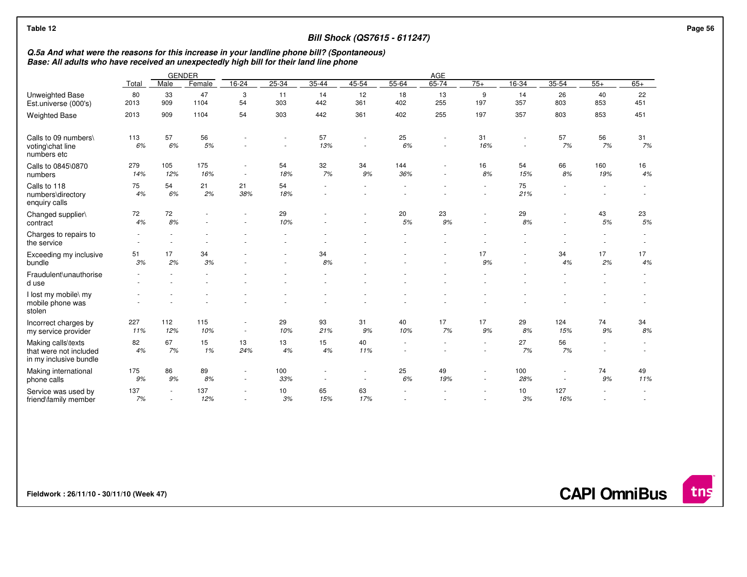Table 12

**Bill Shock (QS7615 - 611247)**

***Q.5a And what were the reasons for this increase in your landline phone bill? (Spontaneous)***
***Base: All adults who have received an unexpectedly high bill for their land line phone***

| | Total | GENDER | | AGE | | | | | | | | | | | |
|---|---|---|---|---|---|---|---|---|---|---|---|---|---|---|---|
| | | Male | Female | 16-24 | 25-34 | 35-44 | 45-54 | 55-64 | 65-74 | 75+ | 16-34 | 35-54 | 55+ | 65+ |
| Unweighted Base | 80 | 33 | 47 | 3 | 11 | 14 | 12 | 18 | 13 | 9 | 14 | 26 | 40 | 22 |
| Est.universe (000's) | 2013 | 909 | 1104 | 54 | 303 | 442 | 361 | 402 | 255 | 197 | 357 | 803 | 853 | 451 |
| Weighted Base | 2013 | 909 | 1104 | 54 | 303 | 442 | 361 | 402 | 255 | 197 | 357 | 803 | 853 | 451 |
| Calls to 09 numbers\voting\chat line numbers etc | 113 | 57 | 56 | - | - | 57 | - | 25 | - | 31 | - | 57 | 56 | 31 |
| | *6%* | *6%* | *5%* | - | - | *13%* | - | *6%* | - | *16%* | - | *7%* | *7%* | *7%* |
| Calls to 0845\0870 numbers | 279 | 105 | 175 | - | 54 | 32 | 34 | 144 | - | 16 | 54 | 66 | 160 | 16 |
| | *14%* | *12%* | *16%* | - | *18%* | *7%* | *9%* | *36%* | - | *8%* | *15%* | *8%* | *19%* | *4%* |
| Calls to 118 numbers\directory enquiry calls | 75 | 54 | 21 | 21 | 54 | - | - | - | - | - | 75 | - | - | - |
| | *4%* | *6%* | *2%* | *38%* | *18%* | - | - | - | - | - | *21%* | - | - | - |
| Changed supplier\contract | 72 | 72 | - | - | 29 | - | - | 20 | 23 | - | 29 | - | 43 | 23 |
| | *4%* | *8%* | - | - | *10%* | - | - | *5%* | *9%* | - | *8%* | - | *5%* | *5%* |
| Charges to repairs to the service | - | - | - | - | - | - | - | - | - | - | - | - | - | - |
| | - | - | - | - | - | - | - | - | - | - | - | - | - | - |
| Exceeding my inclusive bundle | 51 | 17 | 34 | - | - | 34 | - | - | - | 17 | - | 34 | 17 | 17 |
| | *3%* | *2%* | *3%* | - | - | *8%* | - | - | - | *9%* | - | *4%* | *2%* | *4%* |
| Fraudulent\unauthorised use | - | - | - | - | - | - | - | - | - | - | - | - | - | - |
| | - | - | - | - | - | - | - | - | - | - | - | - | - | - |
| I lost my mobile\ my mobile phone was stolen | - | - | - | - | - | - | - | - | - | - | - | - | - | - |
| | - | - | - | - | - | - | - | - | - | - | - | - | - | - |
| Incorrect charges by my service provider | 227 | 112 | 115 | - | 29 | 93 | 31 | 40 | 17 | 17 | 29 | 124 | 74 | 34 |
| | *11%* | *12%* | *10%* | - | *10%* | *21%* | *9%* | *10%* | *7%* | *9%* | *8%* | *15%* | *9%* | *8%* |
| Making calls\texts that were not included in my inclusive bundle | 82 | 67 | 15 | 13 | 13 | 15 | 40 | - | - | - | 27 | 56 | - | - |
| | *4%* | *7%* | *1%* | *24%* | *4%* | *4%* | *11%* | - | - | - | *7%* | *7%* | - | - |
| Making international phone calls | 175 | 86 | 89 | - | 100 | - | - | 25 | 49 | - | 100 | - | 74 | 49 |
| | *9%* | *9%* | *8%* | - | *33%* | - | - | *6%* | *19%* | - | *28%* | - | *9%* | *11%* |
| Service was used by friend\family member | 137 | - | 137 | - | 10 | 65 | 63 | - | - | - | 10 | 127 | - | - |
| | *7%* | - | *12%* | - | *3%* | *15%* | *17%* | - | - | - | *3%* | *16%* | - | - |

**Fieldwork : 26/11/10 - 30/11/10 (Week 47)**

**CAPI OmniBus**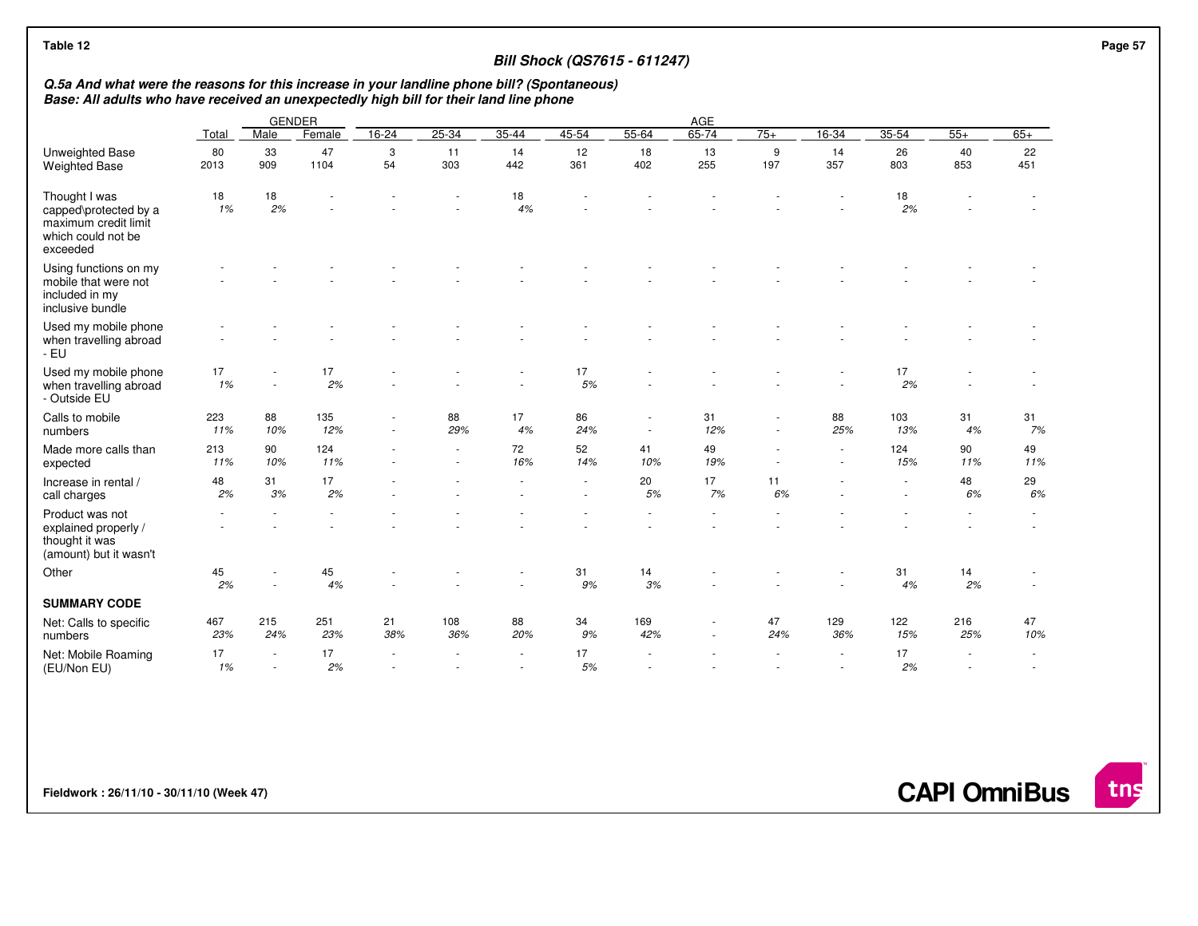Table 12

**Bill Shock (QS7615 - 611247)**

***Q.5a And what were the reasons for this increase in your landline phone bill? (Spontaneous)***
***Base: All adults who have received an unexpectedly high bill for their land line phone***

| | | GENDER | | AGE | | | | | | | | | | | |
|---|---|---|---|---|---|---|---|---|---|---|---|---|---|---|---|
| | Total | Male | Female | 16-24 | 25-34 | 35-44 | 45-54 | 55-64 | 65-74 | 75+ | 16-34 | 35-54 | 55+ | 65+ |
| Unweighted Base | 80 | 33 | 47 | 3 | 11 | 14 | 12 | 18 | 13 | 9 | 14 | 26 | 40 | 22 |
| Weighted Base | 2013 | 909 | 1104 | 54 | 303 | 442 | 361 | 402 | 255 | 197 | 357 | 803 | 853 | 451 |
| Thought I was capped\protected by a maximum credit limit which could not be exceeded | 18 | 18 | - | - | - | 18 | - | - | - | - | - | 18 | - | - |
| | *1%* | *2%* | - | - | - | *4%* | - | - | - | - | - | *2%* | - | - |
| Using functions on my mobile that were not included in my inclusive bundle | - | - | - | - | - | - | - | - | - | - | - | - | - | - |
| | - | - | - | - | - | - | - | - | - | - | - | - | - | - |
| Used my mobile phone when travelling abroad - EU | - | - | - | - | - | - | - | - | - | - | - | - | - | - |
| | - | - | - | - | - | - | - | - | - | - | - | - | - | - |
| Used my mobile phone when travelling abroad - Outside EU | 17 | - | 17 | - | - | - | 17 | - | - | - | - | 17 | - | - |
| | *1%* | - | *2%* | - | - | - | *5%* | - | - | - | - | *2%* | - | - |
| Calls to mobile numbers | 223 | 88 | 135 | - | 88 | 17 | 86 | - | 31 | - | 88 | 103 | 31 | 31 |
| | *11%* | *10%* | *12%* | - | *29%* | *4%* | *24%* | - | *12%* | - | *25%* | *13%* | *4%* | *7%* |
| Made more calls than expected | 213 | 90 | 124 | - | - | 72 | 52 | 41 | 49 | - | - | 124 | 90 | 49 |
| | *11%* | *10%* | *11%* | - | - | *16%* | *14%* | *10%* | *19%* | - | - | *15%* | *11%* | *11%* |
| Increase in rental / call charges | 48 | 31 | 17 | - | - | - | - | 20 | 17 | 11 | - | - | 48 | 29 |
| | *2%* | *3%* | *2%* | - | - | - | - | *5%* | *7%* | *6%* | - | - | *6%* | *6%* |
| Product was not explained properly / thought it was (amount) but it wasn't | - | - | - | - | - | - | - | - | - | - | - | - | - | - |
| | - | - | - | - | - | - | - | - | - | - | - | - | - | - |
| Other | 45 | - | 45 | - | - | - | 31 | 14 | - | - | - | 31 | 14 | - |
| | *2%* | - | *4%* | - | - | - | *9%* | *3%* | - | - | - | *4%* | *2%* | - |
| **SUMMARY CODE** | | | | | | | | | | | | | | |
| Net: Calls to specific numbers | 467 | 215 | 251 | 21 | 108 | 88 | 34 | 169 | - | 47 | 129 | 122 | 216 | 47 |
| | *23%* | *24%* | *23%* | *38%* | *36%* | *20%* | *9%* | *42%* | - | *24%* | *36%* | *15%* | *25%* | *10%* |
| Net: Mobile Roaming (EU/Non EU) | 17 | - | 17 | - | - | - | 17 | - | - | - | - | 17 | - | - |
| | *1%* | - | *2%* | - | - | - | *5%* | - | - | - | - | *2%* | - | - |

**Fieldwork : 26/11/10 - 30/11/10 (Week 47)**

**CAPI OmniBus**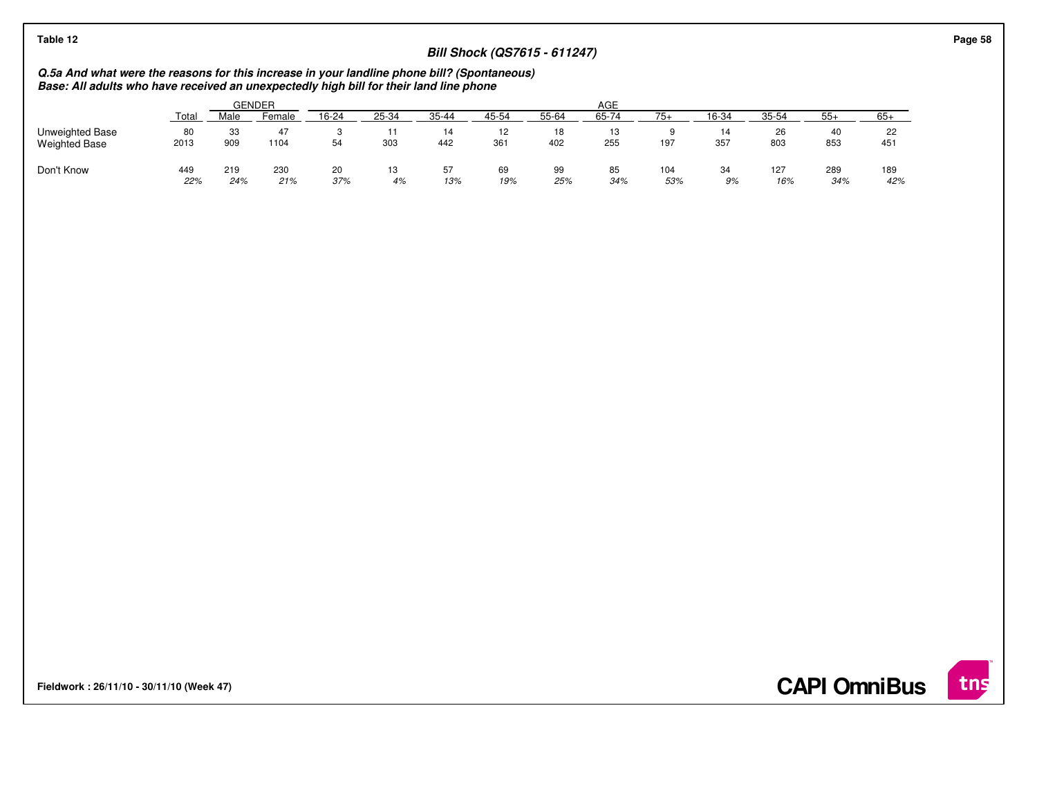Table 12

## Bill Shock (QS7615 - 611247)

***Q.5a And what were the reasons for this increase in your landline phone bill? (Spontaneous)***
***Base: All adults who have received an unexpectedly high bill for their land line phone***

| | | GENDER | | AGE | | | | | | | | | | | |
|---|---|---|---|---|---|---|---|---|---|---|---|---|---|---|---|
| | Total | Male | Female | 16-24 | 25-34 | 35-44 | 45-54 | 55-64 | 65-74 | 75+ | 16-34 | 35-54 | 55+ | 65+ |
| Unweighted Base | 80 | 33 | 47 | 3 | 11 | 14 | 12 | 18 | 13 | 9 | 14 | 26 | 40 | 22 |
| Weighted Base | 2013 | 909 | 1104 | 54 | 303 | 442 | 361 | 402 | 255 | 197 | 357 | 803 | 853 | 451 |
| Don't Know | 449 | 219 | 230 | 20 | 13 | 57 | 69 | 99 | 85 | 104 | 34 | 127 | 289 | 189 |
| | *22%* | *24%* | *21%* | *37%* | *4%* | *13%* | *19%* | *25%* | *34%* | *53%* | *9%* | *16%* | *34%* | *42%* |

Fieldwork : 26/11/10 - 30/11/10 (Week 47)

CAPI OmniBus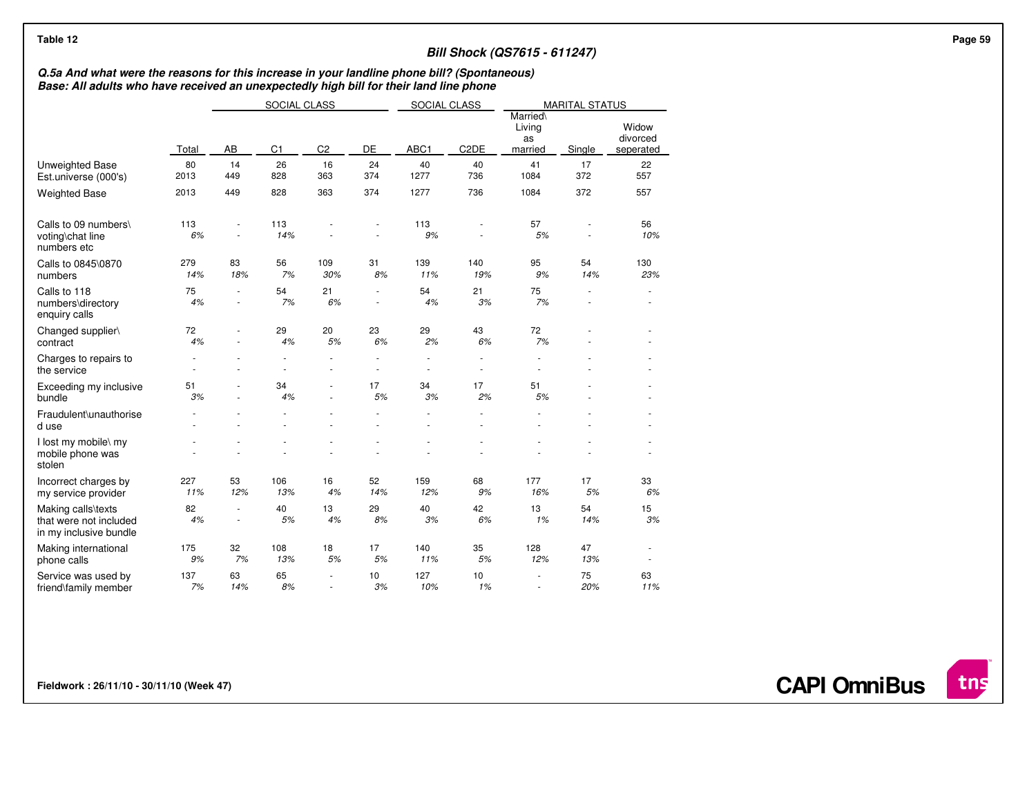Table 12

**Bill Shock (QS7615 - 611247)**

***Q.5a And what were the reasons for this increase in your landline phone bill? (Spontaneous)***
***Base: All adults who have received an unexpectedly high bill for their land line phone***

| | | SOCIAL CLASS | | | | SOCIAL CLASS | | MARITAL STATUS | | |
|---|---|---|---|---|---|---|---|---|---|---|
| | Total | AB | C1 | C2 | DE | ABC1 | C2DE | Married\ Living as married | Single | Widow divorced seperated |
| Unweighted Base | 80 | 14 | 26 | 16 | 24 | 40 | 40 | 41 | 17 | 22 |
| Est.universe (000's) | 2013 | 449 | 828 | 363 | 374 | 1277 | 736 | 1084 | 372 | 557 |
| Weighted Base | 2013 | 449 | 828 | 363 | 374 | 1277 | 736 | 1084 | 372 | 557 |
| Calls to 09 numbers\ voting\chat line numbers etc | 113 | - | 113 | - | - | 113 | - | 57 | - | 56 |
| | *6%* | - | *14%* | - | - | *9%* | - | *5%* | - | *10%* |
| Calls to 0845\0870 numbers | 279 | 83 | 56 | 109 | 31 | 139 | 140 | 95 | 54 | 130 |
| | *14%* | *18%* | *7%* | *30%* | *8%* | *11%* | *19%* | *9%* | *14%* | *23%* |
| Calls to 118 numbers\directory enquiry calls | 75 | - | 54 | 21 | - | 54 | 21 | 75 | - | - |
| | *4%* | - | *7%* | *6%* | - | *4%* | *3%* | *7%* | - | - |
| Changed supplier\ contract | 72 | - | 29 | 20 | 23 | 29 | 43 | 72 | - | - |
| | *4%* | - | *4%* | *5%* | *6%* | *2%* | *6%* | *7%* | - | - |
| Charges to repairs to the service | - | - | - | - | - | - | - | - | - | - |
| | - | - | - | - | - | - | - | - | - | - |
| Exceeding my inclusive bundle | 51 | - | 34 | - | 17 | 34 | 17 | 51 | - | - |
| | *3%* | - | *4%* | - | *5%* | *3%* | *2%* | *5%* | - | - |
| Fraudulent\unauthorised use | - | - | - | - | - | - | - | - | - | - |
| | - | - | - | - | - | - | - | - | - | - |
| I lost my mobile\ my mobile phone was stolen | - | - | - | - | - | - | - | - | - | - |
| | - | - | - | - | - | - | - | - | - | - |
| Incorrect charges by my service provider | 227 | 53 | 106 | 16 | 52 | 159 | 68 | 177 | 17 | 33 |
| | *11%* | *12%* | *13%* | *4%* | *14%* | *12%* | *9%* | *16%* | *5%* | *6%* |
| Making calls\texts that were not included in my inclusive bundle | 82 | - | 40 | 13 | 29 | 40 | 42 | 13 | 54 | 15 |
| | *4%* | - | *5%* | *4%* | *8%* | *3%* | *6%* | *1%* | *14%* | *3%* |
| Making international phone calls | 175 | 32 | 108 | 18 | 17 | 140 | 35 | 128 | 47 | - |
| | *9%* | *7%* | *13%* | *5%* | *5%* | *11%* | *5%* | *12%* | *13%* | - |
| Service was used by friend\family member | 137 | 63 | 65 | - | 10 | 127 | 10 | - | 75 | 63 |
| | *7%* | *14%* | *8%* | - | *3%* | *10%* | *1%* | - | *20%* | *11%* |

**Fieldwork : 26/11/10 - 30/11/10 (Week 47)**

**CAPI OmniBus**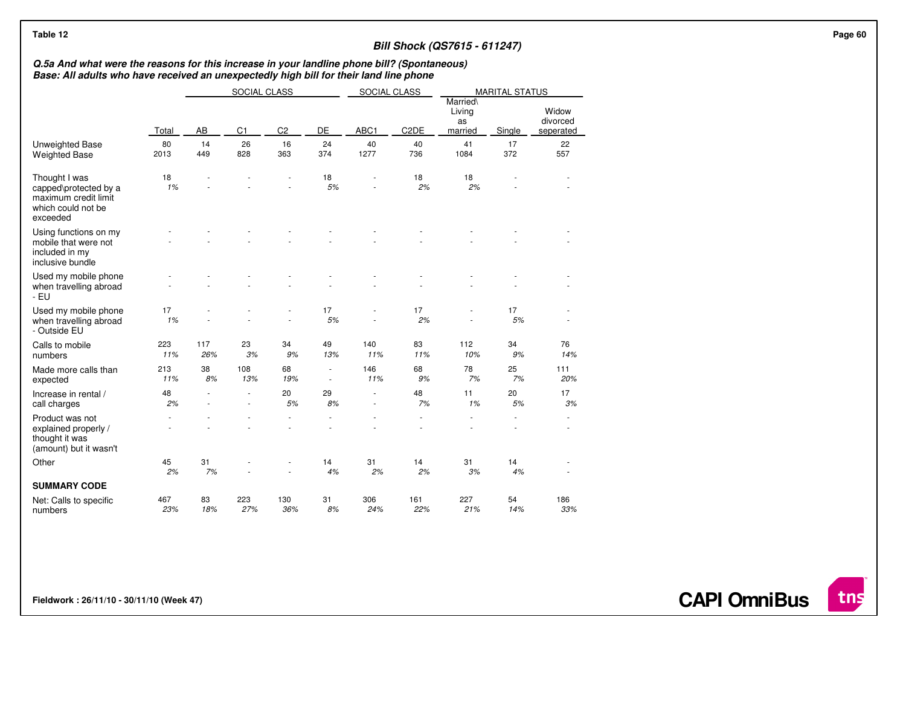Table 12

### Bill Shock (QS7615 - 611247)

***Q.5a And what were the reasons for this increase in your landline phone bill? (Spontaneous)***
***Base: All adults who have received an unexpectedly high bill for their land line phone***

| | | SOCIAL CLASS | | | | SOCIAL CLASS | | MARITAL STATUS | | |
|---|---|---|---|---|---|---|---|---|---|---|
| | Total | AB | C1 | C2 | DE | ABC1 | C2DE | Married\ Living as married | Single | Widow divorced seperated |
| Unweighted Base | 80 | 14 | 26 | 16 | 24 | 40 | 40 | 41 | 17 | 22 |
| Weighted Base | 2013 | 449 | 828 | 363 | 374 | 1277 | 736 | 1084 | 372 | 557 |
| Thought I was capped\protected by a maximum credit limit which could not be exceeded | 18 | - | - | - | 18 | - | 18 | 18 | - | - |
| | *1%* | - | - | - | *5%* | - | *2%* | *2%* | - | - |
| Using functions on my mobile that were not included in my inclusive bundle | - | - | - | - | - | - | - | - | - | - |
| | - | - | - | - | - | - | - | - | - | - |
| Used my mobile phone when travelling abroad - EU | - | - | - | - | - | - | - | - | - | - |
| | - | - | - | - | - | - | - | - | - | - |
| Used my mobile phone when travelling abroad - Outside EU | 17 | - | - | - | 17 | - | 17 | - | 17 | - |
| | *1%* | - | - | - | *5%* | - | *2%* | - | *5%* | - |
| Calls to mobile numbers | 223 | 117 | 23 | 34 | 49 | 140 | 83 | 112 | 34 | 76 |
| | *11%* | *26%* | *3%* | *9%* | *13%* | *11%* | *11%* | *10%* | *9%* | *14%* |
| Made more calls than expected | 213 | 38 | 108 | 68 | - | 146 | 68 | 78 | 25 | 111 |
| | *11%* | *8%* | *13%* | *19%* | - | *11%* | *9%* | *7%* | *7%* | *20%* |
| Increase in rental / call charges | 48 | - | - | 20 | 29 | - | 48 | 11 | 20 | 17 |
| | *2%* | - | - | *5%* | *8%* | - | *7%* | *1%* | *5%* | *3%* |
| Product was not explained properly / thought it was (amount) but it wasn't | - | - | - | - | - | - | - | - | - | - |
| | - | - | - | - | - | - | - | - | - | - |
| Other | 45 | 31 | - | - | 14 | 31 | 14 | 31 | 14 | - |
| | *2%* | *7%* | - | - | *4%* | *2%* | *2%* | *3%* | *4%* | - |
| **SUMMARY CODE** | | | | | | | | | | |
| Net: Calls to specific numbers | 467 | 83 | 223 | 130 | 31 | 306 | 161 | 227 | 54 | 186 |
| | *23%* | *18%* | *27%* | *36%* | *8%* | *24%* | *22%* | *21%* | *14%* | *33%* |

**Fieldwork : 26/11/10 - 30/11/10 (Week 47)**

**CAPI OmniBus**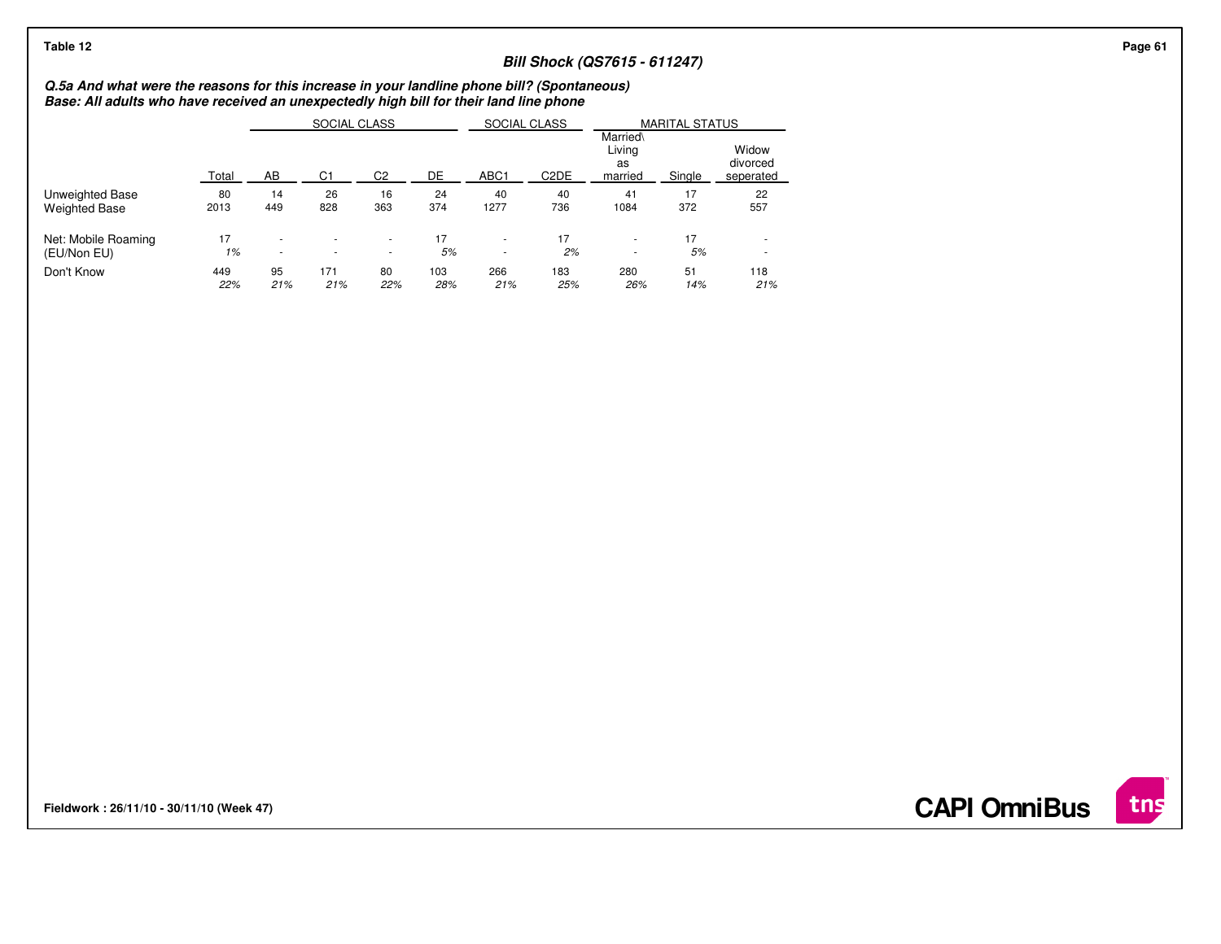**Table 12**

**Bill Shock (QS7615 - 611247)**

***Q.5a And what were the reasons for this increase in your landline phone bill? (Spontaneous)***
***Base: All adults who have received an unexpectedly high bill for their land line phone***

| | | SOCIAL CLASS | | | | SOCIAL CLASS | | MARITAL STATUS | | |
|---|---|---|---|---|---|---|---|---|---|---|
| | Total | AB | C1 | C2 | DE | ABC1 | C2DE | Married\ Living as married | Single | Widow divorced seperated |
| Unweighted Base | 80 | 14 | 26 | 16 | 24 | 40 | 40 | 41 | 17 | 22 |
| Weighted Base | 2013 | 449 | 828 | 363 | 374 | 1277 | 736 | 1084 | 372 | 557 |
| Net: Mobile Roaming (EU/Non EU) | 17 | - | - | - | 17 | - | 17 | - | 17 | - |
| | *1%* | - | - | - | *5%* | - | *2%* | - | *5%* | - |
| Don't Know | 449 | 95 | 171 | 80 | 103 | 266 | 183 | 280 | 51 | 118 |
| | *22%* | *21%* | *21%* | *22%* | *28%* | *21%* | *25%* | *26%* | *14%* | *21%* |

**Fieldwork : 26/11/10 - 30/11/10 (Week 47)**

**CAPI OmniBus**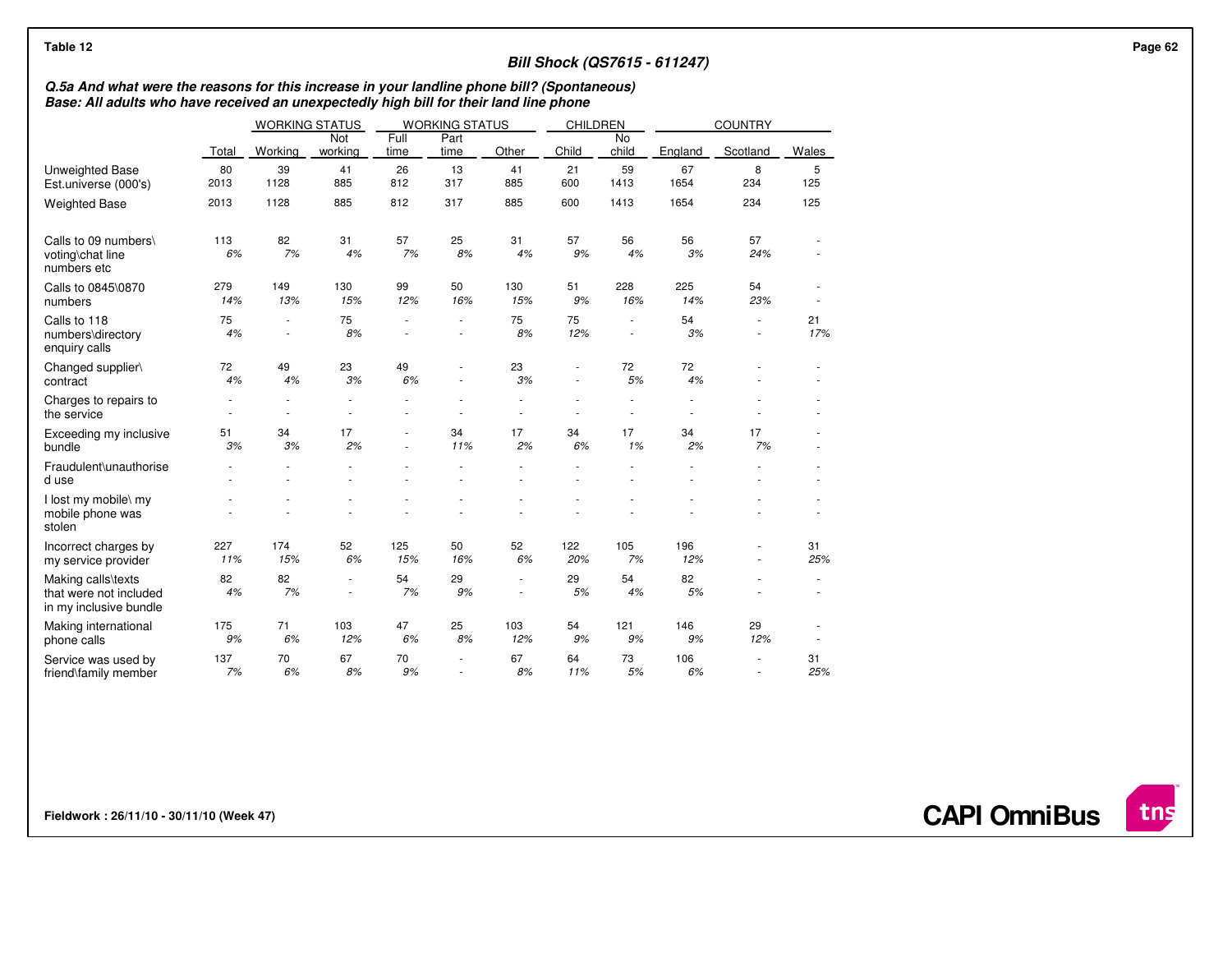Table 12

**Bill Shock (QS7615 - 611247)**

***Q.5a And what were the reasons for this increase in your landline phone bill? (Spontaneous)***
***Base: All adults who have received an unexpectedly high bill for their land line phone***

| | | WORKING STATUS | | WORKING STATUS | | | CHILDREN | | COUNTRY | | |
|---|---|---|---|---|---|---|---|---|---|---|---|
| | Total | Working | Not working | Full time | Part time | Other | Child | No child | England | Scotland | Wales |
| Unweighted Base | 80 | 39 | 41 | 26 | 13 | 41 | 21 | 59 | 67 | 8 | 5 |
| Est.universe (000's) | 2013 | 1128 | 885 | 812 | 317 | 885 | 600 | 1413 | 1654 | 234 | 125 |
| Weighted Base | 2013 | 1128 | 885 | 812 | 317 | 885 | 600 | 1413 | 1654 | 234 | 125 |
| Calls to 09 numbers\voting\chat line numbers etc | 113 | 82 | 31 | 57 | 25 | 31 | 57 | 56 | 56 | 57 | - |
| | *6%* | *7%* | *4%* | *7%* | *8%* | *4%* | *9%* | *4%* | *3%* | *24%* | - |
| Calls to 0845\0870 numbers | 279 | 149 | 130 | 99 | 50 | 130 | 51 | 228 | 225 | 54 | - |
| | *14%* | *13%* | *15%* | *12%* | *16%* | *15%* | *9%* | *16%* | *14%* | *23%* | - |
| Calls to 118 numbers\directory enquiry calls | 75 | - | 75 | - | - | 75 | 75 | - | 54 | - | 21 |
| | *4%* | - | *8%* | - | - | *8%* | *12%* | - | *3%* | - | *17%* |
| Changed supplier\contract | 72 | 49 | 23 | 49 | - | 23 | - | 72 | 72 | - | - |
| | *4%* | *4%* | *3%* | *6%* | - | *3%* | - | *5%* | *4%* | - | - |
| Charges to repairs to the service | - | - | - | - | - | - | - | - | - | - | - |
| | - | - | - | - | - | - | - | - | - | - | - |
| Exceeding my inclusive bundle | 51 | 34 | 17 | - | 34 | 17 | 34 | 17 | 34 | 17 | - |
| | *3%* | *3%* | *2%* | - | *11%* | *2%* | *6%* | *1%* | *2%* | *7%* | - |
| Fraudulent\unauthorised use | - | - | - | - | - | - | - | - | - | - | - |
| | - | - | - | - | - | - | - | - | - | - | - |
| I lost my mobile\ my mobile phone was stolen | - | - | - | - | - | - | - | - | - | - | - |
| | - | - | - | - | - | - | - | - | - | - | - |
| Incorrect charges by my service provider | 227 | 174 | 52 | 125 | 50 | 52 | 122 | 105 | 196 | - | 31 |
| | *11%* | *15%* | *6%* | *15%* | *16%* | *6%* | *20%* | *7%* | *12%* | - | *25%* |
| Making calls\texts that were not included in my inclusive bundle | 82 | 82 | - | 54 | 29 | - | 29 | 54 | 82 | - | - |
| | *4%* | *7%* | - | *7%* | *9%* | - | *5%* | *4%* | *5%* | - | - |
| Making international phone calls | 175 | 71 | 103 | 47 | 25 | 103 | 54 | 121 | 146 | 29 | - |
| | *9%* | *6%* | *12%* | *6%* | *8%* | *12%* | *9%* | *9%* | *9%* | *12%* | - |
| Service was used by friend\family member | 137 | 70 | 67 | 70 | - | 67 | 64 | 73 | 106 | - | 31 |
| | *7%* | *6%* | *8%* | *9%* | - | *8%* | *11%* | *5%* | *6%* | - | *25%* |

**Fieldwork : 26/11/10 - 30/11/10 (Week 47)**

**CAPI OmniBus**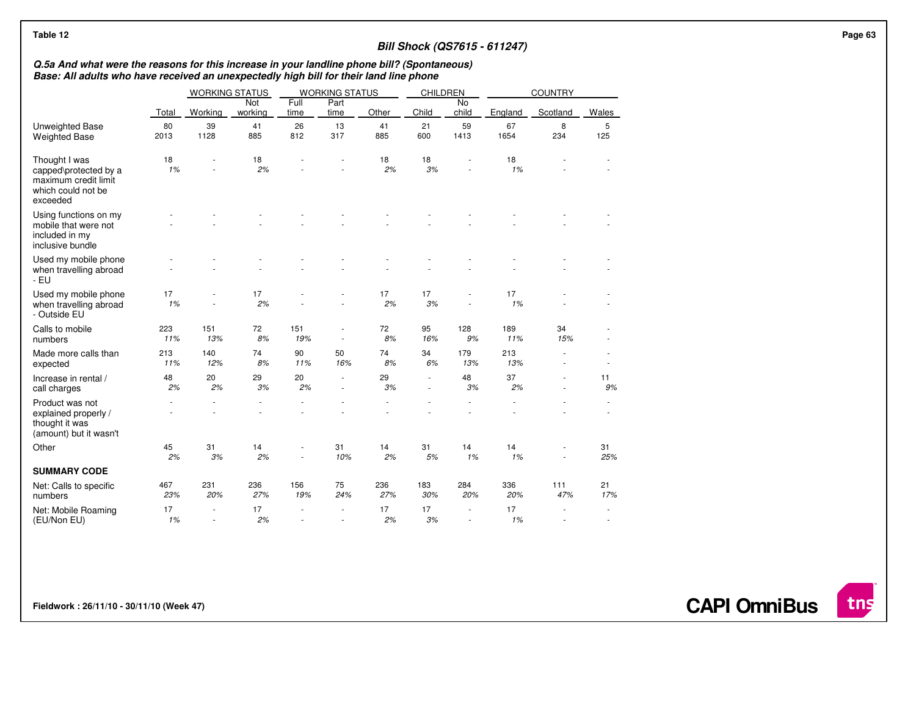Table 12

## Bill Shock (QS7615 - 611247)

***Q.5a And what were the reasons for this increase in your landline phone bill? (Spontaneous)***
***Base: All adults who have received an unexpectedly high bill for their land line phone***

| | | WORKING STATUS | | WORKING STATUS | | | CHILDREN | | COUNTRY | | |
|---|---|---|---|---|---|---|---|---|---|---|---|
| | Total | Working | Not working | Full time | Part time | Other | Child | No child | England | Scotland | Wales |
| Unweighted Base | 80 | 39 | 41 | 26 | 13 | 41 | 21 | 59 | 67 | 8 | 5 |
| Weighted Base | 2013 | 1128 | 885 | 812 | 317 | 885 | 600 | 1413 | 1654 | 234 | 125 |
| Thought I was capped\protected by a maximum credit limit which could not be exceeded | 18 | - | 18 | - | - | 18 | 18 | - | 18 | - | - |
| | 1% | - | 2% | - | - | 2% | 3% | - | 1% | - | - |
| Using functions on my mobile that were not included in my inclusive bundle | - | - | - | - | - | - | - | - | - | - | - |
| | - | - | - | - | - | - | - | - | - | - | - |
| Used my mobile phone when travelling abroad - EU | - | - | - | - | - | - | - | - | - | - | - |
| | - | - | - | - | - | - | - | - | - | - | - |
| Used my mobile phone when travelling abroad - Outside EU | 17 | - | 17 | - | - | 17 | 17 | - | 17 | - | - |
| | 1% | - | 2% | - | - | 2% | 3% | - | 1% | - | - |
| Calls to mobile numbers | 223 | 151 | 72 | 151 | - | 72 | 95 | 128 | 189 | 34 | - |
| | 11% | 13% | 8% | 19% | - | 8% | 16% | 9% | 11% | 15% | - |
| Made more calls than expected | 213 | 140 | 74 | 90 | 50 | 74 | 34 | 179 | 213 | - | - |
| | 11% | 12% | 8% | 11% | 16% | 8% | 6% | 13% | 13% | - | - |
| Increase in rental / call charges | 48 | 20 | 29 | 20 | - | 29 | - | 48 | 37 | - | 11 |
| | 2% | 2% | 3% | 2% | - | 3% | - | 3% | 2% | - | 9% |
| Product was not explained properly / thought it was (amount) but it wasn't | - | - | - | - | - | - | - | - | - | - | - |
| | - | - | - | - | - | - | - | - | - | - | - |
| Other | 45 | 31 | 14 | - | 31 | 14 | 31 | 14 | 14 | - | 31 |
| | 2% | 3% | 2% | - | 10% | 2% | 5% | 1% | 1% | - | 25% |
| **SUMMARY CODE** | | | | | | | | | | | |
| Net: Calls to specific numbers | 467 | 231 | 236 | 156 | 75 | 236 | 183 | 284 | 336 | 111 | 21 |
| | 23% | 20% | 27% | 19% | 24% | 27% | 30% | 20% | 20% | 47% | 17% |
| Net: Mobile Roaming (EU/Non EU) | 17 | - | 17 | - | - | 17 | 17 | - | 17 | - | - |
| | 1% | - | 2% | - | - | 2% | 3% | - | 1% | - | - |

**Fieldwork : 26/11/10 - 30/11/10 (Week 47)**

**CAPI OmniBus**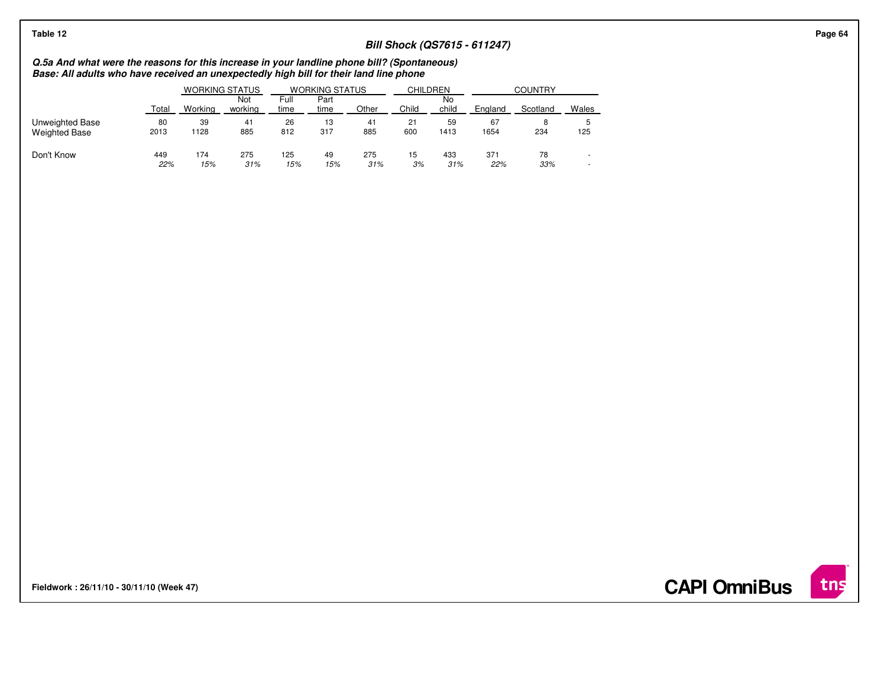Table 12

### Bill Shock (QS7615 - 611247)

***Q.5a And what were the reasons for this increase in your landline phone bill? (Spontaneous)***
***Base: All adults who have received an unexpectedly high bill for their land line phone***

| | | WORKING STATUS | | WORKING STATUS | | | CHILDREN | | COUNTRY | | |
|---|---|---|---|---|---|---|---|---|---|---|---|
| | Total | Working | Not working | Full time | Part time | Other | Child | No child | England | Scotland | Wales |
| Unweighted Base | 80 | 39 | 41 | 26 | 13 | 41 | 21 | 59 | 67 | 8 | 5 |
| Weighted Base | 2013 | 1128 | 885 | 812 | 317 | 885 | 600 | 1413 | 1654 | 234 | 125 |
| Don't Know | 449 | 174 | 275 | 125 | 49 | 275 | 15 | 433 | 371 | 78 | - |
| | *22%* | *15%* | *31%* | *15%* | *15%* | *31%* | *3%* | *31%* | *22%* | *33%* | - |

**Fieldwork : 26/11/10 - 30/11/10 (Week 47)**

**CAPI OmniBus**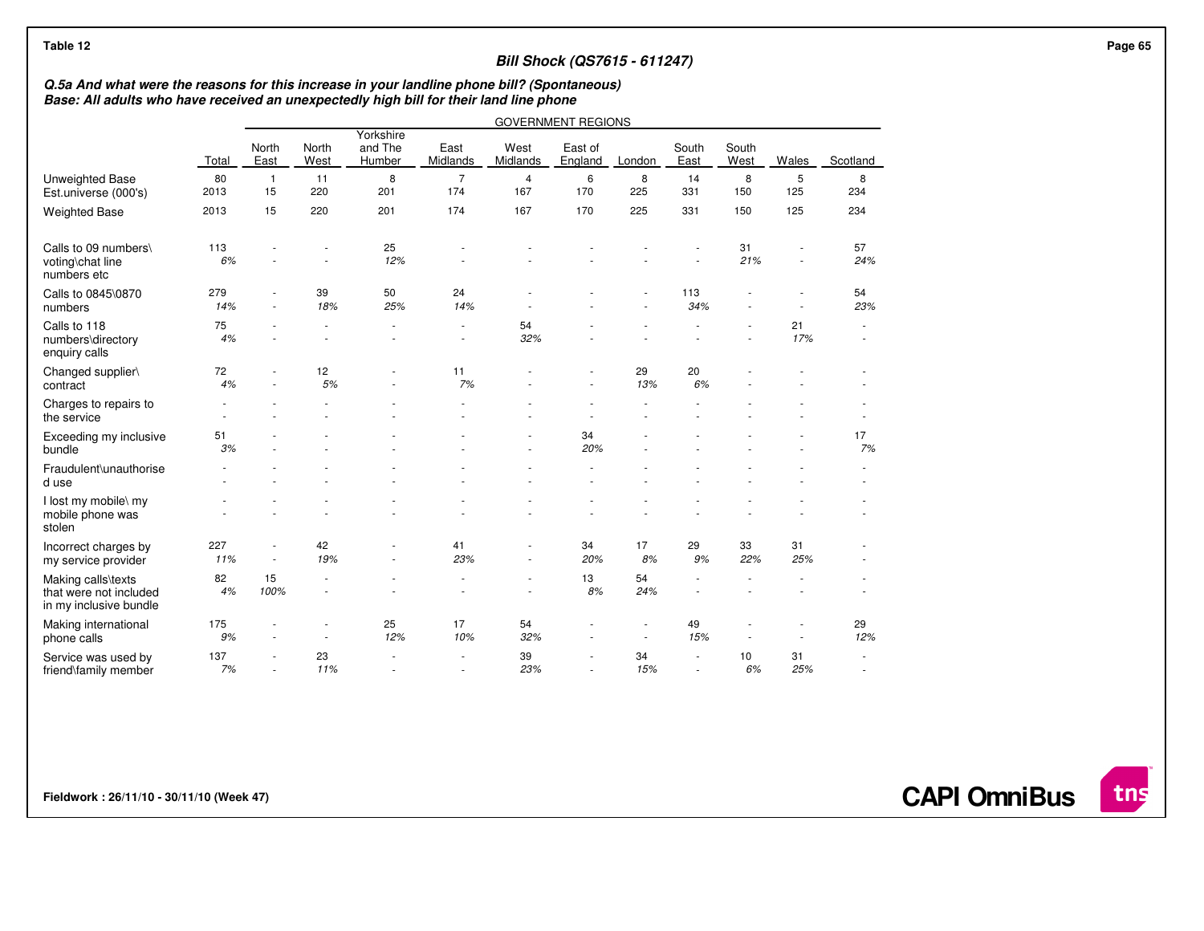Table 12

**Bill Shock (QS7615 - 611247)**

***Q.5a And what were the reasons for this increase in your landline phone bill? (Spontaneous)***
***Base: All adults who have received an unexpectedly high bill for their land line phone***

| | Total | GOVERNMENT REGIONS | | | | | | | | | | |
|---|---|---|---|---|---|---|---|---|---|---|---|---|
| | | North East | North West | Yorkshire and The Humber | East Midlands | West Midlands | East of England | London | South East | South West | Wales | Scotland |
| Unweighted Base | 80 | 1 | 11 | 8 | 7 | 4 | 6 | 8 | 14 | 8 | 5 | 8 |
| Est.universe (000's) | 2013 | 15 | 220 | 201 | 174 | 167 | 170 | 225 | 331 | 150 | 125 | 234 |
| Weighted Base | 2013 | 15 | 220 | 201 | 174 | 167 | 170 | 225 | 331 | 150 | 125 | 234 |
| Calls to 09 numbers\voting\chat line numbers etc | 113 | - | - | 25 | - | - | - | - | - | 31 | - | 57 |
| | 6% | - | - | 12% | - | - | - | - | - | 21% | - | 24% |
| Calls to 0845\0870 numbers | 279 | - | 39 | 50 | 24 | - | - | - | 113 | - | - | 54 |
| | 14% | - | 18% | 25% | 14% | - | - | - | 34% | - | - | 23% |
| Calls to 118 numbers\directory enquiry calls | 75 | - | - | - | - | 54 | - | - | - | - | 21 | - |
| | 4% | - | - | - | - | 32% | - | - | - | - | 17% | - |
| Changed supplier\contract | 72 | - | 12 | - | 11 | - | - | 29 | 20 | - | - | - |
| | 4% | - | 5% | - | 7% | - | - | 13% | 6% | - | - | - |
| Charges to repairs to the service | - | - | - | - | - | - | - | - | - | - | - | - |
| | - | - | - | - | - | - | - | - | - | - | - | - |
| Exceeding my inclusive bundle | 51 | - | - | - | - | - | 34 | - | - | - | - | 17 |
| | 3% | - | - | - | - | - | 20% | - | - | - | - | 7% |
| Fraudulent\unauthorised use | - | - | - | - | - | - | - | - | - | - | - | - |
| | - | - | - | - | - | - | - | - | - | - | - | - |
| I lost my mobile\ my mobile phone was stolen | - | - | - | - | - | - | - | - | - | - | - | - |
| | - | - | - | - | - | - | - | - | - | - | - | - |
| Incorrect charges by my service provider | 227 | - | 42 | - | 41 | - | 34 | 17 | 29 | 33 | 31 | - |
| | 11% | - | 19% | - | 23% | - | 20% | 8% | 9% | 22% | 25% | - |
| Making calls\texts that were not included in my inclusive bundle | 82 | 15 | - | - | - | - | 13 | 54 | - | - | - | - |
| | 4% | 100% | - | - | - | - | 8% | 24% | - | - | - | - |
| Making international phone calls | 175 | - | - | 25 | 17 | 54 | - | - | 49 | - | - | 29 |
| | 9% | - | - | 12% | 10% | 32% | - | - | 15% | - | - | 12% |
| Service was used by friend\family member | 137 | - | 23 | - | - | 39 | - | 34 | - | 10 | 31 | - |
| | 7% | - | 11% | - | - | 23% | - | 15% | - | 6% | 25% | - |

Fieldwork : 26/11/10 - 30/11/10 (Week 47)

CAPI OmniBus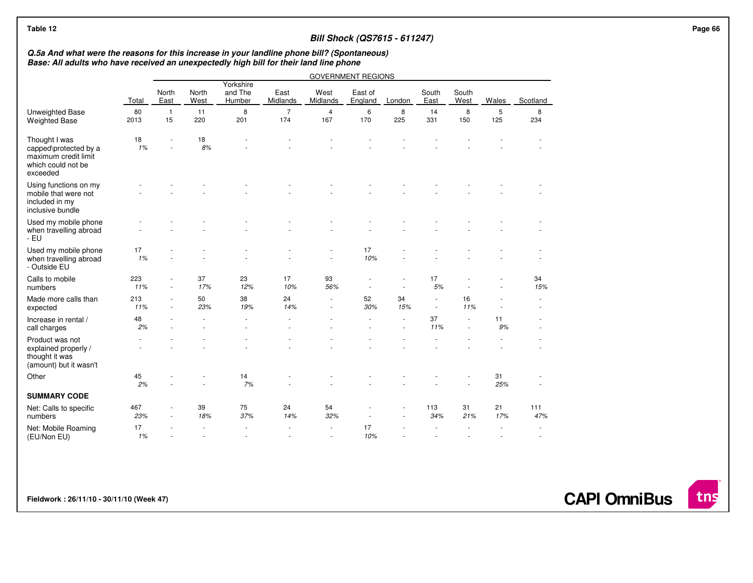Table 12

## Bill Shock (QS7615 - 611247)

**Q.5a And what were the reasons for this increase in your landline phone bill? (Spontaneous)**
**Base: All adults who have received an unexpectedly high bill for their land line phone**

| | Total | GOVERNMENT REGIONS | | | | | | | | | | |
|---|---|---|---|---|---|---|---|---|---|---|---|---|
| | | North East | North West | Yorkshire and The Humber | East Midlands | West Midlands | East of England | London | South East | South West | Wales | Scotland |
| Unweighted Base | 80 | 1 | 11 | 8 | 7 | 4 | 6 | 8 | 14 | 8 | 5 | 8 |
| Weighted Base | 2013 | 15 | 220 | 201 | 174 | 167 | 170 | 225 | 331 | 150 | 125 | 234 |
| Thought I was capped\protected by a maximum credit limit which could not be exceeded | 18<br>1% | -<br>- | 18<br>8% | -<br>- | -<br>- | -<br>- | -<br>- | -<br>- | -<br>- | -<br>- | -<br>- | -<br>- |
| Using functions on my mobile that were not included in my inclusive bundle | -<br>- | -<br>- | -<br>- | -<br>- | -<br>- | -<br>- | -<br>- | -<br>- | -<br>- | -<br>- | -<br>- | -<br>- |
| Used my mobile phone when travelling abroad - EU | -<br>- | -<br>- | -<br>- | -<br>- | -<br>- | -<br>- | -<br>- | -<br>- | -<br>- | -<br>- | -<br>- | -<br>- |
| Used my mobile phone when travelling abroad - Outside EU | 17<br>1% | -<br>- | -<br>- | -<br>- | -<br>- | -<br>- | 17<br>10% | -<br>- | -<br>- | -<br>- | -<br>- | -<br>- |
| Calls to mobile numbers | 223<br>11% | -<br>- | 37<br>17% | 23<br>12% | 17<br>10% | 93<br>56% | -<br>- | -<br>- | 17<br>5% | -<br>- | -<br>- | 34<br>15% |
| Made more calls than expected | 213<br>11% | -<br>- | 50<br>23% | 38<br>19% | 24<br>14% | -<br>- | 52<br>30% | 34<br>15% | -<br>- | 16<br>11% | -<br>- | -<br>- |
| Increase in rental / call charges | 48<br>2% | -<br>- | -<br>- | -<br>- | -<br>- | -<br>- | -<br>- | -<br>- | 37<br>11% | -<br>- | 11<br>9% | -<br>- |
| Product was not explained properly / thought it was (amount) but it wasn't | -<br>- | -<br>- | -<br>- | -<br>- | -<br>- | -<br>- | -<br>- | -<br>- | -<br>- | -<br>- | -<br>- | -<br>- |
| Other | 45<br>2% | -<br>- | -<br>- | 14<br>7% | -<br>- | -<br>- | -<br>- | -<br>- | -<br>- | -<br>- | 31<br>25% | -<br>- |
| **SUMMARY CODE** | | | | | | | | | | | | |
| Net: Calls to specific numbers | 467<br>23% | -<br>- | 39<br>18% | 75<br>37% | 24<br>14% | 54<br>32% | -<br>- | -<br>- | 113<br>34% | 31<br>21% | 21<br>17% | 111<br>47% |
| Net: Mobile Roaming (EU/Non EU) | 17<br>1% | -<br>- | -<br>- | -<br>- | -<br>- | -<br>- | 17<br>10% | -<br>- | -<br>- | -<br>- | -<br>- | -<br>- |

Fieldwork : 26/11/10 - 30/11/10 (Week 47)

CAPI OmniBus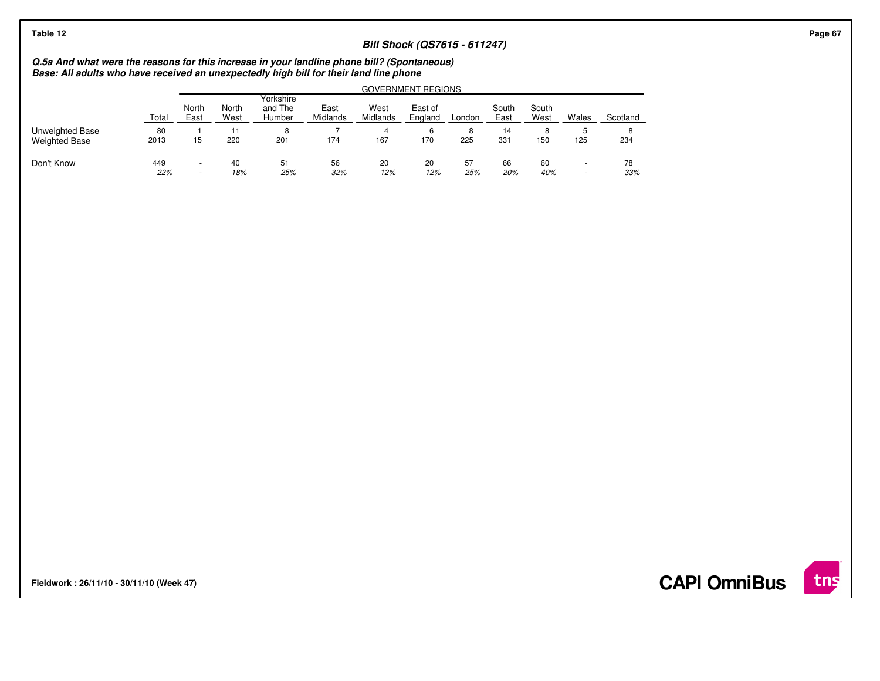Table 12

## Bill Shock (QS7615 - 611247)

***Q.5a And what were the reasons for this increase in your landline phone bill? (Spontaneous)***
***Base: All adults who have received an unexpectedly high bill for their land line phone***

| | | GOVERNMENT REGIONS | | | | | | | | | | |
|---|---|---|---|---|---|---|---|---|---|---|---|---|
| | Total | North East | North West | Yorkshire and The Humber | East Midlands | West Midlands | East of England | London | South East | South West | Wales | Scotland |
| Unweighted Base | 80 | 1 | 11 | 8 | 7 | 4 | 6 | 8 | 14 | 8 | 5 | 8 |
| Weighted Base | 2013 | 15 | 220 | 201 | 174 | 167 | 170 | 225 | 331 | 150 | 125 | 234 |
| Don't Know | 449 | - | 40 | 51 | 56 | 20 | 20 | 57 | 66 | 60 | - | 78 |
| | *22%* | - | *18%* | *25%* | *32%* | *12%* | *12%* | *25%* | *20%* | *40%* | - | *33%* |

**Fieldwork : 26/11/10 - 30/11/10 (Week 47)**

**CAPI OmniBus**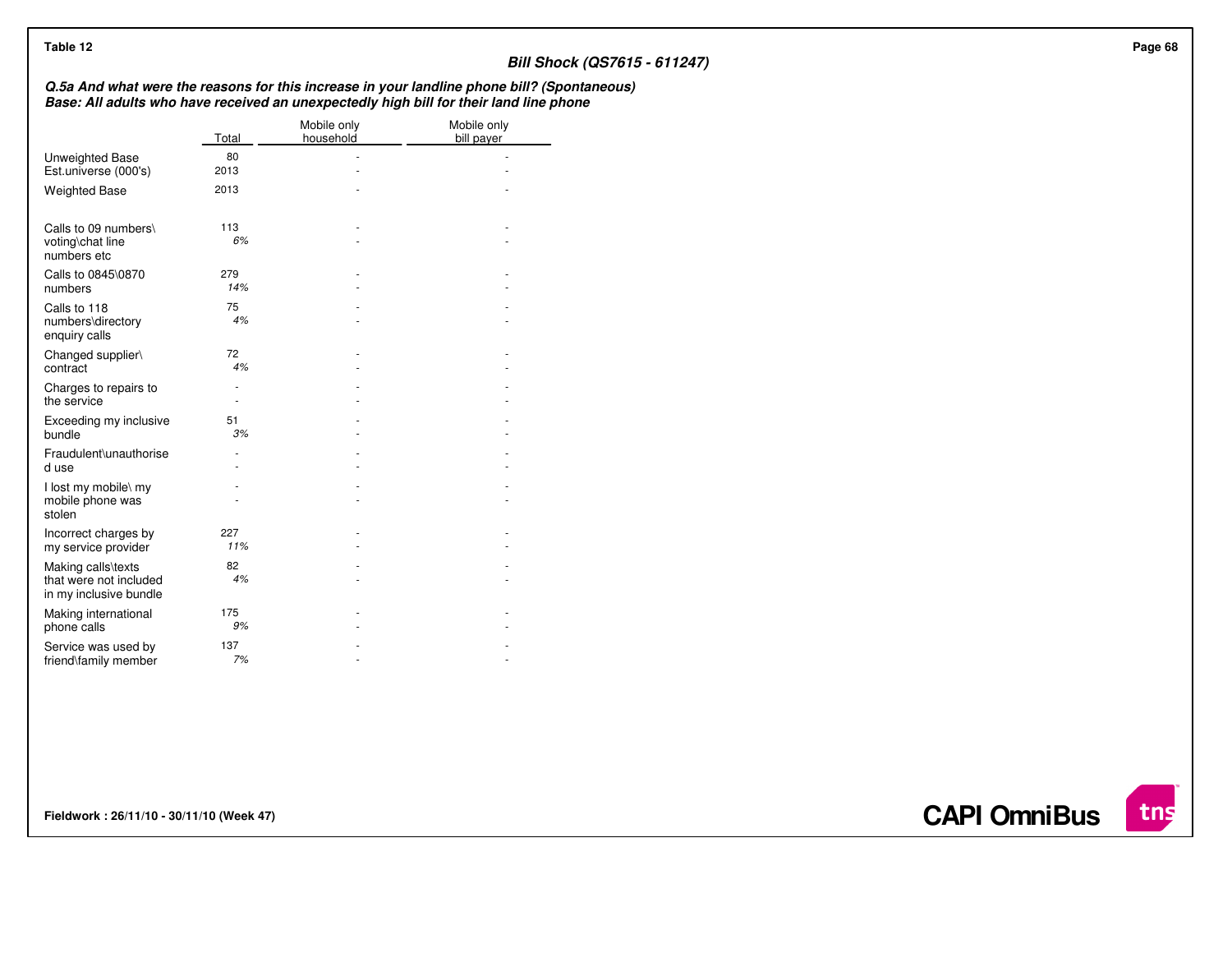Table 12

**Bill Shock (QS7615 - 611247)**

***Q.5a And what were the reasons for this increase in your landline phone bill? (Spontaneous)***
***Base: All adults who have received an unexpectedly high bill for their land line phone***

| | Total | Mobile only household | Mobile only bill payer |
|---|---|---|---|
| Unweighted Base | 80 | - | - |
| Est.universe (000's) | 2013 | - | - |
| Weighted Base | 2013 | - | - |
| Calls to 09 numbers\voting\chat line numbers etc | 113 | - | - |
| | *6%* | - | - |
| Calls to 0845\0870 numbers | 279 | - | - |
| | *14%* | - | - |
| Calls to 118 numbers\directory enquiry calls | 75 | - | - |
| | *4%* | - | - |
| Changed supplier\contract | 72 | - | - |
| | *4%* | - | - |
| Charges to repairs to the service | - | - | - |
| | - | - | - |
| Exceeding my inclusive bundle | 51 | - | - |
| | *3%* | - | - |
| Fraudulent\unauthorised use | - | - | - |
| | - | - | - |
| I lost my mobile\ my mobile phone was stolen | - | - | - |
| | - | - | - |
| Incorrect charges by my service provider | 227 | - | - |
| | *11%* | - | - |
| Making calls\texts that were not included in my inclusive bundle | 82 | - | - |
| | *4%* | - | - |
| Making international phone calls | 175 | - | - |
| | *9%* | - | - |
| Service was used by friend\family member | 137 | - | - |
| | *7%* | - | - |

**Fieldwork : 26/11/10 - 30/11/10 (Week 47)**

**CAPI OmniBus**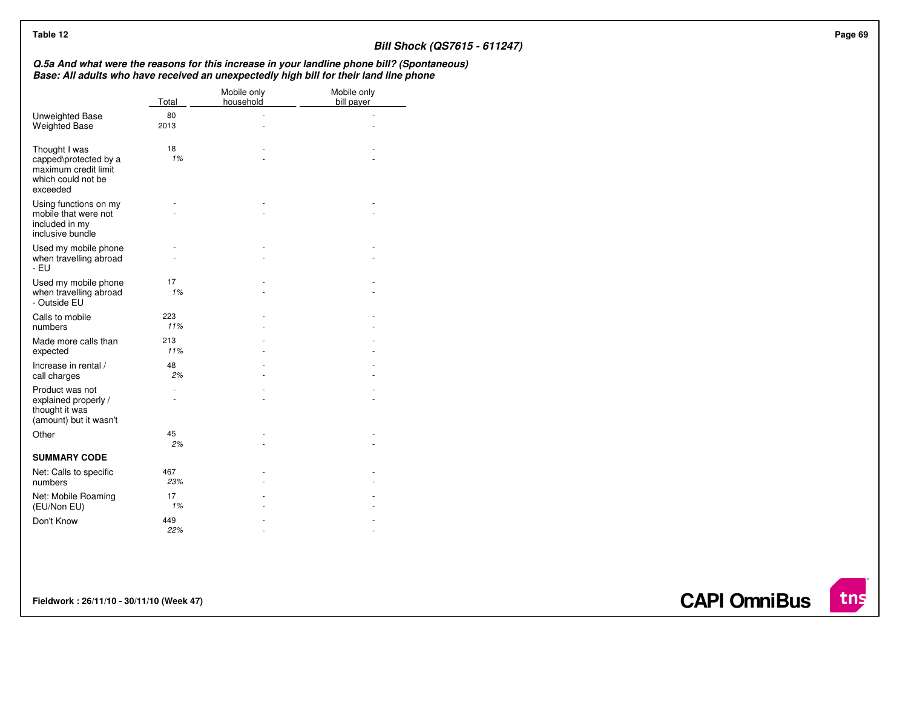Table 12

**Bill Shock (QS7615 - 611247)**

***Q.5a And what were the reasons for this increase in your landline phone bill? (Spontaneous)***
***Base: All adults who have received an unexpectedly high bill for their land line phone***

| | Total | Mobile only household | Mobile only bill payer |
|---|---|---|---|
| Unweighted Base | 80 | - | - |
| Weighted Base | 2013 | - | - |
| Thought I was capped\protected by a maximum credit limit which could not be exceeded | 18<br>*1%* | -<br>- | -<br>- |
| Using functions on my mobile that were not included in my inclusive bundle | -<br>- | -<br>- | -<br>- |
| Used my mobile phone when travelling abroad - EU | -<br>- | -<br>- | -<br>- |
| Used my mobile phone when travelling abroad - Outside EU | 17<br>*1%* | -<br>- | -<br>- |
| Calls to mobile numbers | 223<br>*11%* | -<br>- | -<br>- |
| Made more calls than expected | 213<br>*11%* | -<br>- | -<br>- |
| Increase in rental / call charges | 48<br>*2%* | -<br>- | -<br>- |
| Product was not explained properly / thought it was (amount) but it wasn't | -<br>- | -<br>- | -<br>- |
| Other | 45<br>*2%* | -<br>- | -<br>- |
| **SUMMARY CODE** | | | |
| Net: Calls to specific numbers | 467<br>*23%* | -<br>- | -<br>- |
| Net: Mobile Roaming (EU/Non EU) | 17<br>*1%* | -<br>- | -<br>- |
| Don't Know | 449<br>*22%* | -<br>- | -<br>- |

**Fieldwork : 26/11/10 - 30/11/10 (Week 47)**

**CAPI OmniBus**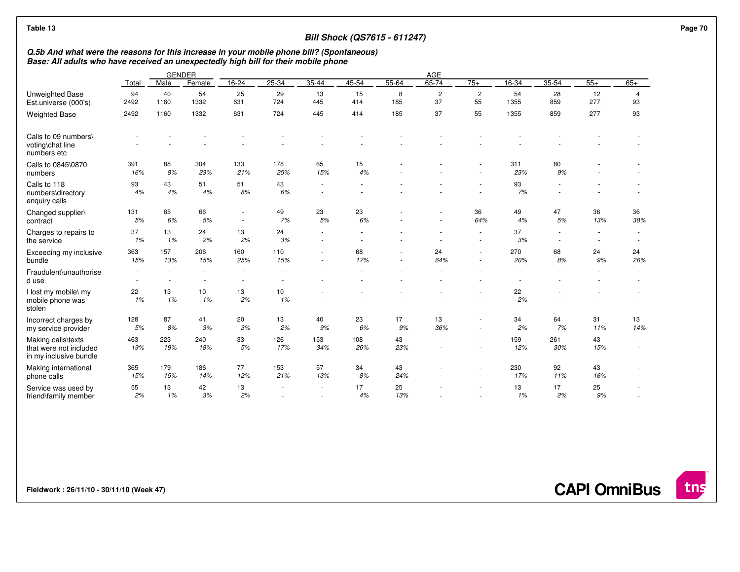Table 13

## Bill Shock (QS7615 - 611247)

***Q.5b And what were the reasons for this increase in your mobile phone bill? (Spontaneous)***
***Base: All adults who have received an unexpectedly high bill for their mobile phone***

| | Total | GENDER | | AGE | | | | | | | | | | | |
|---|---|---|---|---|---|---|---|---|---|---|---|---|---|---|---|
| | | Male | Female | 16-24 | 25-34 | 35-44 | 45-54 | 55-64 | 65-74 | 75+ | 16-34 | 35-54 | 55+ | 65+ |
| Unweighted Base | 94 | 40 | 54 | 25 | 29 | 13 | 15 | 8 | 2 | 2 | 54 | 28 | 12 | 4 |
| Est.universe (000's) | 2492 | 1160 | 1332 | 631 | 724 | 445 | 414 | 185 | 37 | 55 | 1355 | 859 | 277 | 93 |
| Weighted Base | 2492 | 1160 | 1332 | 631 | 724 | 445 | 414 | 185 | 37 | 55 | 1355 | 859 | 277 | 93 |
| Calls to 09 numbers\ voting\chat line numbers etc | - | - | - | - | - | - | - | - | - | - | - | - | - | - |
| | - | - | - | - | - | - | - | - | - | - | - | - | - | - |
| Calls to 0845\0870 numbers | 391 | 88 | 304 | 133 | 178 | 65 | 15 | - | - | - | 311 | 80 | - | - |
| | 16% | 8% | 23% | 21% | 25% | 15% | 4% | - | - | - | 23% | 9% | - | - |
| Calls to 118 numbers\directory enquiry calls | 93 | 43 | 51 | 51 | 43 | - | - | - | - | - | 93 | - | - | - |
| | 4% | 4% | 4% | 8% | 6% | - | - | - | - | - | 7% | - | - | - |
| Changed supplier\ contract | 131 | 65 | 66 | - | 49 | 23 | 23 | - | - | 36 | 49 | 47 | 36 | 36 |
| | 5% | 6% | 5% | - | 7% | 5% | 6% | - | - | 64% | 4% | 5% | 13% | 38% |
| Charges to repairs to the service | 37 | 13 | 24 | 13 | 24 | - | - | - | - | - | 37 | - | - | - |
| | 1% | 1% | 2% | 2% | 3% | - | - | - | - | - | 3% | - | - | - |
| Exceeding my inclusive bundle | 363 | 157 | 206 | 160 | 110 | - | 68 | - | 24 | - | 270 | 68 | 24 | 24 |
| | 15% | 13% | 15% | 25% | 15% | - | 17% | - | 64% | - | 20% | 8% | 9% | 26% |
| Fraudulent\unauthorised use | - | - | - | - | - | - | - | - | - | - | - | - | - | - |
| | - | - | - | - | - | - | - | - | - | - | - | - | - | - |
| I lost my mobile\ my mobile phone was stolen | 22 | 13 | 10 | 13 | 10 | - | - | - | - | - | 22 | - | - | - |
| | 1% | 1% | 1% | 2% | 1% | - | - | - | - | - | 2% | - | - | - |
| Incorrect charges by my service provider | 128 | 87 | 41 | 20 | 13 | 40 | 23 | 17 | 13 | - | 34 | 64 | 31 | 13 |
| | 5% | 8% | 3% | 3% | 2% | 9% | 6% | 9% | 36% | - | 2% | 7% | 11% | 14% |
| Making calls\texts that were not included in my inclusive bundle | 463 | 223 | 240 | 33 | 126 | 153 | 108 | 43 | - | - | 159 | 261 | 43 | - |
| | 19% | 19% | 18% | 5% | 17% | 34% | 26% | 23% | - | - | 12% | 30% | 15% | - |
| Making international phone calls | 365 | 179 | 186 | 77 | 153 | 57 | 34 | 43 | - | - | 230 | 92 | 43 | - |
| | 15% | 15% | 14% | 12% | 21% | 13% | 8% | 24% | - | - | 17% | 11% | 16% | - |
| Service was used by friend\family member | 55 | 13 | 42 | 13 | - | - | 17 | 25 | - | - | 13 | 17 | 25 | - |
| | 2% | 1% | 3% | 2% | - | - | 4% | 13% | - | - | 1% | 2% | 9% | - |

Fieldwork : 26/11/10 - 30/11/10 (Week 47)

CAPI OmniBus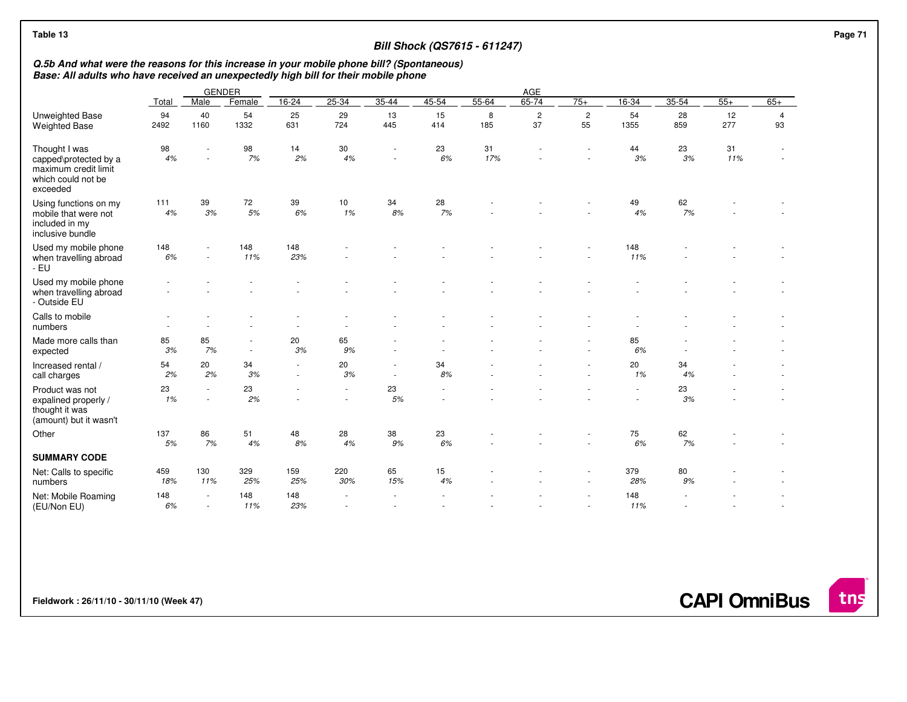Table 13

**Bill Shock (QS7615 - 611247)**

***Q.5b And what were the reasons for this increase in your mobile phone bill? (Spontaneous)***
***Base: All adults who have received an unexpectedly high bill for their mobile phone***

| | Total | GENDER | | AGE | | | | | | | | | | | |
|---|---|---|---|---|---|---|---|---|---|---|---|---|---|---|---|
| | | Male | Female | 16-24 | 25-34 | 35-44 | 45-54 | 55-64 | 65-74 | 75+ | 16-34 | 35-54 | 55+ | 65+ |
| Unweighted Base | 94 | 40 | 54 | 25 | 29 | 13 | 15 | 8 | 2 | 2 | 54 | 28 | 12 | 4 |
| Weighted Base | 2492 | 1160 | 1332 | 631 | 724 | 445 | 414 | 185 | 37 | 55 | 1355 | 859 | 277 | 93 |
| Thought I was capped\protected by a maximum credit limit which could not be exceeded | 98 | - | 98 | 14 | 30 | - | 23 | 31 | - | - | 44 | 23 | 31 | - |
| | *4%* | - | *7%* | *2%* | *4%* | - | *6%* | *17%* | - | - | *3%* | *3%* | *11%* | - |
| Using functions on my mobile that were not included in my inclusive bundle | 111 | 39 | 72 | 39 | 10 | 34 | 28 | - | - | - | 49 | 62 | - | - |
| | *4%* | *3%* | *5%* | *6%* | *1%* | *8%* | *7%* | - | - | - | *4%* | *7%* | - | - |
| Used my mobile phone when travelling abroad - EU | 148 | - | 148 | 148 | - | - | - | - | - | - | 148 | - | - | - |
| | *6%* | - | *11%* | *23%* | - | - | - | - | - | - | *11%* | - | - | - |
| Used my mobile phone when travelling abroad - Outside EU | - | - | - | - | - | - | - | - | - | - | - | - | - | - |
| | - | - | - | - | - | - | - | - | - | - | - | - | - | - |
| Calls to mobile numbers | - | - | - | - | - | - | - | - | - | - | - | - | - | - |
| | - | - | - | - | - | - | - | - | - | - | - | - | - | - |
| Made more calls than expected | 85 | 85 | - | 20 | 65 | - | - | - | - | - | 85 | - | - | - |
| | *3%* | *7%* | - | *3%* | *9%* | - | - | - | - | - | *6%* | - | - | - |
| Increased rental / call charges | 54 | 20 | 34 | - | 20 | - | 34 | - | - | - | 20 | 34 | - | - |
| | *2%* | *2%* | *3%* | - | *3%* | - | *8%* | - | - | - | *1%* | *4%* | - | - |
| Product was not expalined properly / thought it was (amount) but it wasn't | 23 | - | 23 | - | - | 23 | - | - | - | - | - | 23 | - | - |
| | *1%* | - | *2%* | - | - | *5%* | - | - | - | - | - | *3%* | - | - |
| Other | 137 | 86 | 51 | 48 | 28 | 38 | 23 | - | - | - | 75 | 62 | - | - |
| | *5%* | *7%* | *4%* | *8%* | *4%* | *9%* | *6%* | - | - | - | *6%* | *7%* | - | - |
| **SUMMARY CODE** | | | | | | | | | | | | | | |
| Net: Calls to specific numbers | 459 | 130 | 329 | 159 | 220 | 65 | 15 | - | - | - | 379 | 80 | - | - |
| | *18%* | *11%* | *25%* | *25%* | *30%* | *15%* | *4%* | - | - | - | *28%* | *9%* | - | - |
| Net: Mobile Roaming (EU/Non EU) | 148 | - | 148 | 148 | - | - | - | - | - | - | 148 | - | - | - |
| | *6%* | - | *11%* | *23%* | - | - | - | - | - | - | *11%* | - | - | - |

Fieldwork : 26/11/10 - 30/11/10 (Week 47)

CAPI OmniBus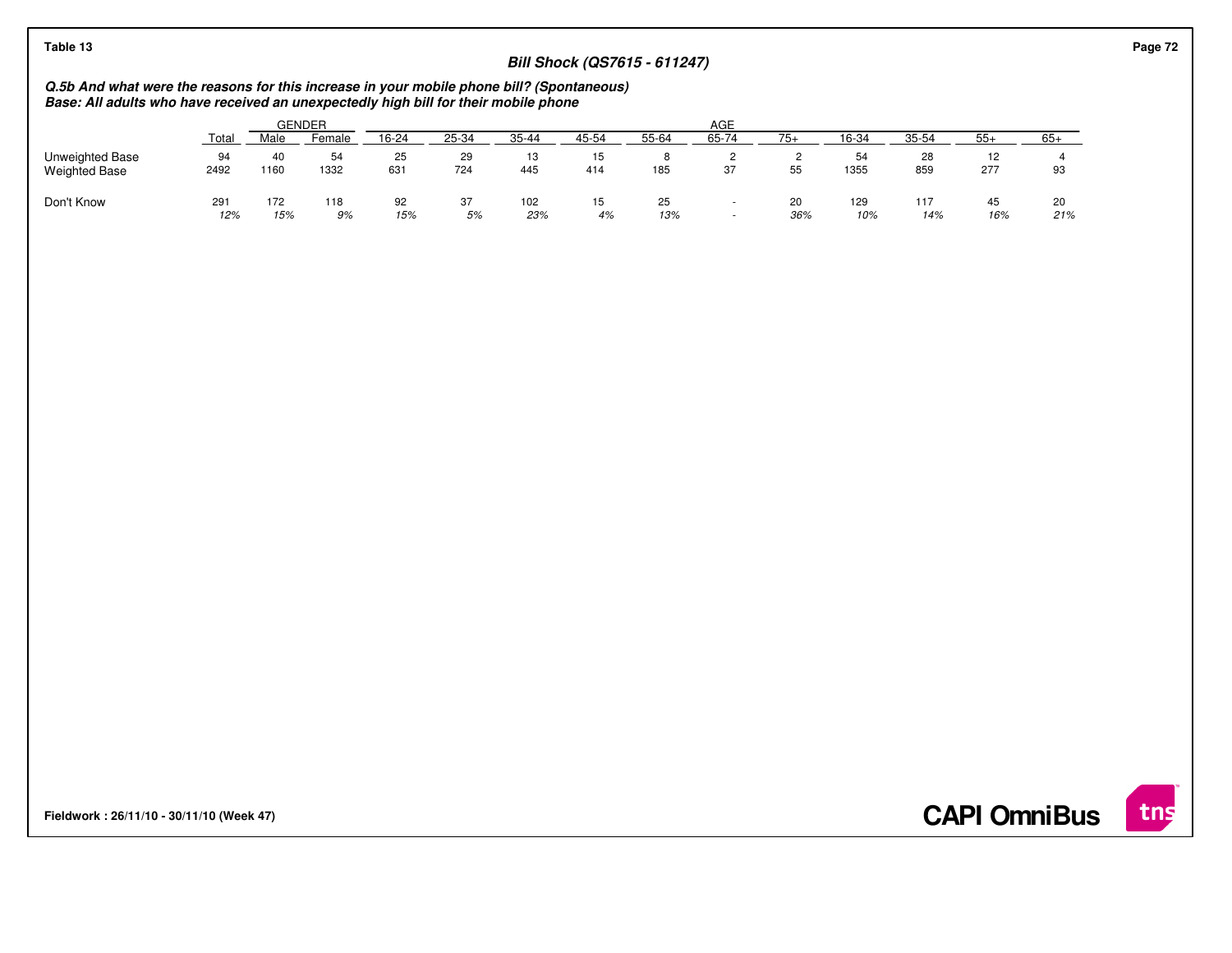Table 13

## Bill Shock (QS7615 - 611247)

***Q.5b And what were the reasons for this increase in your mobile phone bill? (Spontaneous)***
***Base: All adults who have received an unexpectedly high bill for their mobile phone***

| | | GENDER | | AGE | | | | | | | | | | |
|---|---|---|---|---|---|---|---|---|---|---|---|---|---|---|
| | Total | Male | Female | 16-24 | 25-34 | 35-44 | 45-54 | 55-64 | 65-74 | 75+ | 16-34 | 35-54 | 55+ | 65+ |
| Unweighted Base | 94 | 40 | 54 | 25 | 29 | 13 | 15 | 8 | 2 | 2 | 54 | 28 | 12 | 4 |
| Weighted Base | 2492 | 1160 | 1332 | 631 | 724 | 445 | 414 | 185 | 37 | 55 | 1355 | 859 | 277 | 93 |
| Don't Know | 291 | 172 | 118 | 92 | 37 | 102 | 15 | 25 | - | 20 | 129 | 117 | 45 | 20 |
| | *12%* | *15%* | *9%* | *15%* | *5%* | *23%* | *4%* | *13%* | - | *36%* | *10%* | *14%* | *16%* | *21%* |

**Fieldwork : 26/11/10 - 30/11/10 (Week 47)**

**CAPI OmniBus**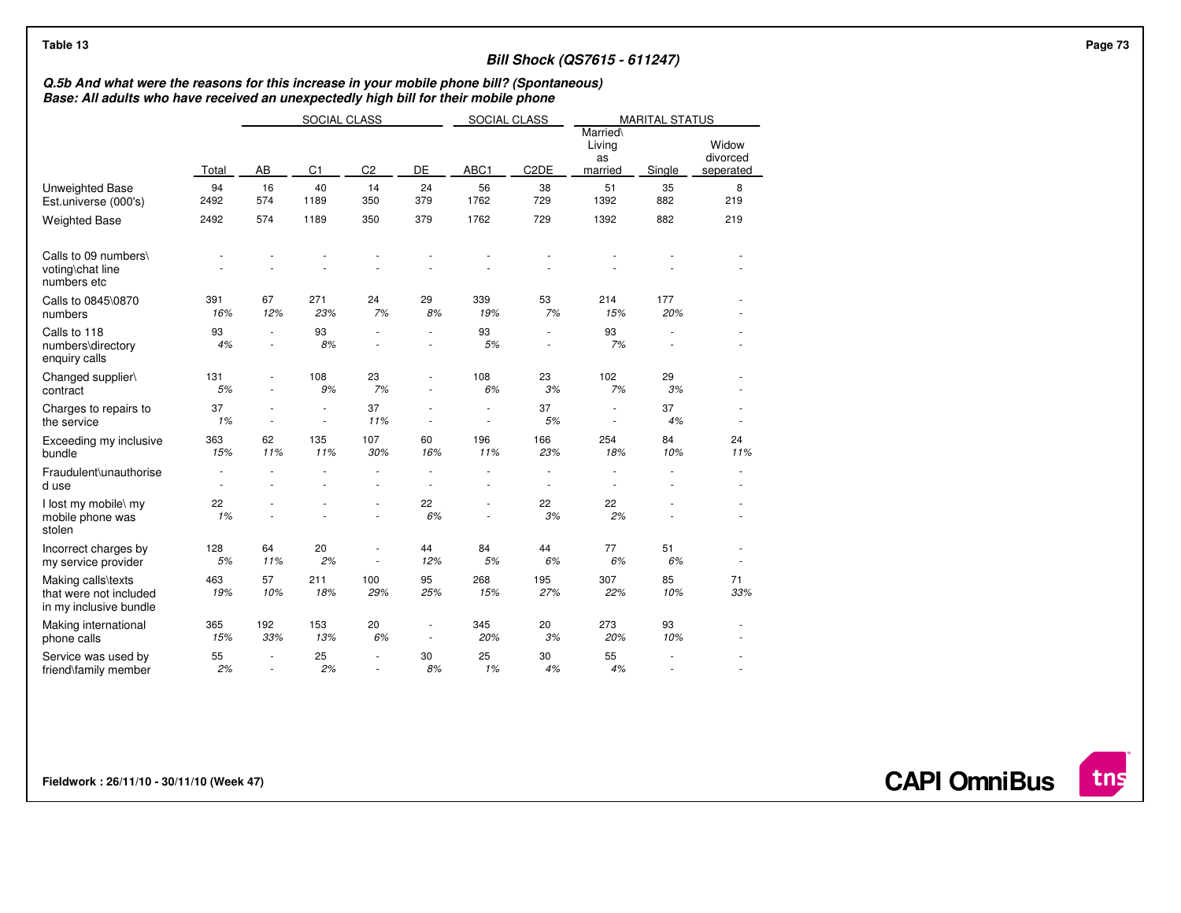Table 13

**Bill Shock (QS7615 - 611247)**

***Q.5b And what were the reasons for this increase in your mobile phone bill? (Spontaneous)***
***Base: All adults who have received an unexpectedly high bill for their mobile phone***

| | | SOCIAL CLASS | | | | SOCIAL CLASS | | MARITAL STATUS | | |
|---|---|---|---|---|---|---|---|---|---|---|
| | Total | AB | C1 | C2 | DE | ABC1 | C2DE | Married\ Living as married | Single | Widow divorced seperated |
| Unweighted Base | 94 | 16 | 40 | 14 | 24 | 56 | 38 | 51 | 35 | 8 |
| Est.universe (000's) | 2492 | 574 | 1189 | 350 | 379 | 1762 | 729 | 1392 | 882 | 219 |
| Weighted Base | 2492 | 574 | 1189 | 350 | 379 | 1762 | 729 | 1392 | 882 | 219 |
| Calls to 09 numbers\ voting\chat line numbers etc | - | - | - | - | - | - | - | - | - | - |
| | - | - | - | - | - | - | - | - | - | - |
| Calls to 0845\0870 numbers | 391 | 67 | 271 | 24 | 29 | 339 | 53 | 214 | 177 | - |
| | *16%* | *12%* | *23%* | *7%* | *8%* | *19%* | *7%* | *15%* | *20%* | - |
| Calls to 118 numbers\directory enquiry calls | 93 | - | 93 | - | - | 93 | - | 93 | - | - |
| | *4%* | - | *8%* | - | - | *5%* | - | *7%* | - | - |
| Changed supplier\ contract | 131 | - | 108 | 23 | - | 108 | 23 | 102 | 29 | - |
| | *5%* | - | *9%* | *7%* | - | *6%* | *3%* | *7%* | *3%* | - |
| Charges to repairs to the service | 37 | - | - | 37 | - | - | 37 | - | 37 | - |
| | *1%* | - | - | *11%* | - | - | *5%* | - | *4%* | - |
| Exceeding my inclusive bundle | 363 | 62 | 135 | 107 | 60 | 196 | 166 | 254 | 84 | 24 |
| | *15%* | *11%* | *11%* | *30%* | *16%* | *11%* | *23%* | *18%* | *10%* | *11%* |
| Fraudulent\unauthorised use | - | - | - | - | - | - | - | - | - | - |
| | - | - | - | - | - | - | - | - | - | - |
| I lost my mobile\ my mobile phone was stolen | 22 | - | - | - | 22 | - | 22 | 22 | - | - |
| | *1%* | - | - | - | *6%* | - | *3%* | *2%* | - | - |
| Incorrect charges by my service provider | 128 | 64 | 20 | - | 44 | 84 | 44 | 77 | 51 | - |
| | *5%* | *11%* | *2%* | - | *12%* | *5%* | *6%* | *6%* | *6%* | - |
| Making calls\texts that were not included in my inclusive bundle | 463 | 57 | 211 | 100 | 95 | 268 | 195 | 307 | 85 | 71 |
| | *19%* | *10%* | *18%* | *29%* | *25%* | *15%* | *27%* | *22%* | *10%* | *33%* |
| Making international phone calls | 365 | 192 | 153 | 20 | - | 345 | 20 | 273 | 93 | - |
| | *15%* | *33%* | *13%* | *6%* | - | *20%* | *3%* | *20%* | *10%* | - |
| Service was used by friend\family member | 55 | - | 25 | - | 30 | 25 | 30 | 55 | - | - |
| | *2%* | - | *2%* | - | *8%* | *1%* | *4%* | *4%* | - | - |

**Fieldwork : 26/11/10 - 30/11/10 (Week 47)**

**CAPI OmniBus**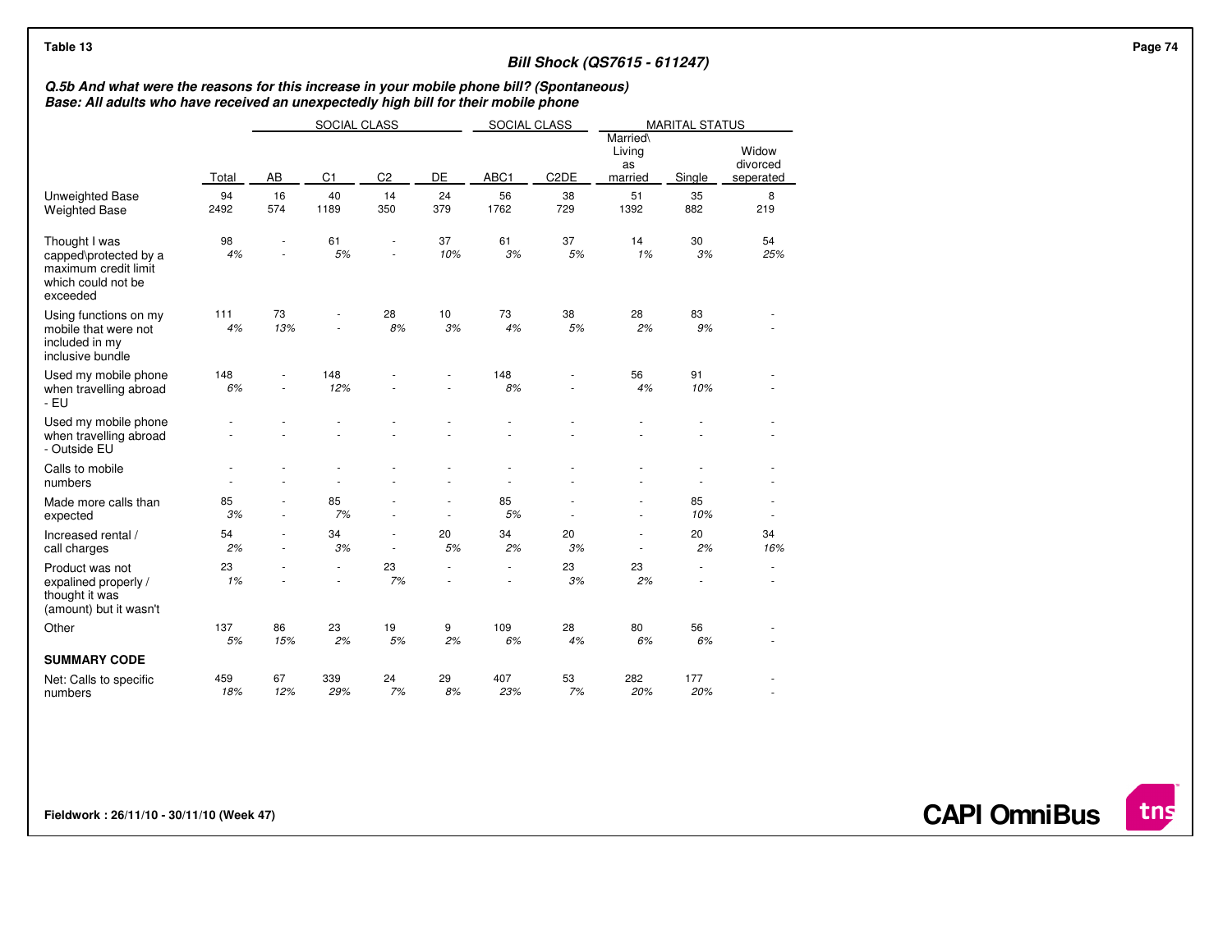Table 13

### Bill Shock (QS7615 - 611247)

***Q.5b And what were the reasons for this increase in your mobile phone bill? (Spontaneous)***
***Base: All adults who have received an unexpectedly high bill for their mobile phone***

| | | SOCIAL CLASS | | | | SOCIAL CLASS | | MARITAL STATUS | | |
|---|---|---|---|---|---|---|---|---|---|---|
| | Total | AB | C1 | C2 | DE | ABC1 | C2DE | Married\ Living as married | Single | Widow divorced seperated |
| Unweighted Base | 94 | 16 | 40 | 14 | 24 | 56 | 38 | 51 | 35 | 8 |
| Weighted Base | 2492 | 574 | 1189 | 350 | 379 | 1762 | 729 | 1392 | 882 | 219 |
| Thought I was capped\protected by a maximum credit limit which could not be exceeded | 98 | - | 61 | - | 37 | 61 | 37 | 14 | 30 | 54 |
| | *4%* | - | *5%* | - | *10%* | *3%* | *5%* | *1%* | *3%* | *25%* |
| Using functions on my mobile that were not included in my inclusive bundle | 111 | 73 | - | 28 | 10 | 73 | 38 | 28 | 83 | - |
| | *4%* | *13%* | - | *8%* | *3%* | *4%* | *5%* | *2%* | *9%* | - |
| Used my mobile phone when travelling abroad - EU | 148 | - | 148 | - | - | 148 | - | 56 | 91 | - |
| | *6%* | - | *12%* | - | - | *8%* | - | *4%* | *10%* | - |
| Used my mobile phone when travelling abroad - Outside EU | - | - | - | - | - | - | - | - | - | - |
| | - | - | - | - | - | - | - | - | - | - |
| Calls to mobile numbers | - | - | - | - | - | - | - | - | - | - |
| | - | - | - | - | - | - | - | - | - | - |
| Made more calls than expected | 85 | - | 85 | - | - | 85 | - | - | 85 | - |
| | *3%* | - | *7%* | - | - | *5%* | - | - | *10%* | - |
| Increased rental / call charges | 54 | - | 34 | - | 20 | 34 | 20 | - | 20 | 34 |
| | *2%* | - | *3%* | - | *5%* | *2%* | *3%* | - | *2%* | *16%* |
| Product was not expalined properly / thought it was (amount) but it wasn't | 23 | - | - | 23 | - | - | 23 | 23 | - | - |
| | *1%* | - | - | *7%* | - | - | *3%* | *2%* | - | - |
| Other | 137 | 86 | 23 | 19 | 9 | 109 | 28 | 80 | 56 | - |
| | *5%* | *15%* | *2%* | *5%* | *2%* | *6%* | *4%* | *6%* | *6%* | - |
| **SUMMARY CODE** | | | | | | | | | | |
| Net: Calls to specific numbers | 459 | 67 | 339 | 24 | 29 | 407 | 53 | 282 | 177 | - |
| | *18%* | *12%* | *29%* | *7%* | *8%* | *23%* | *7%* | *20%* | *20%* | - |

Fieldwork : 26/11/10 - 30/11/10 (Week 47)

CAPI OmniBus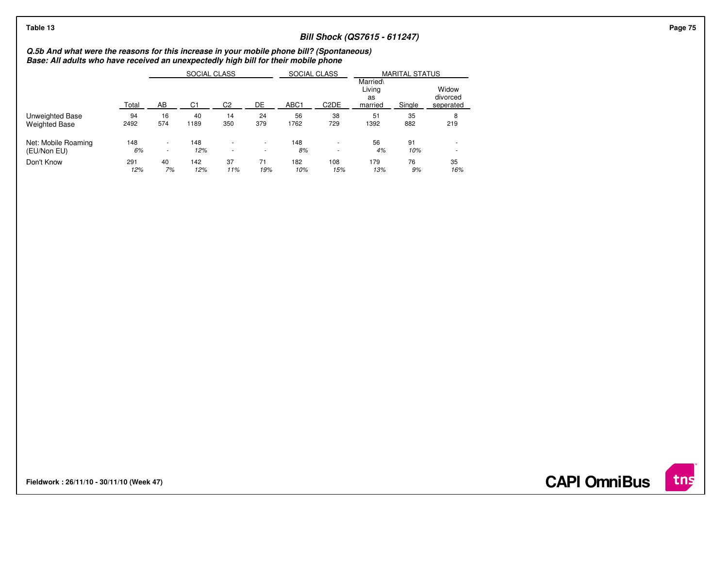Table 13

**Bill Shock (QS7615 - 611247)**

***Q.5b And what were the reasons for this increase in your mobile phone bill? (Spontaneous)***
***Base: All adults who have received an unexpectedly high bill for their mobile phone***

| | | SOCIAL CLASS | | | | SOCIAL CLASS | | MARITAL STATUS | | |
|---|---|---|---|---|---|---|---|---|---|---|
| | Total | AB | C1 | C2 | DE | ABC1 | C2DE | Married\ Living as married | Single | Widow divorced seperated |
| Unweighted Base | 94 | 16 | 40 | 14 | 24 | 56 | 38 | 51 | 35 | 8 |
| Weighted Base | 2492 | 574 | 1189 | 350 | 379 | 1762 | 729 | 1392 | 882 | 219 |
| Net: Mobile Roaming (EU/Non EU) | 148 | - | 148 | - | - | 148 | - | 56 | 91 | - |
| | *6%* | - | *12%* | - | - | *8%* | - | *4%* | *10%* | - |
| Don't Know | 291 | 40 | 142 | 37 | 71 | 182 | 108 | 179 | 76 | 35 |
| | *12%* | *7%* | *12%* | *11%* | *19%* | *10%* | *15%* | *13%* | *9%* | *16%* |

**Fieldwork : 26/11/10 - 30/11/10 (Week 47)**

**CAPI OmniBus**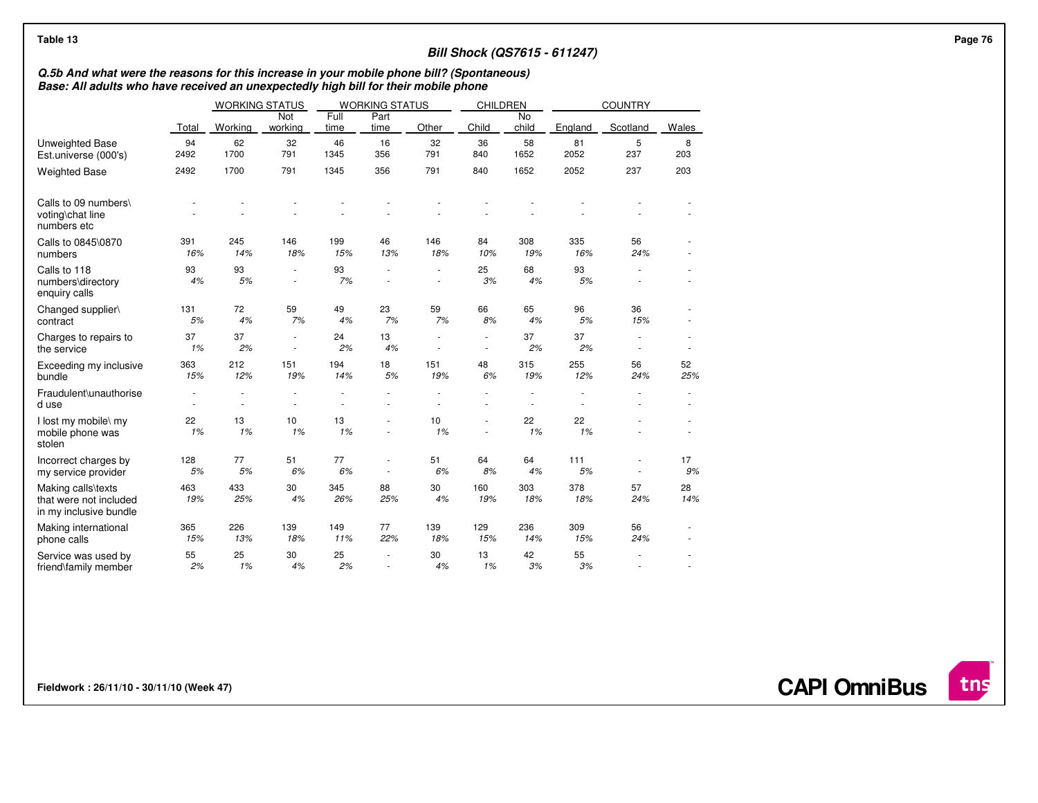Table 13

## Bill Shock (QS7615 - 611247)

***Q.5b And what were the reasons for this increase in your mobile phone bill? (Spontaneous)***
***Base: All adults who have received an unexpectedly high bill for their mobile phone***

| | | WORKING STATUS | | WORKING STATUS | | | CHILDREN | | COUNTRY | | |
|---|---|---|---|---|---|---|---|---|---|---|---|
| | Total | Working | Not working | Full time | Part time | Other | Child | No child | England | Scotland | Wales |
| Unweighted Base | 94 | 62 | 32 | 46 | 16 | 32 | 36 | 58 | 81 | 5 | 8 |
| Est.universe (000's) | 2492 | 1700 | 791 | 1345 | 356 | 791 | 840 | 1652 | 2052 | 237 | 203 |
| Weighted Base | 2492 | 1700 | 791 | 1345 | 356 | 791 | 840 | 1652 | 2052 | 237 | 203 |
| Calls to 09 numbers\ voting\chat line numbers etc | - | - | - | - | - | - | - | - | - | - | - |
| | - | - | - | - | - | - | - | - | - | - | - |
| Calls to 0845\0870 numbers | 391 | 245 | 146 | 199 | 46 | 146 | 84 | 308 | 335 | 56 | - |
| | 16% | 14% | 18% | 15% | 13% | 18% | 10% | 19% | 16% | 24% | - |
| Calls to 118 numbers\directory enquiry calls | 93 | 93 | - | 93 | - | - | 25 | 68 | 93 | - | - |
| | 4% | 5% | - | 7% | - | - | 3% | 4% | 5% | - | - |
| Changed supplier\ contract | 131 | 72 | 59 | 49 | 23 | 59 | 66 | 65 | 96 | 36 | - |
| | 5% | 4% | 7% | 4% | 7% | 7% | 8% | 4% | 5% | 15% | - |
| Charges to repairs to the service | 37 | 37 | - | 24 | 13 | - | - | 37 | 37 | - | - |
| | 1% | 2% | - | 2% | 4% | - | - | 2% | 2% | - | - |
| Exceeding my inclusive bundle | 363 | 212 | 151 | 194 | 18 | 151 | 48 | 315 | 255 | 56 | 52 |
| | 15% | 12% | 19% | 14% | 5% | 19% | 6% | 19% | 12% | 24% | 25% |
| Fraudulent\unauthorise d use | - | - | - | - | - | - | - | - | - | - | - |
| | - | - | - | - | - | - | - | - | - | - | - |
| I lost my mobile\ my mobile phone was stolen | 22 | 13 | 10 | 13 | - | 10 | - | 22 | 22 | - | - |
| | 1% | 1% | 1% | 1% | - | 1% | - | 1% | 1% | - | - |
| Incorrect charges by my service provider | 128 | 77 | 51 | 77 | - | 51 | 64 | 64 | 111 | - | 17 |
| | 5% | 5% | 6% | 6% | - | 6% | 8% | 4% | 5% | - | 9% |
| Making calls\texts that were not included in my inclusive bundle | 463 | 433 | 30 | 345 | 88 | 30 | 160 | 303 | 378 | 57 | 28 |
| | 19% | 25% | 4% | 26% | 25% | 4% | 19% | 18% | 18% | 24% | 14% |
| Making international phone calls | 365 | 226 | 139 | 149 | 77 | 139 | 129 | 236 | 309 | 56 | - |
| | 15% | 13% | 18% | 11% | 22% | 18% | 15% | 14% | 15% | 24% | - |
| Service was used by friend\family member | 55 | 25 | 30 | 25 | - | 30 | 13 | 42 | 55 | - | - |
| | 2% | 1% | 4% | 2% | - | 4% | 1% | 3% | 3% | - | - |

**Fieldwork : 26/11/10 - 30/11/10 (Week 47)**

**CAPI OmniBus**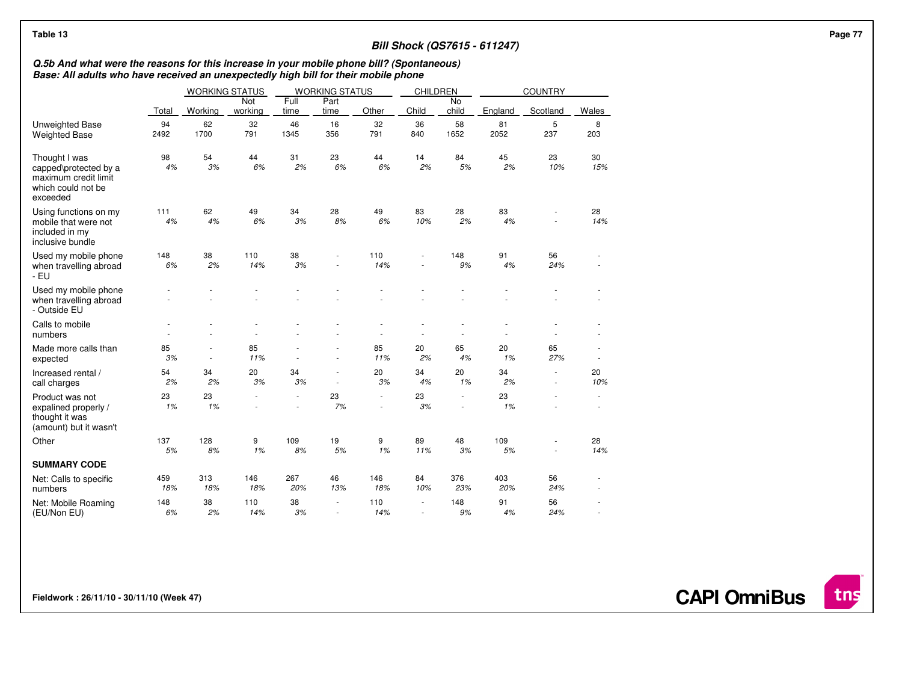Table 13

**Bill Shock (QS7615 - 611247)**

***Q.5b And what were the reasons for this increase in your mobile phone bill? (Spontaneous)***
***Base: All adults who have received an unexpectedly high bill for their mobile phone***

| | | WORKING STATUS | | WORKING STATUS | | | CHILDREN | | COUNTRY | | |
|---|---|---|---|---|---|---|---|---|---|---|---|
| | Total | Working | Not working | Full time | Part time | Other | Child | No child | England | Scotland | Wales |
| Unweighted Base | 94 | 62 | 32 | 46 | 16 | 32 | 36 | 58 | 81 | 5 | 8 |
| Weighted Base | 2492 | 1700 | 791 | 1345 | 356 | 791 | 840 | 1652 | 2052 | 237 | 203 |
| Thought I was capped\protected by a maximum credit limit which could not be exceeded | 98 | 54 | 44 | 31 | 23 | 44 | 14 | 84 | 45 | 23 | 30 |
| | *4%* | *3%* | *6%* | *2%* | *6%* | *6%* | *2%* | *5%* | *2%* | *10%* | *15%* |
| Using functions on my mobile that were not included in my inclusive bundle | 111 | 62 | 49 | 34 | 28 | 49 | 83 | 28 | 83 | - | 28 |
| | *4%* | *4%* | *6%* | *3%* | *8%* | *6%* | *10%* | *2%* | *4%* | - | *14%* |
| Used my mobile phone when travelling abroad - EU | 148 | 38 | 110 | 38 | - | 110 | - | 148 | 91 | 56 | - |
| | *6%* | *2%* | *14%* | *3%* | - | *14%* | - | *9%* | *4%* | *24%* | - |
| Used my mobile phone when travelling abroad - Outside EU | - | - | - | - | - | - | - | - | - | - | - |
| | - | - | - | - | - | - | - | - | - | - | - |
| Calls to mobile numbers | - | - | - | - | - | - | - | - | - | - | - |
| | - | - | - | - | - | - | - | - | - | - | - |
| Made more calls than expected | 85 | - | 85 | - | - | 85 | 20 | 65 | 20 | 65 | - |
| | *3%* | - | *11%* | - | - | *11%* | *2%* | *4%* | *1%* | *27%* | - |
| Increased rental / call charges | 54 | 34 | 20 | 34 | - | 20 | 34 | 20 | 34 | - | 20 |
| | *2%* | *2%* | *3%* | *3%* | - | *3%* | *4%* | *1%* | *2%* | - | *10%* |
| Product was not expalined properly / thought it was (amount) but it wasn't | 23 | 23 | - | - | 23 | - | 23 | - | 23 | - | - |
| | *1%* | *1%* | - | - | *7%* | - | *3%* | - | *1%* | - | - |
| Other | 137 | 128 | 9 | 109 | 19 | 9 | 89 | 48 | 109 | - | 28 |
| | *5%* | *8%* | *1%* | *8%* | *5%* | *1%* | *11%* | *3%* | *5%* | - | *14%* |
| **SUMMARY CODE** | | | | | | | | | | | |
| Net: Calls to specific numbers | 459 | 313 | 146 | 267 | 46 | 146 | 84 | 376 | 403 | 56 | - |
| | *18%* | *18%* | *18%* | *20%* | *13%* | *18%* | *10%* | *23%* | *20%* | *24%* | - |
| Net: Mobile Roaming (EU/Non EU) | 148 | 38 | 110 | 38 | - | 110 | - | 148 | 91 | 56 | - |
| | *6%* | *2%* | *14%* | *3%* | - | *14%* | - | *9%* | *4%* | *24%* | - |

**Fieldwork : 26/11/10 - 30/11/10 (Week 47)**

**CAPI OmniBus**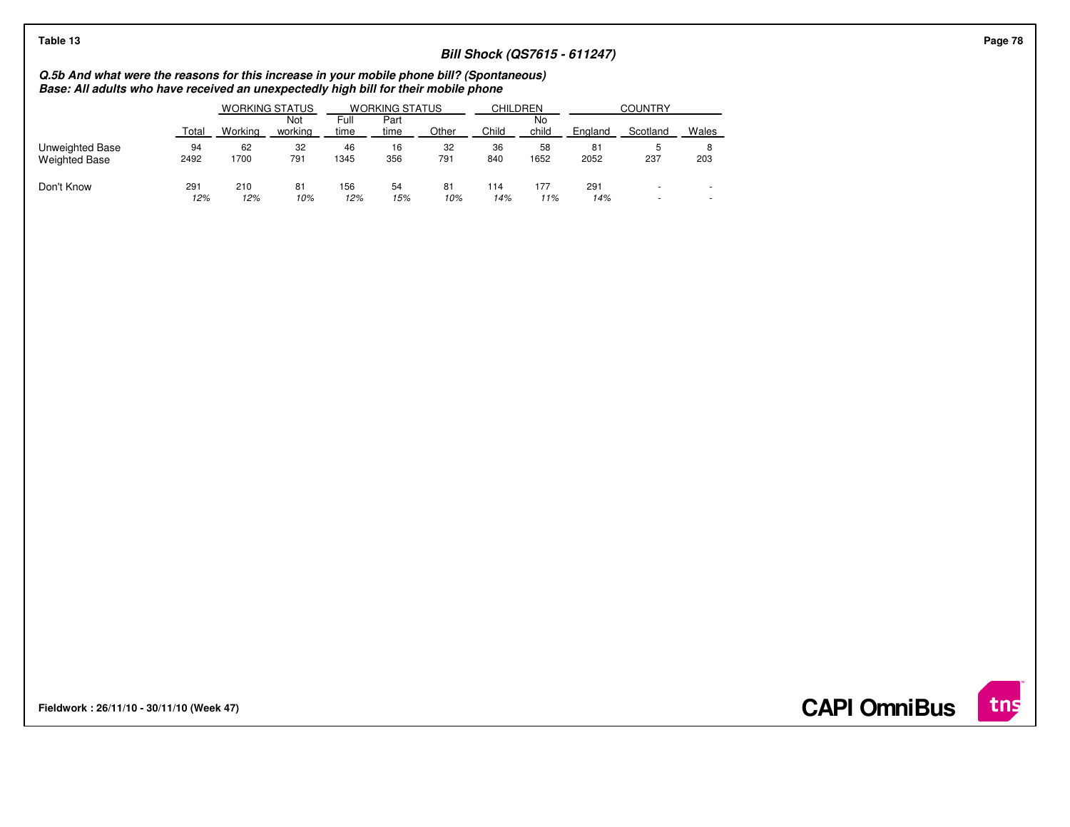Table 13

**_Bill Shock (QS7615 - 611247)_**

**_Q.5b And what were the reasons for this increase in your mobile phone bill? (Spontaneous)_**
**_Base: All adults who have received an unexpectedly high bill for their mobile phone_**

| | | WORKING STATUS | | WORKING STATUS | | | CHILDREN | | COUNTRY | | |
|---|---|---|---|---|---|---|---|---|---|---|---|
| | Total | Working | Not working | Full time | Part time | Other | Child | No child | England | Scotland | Wales |
| Unweighted Base | 94 | 62 | 32 | 46 | 16 | 32 | 36 | 58 | 81 | 5 | 8 |
| Weighted Base | 2492 | 1700 | 791 | 1345 | 356 | 791 | 840 | 1652 | 2052 | 237 | 203 |
| Don't Know | 291 | 210 | 81 | 156 | 54 | 81 | 114 | 177 | 291 | - | - |
| | *12%* | *12%* | *10%* | *12%* | *15%* | *10%* | *14%* | *11%* | *14%* | - | - |

**Fieldwork : 26/11/10 - 30/11/10 (Week 47)**

**CAPI OmniBus**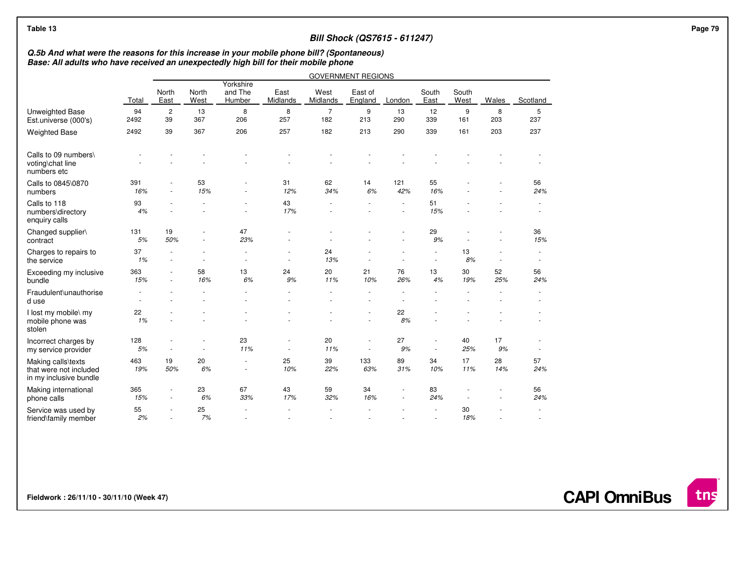Table 13

## Bill Shock (QS7615 - 611247)

***Q.5b And what were the reasons for this increase in your mobile phone bill? (Spontaneous)***
***Base: All adults who have received an unexpectedly high bill for their mobile phone***

| | | GOVERNMENT REGIONS | | | | | | | | | | |
|---|---|---|---|---|---|---|---|---|---|---|---|---|
| | Total | North East | North West | Yorkshire and The Humber | East Midlands | West Midlands | East of England | London | South East | South West | Wales | Scotland |
| Unweighted Base | 94 | 2 | 13 | 8 | 8 | 7 | 9 | 13 | 12 | 9 | 8 | 5 |
| Est.universe (000's) | 2492 | 39 | 367 | 206 | 257 | 182 | 213 | 290 | 339 | 161 | 203 | 237 |
| Weighted Base | 2492 | 39 | 367 | 206 | 257 | 182 | 213 | 290 | 339 | 161 | 203 | 237 |
| Calls to 09 numbers\ voting\chat line numbers etc | - | - | - | - | - | - | - | - | - | - | - | - |
| | - | - | - | - | - | - | - | - | - | - | - | - |
| Calls to 0845\0870 numbers | 391 | - | 53 | - | 31 | 62 | 14 | 121 | 55 | - | - | 56 |
| | *16%* | - | *15%* | - | *12%* | *34%* | *6%* | *42%* | *16%* | - | - | *24%* |
| Calls to 118 numbers\directory enquiry calls | 93 | - | - | - | 43 | - | - | - | 51 | - | - | - |
| | *4%* | - | - | - | *17%* | - | - | - | *15%* | - | - | - |
| Changed supplier\ contract | 131 | 19 | - | 47 | - | - | - | - | 29 | - | - | 36 |
| | *5%* | *50%* | - | *23%* | - | - | - | - | *9%* | - | - | *15%* |
| Charges to repairs to the service | 37 | - | - | - | - | 24 | - | - | - | 13 | - | - |
| | *1%* | - | - | - | - | *13%* | - | - | - | *8%* | - | - |
| Exceeding my inclusive bundle | 363 | - | 58 | 13 | 24 | 20 | 21 | 76 | 13 | 30 | 52 | 56 |
| | *15%* | - | *16%* | *6%* | *9%* | *11%* | *10%* | *26%* | *4%* | *19%* | *25%* | *24%* |
| Fraudulent\unauthorised use | - | - | - | - | - | - | - | - | - | - | - | - |
| | - | - | - | - | - | - | - | - | - | - | - | - |
| I lost my mobile\ my mobile phone was stolen | 22 | - | - | - | - | - | - | 22 | - | - | - | - |
| | *1%* | - | - | - | - | - | - | *8%* | - | - | - | - |
| Incorrect charges by my service provider | 128 | - | - | 23 | - | 20 | - | 27 | - | 40 | 17 | - |
| | *5%* | - | - | *11%* | - | *11%* | - | *9%* | - | *25%* | *9%* | - |
| Making calls\texts that were not included in my inclusive bundle | 463 | 19 | 20 | - | 25 | 39 | 133 | 89 | 34 | 17 | 28 | 57 |
| | *19%* | *50%* | *6%* | - | *10%* | *22%* | *63%* | *31%* | *10%* | *11%* | *14%* | *24%* |
| Making international phone calls | 365 | - | 23 | 67 | 43 | 59 | 34 | - | 83 | - | - | 56 |
| | *15%* | - | *6%* | *33%* | *17%* | *32%* | *16%* | - | *24%* | - | - | *24%* |
| Service was used by friend\family member | 55 | - | 25 | - | - | - | - | - | - | 30 | - | - |
| | *2%* | - | *7%* | - | - | - | - | - | - | *18%* | - | - |

**Fieldwork : 26/11/10 - 30/11/10 (Week 47)**

**CAPI OmniBus**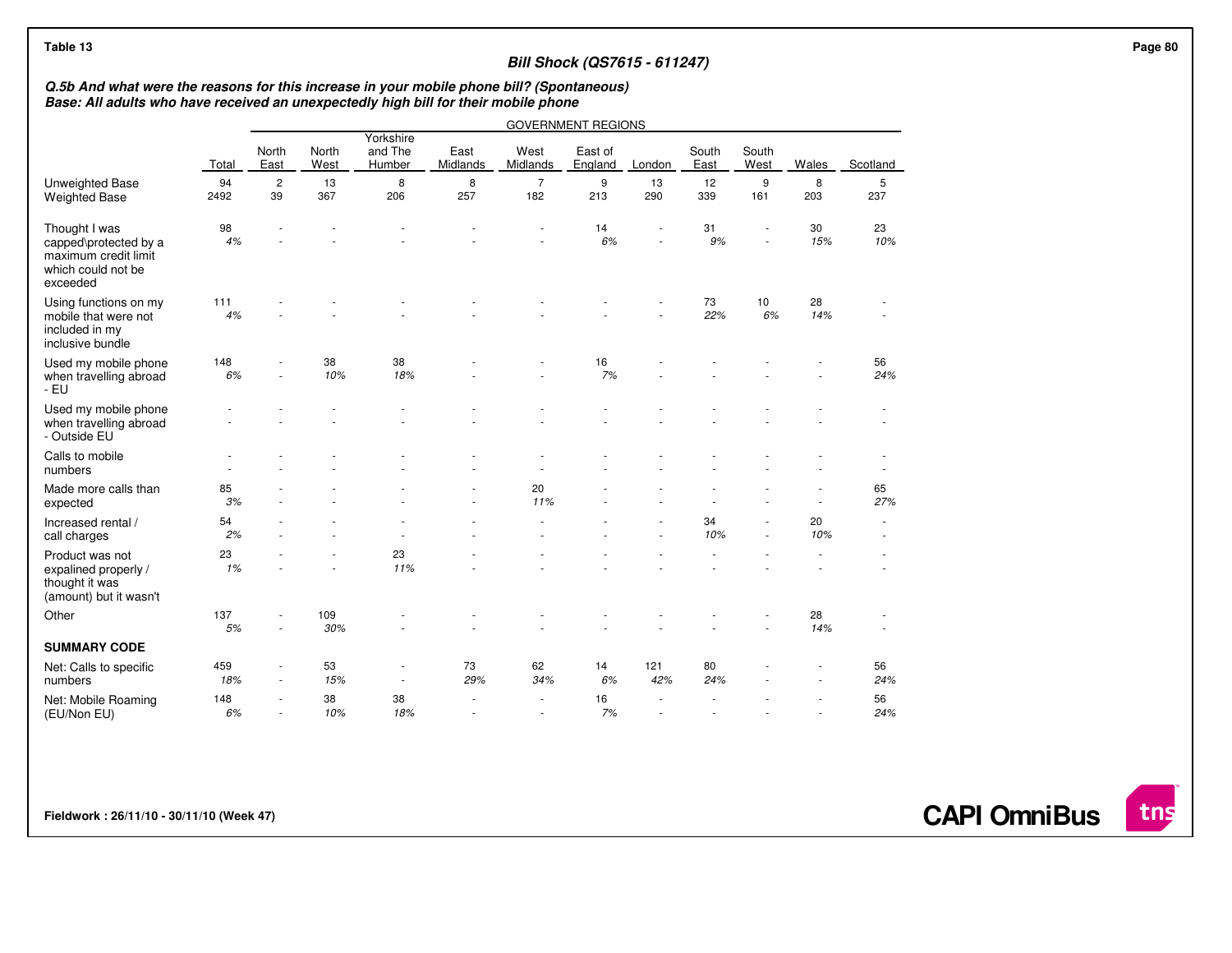Table 13

### Bill Shock (QS7615 - 611247)

***Q.5b And what were the reasons for this increase in your mobile phone bill? (Spontaneous)***
***Base: All adults who have received an unexpectedly high bill for their mobile phone***

| | | GOVERNMENT REGIONS | | | | | | | | | | |
|---|---|---|---|---|---|---|---|---|---|---|---|---|
| | Total | North East | North West | Yorkshire and The Humber | East Midlands | West Midlands | East of England | London | South East | South West | Wales | Scotland |
| Unweighted Base | 94 | 2 | 13 | 8 | 8 | 7 | 9 | 13 | 12 | 9 | 8 | 5 |
| Weighted Base | 2492 | 39 | 367 | 206 | 257 | 182 | 213 | 290 | 339 | 161 | 203 | 237 |
| Thought I was capped\protected by a maximum credit limit which could not be exceeded | 98 | - | - | - | - | - | 14 | - | 31 | - | 30 | 23 |
| | *4%* | - | - | - | - | - | *6%* | - | *9%* | - | *15%* | *10%* |
| Using functions on my mobile that were not included in my inclusive bundle | 111 | - | - | - | - | - | - | - | 73 | 10 | 28 | - |
| | *4%* | - | - | - | - | - | - | - | *22%* | *6%* | *14%* | - |
| Used my mobile phone when travelling abroad - EU | 148 | - | 38 | 38 | - | - | 16 | - | - | - | - | 56 |
| | *6%* | - | *10%* | *18%* | - | - | *7%* | - | - | - | - | *24%* |
| Used my mobile phone when travelling abroad - Outside EU | - | - | - | - | - | - | - | - | - | - | - | - |
| | - | - | - | - | - | - | - | - | - | - | - | - |
| Calls to mobile numbers | - | - | - | - | - | - | - | - | - | - | - | - |
| | - | - | - | - | - | - | - | - | - | - | - | - |
| Made more calls than expected | 85 | - | - | - | - | 20 | - | - | - | - | - | 65 |
| | *3%* | - | - | - | - | *11%* | - | - | - | - | - | *27%* |
| Increased rental / call charges | 54 | - | - | - | - | - | - | - | 34 | - | 20 | - |
| | *2%* | - | - | - | - | - | - | - | *10%* | - | *10%* | - |
| Product was not expalined properly / thought it was (amount) but it wasn't | 23 | - | - | 23 | - | - | - | - | - | - | - | - |
| | *1%* | - | - | *11%* | - | - | - | - | - | - | - | - |
| Other | 137 | - | 109 | - | - | - | - | - | - | - | 28 | - |
| | *5%* | - | *30%* | - | - | - | - | - | - | - | *14%* | - |
| **SUMMARY CODE** | | | | | | | | | | | | |
| Net: Calls to specific numbers | 459 | - | 53 | - | 73 | 62 | 14 | 121 | 80 | - | - | 56 |
| | *18%* | - | *15%* | - | *29%* | *34%* | *6%* | *42%* | *24%* | - | - | *24%* |
| Net: Mobile Roaming (EU/Non EU) | 148 | - | 38 | 38 | - | - | 16 | - | - | - | - | 56 |
| | *6%* | - | *10%* | *18%* | - | - | *7%* | - | - | - | - | *24%* |

**Fieldwork : 26/11/10 - 30/11/10 (Week 47)**

**CAPI OmniBus**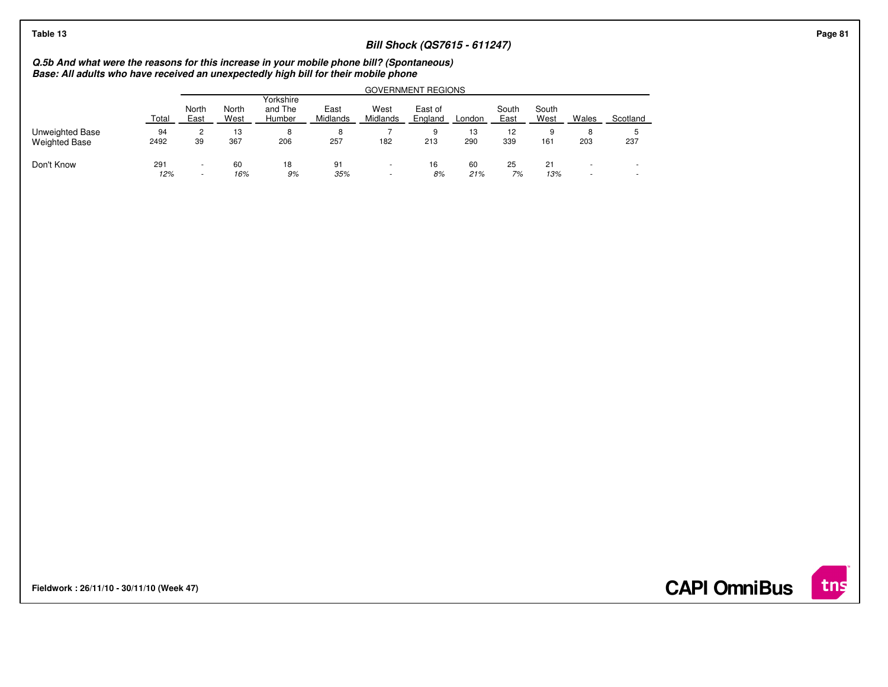Table 13

### Bill Shock (QS7615 - 611247)

***Q.5b And what were the reasons for this increase in your mobile phone bill? (Spontaneous)***
***Base: All adults who have received an unexpectedly high bill for their mobile phone***

| | | GOVERNMENT REGIONS | | | | | | | | | | |
|---|---|---|---|---|---|---|---|---|---|---|---|---|
| | Total | North East | North West | Yorkshire and The Humber | East Midlands | West Midlands | East of England | London | South East | South West | Wales | Scotland |
| Unweighted Base | 94 | 2 | 13 | 8 | 8 | 7 | 9 | 13 | 12 | 9 | 8 | 5 |
| Weighted Base | 2492 | 39 | 367 | 206 | 257 | 182 | 213 | 290 | 339 | 161 | 203 | 237 |
| Don't Know | 291 | - | 60 | 18 | 91 | - | 16 | 60 | 25 | 21 | - | - |
| | *12%* | - | *16%* | *9%* | *35%* | - | *8%* | *21%* | *7%* | *13%* | - | - |

**Fieldwork : 26/11/10 - 30/11/10 (Week 47)**

**CAPI OmniBus**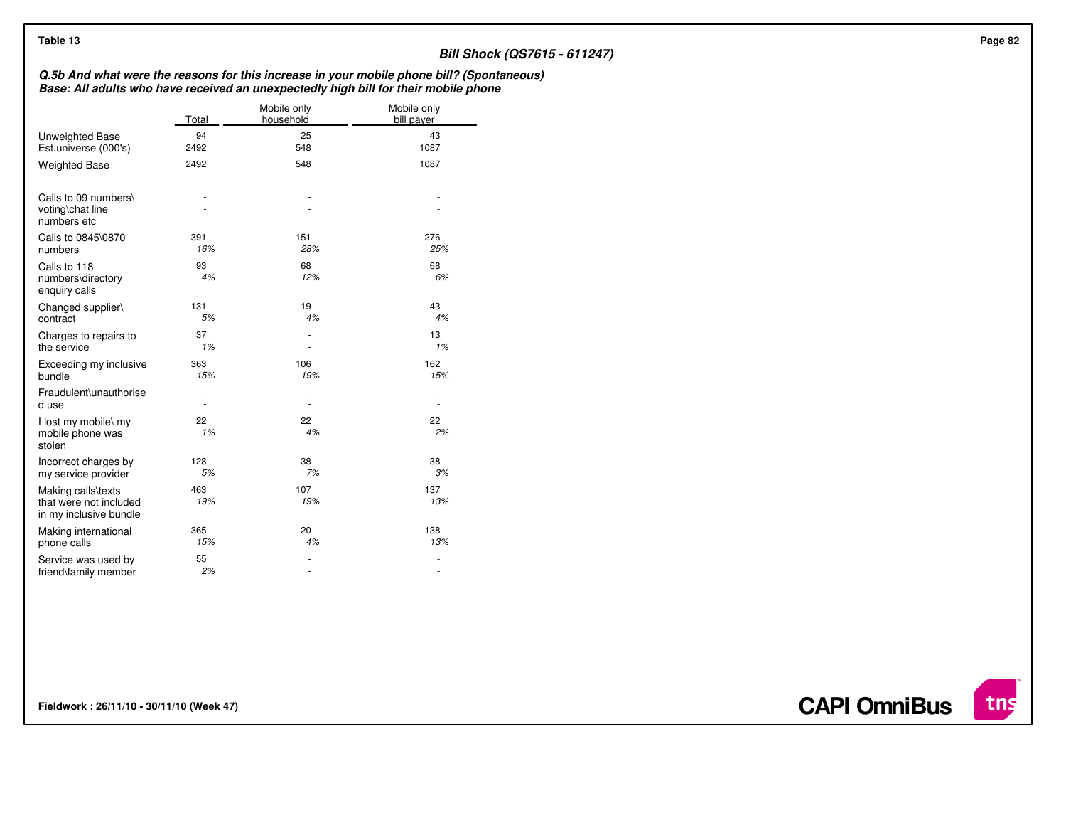Table 13

**Bill Shock (QS7615 - 611247)**

***Q.5b And what were the reasons for this increase in your mobile phone bill? (Spontaneous)***
***Base: All adults who have received an unexpectedly high bill for their mobile phone***

| | Total | Mobile only household | Mobile only bill payer |
|---|---|---|---|
| Unweighted Base | 94 | 25 | 43 |
| Est.universe (000's) | 2492 | 548 | 1087 |
| Weighted Base | 2492 | 548 | 1087 |
| Calls to 09 numbers\voting\chat line numbers etc | - | - | - |
| | - | - | - |
| Calls to 0845\0870 numbers | 391 | 151 | 276 |
| | *16%* | *28%* | *25%* |
| Calls to 118 numbers\directory enquiry calls | 93 | 68 | 68 |
| | *4%* | *12%* | *6%* |
| Changed supplier\contract | 131 | 19 | 43 |
| | *5%* | *4%* | *4%* |
| Charges to repairs to the service | 37 | - | 13 |
| | *1%* | - | *1%* |
| Exceeding my inclusive bundle | 363 | 106 | 162 |
| | *15%* | *19%* | *15%* |
| Fraudulent\unauthorised use | - | - | - |
| | - | - | - |
| I lost my mobile\ my mobile phone was stolen | 22 | 22 | 22 |
| | *1%* | *4%* | *2%* |
| Incorrect charges by my service provider | 128 | 38 | 38 |
| | *5%* | *7%* | *3%* |
| Making calls\texts that were not included in my inclusive bundle | 463 | 107 | 137 |
| | *19%* | *19%* | *13%* |
| Making international phone calls | 365 | 20 | 138 |
| | *15%* | *4%* | *13%* |
| Service was used by friend\family member | 55 | - | - |
| | *2%* | - | - |

**Fieldwork : 26/11/10 - 30/11/10 (Week 47)**

**CAPI OmniBus**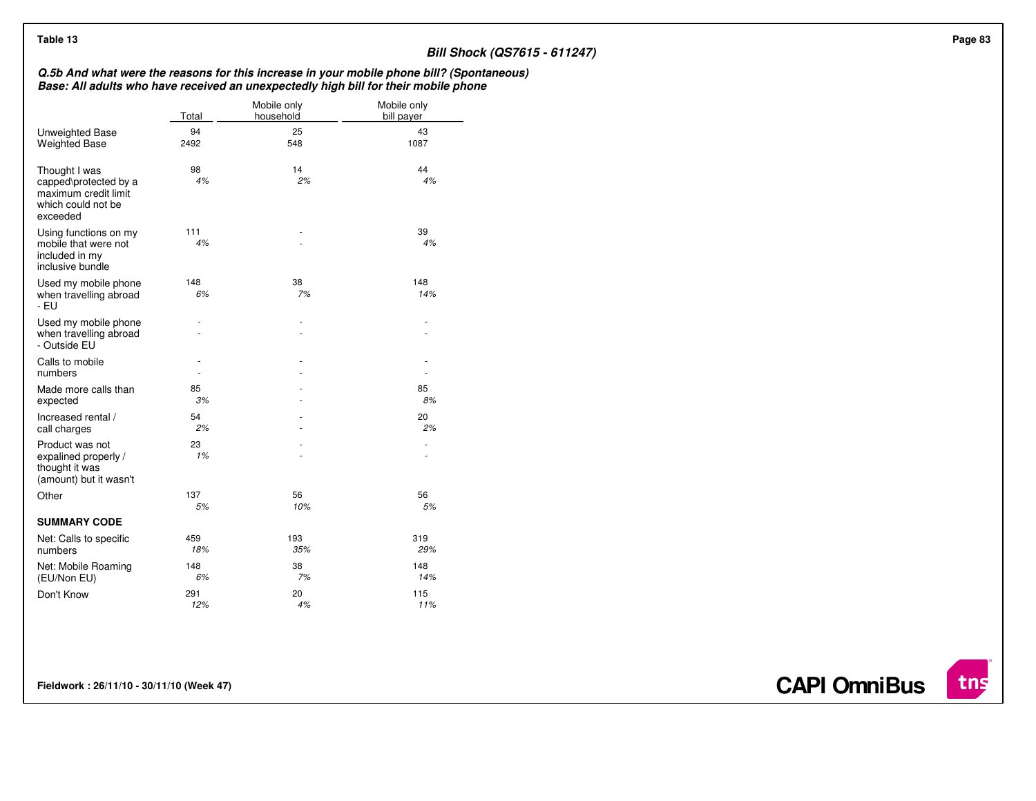Table 13

### Bill Shock (QS7615 - 611247)

***Q.5b And what were the reasons for this increase in your mobile phone bill? (Spontaneous)***
***Base: All adults who have received an unexpectedly high bill for their mobile phone***

| | Total | Mobile only household | Mobile only bill payer |
|---|---|---|---|
| Unweighted Base | 94 | 25 | 43 |
| Weighted Base | 2492 | 548 | 1087 |
| Thought I was capped\protected by a maximum credit limit which could not be exceeded | 98<br>*4%* | 14<br>*2%* | 44<br>*4%* |
| Using functions on my mobile that were not included in my inclusive bundle | 111<br>*4%* | -<br>- | 39<br>*4%* |
| Used my mobile phone when travelling abroad - EU | 148<br>*6%* | 38<br>*7%* | 148<br>*14%* |
| Used my mobile phone when travelling abroad - Outside EU | -<br>- | -<br>- | -<br>- |
| Calls to mobile numbers | -<br>- | -<br>- | -<br>- |
| Made more calls than expected | 85<br>*3%* | -<br>- | 85<br>*8%* |
| Increased rental / call charges | 54<br>*2%* | -<br>- | 20<br>*2%* |
| Product was not expalined properly / thought it was (amount) but it wasn't | 23<br>*1%* | -<br>- | -<br>- |
| Other | 137<br>*5%* | 56<br>*10%* | 56<br>*5%* |
| **SUMMARY CODE** | | | |
| Net: Calls to specific numbers | 459<br>*18%* | 193<br>*35%* | 319<br>*29%* |
| Net: Mobile Roaming (EU/Non EU) | 148<br>*6%* | 38<br>*7%* | 148<br>*14%* |
| Don't Know | 291<br>*12%* | 20<br>*4%* | 115<br>*11%* |

**Fieldwork : 26/11/10 - 30/11/10 (Week 47)**

**CAPI OmniBus**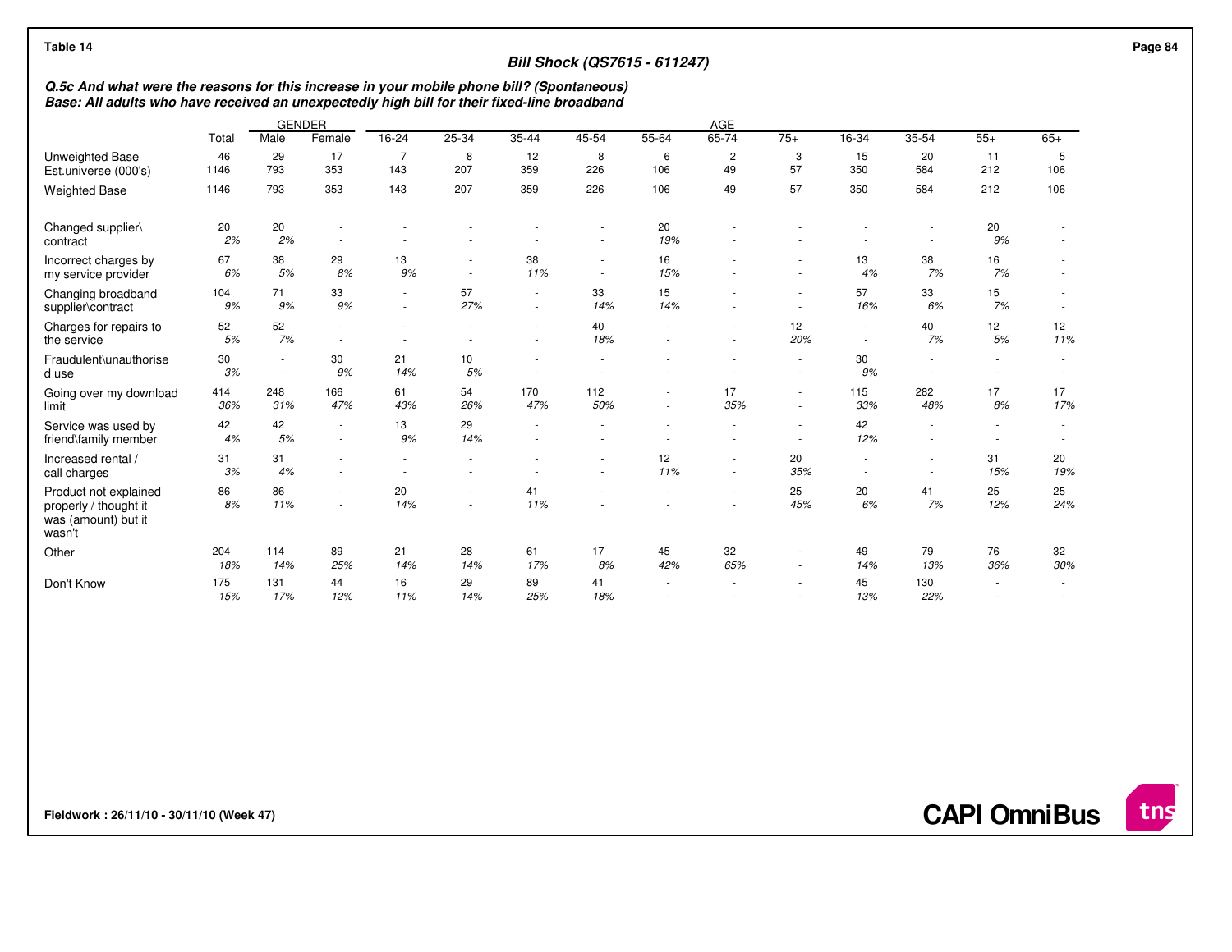Table 14

## Bill Shock (QS7615 - 611247)

### Q.5c And what were the reasons for this increase in your mobile phone bill? (Spontaneous)
### Base: All adults who have received an unexpectedly high bill for their fixed-line broadband

| | Total | GENDER | | AGE | | | | | | | | | | | |
|---|---|---|---|---|---|---|---|---|---|---|---|---|---|---|---|
| | | Male | Female | 16-24 | 25-34 | 35-44 | 45-54 | 55-64 | 65-74 | 75+ | 16-34 | 35-54 | 55+ | 65+ |
| Unweighted Base | 46 | 29 | 17 | 7 | 8 | 12 | 8 | 6 | 2 | 3 | 15 | 20 | 11 | 5 |
| Est.universe (000's) | 1146 | 793 | 353 | 143 | 207 | 359 | 226 | 106 | 49 | 57 | 350 | 584 | 212 | 106 |
| Weighted Base | 1146 | 793 | 353 | 143 | 207 | 359 | 226 | 106 | 49 | 57 | 350 | 584 | 212 | 106 |
| Changed supplier\contract | 20 | 20 | - | - | - | - | - | 20 | - | - | - | - | 20 | - |
| | 2% | 2% | - | - | - | - | - | 19% | - | - | - | - | 9% | - |
| Incorrect charges by my service provider | 67 | 38 | 29 | 13 | - | 38 | - | 16 | - | - | 13 | 38 | 16 | - |
| | 6% | 5% | 8% | 9% | - | 11% | - | 15% | - | - | 4% | 7% | 7% | - |
| Changing broadband supplier\contract | 104 | 71 | 33 | - | 57 | - | 33 | 15 | - | - | 57 | 33 | 15 | - |
| | 9% | 9% | 9% | - | 27% | - | 14% | 14% | - | - | 16% | 6% | 7% | - |
| Charges for repairs to the service | 52 | 52 | - | - | - | - | 40 | - | - | 12 | - | 40 | 12 | 12 |
| | 5% | 7% | - | - | - | - | 18% | - | - | 20% | - | 7% | 5% | 11% |
| Fraudulent\unauthorised use | 30 | - | 30 | 21 | 10 | - | - | - | - | - | 30 | - | - | - |
| | 3% | - | 9% | 14% | 5% | - | - | - | - | - | 9% | - | - | - |
| Going over my download limit | 414 | 248 | 166 | 61 | 54 | 170 | 112 | - | 17 | - | 115 | 282 | 17 | 17 |
| | 36% | 31% | 47% | 43% | 26% | 47% | 50% | - | 35% | - | 33% | 48% | 8% | 17% |
| Service was used by friend\family member | 42 | 42 | - | 13 | 29 | - | - | - | - | - | 42 | - | - | - |
| | 4% | 5% | - | 9% | 14% | - | - | - | - | - | 12% | - | - | - |
| Increased rental / call charges | 31 | 31 | - | - | - | - | - | 12 | - | 20 | - | - | 31 | 20 |
| | 3% | 4% | - | - | - | - | - | 11% | - | 35% | - | - | 15% | 19% |
| Product not explained properly / thought it was (amount) but it wasn't | 86 | 86 | - | 20 | - | 41 | - | - | - | 25 | 20 | 41 | 25 | 25 |
| | 8% | 11% | - | 14% | - | 11% | - | - | - | 45% | 6% | 7% | 12% | 24% |
| Other | 204 | 114 | 89 | 21 | 28 | 61 | 17 | 45 | 32 | - | 49 | 79 | 76 | 32 |
| | 18% | 14% | 25% | 14% | 14% | 17% | 8% | 42% | 65% | - | 14% | 13% | 36% | 30% |
| Don't Know | 175 | 131 | 44 | 16 | 29 | 89 | 41 | - | - | - | 45 | 130 | - | - |
| | 15% | 17% | 12% | 11% | 14% | 25% | 18% | - | - | - | 13% | 22% | - | - |

Fieldwork : 26/11/10 - 30/11/10 (Week 47)

CAPI OmniBus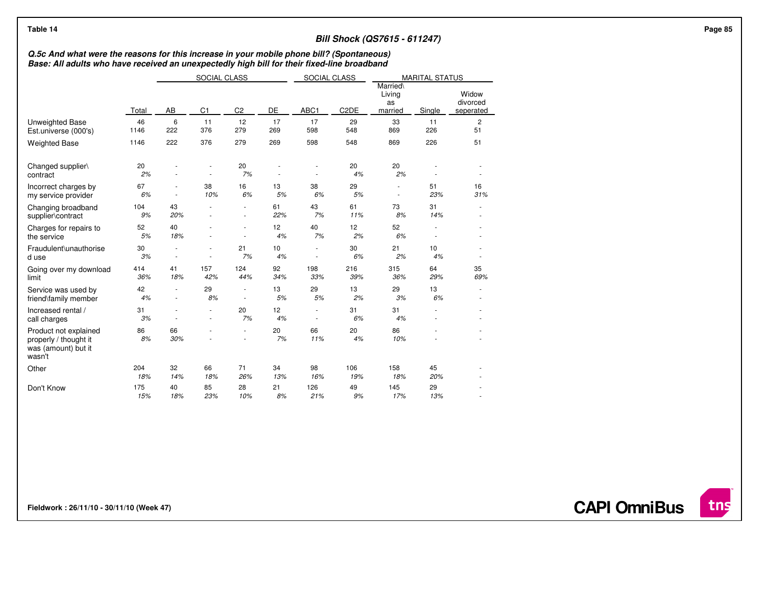Table 14

**Bill Shock (QS7615 - 611247)**

***Q.5c And what were the reasons for this increase in your mobile phone bill? (Spontaneous)***
***Base: All adults who have received an unexpectedly high bill for their fixed-line broadband***

| | | SOCIAL CLASS | | | | SOCIAL CLASS | | MARITAL STATUS | | |
|---|---|---|---|---|---|---|---|---|---|---|
| | Total | AB | C1 | C2 | DE | ABC1 | C2DE | Married\ Living as married | Single | Widow divorced seperated |
| Unweighted Base | 46 | 6 | 11 | 12 | 17 | 17 | 29 | 33 | 11 | 2 |
| Est.universe (000's) | 1146 | 222 | 376 | 279 | 269 | 598 | 548 | 869 | 226 | 51 |
| Weighted Base | 1146 | 222 | 376 | 279 | 269 | 598 | 548 | 869 | 226 | 51 |
| Changed supplier\ contract | 20 | - | - | 20 | - | - | 20 | 20 | - | - |
| | *2%* | - | - | *7%* | - | - | *4%* | *2%* | - | - |
| Incorrect charges by my service provider | 67 | - | 38 | 16 | 13 | 38 | 29 | - | 51 | 16 |
| | *6%* | - | *10%* | *6%* | *5%* | *6%* | *5%* | - | *23%* | *31%* |
| Changing broadband supplier\contract | 104 | 43 | - | - | 61 | 43 | 61 | 73 | 31 | - |
| | *9%* | *20%* | - | - | *22%* | *7%* | *11%* | *8%* | *14%* | - |
| Charges for repairs to the service | 52 | 40 | - | - | 12 | 40 | 12 | 52 | - | - |
| | *5%* | *18%* | - | - | *4%* | *7%* | *2%* | *6%* | - | - |
| Fraudulent\unauthorise d use | 30 | - | - | 21 | 10 | - | 30 | 21 | 10 | - |
| | *3%* | - | - | *7%* | *4%* | - | *6%* | *2%* | *4%* | - |
| Going over my download limit | 414 | 41 | 157 | 124 | 92 | 198 | 216 | 315 | 64 | 35 |
| | *36%* | *18%* | *42%* | *44%* | *34%* | *33%* | *39%* | *36%* | *29%* | *69%* |
| Service was used by friend\family member | 42 | - | 29 | - | 13 | 29 | 13 | 29 | 13 | - |
| | *4%* | - | *8%* | - | *5%* | *5%* | *2%* | *3%* | *6%* | - |
| Increased rental / call charges | 31 | - | - | 20 | 12 | - | 31 | 31 | - | - |
| | *3%* | - | - | *7%* | *4%* | - | *6%* | *4%* | - | - |
| Product not explained properly / thought it was (amount) but it wasn't | 86 | 66 | - | - | 20 | 66 | 20 | 86 | - | - |
| | *8%* | *30%* | - | - | *7%* | *11%* | *4%* | *10%* | - | - |
| Other | 204 | 32 | 66 | 71 | 34 | 98 | 106 | 158 | 45 | - |
| | *18%* | *14%* | *18%* | *26%* | *13%* | *16%* | *19%* | *18%* | *20%* | - |
| Don't Know | 175 | 40 | 85 | 28 | 21 | 126 | 49 | 145 | 29 | - |
| | *15%* | *18%* | *23%* | *10%* | *8%* | *21%* | *9%* | *17%* | *13%* | - |

**Fieldwork : 26/11/10 - 30/11/10 (Week 47)**

**CAPI OmniBus**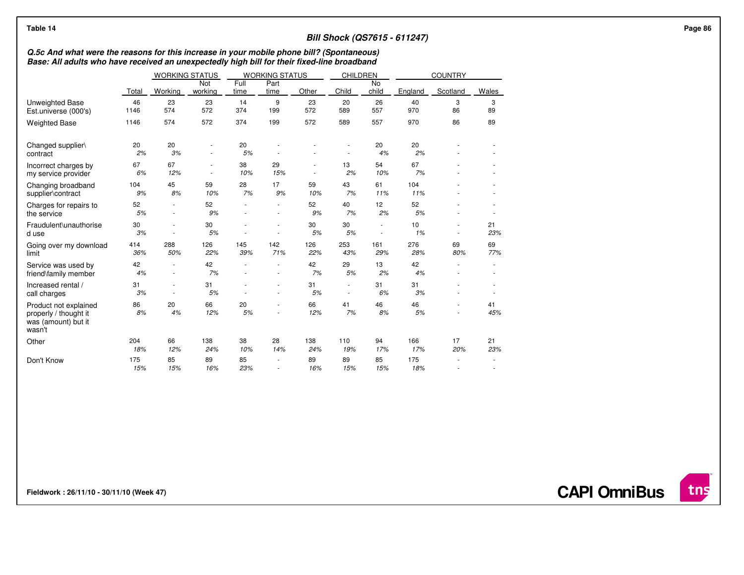Table 14

## Bill Shock (QS7615 - 611247)

**Q.5c And what were the reasons for this increase in your mobile phone bill? (Spontaneous)**
**Base: All adults who have received an unexpectedly high bill for their fixed-line broadband**

| | | WORKING STATUS | | WORKING STATUS | | | CHILDREN | | COUNTRY | | |
|---|---|---|---|---|---|---|---|---|---|---|---|
| | Total | Working | Not working | Full time | Part time | Other | Child | No child | England | Scotland | Wales |
| Unweighted Base | 46 | 23 | 23 | 14 | 9 | 23 | 20 | 26 | 40 | 3 | 3 |
| Est.universe (000's) | 1146 | 574 | 572 | 374 | 199 | 572 | 589 | 557 | 970 | 86 | 89 |
| Weighted Base | 1146 | 574 | 572 | 374 | 199 | 572 | 589 | 557 | 970 | 86 | 89 |
| Changed supplier\ contract | 20 | 20 | - | 20 | - | - | - | 20 | 20 | - | - |
| | 2% | 3% | - | 5% | - | - | - | 4% | 2% | - | - |
| Incorrect charges by my service provider | 67 | 67 | - | 38 | 29 | - | 13 | 54 | 67 | - | - |
| | 6% | 12% | - | 10% | 15% | - | 2% | 10% | 7% | - | - |
| Changing broadband supplier\contract | 104 | 45 | 59 | 28 | 17 | 59 | 43 | 61 | 104 | - | - |
| | 9% | 8% | 10% | 7% | 9% | 10% | 7% | 11% | 11% | - | - |
| Charges for repairs to the service | 52 | - | 52 | - | - | 52 | 40 | 12 | 52 | - | - |
| | 5% | - | 9% | - | - | 9% | 7% | 2% | 5% | - | - |
| Fraudulent\unauthorise d use | 30 | - | 30 | - | - | 30 | 30 | - | 10 | - | 21 |
| | 3% | - | 5% | - | - | 5% | 5% | - | 1% | - | 23% |
| Going over my download limit | 414 | 288 | 126 | 145 | 142 | 126 | 253 | 161 | 276 | 69 | 69 |
| | 36% | 50% | 22% | 39% | 71% | 22% | 43% | 29% | 28% | 80% | 77% |
| Service was used by friend\family member | 42 | - | 42 | - | - | 42 | 29 | 13 | 42 | - | - |
| | 4% | - | 7% | - | - | 7% | 5% | 2% | 4% | - | - |
| Increased rental / call charges | 31 | - | 31 | - | - | 31 | - | 31 | 31 | - | - |
| | 3% | - | 5% | - | - | 5% | - | 6% | 3% | - | - |
| Product not explained properly / thought it was (amount) but it wasn't | 86 | 20 | 66 | 20 | - | 66 | 41 | 46 | 46 | - | 41 |
| | 8% | 4% | 12% | 5% | - | 12% | 7% | 8% | 5% | - | 45% |
| Other | 204 | 66 | 138 | 38 | 28 | 138 | 110 | 94 | 166 | 17 | 21 |
| | 18% | 12% | 24% | 10% | 14% | 24% | 19% | 17% | 17% | 20% | 23% |
| Don't Know | 175 | 85 | 89 | 85 | - | 89 | 89 | 85 | 175 | - | - |
| | 15% | 15% | 16% | 23% | - | 16% | 15% | 15% | 18% | - | - |

Fieldwork : 26/11/10 - 30/11/10 (Week 47)

CAPI OmniBus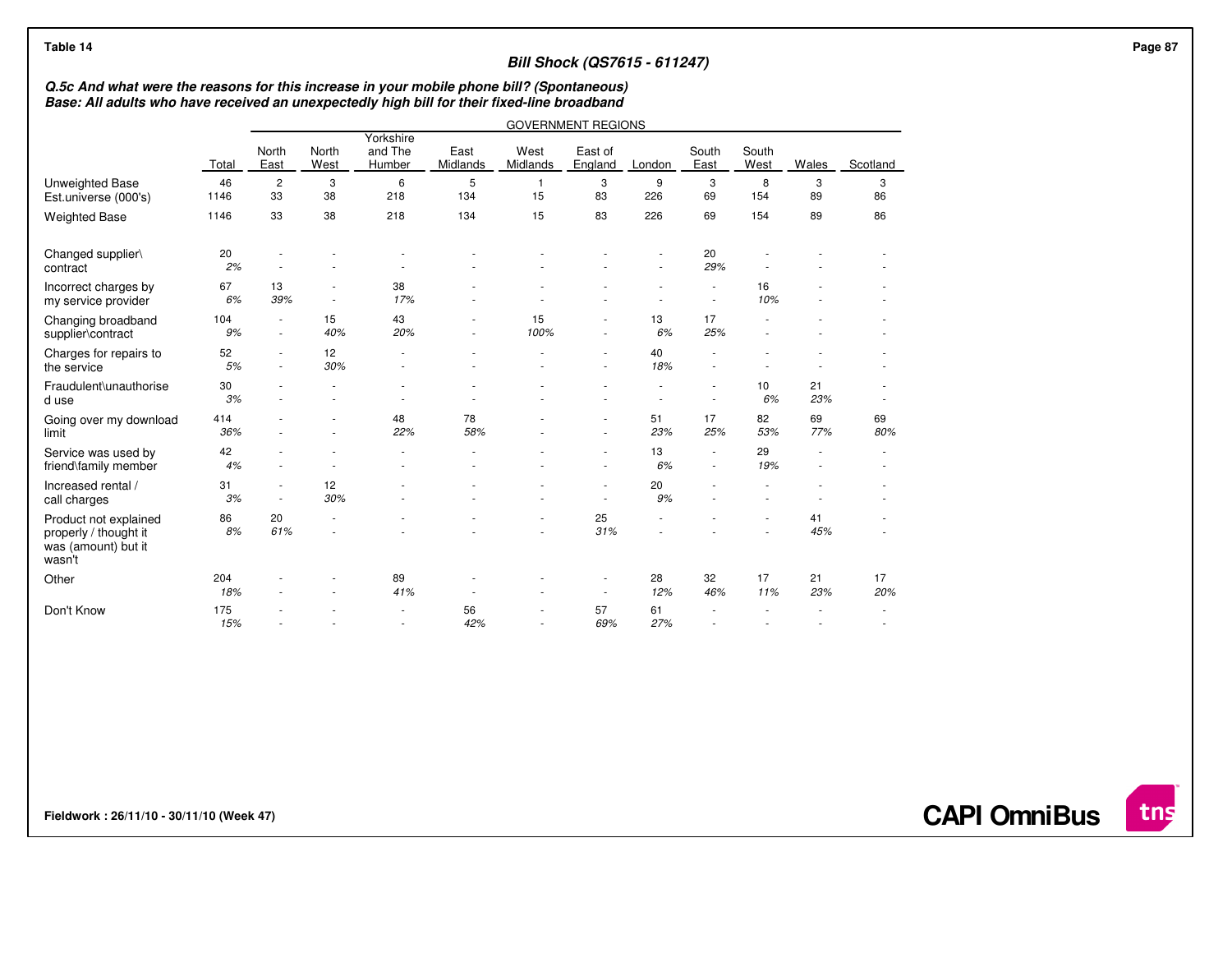Table 14

## Bill Shock (QS7615 - 611247)

***Q.5c And what were the reasons for this increase in your mobile phone bill? (Spontaneous)***
***Base: All adults who have received an unexpectedly high bill for their fixed-line broadband***

| | | GOVERNMENT REGIONS | | | | | | | | | | |
|---|---|---|---|---|---|---|---|---|---|---|---|---|
| | Total | North East | North West | Yorkshire and The Humber | East Midlands | West Midlands | East of England | London | South East | South West | Wales | Scotland |
| Unweighted Base | 46 | 2 | 3 | 6 | 5 | 1 | 3 | 9 | 3 | 8 | 3 | 3 |
| Est.universe (000's) | 1146 | 33 | 38 | 218 | 134 | 15 | 83 | 226 | 69 | 154 | 89 | 86 |
| Weighted Base | 1146 | 33 | 38 | 218 | 134 | 15 | 83 | 226 | 69 | 154 | 89 | 86 |
| Changed supplier\contract | 20 | - | - | - | - | - | - | - | 20 | - | - | - |
| | 2% | - | - | - | - | - | - | - | 29% | - | - | - |
| Incorrect charges by my service provider | 67 | 13 | - | 38 | - | - | - | - | - | 16 | - | - |
| | 6% | 39% | - | 17% | - | - | - | - | - | 10% | - | - |
| Changing broadband supplier\contract | 104 | - | 15 | 43 | - | 15 | - | 13 | 17 | - | - | - |
| | 9% | - | 40% | 20% | - | 100% | - | 6% | 25% | - | - | - |
| Charges for repairs to the service | 52 | - | 12 | - | - | - | - | 40 | - | - | - | - |
| | 5% | - | 30% | - | - | - | - | 18% | - | - | - | - |
| Fraudulent\unauthorised use | 30 | - | - | - | - | - | - | - | - | 10 | 21 | - |
| | 3% | - | - | - | - | - | - | - | - | 6% | 23% | - |
| Going over my download limit | 414 | - | - | 48 | 78 | - | - | 51 | 17 | 82 | 69 | 69 |
| | 36% | - | - | 22% | 58% | - | - | 23% | 25% | 53% | 77% | 80% |
| Service was used by friend\family member | 42 | - | - | - | - | - | - | 13 | - | 29 | - | - |
| | 4% | - | - | - | - | - | - | 6% | - | 19% | - | - |
| Increased rental / call charges | 31 | - | 12 | - | - | - | - | 20 | - | - | - | - |
| | 3% | - | 30% | - | - | - | - | 9% | - | - | - | - |
| Product not explained properly / thought it was (amount) but it wasn't | 86 | 20 | - | - | - | - | 25 | - | - | - | 41 | - |
| | 8% | 61% | - | - | - | - | 31% | - | - | - | 45% | - |
| Other | 204 | - | - | 89 | - | - | - | 28 | 32 | 17 | 21 | 17 |
| | 18% | - | - | 41% | - | - | - | 12% | 46% | 11% | 23% | 20% |
| Don't Know | 175 | - | - | - | 56 | - | 57 | 61 | - | - | - | - |
| | 15% | - | - | - | 42% | - | 69% | 27% | - | - | - | - |

Fieldwork : 26/11/10 - 30/11/10 (Week 47)

CAPI OmniBus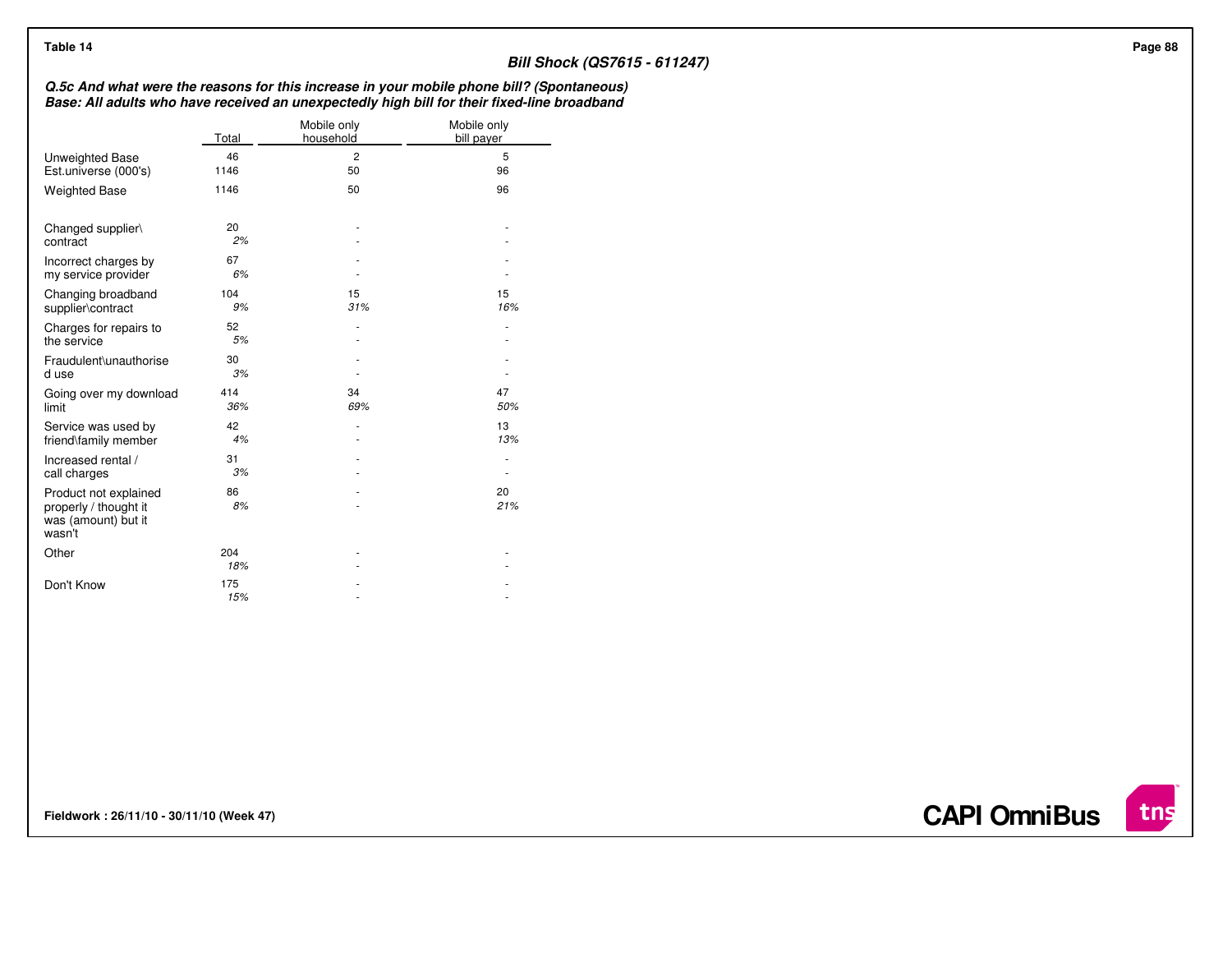**Table 14**

## Bill Shock (QS7615 - 611247)

***Q.5c And what were the reasons for this increase in your mobile phone bill? (Spontaneous)***
***Base: All adults who have received an unexpectedly high bill for their fixed-line broadband***

| | Total | Mobile only household | Mobile only bill payer |
|---|---|---|---|
| Unweighted Base | 46 | 2 | 5 |
| Est.universe (000's) | 1146 | 50 | 96 |
| Weighted Base | 1146 | 50 | 96 |
| Changed supplier\contract | 20 | - | - |
| | *2%* | - | - |
| Incorrect charges by my service provider | 67 | - | - |
| | *6%* | - | - |
| Changing broadband supplier\contract | 104 | 15 | 15 |
| | *9%* | *31%* | *16%* |
| Charges for repairs to the service | 52 | - | - |
| | *5%* | - | - |
| Fraudulent\unauthorised use | 30 | - | - |
| | *3%* | - | - |
| Going over my download limit | 414 | 34 | 47 |
| | *36%* | *69%* | *50%* |
| Service was used by friend\family member | 42 | - | 13 |
| | *4%* | - | *13%* |
| Increased rental / call charges | 31 | - | - |
| | *3%* | - | - |
| Product not explained properly / thought it was (amount) but it wasn't | 86 | - | 20 |
| | *8%* | - | *21%* |
| Other | 204 | - | - |
| | *18%* | - | - |
| Don't Know | 175 | - | - |
| | *15%* | - | - |

**Fieldwork : 26/11/10 - 30/11/10 (Week 47)**

**CAPI OmniBus**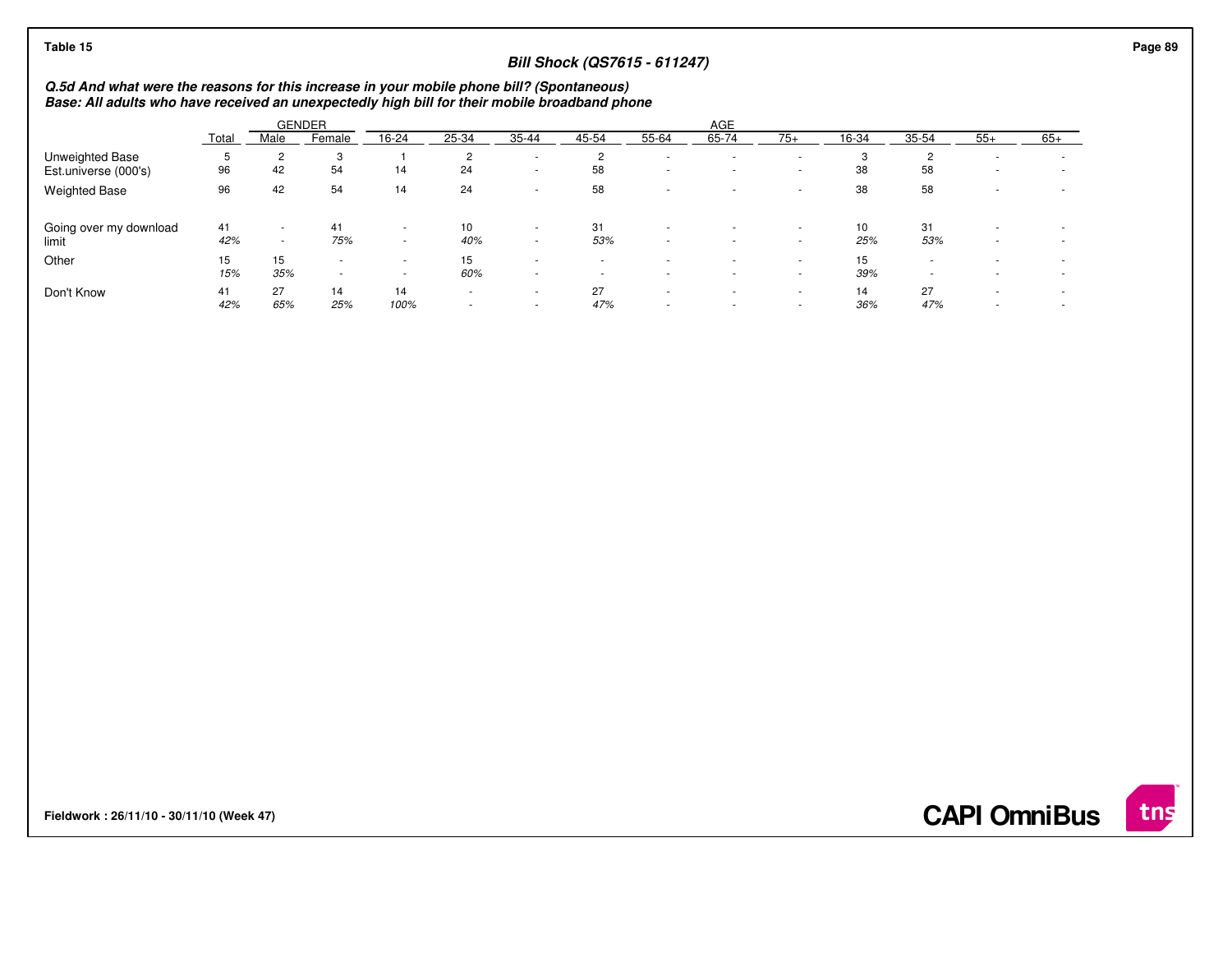Table 15

## Bill Shock (QS7615 - 611247)

***Q.5d And what were the reasons for this increase in your mobile phone bill? (Spontaneous)***
***Base: All adults who have received an unexpectedly high bill for their mobile broadband phone***

| | Total | GENDER | | AGE | | | | | | | | | | | |
|---|---|---|---|---|---|---|---|---|---|---|---|---|---|---|---|
| | | Male | Female | 16-24 | 25-34 | 35-44 | 45-54 | 55-64 | 65-74 | 75+ | 16-34 | 35-54 | 55+ | 65+ |
| Unweighted Base | 5 | 2 | 3 | 1 | 2 | - | 2 | - | - | - | 3 | 2 | - | - |
| Est.universe (000's) | 96 | 42 | 54 | 14 | 24 | - | 58 | - | - | - | 38 | 58 | - | - |
| Weighted Base | 96 | 42 | 54 | 14 | 24 | - | 58 | - | - | - | 38 | 58 | - | - |
| Going over my download limit | 41 | - | 41 | - | 10 | - | 31 | - | - | - | 10 | 31 | - | - |
| | *42%* | - | *75%* | - | *40%* | - | *53%* | - | - | - | *25%* | *53%* | - | - |
| Other | 15 | 15 | - | - | 15 | - | - | - | - | - | 15 | - | - | - |
| | *15%* | *35%* | - | - | *60%* | - | - | - | - | - | *39%* | - | - | - |
| Don't Know | 41 | 27 | 14 | 14 | - | - | 27 | - | - | - | 14 | 27 | - | - |
| | *42%* | *65%* | *25%* | *100%* | - | - | *47%* | - | - | - | *36%* | *47%* | - | - |

**Fieldwork : 26/11/10 - 30/11/10 (Week 47)**

**CAPI OmniBus**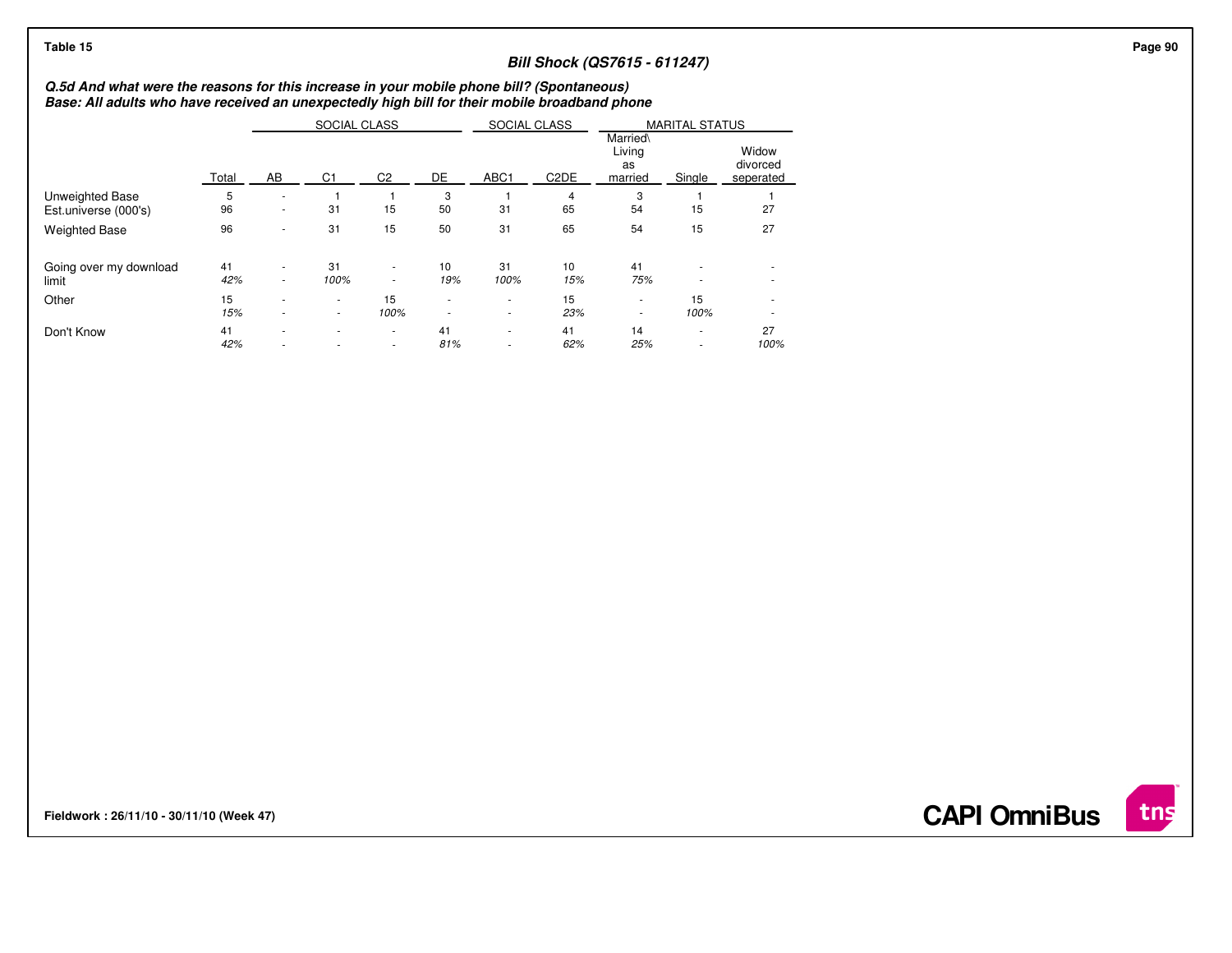**Table 15**

### *Bill Shock (QS7615 - 611247)*

***Q.5d And what were the reasons for this increase in your mobile phone bill? (Spontaneous)***
***Base: All adults who have received an unexpectedly high bill for their mobile broadband phone***

| | | SOCIAL CLASS | | | | SOCIAL CLASS | | MARITAL STATUS | | |
|---|---|---|---|---|---|---|---|---|---|---|
| | Total | AB | C1 | C2 | DE | ABC1 | C2DE | Married\ Living as married | Single | Widow divorced seperated |
| Unweighted Base | 5 | - | 1 | 1 | 3 | 1 | 4 | 3 | 1 | 1 |
| Est.universe (000's) | 96 | - | 31 | 15 | 50 | 31 | 65 | 54 | 15 | 27 |
| Weighted Base | 96 | - | 31 | 15 | 50 | 31 | 65 | 54 | 15 | 27 |
| Going over my download limit | 41 | - | 31 | - | 10 | 31 | 10 | 41 | - | - |
| | *42%* | - | *100%* | - | *19%* | *100%* | *15%* | *75%* | - | - |
| Other | 15 | - | - | 15 | - | - | 15 | - | 15 | - |
| | *15%* | - | - | *100%* | - | - | *23%* | - | *100%* | - |
| Don't Know | 41 | - | - | - | 41 | - | 41 | 14 | - | 27 |
| | *42%* | - | - | - | *81%* | - | *62%* | *25%* | - | *100%* |

**Fieldwork : 26/11/10 - 30/11/10 (Week 47)**

**CAPI OmniBus**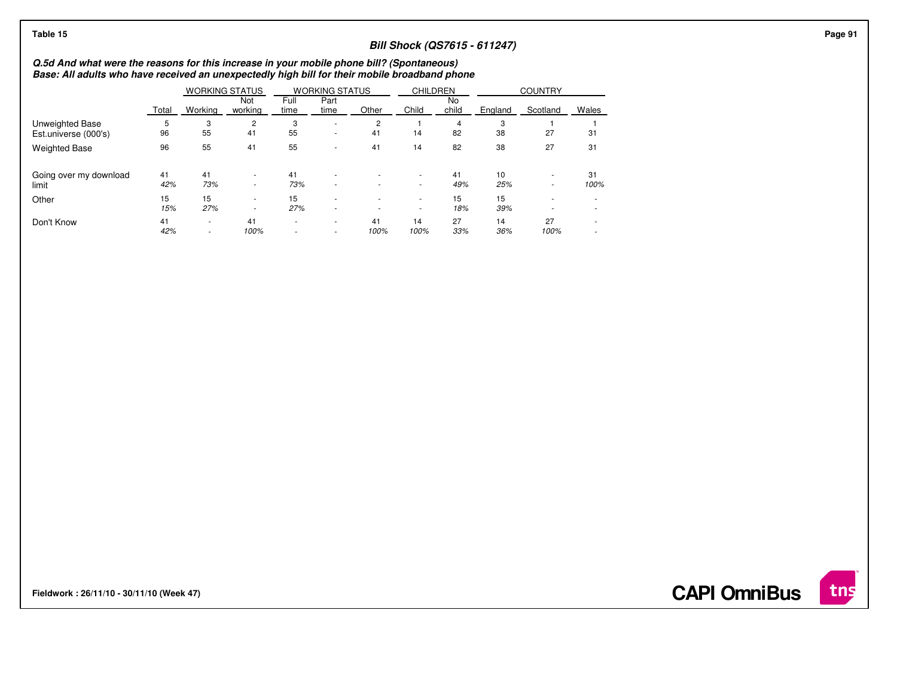**Table 15**

### Bill Shock (QS7615 - 611247)

***Q.5d And what were the reasons for this increase in your mobile phone bill? (Spontaneous)***
***Base: All adults who have received an unexpectedly high bill for their mobile broadband phone***

| | | WORKING STATUS | | WORKING STATUS | | | CHILDREN | | COUNTRY | | |
|---|---|---|---|---|---|---|---|---|---|---|---|
| | Total | Working | Not working | Full time | Part time | Other | Child | No child | England | Scotland | Wales |
| Unweighted Base | 5 | 3 | 2 | 3 | - | 2 | 1 | 4 | 3 | 1 | 1 |
| Est.universe (000's) | 96 | 55 | 41 | 55 | - | 41 | 14 | 82 | 38 | 27 | 31 |
| Weighted Base | 96 | 55 | 41 | 55 | - | 41 | 14 | 82 | 38 | 27 | 31 |
| Going over my download limit | 41 | 41 | - | 41 | - | - | - | 41 | 10 | - | 31 |
| | *42%* | *73%* | - | *73%* | - | - | - | *49%* | *25%* | - | *100%* |
| Other | 15 | 15 | - | 15 | - | - | - | 15 | 15 | - | - |
| | *15%* | *27%* | - | *27%* | - | - | - | *18%* | *39%* | - | - |
| Don't Know | 41 | - | 41 | - | - | 41 | 14 | 27 | 14 | 27 | - |
| | *42%* | - | *100%* | - | - | *100%* | *100%* | *33%* | *36%* | *100%* | - |

**Fieldwork : 26/11/10 - 30/11/10 (Week 47)**

**CAPI OmniBus**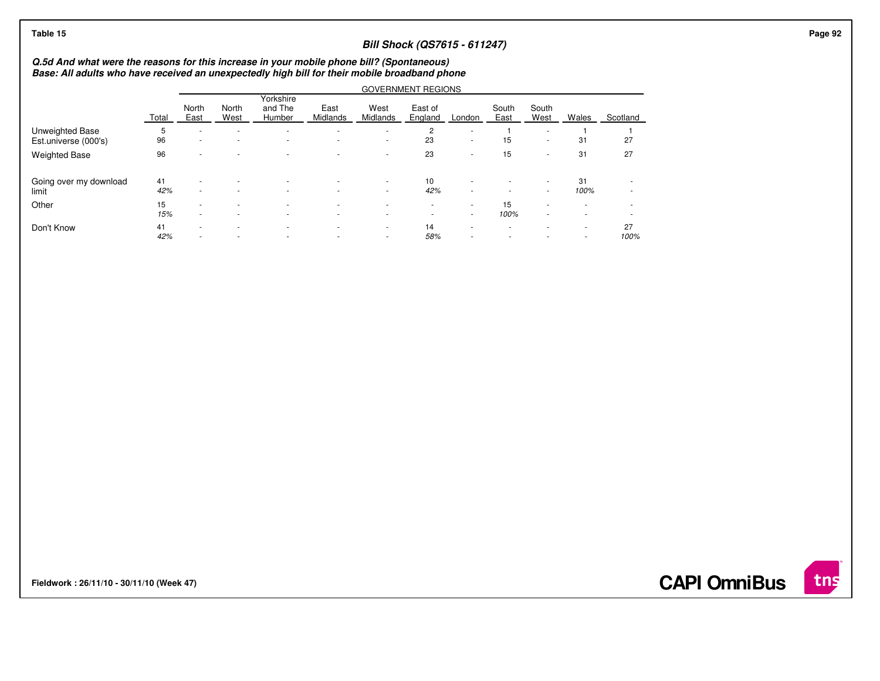Table 15

### Bill Shock (QS7615 - 611247)

***Q.5d And what were the reasons for this increase in your mobile phone bill? (Spontaneous)***
***Base: All adults who have received an unexpectedly high bill for their mobile broadband phone***

| | Total | GOVERNMENT REGIONS | | | | | | | | | | |
|---|---|---|---|---|---|---|---|---|---|---|---|---|
| | | North East | North West | Yorkshire and The Humber | East Midlands | West Midlands | East of England | London | South East | South West | Wales | Scotland |
| Unweighted Base | 5 | - | - | - | - | - | 2 | - | 1 | - | 1 | 1 |
| Est.universe (000's) | 96 | - | - | - | - | - | 23 | - | 15 | - | 31 | 27 |
| Weighted Base | 96 | - | - | - | - | - | 23 | - | 15 | - | 31 | 27 |
| Going over my download limit | 41 | - | - | - | - | - | 10 | - | - | - | 31 | - |
| | *42%* | - | - | - | - | - | *42%* | - | - | - | *100%* | - |
| Other | 15 | - | - | - | - | - | - | - | 15 | - | - | - |
| | *15%* | - | - | - | - | - | - | - | *100%* | - | - | - |
| Don't Know | 41 | - | - | - | - | - | 14 | - | - | - | - | 27 |
| | *42%* | - | - | - | - | - | *58%* | - | - | - | - | *100%* |

**Fieldwork : 26/11/10 - 30/11/10 (Week 47)**

**CAPI OmniBus**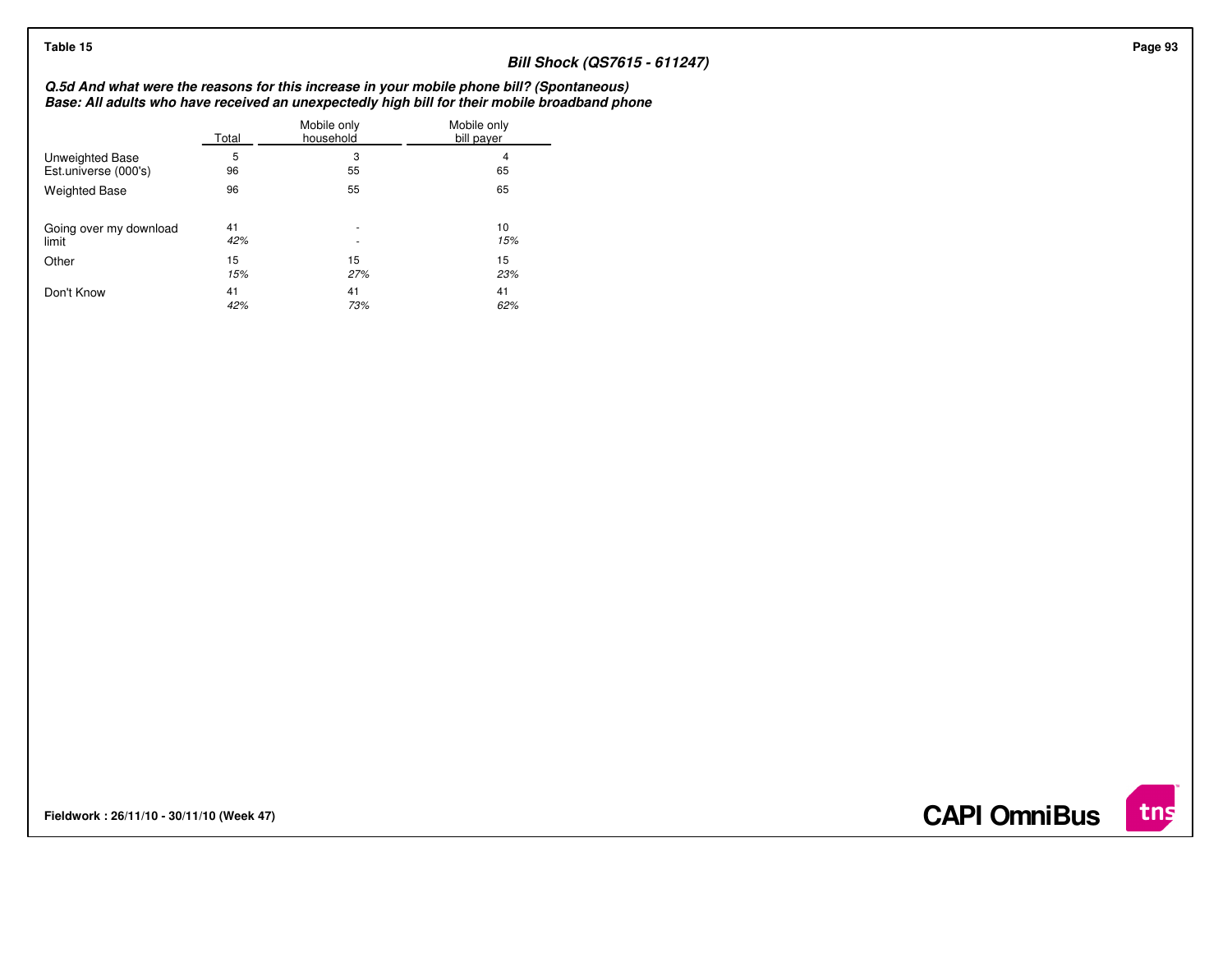Table 15

### Bill Shock (QS7615 - 611247)

***Q.5d And what were the reasons for this increase in your mobile phone bill? (Spontaneous)***
***Base: All adults who have received an unexpectedly high bill for their mobile broadband phone***

| | Total | Mobile only household | Mobile only bill payer |
|---|---|---|---|
| Unweighted Base | 5 | 3 | 4 |
| Est.universe (000's) | 96 | 55 | 65 |
| Weighted Base | 96 | 55 | 65 |
| Going over my download limit | 41 | - | 10 |
| | *42%* | - | *15%* |
| Other | 15 | 15 | 15 |
| | *15%* | *27%* | *23%* |
| Don't Know | 41 | 41 | 41 |
| | *42%* | *73%* | *62%* |

**Fieldwork : 26/11/10 - 30/11/10 (Week 47)**

**CAPI OmniBus**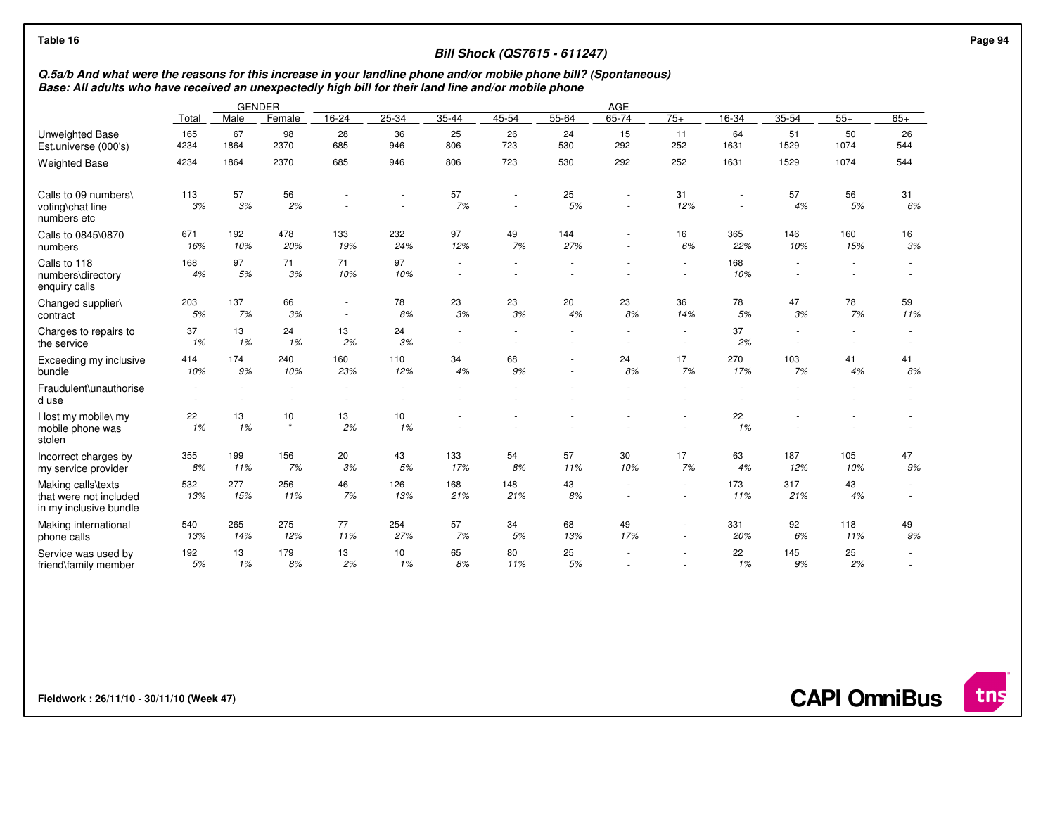Table 16

## Bill Shock (QS7615 - 611247)

***Q.5a/b And what were the reasons for this increase in your landline phone and/or mobile phone bill? (Spontaneous)***
***Base: All adults who have received an unexpectedly high bill for their land line and/or mobile phone***

| | Total | GENDER | | AGE | | | | | | | | | | | |
|---|---|---|---|---|---|---|---|---|---|---|---|---|---|---|---|
| | | Male | Female | 16-24 | 25-34 | 35-44 | 45-54 | 55-64 | 65-74 | 75+ | 16-34 | 35-54 | 55+ | 65+ |
| Unweighted Base | 165 | 67 | 98 | 28 | 36 | 25 | 26 | 24 | 15 | 11 | 64 | 51 | 50 | 26 |
| Est.universe (000's) | 4234 | 1864 | 2370 | 685 | 946 | 806 | 723 | 530 | 292 | 252 | 1631 | 1529 | 1074 | 544 |
| Weighted Base | 4234 | 1864 | 2370 | 685 | 946 | 806 | 723 | 530 | 292 | 252 | 1631 | 1529 | 1074 | 544 |
| Calls to 09 numbers\voting\chat line numbers etc | 113 | 57 | 56 | - | - | 57 | - | 25 | - | 31 | - | 57 | 56 | 31 |
| | *3%* | *3%* | *2%* | - | - | *7%* | - | *5%* | - | *12%* | - | *4%* | *5%* | *6%* |
| Calls to 0845\0870 numbers | 671 | 192 | 478 | 133 | 232 | 97 | 49 | 144 | - | 16 | 365 | 146 | 160 | 16 |
| | *16%* | *10%* | *20%* | *19%* | *24%* | *12%* | *7%* | *27%* | - | *6%* | *22%* | *10%* | *15%* | *3%* |
| Calls to 118 numbers\directory enquiry calls | 168 | 97 | 71 | 71 | 97 | - | - | - | - | - | 168 | - | - | - |
| | *4%* | *5%* | *3%* | *10%* | *10%* | - | - | - | - | - | *10%* | - | - | - |
| Changed supplier\contract | 203 | 137 | 66 | - | 78 | 23 | 23 | 20 | 23 | 36 | 78 | 47 | 78 | 59 |
| | *5%* | *7%* | *3%* | - | *8%* | *3%* | *3%* | *4%* | *8%* | *14%* | *5%* | *3%* | *7%* | *11%* |
| Charges to repairs to the service | 37 | 13 | 24 | 13 | 24 | - | - | - | - | - | 37 | - | - | - |
| | *1%* | *1%* | *1%* | *2%* | *3%* | - | - | - | - | - | *2%* | - | - | - |
| Exceeding my inclusive bundle | 414 | 174 | 240 | 160 | 110 | 34 | 68 | - | 24 | 17 | 270 | 103 | 41 | 41 |
| | *10%* | *9%* | *10%* | *23%* | *12%* | *4%* | *9%* | - | *8%* | *7%* | *17%* | *7%* | *4%* | *8%* |
| Fraudulent\unauthorised use | - | - | - | - | - | - | - | - | - | - | - | - | - | - |
| | - | - | - | - | - | - | - | - | - | - | - | - | - | - |
| I lost my mobile\ my mobile phone was stolen | 22 | 13 | 10 | 13 | 10 | - | - | - | - | - | 22 | - | - | - |
| | *1%* | *1%* | * | *2%* | *1%* | - | - | - | - | - | *1%* | - | - | - |
| Incorrect charges by my service provider | 355 | 199 | 156 | 20 | 43 | 133 | 54 | 57 | 30 | 17 | 63 | 187 | 105 | 47 |
| | *8%* | *11%* | *7%* | *3%* | *5%* | *17%* | *8%* | *11%* | *10%* | *7%* | *4%* | *12%* | *10%* | *9%* |
| Making calls\texts that were not included in my inclusive bundle | 532 | 277 | 256 | 46 | 126 | 168 | 148 | 43 | - | - | 173 | 317 | 43 | - |
| | *13%* | *15%* | *11%* | *7%* | *13%* | *21%* | *21%* | *8%* | - | - | *11%* | *21%* | *4%* | - |
| Making international phone calls | 540 | 265 | 275 | 77 | 254 | 57 | 34 | 68 | 49 | - | 331 | 92 | 118 | 49 |
| | *13%* | *14%* | *12%* | *11%* | *27%* | *7%* | *5%* | *13%* | *17%* | - | *20%* | *6%* | *11%* | *9%* |
| Service was used by friend\family member | 192 | 13 | 179 | 13 | 10 | 65 | 80 | 25 | - | - | 22 | 145 | 25 | - |
| | *5%* | *1%* | *8%* | *2%* | *1%* | *8%* | *11%* | *5%* | - | - | *1%* | *9%* | *2%* | - |

Fieldwork : 26/11/10 - 30/11/10 (Week 47)

CAPI OmniBus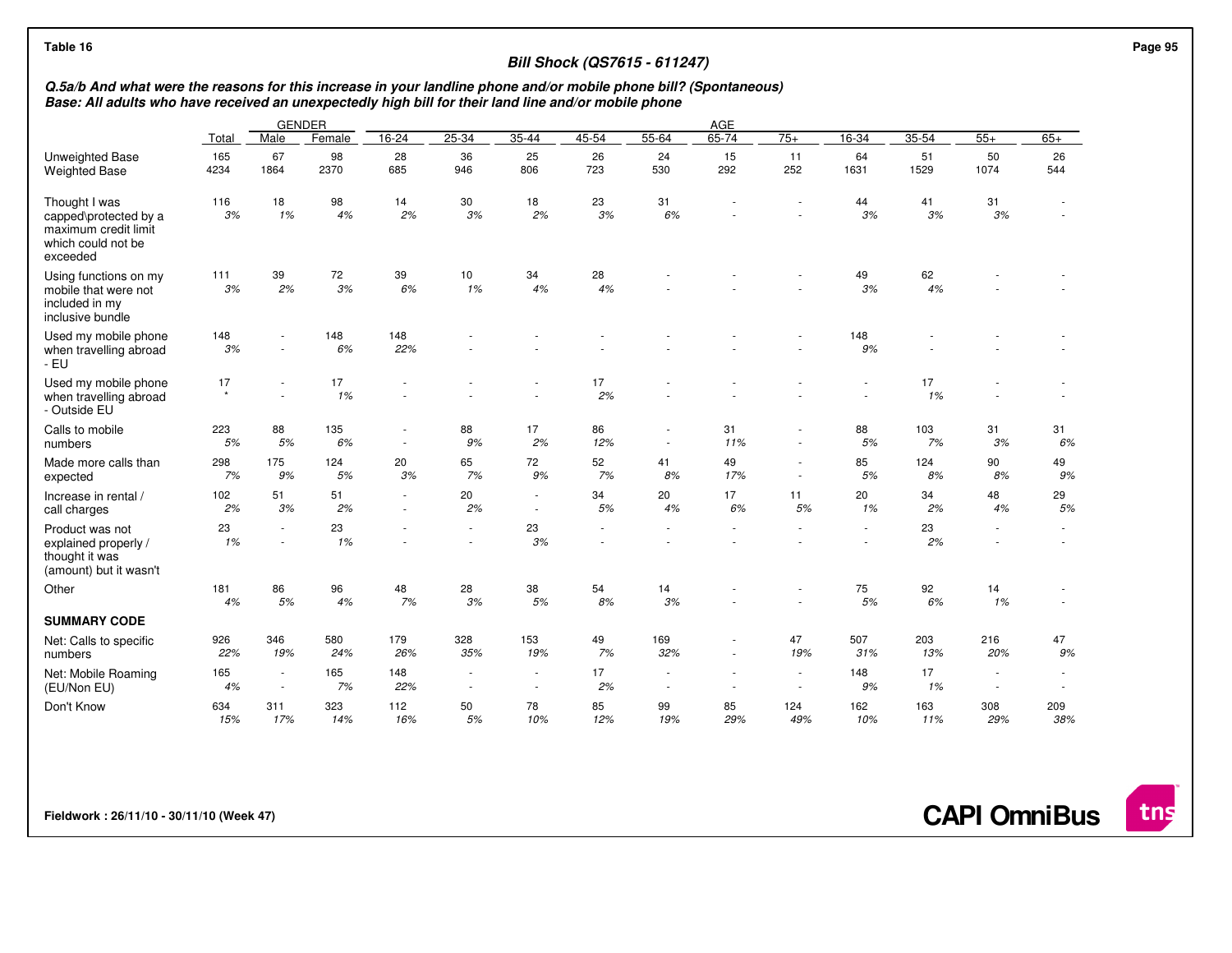Table 16

## Bill Shock (QS7615 - 611247)

**Q.5a/b And what were the reasons for this increase in your landline phone and/or mobile phone bill? (Spontaneous)**
**Base: All adults who have received an unexpectedly high bill for their land line and/or mobile phone**

| | Total | GENDER | | AGE | | | | | | | | | | | |
|---|---|---|---|---|---|---|---|---|---|---|---|---|---|---|---|
| | | Male | Female | 16-24 | 25-34 | 35-44 | 45-54 | 55-64 | 65-74 | 75+ | 16-34 | 35-54 | 55+ | 65+ |
| Unweighted Base | 165 | 67 | 98 | 28 | 36 | 25 | 26 | 24 | 15 | 11 | 64 | 51 | 50 | 26 |
| Weighted Base | 4234 | 1864 | 2370 | 685 | 946 | 806 | 723 | 530 | 292 | 252 | 1631 | 1529 | 1074 | 544 |
| Thought I was capped\protected by a maximum credit limit which could not be exceeded | 116 | 18 | 98 | 14 | 30 | 18 | 23 | 31 | - | - | 44 | 41 | 31 | - |
| | *3%* | *1%* | *4%* | *2%* | *3%* | *2%* | *3%* | *6%* | - | - | *3%* | *3%* | *3%* | - |
| Using functions on my mobile that were not included in my inclusive bundle | 111 | 39 | 72 | 39 | 10 | 34 | 28 | - | - | - | 49 | 62 | - | - |
| | *3%* | *2%* | *3%* | *6%* | *1%* | *4%* | *4%* | - | - | - | *3%* | *4%* | - | - |
| Used my mobile phone when travelling abroad - EU | 148 | - | 148 | 148 | - | - | - | - | - | - | 148 | - | - | - |
| | *3%* | - | *6%* | *22%* | - | - | - | - | - | - | *9%* | - | - | - |
| Used my mobile phone when travelling abroad - Outside EU | 17 | - | 17 | - | - | - | 17 | - | - | - | - | 17 | - | - |
| | * | - | *1%* | - | - | - | *2%* | - | - | - | - | *1%* | - | - |
| Calls to mobile numbers | 223 | 88 | 135 | - | 88 | 17 | 86 | - | 31 | - | 88 | 103 | 31 | 31 |
| | *5%* | *5%* | *6%* | - | *9%* | *2%* | *12%* | - | *11%* | - | *5%* | *7%* | *3%* | *6%* |
| Made more calls than expected | 298 | 175 | 124 | 20 | 65 | 72 | 52 | 41 | 49 | - | 85 | 124 | 90 | 49 |
| | *7%* | *9%* | *5%* | *3%* | *7%* | *9%* | *7%* | *8%* | *17%* | - | *5%* | *8%* | *8%* | *9%* |
| Increase in rental / call charges | 102 | 51 | 51 | - | 20 | - | 34 | 20 | 17 | 11 | 20 | 34 | 48 | 29 |
| | *2%* | *3%* | *2%* | - | *2%* | - | *5%* | *4%* | *6%* | *5%* | *1%* | *2%* | *4%* | *5%* |
| Product was not explained properly / thought it was (amount) but it wasn't | 23 | - | 23 | - | - | 23 | - | - | - | - | - | 23 | - | - |
| | *1%* | - | *1%* | - | - | *3%* | - | - | - | - | - | *2%* | - | - |
| Other | 181 | 86 | 96 | 48 | 28 | 38 | 54 | 14 | - | - | 75 | 92 | 14 | - |
| | *4%* | *5%* | *4%* | *7%* | *3%* | *5%* | *8%* | *3%* | - | - | *5%* | *6%* | *1%* | - |
| **SUMMARY CODE** | | | | | | | | | | | | | | |
| Net: Calls to specific numbers | 926 | 346 | 580 | 179 | 328 | 153 | 49 | 169 | - | 47 | 507 | 203 | 216 | 47 |
| | *22%* | *19%* | *24%* | *26%* | *35%* | *19%* | *7%* | *32%* | - | *19%* | *31%* | *13%* | *20%* | *9%* |
| Net: Mobile Roaming (EU/Non EU) | 165 | - | 165 | 148 | - | - | 17 | - | - | - | 148 | 17 | - | - |
| | *4%* | - | *7%* | *22%* | - | - | *2%* | - | - | - | *9%* | *1%* | - | - |
| Don't Know | 634 | 311 | 323 | 112 | 50 | 78 | 85 | 99 | 85 | 124 | 162 | 163 | 308 | 209 |
| | *15%* | *17%* | *14%* | *16%* | *5%* | *10%* | *12%* | *19%* | *29%* | *49%* | *10%* | *11%* | *29%* | *38%* |

Fieldwork : 26/11/10 - 30/11/10 (Week 47)

CAPI OmniBus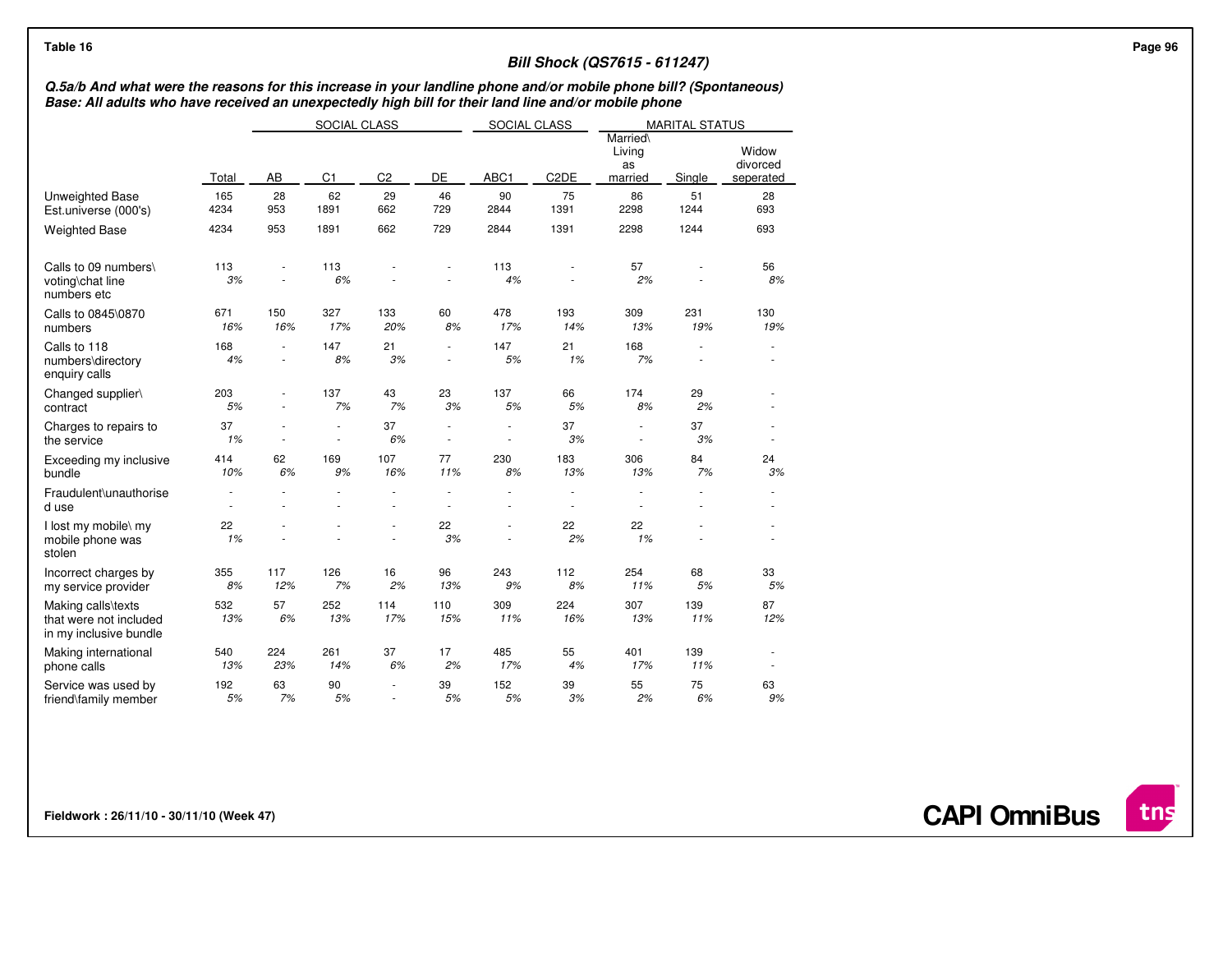Table 16

**Bill Shock (QS7615 - 611247)**

***Q.5a/b And what were the reasons for this increase in your landline phone and/or mobile phone bill? (Spontaneous)***
***Base: All adults who have received an unexpectedly high bill for their land line and/or mobile phone***

| | | SOCIAL CLASS | | | | SOCIAL CLASS | | MARITAL STATUS | | |
|---|---|---|---|---|---|---|---|---|---|---|
| | Total | AB | C1 | C2 | DE | ABC1 | C2DE | Married\ Living as married | Single | Widow divorced seperated |
| Unweighted Base | 165 | 28 | 62 | 29 | 46 | 90 | 75 | 86 | 51 | 28 |
| Est.universe (000's) | 4234 | 953 | 1891 | 662 | 729 | 2844 | 1391 | 2298 | 1244 | 693 |
| Weighted Base | 4234 | 953 | 1891 | 662 | 729 | 2844 | 1391 | 2298 | 1244 | 693 |
| Calls to 09 numbers\ voting\chat line numbers etc | 113 | - | 113 | - | - | 113 | - | 57 | - | 56 |
| | *3%* | - | *6%* | - | - | *4%* | - | *2%* | - | *8%* |
| Calls to 0845\0870 numbers | 671 | 150 | 327 | 133 | 60 | 478 | 193 | 309 | 231 | 130 |
| | *16%* | *16%* | *17%* | *20%* | *8%* | *17%* | *14%* | *13%* | *19%* | *19%* |
| Calls to 118 numbers\directory enquiry calls | 168 | - | 147 | 21 | - | 147 | 21 | 168 | - | - |
| | *4%* | - | *8%* | *3%* | - | *5%* | *1%* | *7%* | - | - |
| Changed supplier\ contract | 203 | - | 137 | 43 | 23 | 137 | 66 | 174 | 29 | - |
| | *5%* | - | *7%* | *7%* | *3%* | *5%* | *5%* | *8%* | *2%* | - |
| Charges to repairs to the service | 37 | - | - | 37 | - | - | 37 | - | 37 | - |
| | *1%* | - | - | *6%* | - | - | *3%* | - | *3%* | - |
| Exceeding my inclusive bundle | 414 | 62 | 169 | 107 | 77 | 230 | 183 | 306 | 84 | 24 |
| | *10%* | *6%* | *9%* | *16%* | *11%* | *8%* | *13%* | *13%* | *7%* | *3%* |
| Fraudulent\unauthorise d use | - | - | - | - | - | - | - | - | - | - |
| | - | - | - | - | - | - | - | - | - | - |
| I lost my mobile\ my mobile phone was stolen | 22 | - | - | - | 22 | - | 22 | 22 | - | - |
| | *1%* | - | - | - | *3%* | - | *2%* | *1%* | - | - |
| Incorrect charges by my service provider | 355 | 117 | 126 | 16 | 96 | 243 | 112 | 254 | 68 | 33 |
| | *8%* | *12%* | *7%* | *2%* | *13%* | *9%* | *8%* | *11%* | *5%* | *5%* |
| Making calls\texts that were not included in my inclusive bundle | 532 | 57 | 252 | 114 | 110 | 309 | 224 | 307 | 139 | 87 |
| | *13%* | *6%* | *13%* | *17%* | *15%* | *11%* | *16%* | *13%* | *11%* | *12%* |
| Making international phone calls | 540 | 224 | 261 | 37 | 17 | 485 | 55 | 401 | 139 | - |
| | *13%* | *23%* | *14%* | *6%* | *2%* | *17%* | *4%* | *17%* | *11%* | - |
| Service was used by friend\family member | 192 | 63 | 90 | - | 39 | 152 | 39 | 55 | 75 | 63 |
| | *5%* | *7%* | *5%* | - | *5%* | *5%* | *3%* | *2%* | *6%* | *9%* |

**Fieldwork : 26/11/10 - 30/11/10 (Week 47)**

**CAPI OmniBus**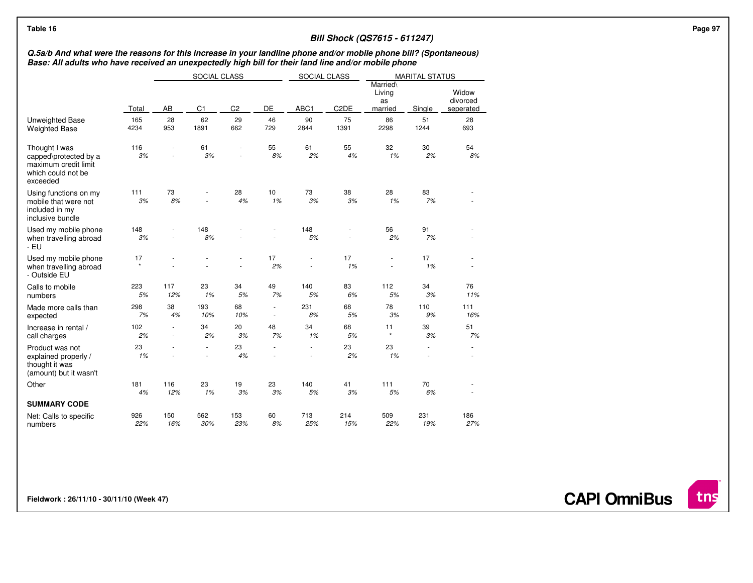**Table 16**

## Bill Shock (QS7615 - 611247)

***Q.5a/b And what were the reasons for this increase in your landline phone and/or mobile phone bill? (Spontaneous)***
***Base: All adults who have received an unexpectedly high bill for their land line and/or mobile phone***

| | | SOCIAL CLASS | | | | SOCIAL CLASS | | MARITAL STATUS | | |
|---|---|---|---|---|---|---|---|---|---|---|
| | Total | AB | C1 | C2 | DE | ABC1 | C2DE | Married\ Living as married | Single | Widow divorced seperated |
| Unweighted Base | 165 | 28 | 62 | 29 | 46 | 90 | 75 | 86 | 51 | 28 |
| Weighted Base | 4234 | 953 | 1891 | 662 | 729 | 2844 | 1391 | 2298 | 1244 | 693 |
| Thought I was capped\protected by a maximum credit limit which could not be exceeded | 116<br>*3%* | -<br>- | 61<br>*3%* | -<br>- | 55<br>*8%* | 61<br>*2%* | 55<br>*4%* | 32<br>*1%* | 30<br>*2%* | 54<br>*8%* |
| Using functions on my mobile that were not included in my inclusive bundle | 111<br>*3%* | 73<br>*8%* | -<br>- | 28<br>*4%* | 10<br>*1%* | 73<br>*3%* | 38<br>*3%* | 28<br>*1%* | 83<br>*7%* | -<br>- |
| Used my mobile phone when travelling abroad - EU | 148<br>*3%* | -<br>- | 148<br>*8%* | -<br>- | -<br>- | 148<br>*5%* | -<br>- | 56<br>*2%* | 91<br>*7%* | -<br>- |
| Used my mobile phone when travelling abroad - Outside EU | 17<br>* | -<br>- | -<br>- | -<br>- | 17<br>*2%* | -<br>- | 17<br>*1%* | -<br>- | 17<br>*1%* | -<br>- |
| Calls to mobile numbers | 223<br>*5%* | 117<br>*12%* | 23<br>*1%* | 34<br>*5%* | 49<br>*7%* | 140<br>*5%* | 83<br>*6%* | 112<br>*5%* | 34<br>*3%* | 76<br>*11%* |
| Made more calls than expected | 298<br>*7%* | 38<br>*4%* | 193<br>*10%* | 68<br>*10%* | -<br>- | 231<br>*8%* | 68<br>*5%* | 78<br>*3%* | 110<br>*9%* | 111<br>*16%* |
| Increase in rental / call charges | 102<br>*2%* | -<br>- | 34<br>*2%* | 20<br>*3%* | 48<br>*7%* | 34<br>*1%* | 68<br>*5%* | 11<br>* | 39<br>*3%* | 51<br>*7%* |
| Product was not explained properly / thought it was (amount) but it wasn't | 23<br>*1%* | -<br>- | -<br>- | 23<br>*4%* | -<br>- | -<br>- | 23<br>*2%* | 23<br>*1%* | -<br>- | -<br>- |
| Other | 181<br>*4%* | 116<br>*12%* | 23<br>*1%* | 19<br>*3%* | 23<br>*3%* | 140<br>*5%* | 41<br>*3%* | 111<br>*5%* | 70<br>*6%* | -<br>- |
| **SUMMARY CODE** | | | | | | | | | | |
| Net: Calls to specific numbers | 926<br>*22%* | 150<br>*16%* | 562<br>*30%* | 153<br>*23%* | 60<br>*8%* | 713<br>*25%* | 214<br>*15%* | 509<br>*22%* | 231<br>*19%* | 186<br>*27%* |

**Fieldwork : 26/11/10 - 30/11/10 (Week 47)**

**CAPI OmniBus**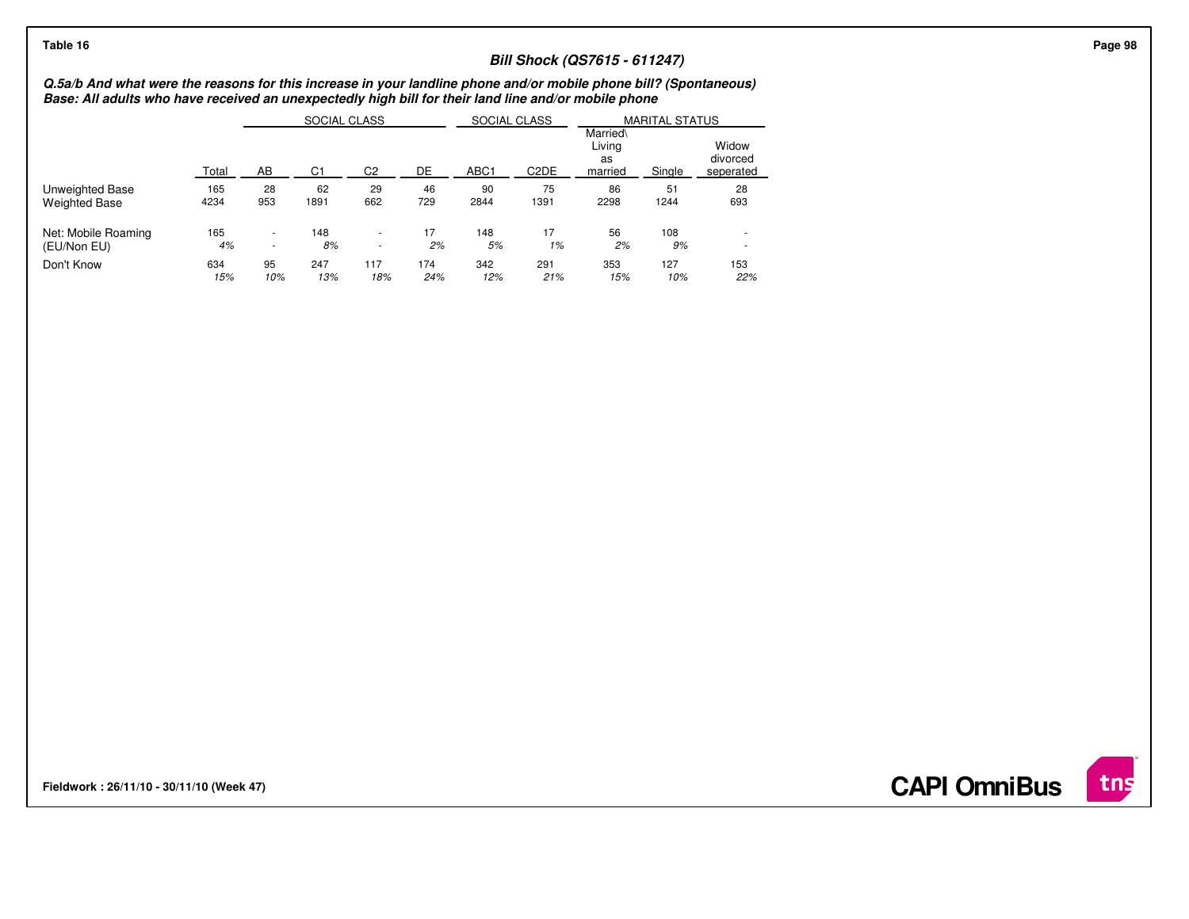Table 16

## Bill Shock (QS7615 - 611247)

***Q.5a/b And what were the reasons for this increase in your landline phone and/or mobile phone bill? (Spontaneous)***
***Base: All adults who have received an unexpectedly high bill for their land line and/or mobile phone***

| | | SOCIAL CLASS | | | | SOCIAL CLASS | | MARITAL STATUS | | |
|---|---|---|---|---|---|---|---|---|---|---|
| | Total | AB | C1 | C2 | DE | ABC1 | C2DE | Married\ Living as married | Single | Widow divorced seperated |
| Unweighted Base | 165 | 28 | 62 | 29 | 46 | 90 | 75 | 86 | 51 | 28 |
| Weighted Base | 4234 | 953 | 1891 | 662 | 729 | 2844 | 1391 | 2298 | 1244 | 693 |
| Net: Mobile Roaming (EU/Non EU) | 165 | - | 148 | - | 17 | 148 | 17 | 56 | 108 | - |
| | *4%* | - | *8%* | - | *2%* | *5%* | *1%* | *2%* | *9%* | - |
| Don't Know | 634 | 95 | 247 | 117 | 174 | 342 | 291 | 353 | 127 | 153 |
| | *15%* | *10%* | *13%* | *18%* | *24%* | *12%* | *21%* | *15%* | *10%* | *22%* |

**Fieldwork : 26/11/10 - 30/11/10 (Week 47)**

**CAPI OmniBus**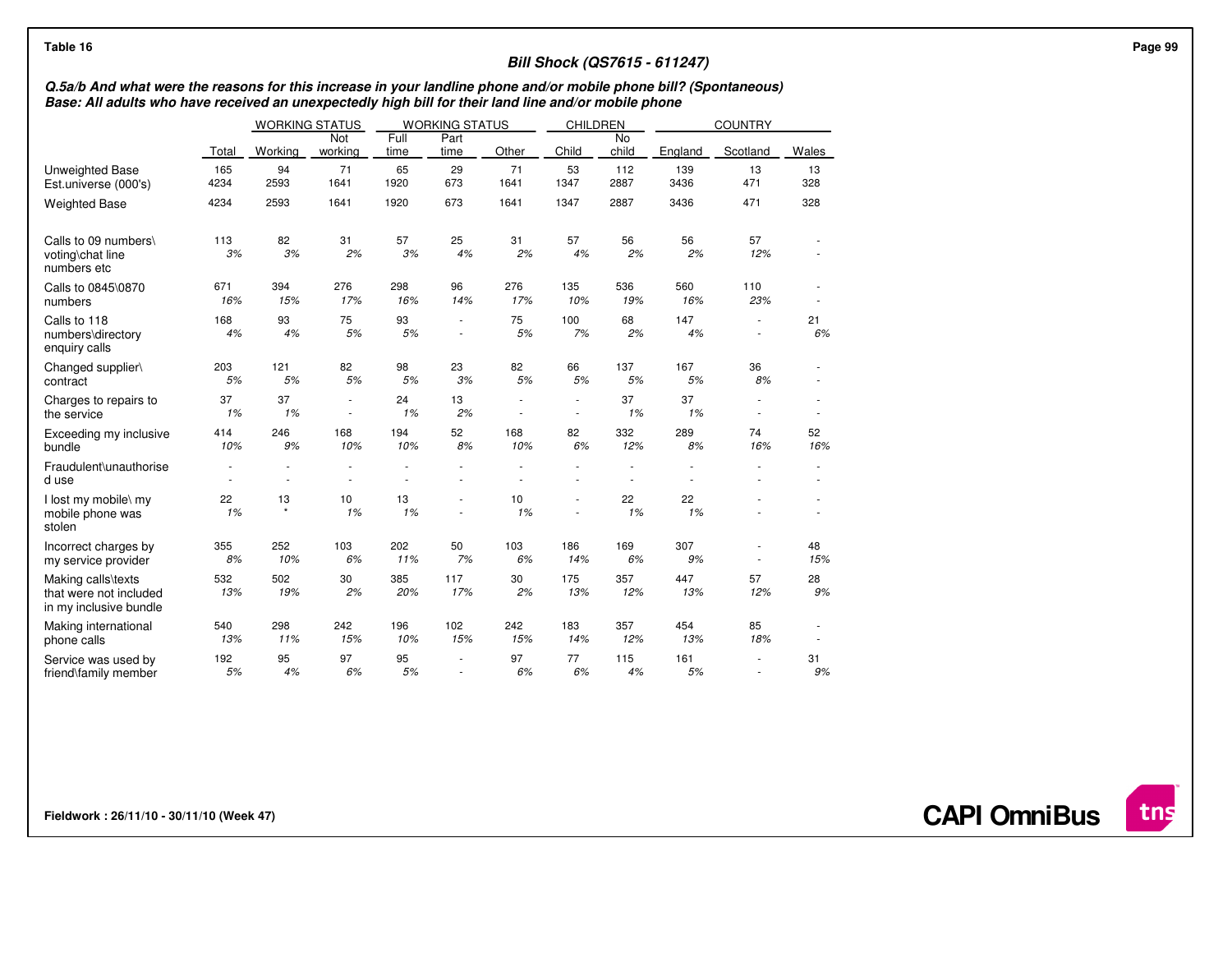Table 16

## Bill Shock (QS7615 - 611247)

***Q.5a/b And what were the reasons for this increase in your landline phone and/or mobile phone bill? (Spontaneous)***
***Base: All adults who have received an unexpectedly high bill for their land line and/or mobile phone***

| | | WORKING STATUS | | WORKING STATUS | | | CHILDREN | | COUNTRY | | |
|---|---|---|---|---|---|---|---|---|---|---|---|
| | Total | Working | Not working | Full time | Part time | Other | Child | No child | England | Scotland | Wales |
| Unweighted Base | 165 | 94 | 71 | 65 | 29 | 71 | 53 | 112 | 139 | 13 | 13 |
| Est.universe (000's) | 4234 | 2593 | 1641 | 1920 | 673 | 1641 | 1347 | 2887 | 3436 | 471 | 328 |
| Weighted Base | 4234 | 2593 | 1641 | 1920 | 673 | 1641 | 1347 | 2887 | 3436 | 471 | 328 |
| Calls to 09 numbers\ voting\chat line numbers etc | 113 | 82 | 31 | 57 | 25 | 31 | 57 | 56 | 56 | 57 | - |
| | *3%* | *3%* | *2%* | *3%* | *4%* | *2%* | *4%* | *2%* | *2%* | *12%* | - |
| Calls to 0845\0870 numbers | 671 | 394 | 276 | 298 | 96 | 276 | 135 | 536 | 560 | 110 | - |
| | *16%* | *15%* | *17%* | *16%* | *14%* | *17%* | *10%* | *19%* | *16%* | *23%* | - |
| Calls to 118 numbers\directory enquiry calls | 168 | 93 | 75 | 93 | - | 75 | 100 | 68 | 147 | - | 21 |
| | *4%* | *4%* | *5%* | *5%* | - | *5%* | *7%* | *2%* | *4%* | - | *6%* |
| Changed supplier\ contract | 203 | 121 | 82 | 98 | 23 | 82 | 66 | 137 | 167 | 36 | - |
| | *5%* | *5%* | *5%* | *5%* | *3%* | *5%* | *5%* | *5%* | *5%* | *8%* | - |
| Charges to repairs to the service | 37 | 37 | - | 24 | 13 | - | - | 37 | 37 | - | - |
| | *1%* | *1%* | - | *1%* | *2%* | - | - | *1%* | *1%* | - | - |
| Exceeding my inclusive bundle | 414 | 246 | 168 | 194 | 52 | 168 | 82 | 332 | 289 | 74 | 52 |
| | *10%* | *9%* | *10%* | *10%* | *8%* | *10%* | *6%* | *12%* | *8%* | *16%* | *16%* |
| Fraudulent\unauthorise d use | - | - | - | - | - | - | - | - | - | - | - |
| | - | - | - | - | - | - | - | - | - | - | - |
| I lost my mobile\ my mobile phone was stolen | 22 | 13 | 10 | 13 | - | 10 | - | 22 | 22 | - | - |
| | *1%* | * | *1%* | *1%* | - | *1%* | - | *1%* | *1%* | - | - |
| Incorrect charges by my service provider | 355 | 252 | 103 | 202 | 50 | 103 | 186 | 169 | 307 | - | 48 |
| | *8%* | *10%* | *6%* | *11%* | *7%* | *6%* | *14%* | *6%* | *9%* | - | *15%* |
| Making calls\texts that were not included in my inclusive bundle | 532 | 502 | 30 | 385 | 117 | 30 | 175 | 357 | 447 | 57 | 28 |
| | *13%* | *19%* | *2%* | *20%* | *17%* | *2%* | *13%* | *12%* | *13%* | *12%* | *9%* |
| Making international phone calls | 540 | 298 | 242 | 196 | 102 | 242 | 183 | 357 | 454 | 85 | - |
| | *13%* | *11%* | *15%* | *10%* | *15%* | *15%* | *14%* | *12%* | *13%* | *18%* | - |
| Service was used by friend\family member | 192 | 95 | 97 | 95 | - | 97 | 77 | 115 | 161 | - | 31 |
| | *5%* | *4%* | *6%* | *5%* | - | *6%* | *6%* | *4%* | *5%* | - | *9%* |

**Fieldwork : 26/11/10 - 30/11/10 (Week 47)**

**CAPI OmniBus**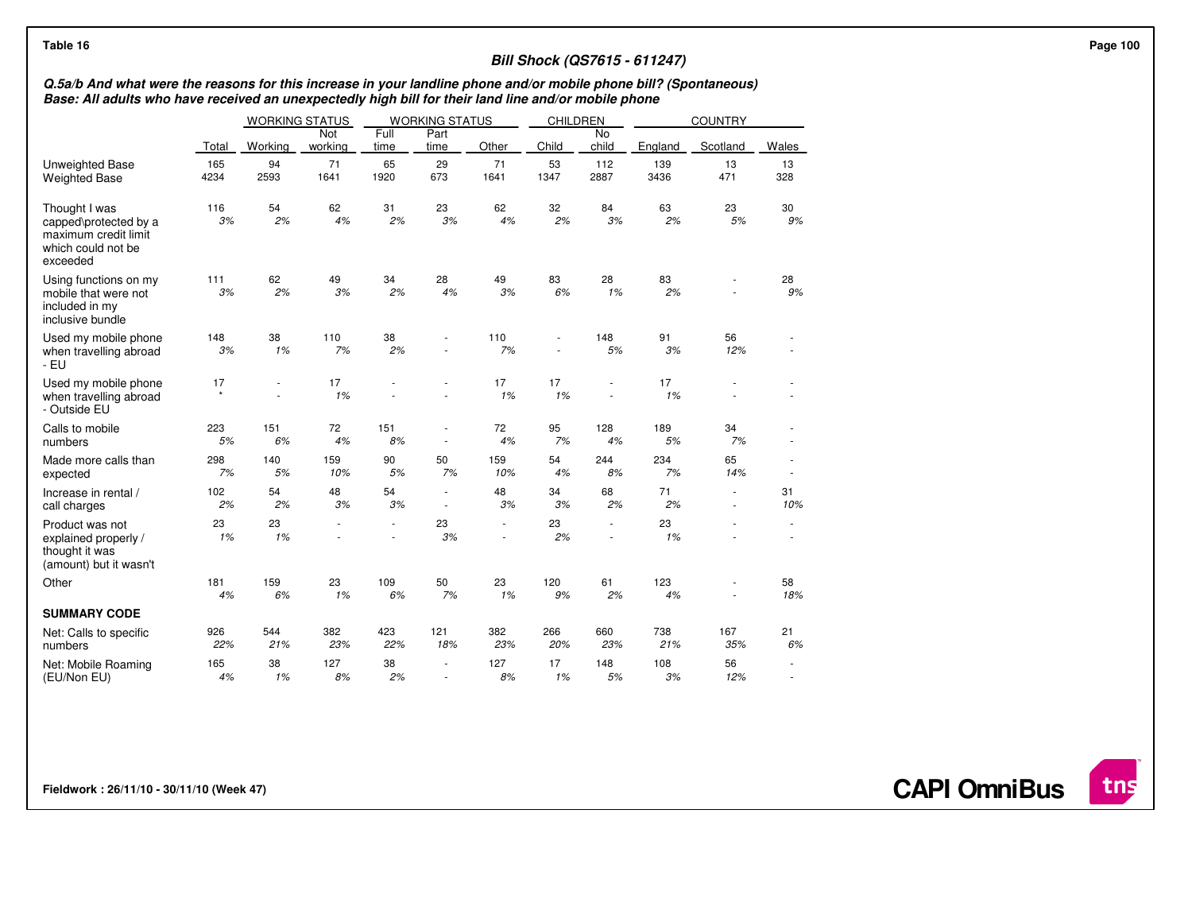Table 16

## Bill Shock (QS7615 - 611247)

***Q.5a/b And what were the reasons for this increase in your landline phone and/or mobile phone bill? (Spontaneous)***
***Base: All adults who have received an unexpectedly high bill for their land line and/or mobile phone***

| | | WORKING STATUS | | WORKING STATUS | | | CHILDREN | | COUNTRY | | |
|---|---|---|---|---|---|---|---|---|---|---|---|
| | Total | Working | Not working | Full time | Part time | Other | Child | No child | England | Scotland | Wales |
| Unweighted Base | 165 | 94 | 71 | 65 | 29 | 71 | 53 | 112 | 139 | 13 | 13 |
| Weighted Base | 4234 | 2593 | 1641 | 1920 | 673 | 1641 | 1347 | 2887 | 3436 | 471 | 328 |
| Thought I was capped\protected by a maximum credit limit which could not be exceeded | 116<br>*3%* | 54<br>*2%* | 62<br>*4%* | 31<br>*2%* | 23<br>*3%* | 62<br>*4%* | 32<br>*2%* | 84<br>*3%* | 63<br>*2%* | 23<br>*5%* | 30<br>*9%* |
| Using functions on my mobile that were not included in my inclusive bundle | 111<br>*3%* | 62<br>*2%* | 49<br>*3%* | 34<br>*2%* | 28<br>*4%* | 49<br>*3%* | 83<br>*6%* | 28<br>*1%* | 83<br>*2%* | -<br>- | 28<br>*9%* |
| Used my mobile phone when travelling abroad - EU | 148<br>*3%* | 38<br>*1%* | 110<br>*7%* | 38<br>*2%* | -<br>- | 110<br>*7%* | -<br>- | 148<br>*5%* | 91<br>*3%* | 56<br>*12%* | -<br>- |
| Used my mobile phone when travelling abroad - Outside EU | 17<br>* | -<br>- | 17<br>*1%* | -<br>- | -<br>- | 17<br>*1%* | 17<br>*1%* | -<br>- | 17<br>*1%* | -<br>- | -<br>- |
| Calls to mobile numbers | 223<br>*5%* | 151<br>*6%* | 72<br>*4%* | 151<br>*8%* | -<br>- | 72<br>*4%* | 95<br>*7%* | 128<br>*4%* | 189<br>*5%* | 34<br>*7%* | -<br>- |
| Made more calls than expected | 298<br>*7%* | 140<br>*5%* | 159<br>*10%* | 90<br>*5%* | 50<br>*7%* | 159<br>*10%* | 54<br>*4%* | 244<br>*8%* | 234<br>*7%* | 65<br>*14%* | -<br>- |
| Increase in rental / call charges | 102<br>*2%* | 54<br>*2%* | 48<br>*3%* | 54<br>*3%* | -<br>- | 48<br>*3%* | 34<br>*3%* | 68<br>*2%* | 71<br>*2%* | -<br>- | 31<br>*10%* |
| Product was not explained properly / thought it was (amount) but it wasn't | 23<br>*1%* | 23<br>*1%* | -<br>- | -<br>- | 23<br>*3%* | -<br>- | 23<br>*2%* | -<br>- | 23<br>*1%* | -<br>- | -<br>- |
| Other | 181<br>*4%* | 159<br>*6%* | 23<br>*1%* | 109<br>*6%* | 50<br>*7%* | 23<br>*1%* | 120<br>*9%* | 61<br>*2%* | 123<br>*4%* | -<br>- | 58<br>*18%* |
| **SUMMARY CODE** | | | | | | | | | | | |
| Net: Calls to specific numbers | 926<br>*22%* | 544<br>*21%* | 382<br>*23%* | 423<br>*22%* | 121<br>*18%* | 382<br>*23%* | 266<br>*20%* | 660<br>*23%* | 738<br>*21%* | 167<br>*35%* | 21<br>*6%* |
| Net: Mobile Roaming (EU/Non EU) | 165<br>*4%* | 38<br>*1%* | 127<br>*8%* | 38<br>*2%* | -<br>- | 127<br>*8%* | 17<br>*1%* | 148<br>*5%* | 108<br>*3%* | 56<br>*12%* | -<br>- |

**Fieldwork : 26/11/10 - 30/11/10 (Week 47)**

**CAPI OmniBus**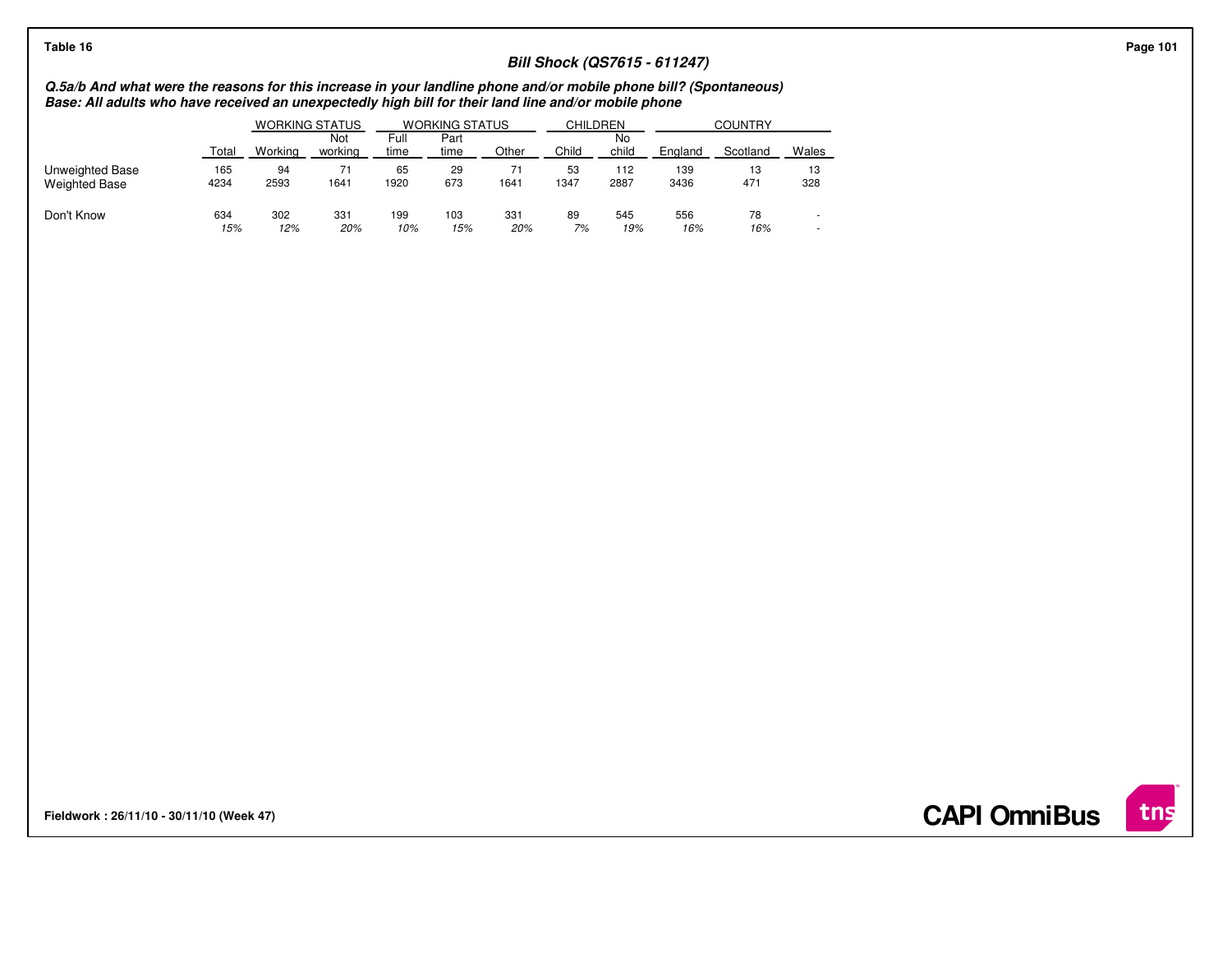Table 16

## Bill Shock (QS7615 - 611247)

***Q.5a/b And what were the reasons for this increase in your landline phone and/or mobile phone bill? (Spontaneous)***
***Base: All adults who have received an unexpectedly high bill for their land line and/or mobile phone***

| | | WORKING STATUS | | WORKING STATUS | | | CHILDREN | | COUNTRY | | |
|---|---|---|---|---|---|---|---|---|---|---|---|
| | Total | Working | Not working | Full time | Part time | Other | Child | No child | England | Scotland | Wales |
| Unweighted Base | 165 | 94 | 71 | 65 | 29 | 71 | 53 | 112 | 139 | 13 | 13 |
| Weighted Base | 4234 | 2593 | 1641 | 1920 | 673 | 1641 | 1347 | 2887 | 3436 | 471 | 328 |
| Don't Know | 634 | 302 | 331 | 199 | 103 | 331 | 89 | 545 | 556 | 78 | - |
| | *15%* | *12%* | *20%* | *10%* | *15%* | *20%* | *7%* | *19%* | *16%* | *16%* | - |

**Fieldwork : 26/11/10 - 30/11/10 (Week 47)**

CAPI OmniBus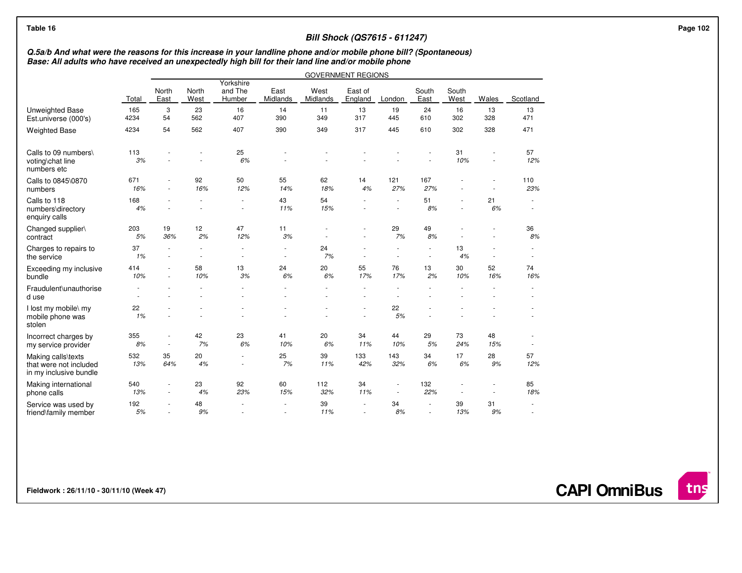Table 16

## Bill Shock (QS7615 - 611247)

***Q.5a/b And what were the reasons for this increase in your landline phone and/or mobile phone bill? (Spontaneous)***
***Base: All adults who have received an unexpectedly high bill for their land line and/or mobile phone***

| | | GOVERNMENT REGIONS | | | | | | | | | | |
|---|---|---|---|---|---|---|---|---|---|---|---|---|
| | Total | North East | North West | Yorkshire and The Humber | East Midlands | West Midlands | East of England | London | South East | South West | Wales | Scotland |
| Unweighted Base | 165 | 3 | 23 | 16 | 14 | 11 | 13 | 19 | 24 | 16 | 13 | 13 |
| Est.universe (000's) | 4234 | 54 | 562 | 407 | 390 | 349 | 317 | 445 | 610 | 302 | 328 | 471 |
| Weighted Base | 4234 | 54 | 562 | 407 | 390 | 349 | 317 | 445 | 610 | 302 | 328 | 471 |
| Calls to 09 numbers\voting\chat line numbers etc | 113 | - | - | 25 | - | - | - | - | - | 31 | - | 57 |
| | 3% | - | - | 6% | - | - | - | - | - | 10% | - | 12% |
| Calls to 0845\0870 numbers | 671 | - | 92 | 50 | 55 | 62 | 14 | 121 | 167 | - | - | 110 |
| | 16% | - | 16% | 12% | 14% | 18% | 4% | 27% | 27% | - | - | 23% |
| Calls to 118 numbers\directory enquiry calls | 168 | - | - | - | 43 | 54 | - | - | 51 | - | 21 | - |
| | 4% | - | - | - | 11% | 15% | - | - | 8% | - | 6% | - |
| Changed supplier\contract | 203 | 19 | 12 | 47 | 11 | - | - | 29 | 49 | - | - | 36 |
| | 5% | 36% | 2% | 12% | 3% | - | - | 7% | 8% | - | - | 8% |
| Charges to repairs to the service | 37 | - | - | - | - | 24 | - | - | - | 13 | - | - |
| | 1% | - | - | - | - | 7% | - | - | - | 4% | - | - |
| Exceeding my inclusive bundle | 414 | - | 58 | 13 | 24 | 20 | 55 | 76 | 13 | 30 | 52 | 74 |
| | 10% | - | 10% | 3% | 6% | 6% | 17% | 17% | 2% | 10% | 16% | 16% |
| Fraudulent\unauthorised use | - | - | - | - | - | - | - | - | - | - | - | - |
| | - | - | - | - | - | - | - | - | - | - | - | - |
| I lost my mobile\ my mobile phone was stolen | 22 | - | - | - | - | - | - | 22 | - | - | - | - |
| | 1% | - | - | - | - | - | - | 5% | - | - | - | - |
| Incorrect charges by my service provider | 355 | - | 42 | 23 | 41 | 20 | 34 | 44 | 29 | 73 | 48 | - |
| | 8% | - | 7% | 6% | 10% | 6% | 11% | 10% | 5% | 24% | 15% | - |
| Making calls\texts that were not included in my inclusive bundle | 532 | 35 | 20 | - | 25 | 39 | 133 | 143 | 34 | 17 | 28 | 57 |
| | 13% | 64% | 4% | - | 7% | 11% | 42% | 32% | 6% | 6% | 9% | 12% |
| Making international phone calls | 540 | - | 23 | 92 | 60 | 112 | 34 | - | 132 | - | - | 85 |
| | 13% | - | 4% | 23% | 15% | 32% | 11% | - | 22% | - | - | 18% |
| Service was used by friend\family member | 192 | - | 48 | - | - | 39 | - | 34 | - | 39 | 31 | - |
| | 5% | - | 9% | - | - | 11% | - | 8% | - | 13% | 9% | - |

Fieldwork : 26/11/10 - 30/11/10 (Week 47)

CAPI OmniBus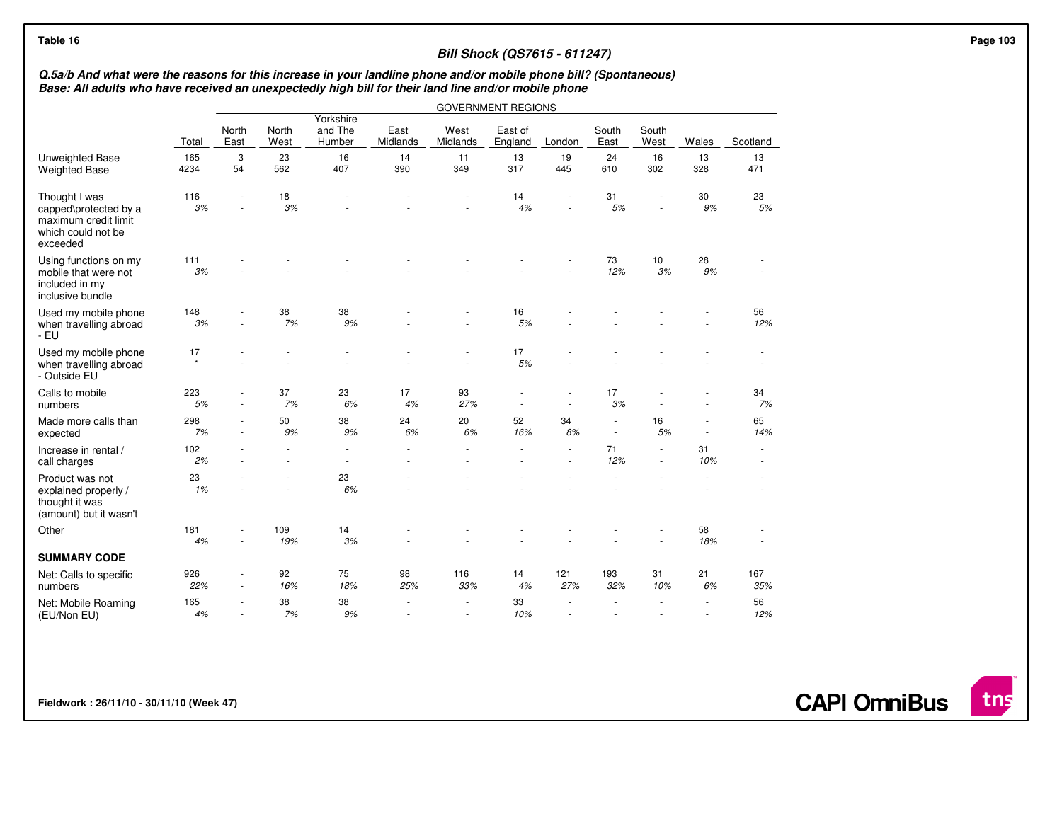Table 16

## Bill Shock (QS7615 - 611247)

***Q.5a/b And what were the reasons for this increase in your landline phone and/or mobile phone bill? (Spontaneous)***
***Base: All adults who have received an unexpectedly high bill for their land line and/or mobile phone***

| | | GOVERNMENT REGIONS | | | | | | | | | | |
|---|---|---|---|---|---|---|---|---|---|---|---|---|
| | Total | North East | North West | Yorkshire and The Humber | East Midlands | West Midlands | East of England | London | South East | South West | Wales | Scotland |
| Unweighted Base | 165 | 3 | 23 | 16 | 14 | 11 | 13 | 19 | 24 | 16 | 13 | 13 |
| Weighted Base | 4234 | 54 | 562 | 407 | 390 | 349 | 317 | 445 | 610 | 302 | 328 | 471 |
| Thought I was capped\protected by a maximum credit limit which could not be exceeded | 116 | - | 18 | - | - | - | 14 | - | 31 | - | 30 | 23 |
| | *3%* | - | *3%* | - | - | - | *4%* | - | *5%* | - | *9%* | *5%* |
| Using functions on my mobile that were not included in my inclusive bundle | 111 | - | - | - | - | - | - | - | 73 | 10 | 28 | - |
| | *3%* | - | - | - | - | - | - | - | *12%* | *3%* | *9%* | - |
| Used my mobile phone when travelling abroad - EU | 148 | - | 38 | 38 | - | - | 16 | - | - | - | - | 56 |
| | *3%* | - | *7%* | *9%* | - | - | *5%* | - | - | - | - | *12%* |
| Used my mobile phone when travelling abroad - Outside EU | 17 | - | - | - | - | - | 17 | - | - | - | - | - |
| | * | - | - | - | - | - | *5%* | - | - | - | - | - |
| Calls to mobile numbers | 223 | - | 37 | 23 | 17 | 93 | - | - | 17 | - | - | 34 |
| | *5%* | - | *7%* | *6%* | *4%* | *27%* | - | - | *3%* | - | - | *7%* |
| Made more calls than expected | 298 | - | 50 | 38 | 24 | 20 | 52 | 34 | - | 16 | - | 65 |
| | *7%* | - | *9%* | *9%* | *6%* | *6%* | *16%* | *8%* | - | *5%* | - | *14%* |
| Increase in rental / call charges | 102 | - | - | - | - | - | - | - | 71 | - | 31 | - |
| | *2%* | - | - | - | - | - | - | - | *12%* | - | *10%* | - |
| Product was not explained properly / thought it was (amount) but it wasn't | 23 | - | - | 23 | - | - | - | - | - | - | - | - |
| | *1%* | - | - | *6%* | - | - | - | - | - | - | - | - |
| Other | 181 | - | 109 | 14 | - | - | - | - | - | - | 58 | - |
| | *4%* | - | *19%* | *3%* | - | - | - | - | - | - | *18%* | - |
| **SUMMARY CODE** | | | | | | | | | | | | |
| Net: Calls to specific numbers | 926 | - | 92 | 75 | 98 | 116 | 14 | 121 | 193 | 31 | 21 | 167 |
| | *22%* | - | *16%* | *18%* | *25%* | *33%* | *4%* | *27%* | *32%* | *10%* | *6%* | *35%* |
| Net: Mobile Roaming (EU/Non EU) | 165 | - | 38 | 38 | - | - | 33 | - | - | - | - | 56 |
| | *4%* | - | *7%* | *9%* | - | - | *10%* | - | - | - | - | *12%* |

Fieldwork : 26/11/10 - 30/11/10 (Week 47)

CAPI OmniBus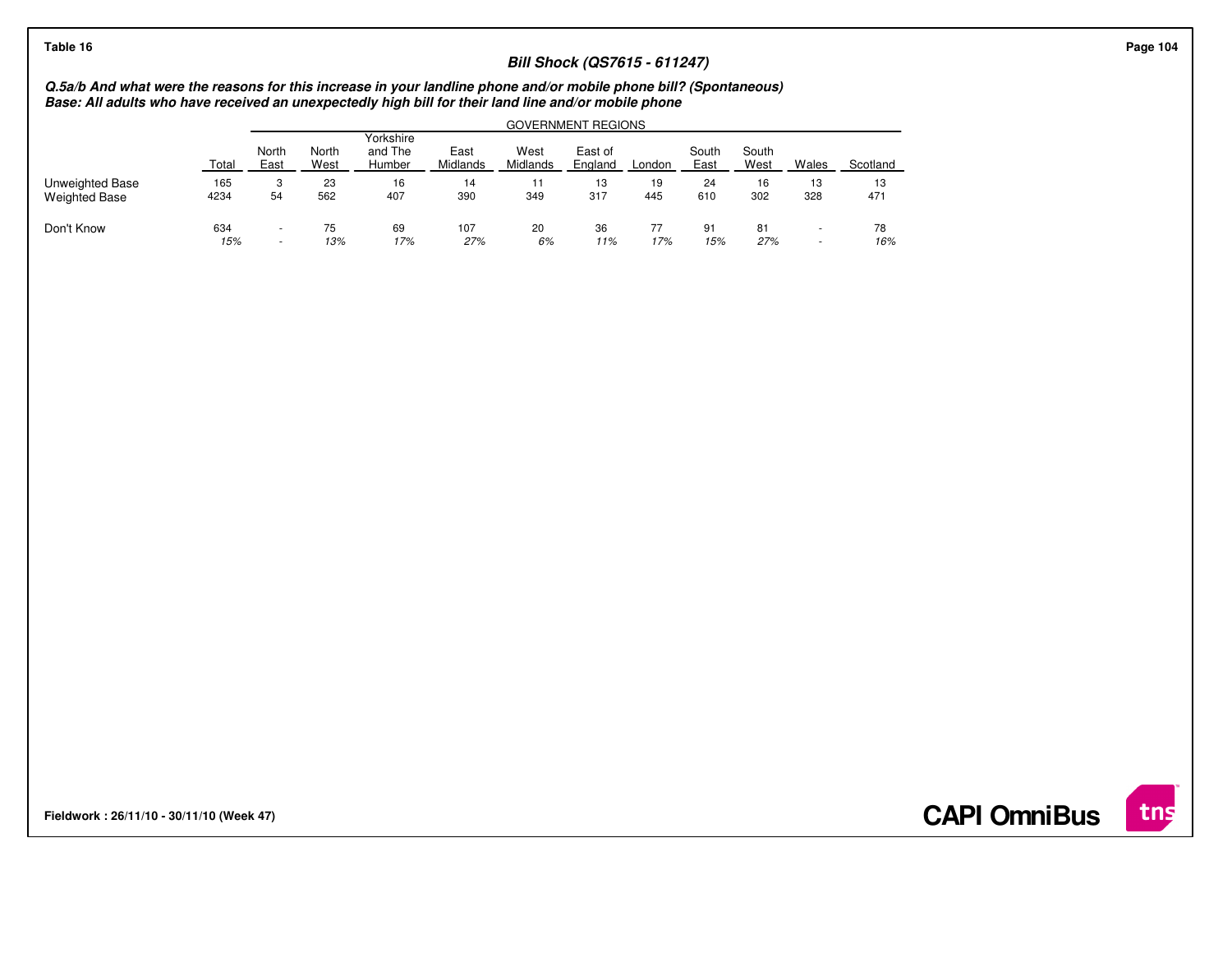**Table 16**

## Bill Shock (QS7615 - 611247)

***Q.5a/b And what were the reasons for this increase in your landline phone and/or mobile phone bill? (Spontaneous)***
***Base: All adults who have received an unexpectedly high bill for their land line and/or mobile phone***

| | | GOVERNMENT REGIONS | | | | | | | | | | |
|---|---|---|---|---|---|---|---|---|---|---|---|---|
| | Total | North East | North West | Yorkshire and The Humber | East Midlands | West Midlands | East of England | London | South East | South West | Wales | Scotland |
| Unweighted Base | 165 | 3 | 23 | 16 | 14 | 11 | 13 | 19 | 24 | 16 | 13 | 13 |
| Weighted Base | 4234 | 54 | 562 | 407 | 390 | 349 | 317 | 445 | 610 | 302 | 328 | 471 |
| Don't Know | 634 | - | 75 | 69 | 107 | 20 | 36 | 77 | 91 | 81 | - | 78 |
| | *15%* | - | *13%* | *17%* | *27%* | *6%* | *11%* | *17%* | *15%* | *27%* | - | *16%* |

**Fieldwork : 26/11/10 - 30/11/10 (Week 47)**

**CAPI OmniBus**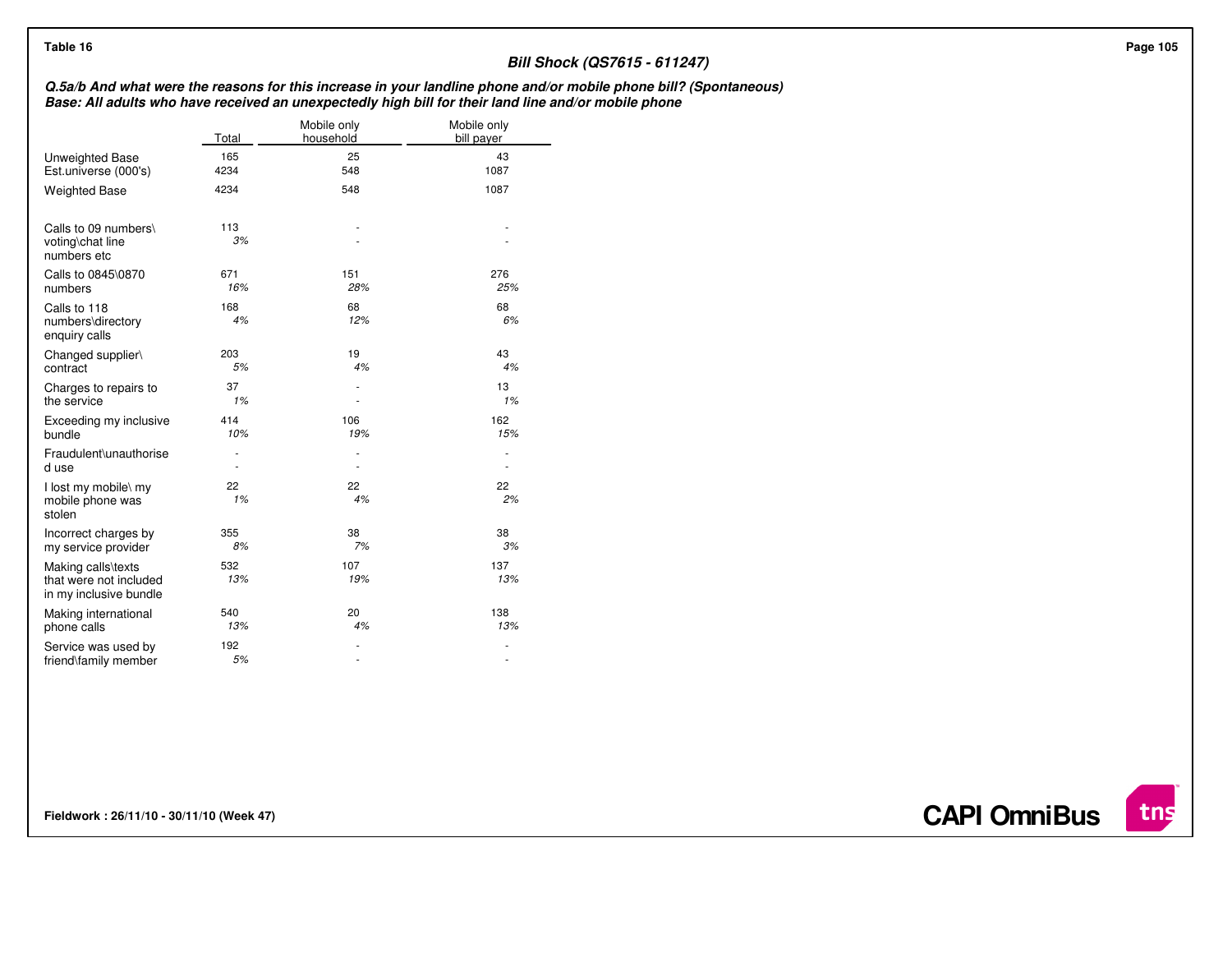**Table 16**

### Bill Shock (QS7615 - 611247)

***Q.5a/b And what were the reasons for this increase in your landline phone and/or mobile phone bill? (Spontaneous)***
***Base: All adults who have received an unexpectedly high bill for their land line and/or mobile phone***

| | Total | Mobile only household | Mobile only bill payer |
|---|---|---|---|
| Unweighted Base | 165 | 25 | 43 |
| Est.universe (000's) | 4234 | 548 | 1087 |
| Weighted Base | 4234 | 548 | 1087 |
| Calls to 09 numbers\ voting\chat line numbers etc | 113<br>*3%* | -<br>- | -<br>- |
| Calls to 0845\0870 numbers | 671<br>*16%* | 151<br>*28%* | 276<br>*25%* |
| Calls to 118 numbers\directory enquiry calls | 168<br>*4%* | 68<br>*12%* | 68<br>*6%* |
| Changed supplier\ contract | 203<br>*5%* | 19<br>*4%* | 43<br>*4%* |
| Charges to repairs to the service | 37<br>*1%* | -<br>- | 13<br>*1%* |
| Exceeding my inclusive bundle | 414<br>*10%* | 106<br>*19%* | 162<br>*15%* |
| Fraudulent\unauthorised use | -<br>- | -<br>- | -<br>- |
| I lost my mobile\ my mobile phone was stolen | 22<br>*1%* | 22<br>*4%* | 22<br>*2%* |
| Incorrect charges by my service provider | 355<br>*8%* | 38<br>*7%* | 38<br>*3%* |
| Making calls\texts that were not included in my inclusive bundle | 532<br>*13%* | 107<br>*19%* | 137<br>*13%* |
| Making international phone calls | 540<br>*13%* | 20<br>*4%* | 138<br>*13%* |
| Service was used by friend\family member | 192<br>*5%* | -<br>- | -<br>- |

**Fieldwork : 26/11/10 - 30/11/10 (Week 47)**

**CAPI OmniBus**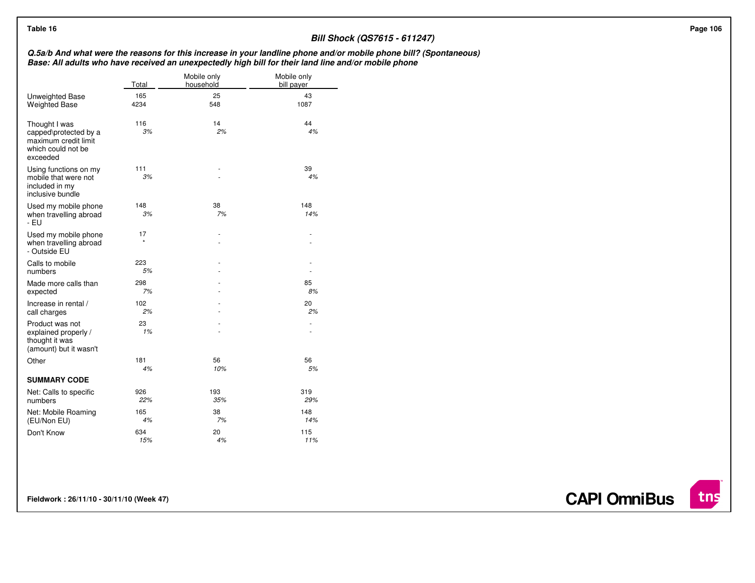Table 16

## Bill Shock (QS7615 - 611247)

***Q.5a/b And what were the reasons for this increase in your landline phone and/or mobile phone bill? (Spontaneous)***
***Base: All adults who have received an unexpectedly high bill for their land line and/or mobile phone***

| | Total | Mobile only household | Mobile only bill payer |
|---|---|---|---|
| Unweighted Base | 165 | 25 | 43 |
| Weighted Base | 4234 | 548 | 1087 |
| Thought I was capped\protected by a maximum credit limit which could not be exceeded | 116<br>*3%* | 14<br>*2%* | 44<br>*4%* |
| Using functions on my mobile that were not included in my inclusive bundle | 111<br>*3%* | -<br>- | 39<br>*4%* |
| Used my mobile phone when travelling abroad - EU | 148<br>*3%* | 38<br>*7%* | 148<br>*14%* |
| Used my mobile phone when travelling abroad - Outside EU | 17<br>* | -<br>- | -<br>- |
| Calls to mobile numbers | 223<br>*5%* | -<br>- | -<br>- |
| Made more calls than expected | 298<br>*7%* | -<br>- | 85<br>*8%* |
| Increase in rental / call charges | 102<br>*2%* | -<br>- | 20<br>*2%* |
| Product was not explained properly / thought it was (amount) but it wasn't | 23<br>*1%* | -<br>- | -<br>- |
| Other | 181<br>*4%* | 56<br>*10%* | 56<br>*5%* |
| **SUMMARY CODE** | | | |
| Net: Calls to specific numbers | 926<br>*22%* | 193<br>*35%* | 319<br>*29%* |
| Net: Mobile Roaming (EU/Non EU) | 165<br>*4%* | 38<br>*7%* | 148<br>*14%* |
| Don't Know | 634<br>*15%* | 20<br>*4%* | 115<br>*11%* |

Fieldwork : 26/11/10 - 30/11/10 (Week 47)

CAPI OmniBus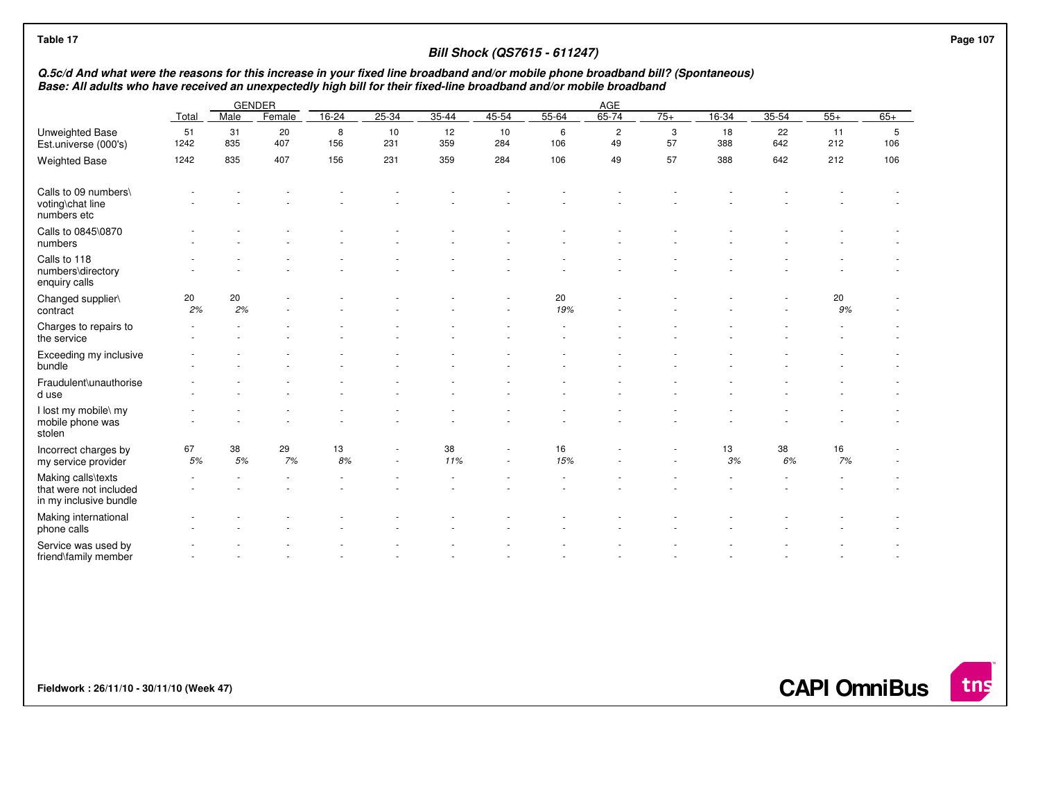Table 17

## Bill Shock (QS7615 - 611247)

***Q.5c/d And what were the reasons for this increase in your fixed line broadband and/or mobile phone broadband bill? (Spontaneous)***
***Base: All adults who have received an unexpectedly high bill for their fixed-line broadband and/or mobile broadband***

| | Total | GENDER | | AGE | | | | | | | | | | | |
|---|---|---|---|---|---|---|---|---|---|---|---|---|---|---|---|
| | | Male | Female | 16-24 | 25-34 | 35-44 | 45-54 | 55-64 | 65-74 | 75+ | 16-34 | 35-54 | 55+ | 65+ |
| Unweighted Base | 51 | 31 | 20 | 8 | 10 | 12 | 10 | 6 | 2 | 3 | 18 | 22 | 11 | 5 |
| Est.universe (000's) | 1242 | 835 | 407 | 156 | 231 | 359 | 284 | 106 | 49 | 57 | 388 | 642 | 212 | 106 |
| Weighted Base | 1242 | 835 | 407 | 156 | 231 | 359 | 284 | 106 | 49 | 57 | 388 | 642 | 212 | 106 |
| Calls to 09 numbers\ voting\chat line numbers etc | - | - | - | - | - | - | - | - | - | - | - | - | - | - |
| | - | - | - | - | - | - | - | - | - | - | - | - | - | - |
| Calls to 0845\0870 numbers | - | - | - | - | - | - | - | - | - | - | - | - | - | - |
| | - | - | - | - | - | - | - | - | - | - | - | - | - | - |
| Calls to 118 numbers\directory enquiry calls | - | - | - | - | - | - | - | - | - | - | - | - | - | - |
| | - | - | - | - | - | - | - | - | - | - | - | - | - | - |
| Changed supplier\ contract | 20 | 20 | - | - | - | - | - | 20 | - | - | - | - | 20 | - |
| | *2%* | *2%* | - | - | - | - | - | *19%* | - | - | - | - | *9%* | - |
| Charges to repairs to the service | - | - | - | - | - | - | - | - | - | - | - | - | - | - |
| | - | - | - | - | - | - | - | - | - | - | - | - | - | - |
| Exceeding my inclusive bundle | - | - | - | - | - | - | - | - | - | - | - | - | - | - |
| | - | - | - | - | - | - | - | - | - | - | - | - | - | - |
| Fraudulent\unauthorised use | - | - | - | - | - | - | - | - | - | - | - | - | - | - |
| | - | - | - | - | - | - | - | - | - | - | - | - | - | - |
| I lost my mobile\ my mobile phone was stolen | - | - | - | - | - | - | - | - | - | - | - | - | - | - |
| | - | - | - | - | - | - | - | - | - | - | - | - | - | - |
| Incorrect charges by my service provider | 67 | 38 | 29 | 13 | - | 38 | - | 16 | - | - | 13 | 38 | 16 | - |
| | *5%* | *5%* | *7%* | *8%* | - | *11%* | - | *15%* | - | - | *3%* | *6%* | *7%* | - |
| Making calls\texts that were not included in my inclusive bundle | - | - | - | - | - | - | - | - | - | - | - | - | - | - |
| | - | - | - | - | - | - | - | - | - | - | - | - | - | - |
| Making international phone calls | - | - | - | - | - | - | - | - | - | - | - | - | - | - |
| | - | - | - | - | - | - | - | - | - | - | - | - | - | - |
| Service was used by friend\family member | - | - | - | - | - | - | - | - | - | - | - | - | - | - |
| | - | - | - | - | - | - | - | - | - | - | - | - | - | - |

Fieldwork : 26/11/10 - 30/11/10 (Week 47)

CAPI OmniBus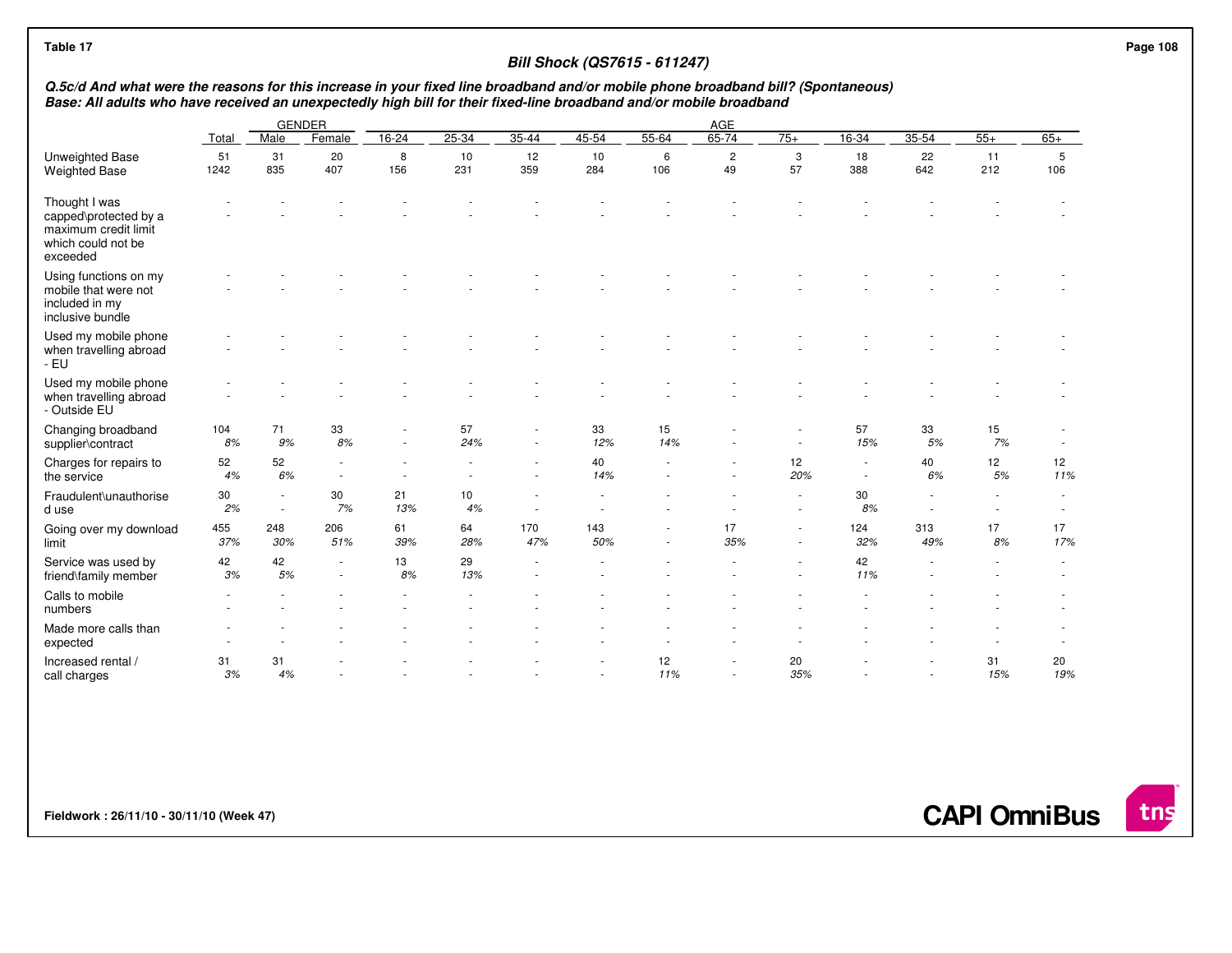Table 17

**Bill Shock (QS7615 - 611247)**

***Q.5c/d And what were the reasons for this increase in your fixed line broadband and/or mobile phone broadband bill? (Spontaneous)***
***Base: All adults who have received an unexpectedly high bill for their fixed-line broadband and/or mobile broadband***

| | | GENDER | | AGE | | | | | | | | | | | |
|---|---|---|---|---|---|---|---|---|---|---|---|---|---|---|---|
| | Total | Male | Female | 16-24 | 25-34 | 35-44 | 45-54 | 55-64 | 65-74 | 75+ | 16-34 | 35-54 | 55+ | 65+ |
| Unweighted Base | 51 | 31 | 20 | 8 | 10 | 12 | 10 | 6 | 2 | 3 | 18 | 22 | 11 | 5 |
| Weighted Base | 1242 | 835 | 407 | 156 | 231 | 359 | 284 | 106 | 49 | 57 | 388 | 642 | 212 | 106 |
| Thought I was capped\protected by a maximum credit limit which could not be exceeded | - | - | - | - | - | - | - | - | - | - | - | - | - | - |
| | - | - | - | - | - | - | - | - | - | - | - | - | - | - |
| Using functions on my mobile that were not included in my inclusive bundle | - | - | - | - | - | - | - | - | - | - | - | - | - | - |
| | - | - | - | - | - | - | - | - | - | - | - | - | - | - |
| Used my mobile phone when travelling abroad - EU | - | - | - | - | - | - | - | - | - | - | - | - | - | - |
| | - | - | - | - | - | - | - | - | - | - | - | - | - | - |
| Used my mobile phone when travelling abroad - Outside EU | - | - | - | - | - | - | - | - | - | - | - | - | - | - |
| | - | - | - | - | - | - | - | - | - | - | - | - | - | - |
| Changing broadband supplier\contract | 104 | 71 | 33 | - | 57 | - | 33 | 15 | - | - | 57 | 33 | 15 | - |
| | *8%* | *9%* | *8%* | - | *24%* | - | *12%* | *14%* | - | - | *15%* | *5%* | *7%* | - |
| Charges for repairs to the service | 52 | 52 | - | - | - | - | 40 | - | - | 12 | - | 40 | 12 | 12 |
| | *4%* | *6%* | - | - | - | - | *14%* | - | - | *20%* | - | *6%* | *5%* | *11%* |
| Fraudulent\unauthorised use | 30 | - | 30 | 21 | 10 | - | - | - | - | - | 30 | - | - | - |
| | *2%* | - | *7%* | *13%* | *4%* | - | - | - | - | - | *8%* | - | - | - |
| Going over my download limit | 455 | 248 | 206 | 61 | 64 | 170 | 143 | - | 17 | - | 124 | 313 | 17 | 17 |
| | *37%* | *30%* | *51%* | *39%* | *28%* | *47%* | *50%* | - | *35%* | - | *32%* | *49%* | *8%* | *17%* |
| Service was used by friend\family member | 42 | 42 | - | 13 | 29 | - | - | - | - | - | 42 | - | - | - |
| | *3%* | *5%* | - | *8%* | *13%* | - | - | - | - | - | *11%* | - | - | - |
| Calls to mobile numbers | - | - | - | - | - | - | - | - | - | - | - | - | - | - |
| | - | - | - | - | - | - | - | - | - | - | - | - | - | - |
| Made more calls than expected | - | - | - | - | - | - | - | - | - | - | - | - | - | - |
| | - | - | - | - | - | - | - | - | - | - | - | - | - | - |
| Increased rental / call charges | 31 | 31 | - | - | - | - | - | 12 | - | 20 | - | - | 31 | 20 |
| | *3%* | *4%* | - | - | - | - | - | *11%* | - | *35%* | - | - | *15%* | *19%* |

**Fieldwork : 26/11/10 - 30/11/10 (Week 47)**

**CAPI OmniBus**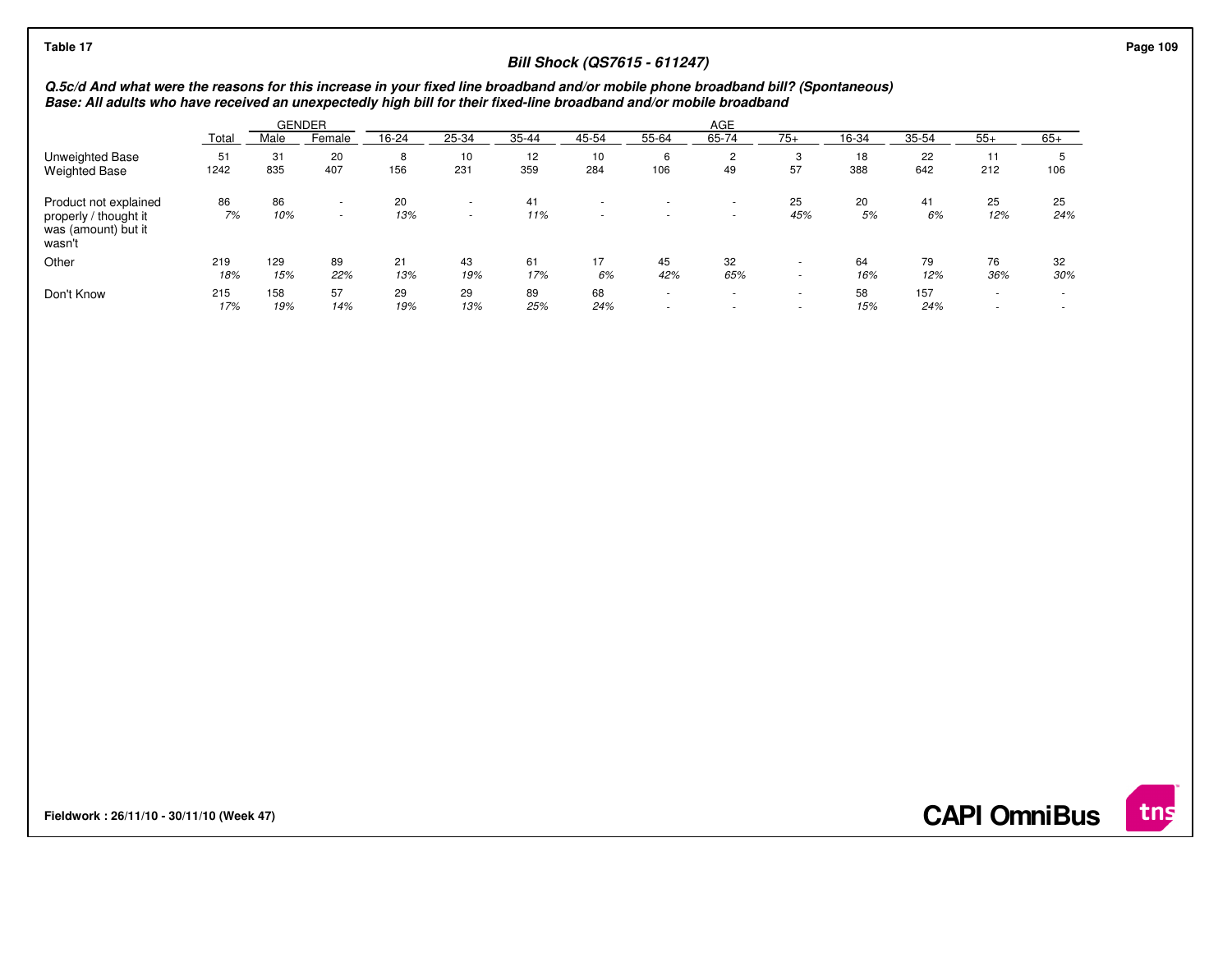Table 17

## Bill Shock (QS7615 - 611247)

***Q.5c/d And what were the reasons for this increase in your fixed line broadband and/or mobile phone broadband bill? (Spontaneous)***
***Base: All adults who have received an unexpectedly high bill for their fixed-line broadband and/or mobile broadband***

| | Total | GENDER | | AGE | | | | | | | | | | | |
|---|---|---|---|---|---|---|---|---|---|---|---|---|---|---|---|
| | Total | Male | Female | 16-24 | 25-34 | 35-44 | 45-54 | 55-64 | 65-74 | 75+ | 16-34 | 35-54 | 55+ | 65+ |
| Unweighted Base | 51 | 31 | 20 | 8 | 10 | 12 | 10 | 6 | 2 | 3 | 18 | 22 | 11 | 5 |
| Weighted Base | 1242 | 835 | 407 | 156 | 231 | 359 | 284 | 106 | 49 | 57 | 388 | 642 | 212 | 106 |
| Product not explained properly / thought it was (amount) but it wasn't | 86 | 86 | - | 20 | - | 41 | - | - | - | 25 | 20 | 41 | 25 | 25 |
| | *7%* | *10%* | - | *13%* | - | *11%* | - | - | - | *45%* | *5%* | *6%* | *12%* | *24%* |
| Other | 219 | 129 | 89 | 21 | 43 | 61 | 17 | 45 | 32 | - | 64 | 79 | 76 | 32 |
| | *18%* | *15%* | *22%* | *13%* | *19%* | *17%* | *6%* | *42%* | *65%* | - | *16%* | *12%* | *36%* | *30%* |
| Don't Know | 215 | 158 | 57 | 29 | 29 | 89 | 68 | - | - | - | 58 | 157 | - | - |
| | *17%* | *19%* | *14%* | *19%* | *13%* | *25%* | *24%* | - | - | - | *15%* | *24%* | - | - |

**Fieldwork : 26/11/10 - 30/11/10 (Week 47)**

**CAPI OmniBus**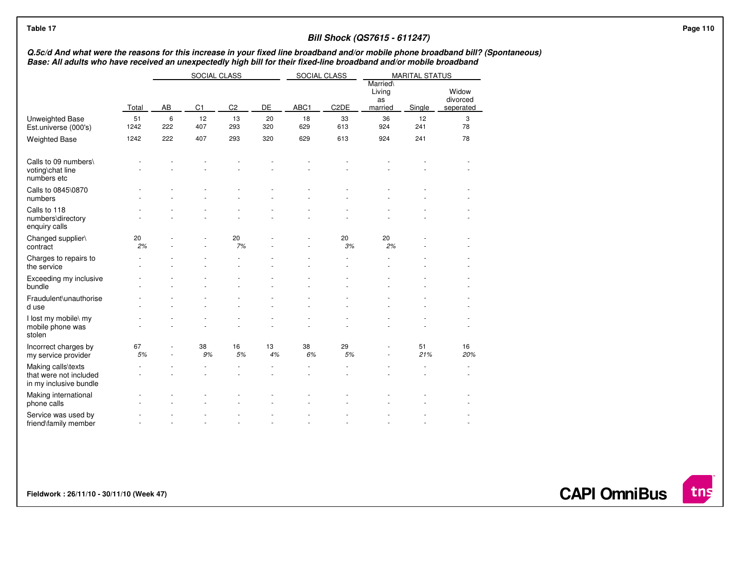Table 17

### Bill Shock (QS7615 - 611247)

***Q.5c/d And what were the reasons for this increase in your fixed line broadband and/or mobile phone broadband bill? (Spontaneous)***
***Base: All adults who have received an unexpectedly high bill for their fixed-line broadband and/or mobile broadband***

| | | SOCIAL CLASS | | | | SOCIAL CLASS | | MARITAL STATUS | | |
|---|---|---|---|---|---|---|---|---|---|---|
| | Total | AB | C1 | C2 | DE | ABC1 | C2DE | Married\ Living as married | Single | Widow divorced seperated |
| Unweighted Base | 51 | 6 | 12 | 13 | 20 | 18 | 33 | 36 | 12 | 3 |
| Est.universe (000's) | 1242 | 222 | 407 | 293 | 320 | 629 | 613 | 924 | 241 | 78 |
| Weighted Base | 1242 | 222 | 407 | 293 | 320 | 629 | 613 | 924 | 241 | 78 |
| Calls to 09 numbers\ voting\chat line numbers etc | - | - | - | - | - | - | - | - | - | - |
| | - | - | - | - | - | - | - | - | - | - |
| Calls to 0845\0870 numbers | - | - | - | - | - | - | - | - | - | - |
| | - | - | - | - | - | - | - | - | - | - |
| Calls to 118 numbers\directory enquiry calls | - | - | - | - | - | - | - | - | - | - |
| | - | - | - | - | - | - | - | - | - | - |
| Changed supplier\ contract | 20 | - | - | 20 | - | - | 20 | 20 | - | - |
| | *2%* | - | - | *7%* | - | - | *3%* | *2%* | - | - |
| Charges to repairs to the service | - | - | - | - | - | - | - | - | - | - |
| | - | - | - | - | - | - | - | - | - | - |
| Exceeding my inclusive bundle | - | - | - | - | - | - | - | - | - | - |
| | - | - | - | - | - | - | - | - | - | - |
| Fraudulent\unauthorise d use | - | - | - | - | - | - | - | - | - | - |
| | - | - | - | - | - | - | - | - | - | - |
| I lost my mobile\ my mobile phone was stolen | - | - | - | - | - | - | - | - | - | - |
| | - | - | - | - | - | - | - | - | - | - |
| Incorrect charges by my service provider | 67 | - | 38 | 16 | 13 | 38 | 29 | - | 51 | 16 |
| | *5%* | - | *9%* | *5%* | *4%* | *6%* | *5%* | - | *21%* | *20%* |
| Making calls\texts that were not included in my inclusive bundle | - | - | - | - | - | - | - | - | - | - |
| | - | - | - | - | - | - | - | - | - | - |
| Making international phone calls | - | - | - | - | - | - | - | - | - | - |
| | - | - | - | - | - | - | - | - | - | - |
| Service was used by friend\family member | - | - | - | - | - | - | - | - | - | - |
| | - | - | - | - | - | - | - | - | - | - |

**Fieldwork : 26/11/10 - 30/11/10 (Week 47)**

**CAPI OmniBus**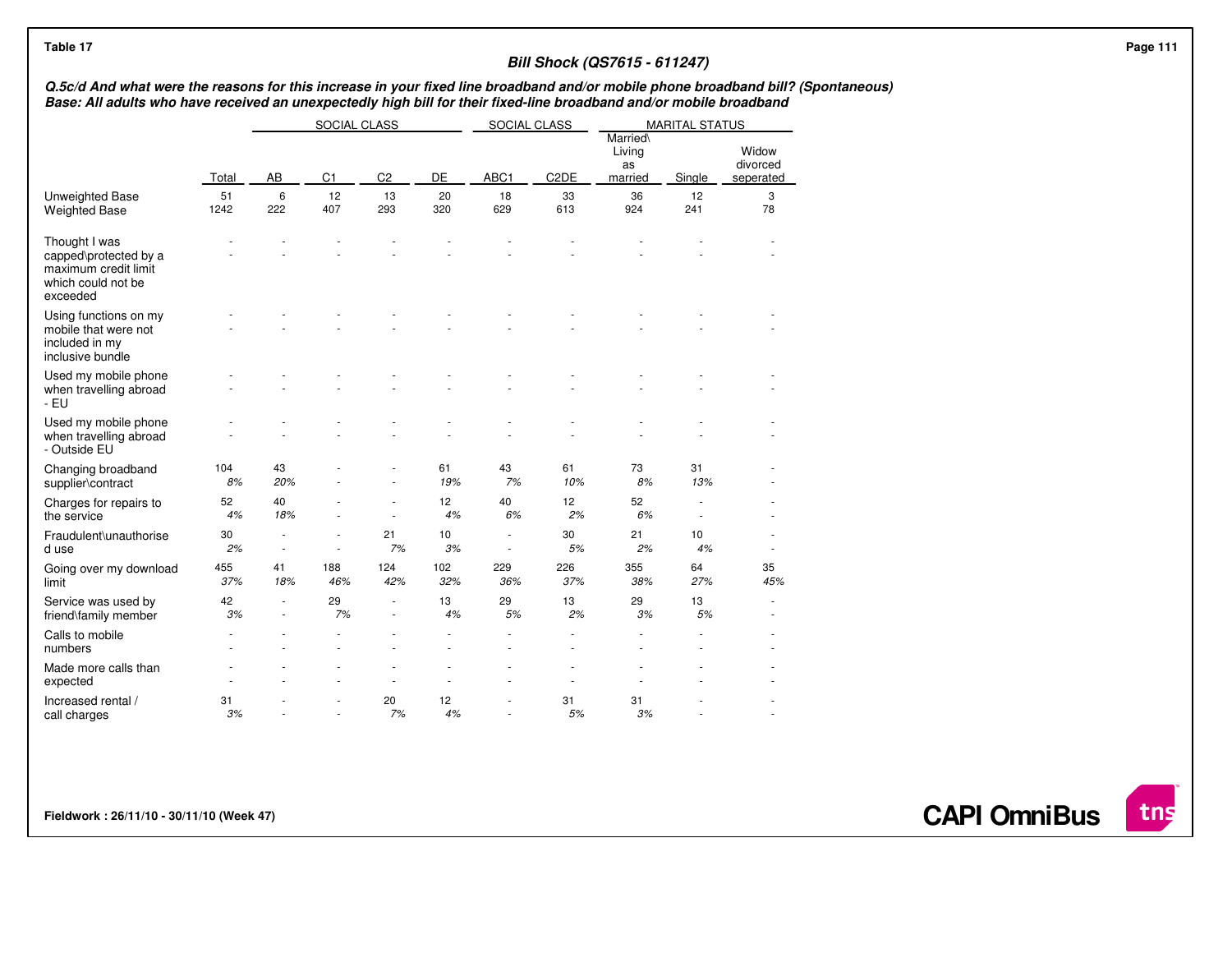Table 17

## Bill Shock (QS7615 - 611247)

***Q.5c/d And what were the reasons for this increase in your fixed line broadband and/or mobile phone broadband bill? (Spontaneous)***
***Base: All adults who have received an unexpectedly high bill for their fixed-line broadband and/or mobile broadband***

| | | SOCIAL CLASS | | | | SOCIAL CLASS | | MARITAL STATUS | | |
|---|---|---|---|---|---|---|---|---|---|---|
| | Total | AB | C1 | C2 | DE | ABC1 | C2DE | Married\ Living as married | Single | Widow divorced seperated |
| Unweighted Base | 51 | 6 | 12 | 13 | 20 | 18 | 33 | 36 | 12 | 3 |
| Weighted Base | 1242 | 222 | 407 | 293 | 320 | 629 | 613 | 924 | 241 | 78 |
| Thought I was capped\protected by a maximum credit limit which could not be exceeded | - | - | - | - | - | - | - | - | - | - |
| | - | - | - | - | - | - | - | - | - | - |
| Using functions on my mobile that were not included in my inclusive bundle | - | - | - | - | - | - | - | - | - | - |
| | - | - | - | - | - | - | - | - | - | - |
| Used my mobile phone when travelling abroad - EU | - | - | - | - | - | - | - | - | - | - |
| | - | - | - | - | - | - | - | - | - | - |
| Used my mobile phone when travelling abroad - Outside EU | - | - | - | - | - | - | - | - | - | - |
| | - | - | - | - | - | - | - | - | - | - |
| Changing broadband supplier\contract | 104 | 43 | - | - | 61 | 43 | 61 | 73 | 31 | - |
| | *8%* | *20%* | - | - | *19%* | *7%* | *10%* | *8%* | *13%* | - |
| Charges for repairs to the service | 52 | 40 | - | - | 12 | 40 | 12 | 52 | - | - |
| | *4%* | *18%* | - | - | *4%* | *6%* | *2%* | *6%* | - | - |
| Fraudulent\unauthorised use | 30 | - | - | 21 | 10 | - | 30 | 21 | 10 | - |
| | *2%* | - | - | *7%* | *3%* | - | *5%* | *2%* | *4%* | - |
| Going over my download limit | 455 | 41 | 188 | 124 | 102 | 229 | 226 | 355 | 64 | 35 |
| | *37%* | *18%* | *46%* | *42%* | *32%* | *36%* | *37%* | *38%* | *27%* | *45%* |
| Service was used by friend\family member | 42 | - | 29 | - | 13 | 29 | 13 | 29 | 13 | - |
| | *3%* | - | *7%* | - | *4%* | *5%* | *2%* | *3%* | *5%* | - |
| Calls to mobile numbers | - | - | - | - | - | - | - | - | - | - |
| | - | - | - | - | - | - | - | - | - | - |
| Made more calls than expected | - | - | - | - | - | - | - | - | - | - |
| | - | - | - | - | - | - | - | - | - | - |
| Increased rental / call charges | 31 | - | - | 20 | 12 | - | 31 | 31 | - | - |
| | *3%* | - | - | *7%* | *4%* | - | *5%* | *3%* | - | - |

**Fieldwork : 26/11/10 - 30/11/10 (Week 47)**

**CAPI OmniBus**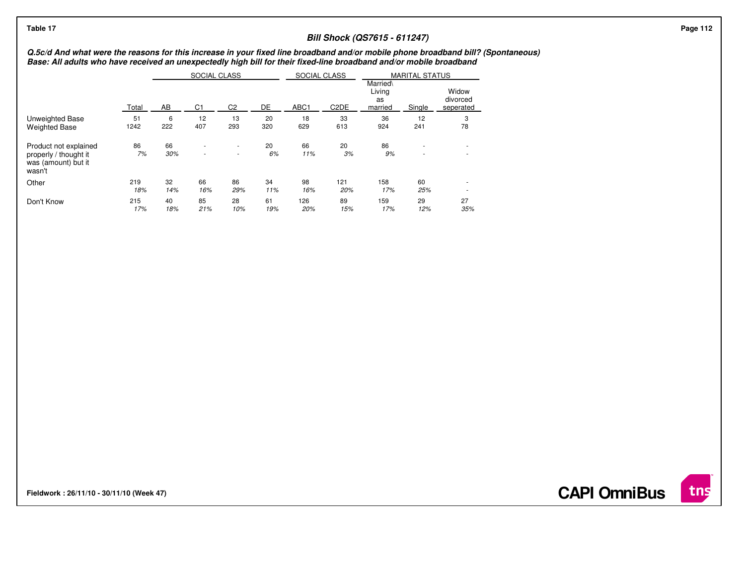Table 17

## Bill Shock (QS7615 - 611247)

***Q.5c/d And what were the reasons for this increase in your fixed line broadband and/or mobile phone broadband bill? (Spontaneous)***
***Base: All adults who have received an unexpectedly high bill for their fixed-line broadband and/or mobile broadband***

| | | SOCIAL CLASS | | | | SOCIAL CLASS | | MARITAL STATUS | | |
|---|---|---|---|---|---|---|---|---|---|---|
| | Total | AB | C1 | C2 | DE | ABC1 | C2DE | Married\ Living as married | Single | Widow divorced seperated |
| Unweighted Base | 51 | 6 | 12 | 13 | 20 | 18 | 33 | 36 | 12 | 3 |
| Weighted Base | 1242 | 222 | 407 | 293 | 320 | 629 | 613 | 924 | 241 | 78 |
| Product not explained properly / thought it was (amount) but it wasn't | 86 | 66 | - | - | 20 | 66 | 20 | 86 | - | - |
| | *7%* | *30%* | - | - | *6%* | *11%* | *3%* | *9%* | - | - |
| Other | 219 | 32 | 66 | 86 | 34 | 98 | 121 | 158 | 60 | - |
| | *18%* | *14%* | *16%* | *29%* | *11%* | *16%* | *20%* | *17%* | *25%* | - |
| Don't Know | 215 | 40 | 85 | 28 | 61 | 126 | 89 | 159 | 29 | 27 |
| | *17%* | *18%* | *21%* | *10%* | *19%* | *20%* | *15%* | *17%* | *12%* | *35%* |

**Fieldwork : 26/11/10 - 30/11/10 (Week 47)**

**CAPI OmniBus**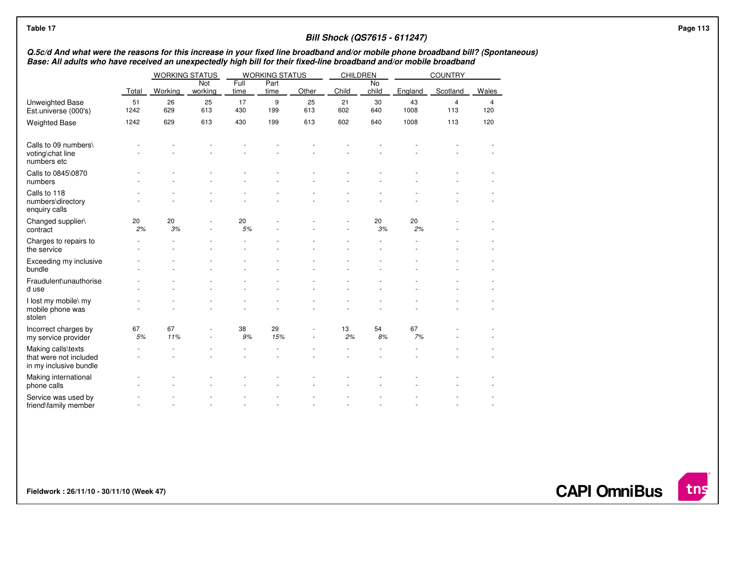Table 17

## Bill Shock (QS7615 - 611247)

***Q.5c/d And what were the reasons for this increase in your fixed line broadband and/or mobile phone broadband bill? (Spontaneous)***
***Base: All adults who have received an unexpectedly high bill for their fixed-line broadband and/or mobile broadband***

| | | WORKING STATUS | | WORKING STATUS | | | CHILDREN | | COUNTRY | | |
|---|---|---|---|---|---|---|---|---|---|---|---|
| | Total | Working | Not working | Full time | Part time | Other | Child | No child | England | Scotland | Wales |
| Unweighted Base | 51 | 26 | 25 | 17 | 9 | 25 | 21 | 30 | 43 | 4 | 4 |
| Est.universe (000's) | 1242 | 629 | 613 | 430 | 199 | 613 | 602 | 640 | 1008 | 113 | 120 |
| Weighted Base | 1242 | 629 | 613 | 430 | 199 | 613 | 602 | 640 | 1008 | 113 | 120 |
| Calls to 09 numbers\voting\chat line numbers etc | - | - | - | - | - | - | - | - | - | - | - |
| | - | - | - | - | - | - | - | - | - | - | - |
| Calls to 0845\0870 numbers | - | - | - | - | - | - | - | - | - | - | - |
| | - | - | - | - | - | - | - | - | - | - | - |
| Calls to 118 numbers\directory enquiry calls | - | - | - | - | - | - | - | - | - | - | - |
| | - | - | - | - | - | - | - | - | - | - | - |
| Changed supplier\contract | 20 | 20 | - | 20 | - | - | - | 20 | 20 | - | - |
| | *2%* | *3%* | - | *5%* | - | - | - | *3%* | *2%* | - | - |
| Charges to repairs to the service | - | - | - | - | - | - | - | - | - | - | - |
| | - | - | - | - | - | - | - | - | - | - | - |
| Exceeding my inclusive bundle | - | - | - | - | - | - | - | - | - | - | - |
| | - | - | - | - | - | - | - | - | - | - | - |
| Fraudulent\unauthorised use | - | - | - | - | - | - | - | - | - | - | - |
| | - | - | - | - | - | - | - | - | - | - | - |
| I lost my mobile\ my mobile phone was stolen | - | - | - | - | - | - | - | - | - | - | - |
| | - | - | - | - | - | - | - | - | - | - | - |
| Incorrect charges by my service provider | 67 | 67 | - | 38 | 29 | - | 13 | 54 | 67 | - | - |
| | *5%* | *11%* | - | *9%* | *15%* | - | *2%* | *8%* | *7%* | - | - |
| Making calls\texts that were not included in my inclusive bundle | - | - | - | - | - | - | - | - | - | - | - |
| | - | - | - | - | - | - | - | - | - | - | - |
| Making international phone calls | - | - | - | - | - | - | - | - | - | - | - |
| | - | - | - | - | - | - | - | - | - | - | - |
| Service was used by friend\family member | - | - | - | - | - | - | - | - | - | - | - |
| | - | - | - | - | - | - | - | - | - | - | - |

Fieldwork : 26/11/10 - 30/11/10 (Week 47)

CAPI OmniBus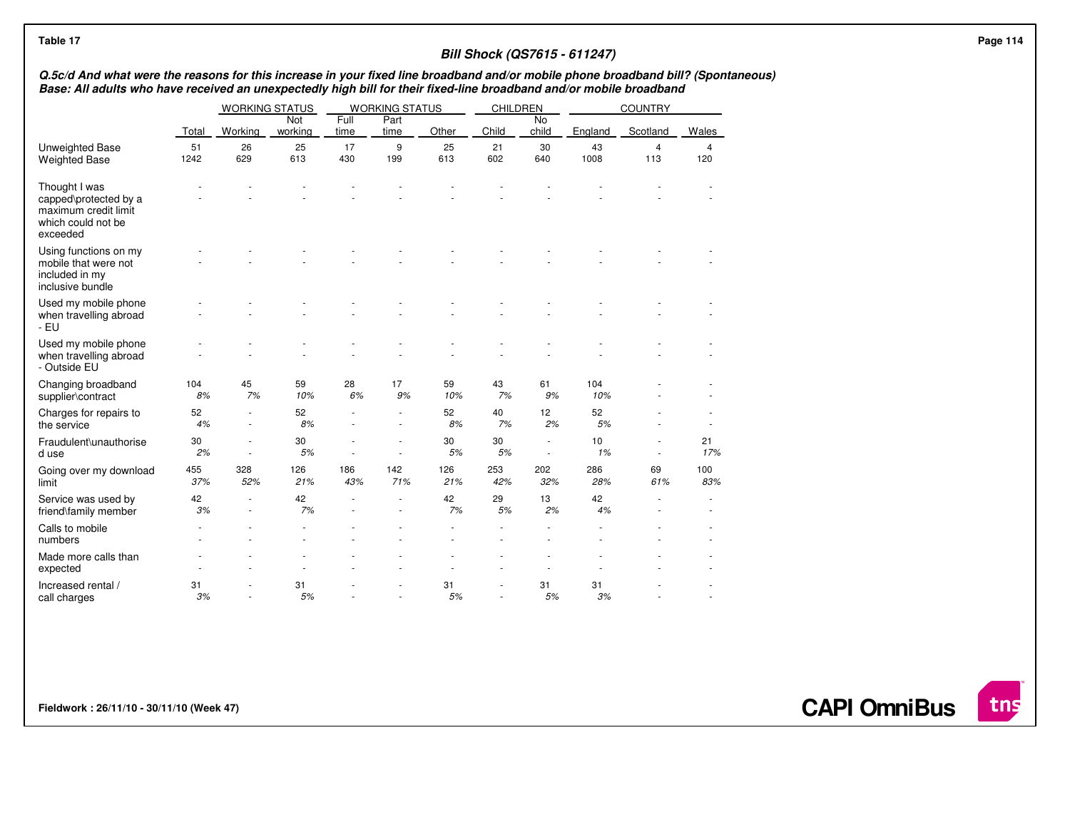Table 17

## Bill Shock (QS7615 - 611247)

***Q.5c/d And what were the reasons for this increase in your fixed line broadband and/or mobile phone broadband bill? (Spontaneous)***
***Base: All adults who have received an unexpectedly high bill for their fixed-line broadband and/or mobile broadband***

| | | WORKING STATUS | | WORKING STATUS | | | CHILDREN | | COUNTRY | | |
|---|---|---|---|---|---|---|---|---|---|---|---|
| | Total | Working | Not working | Full time | Part time | Other | Child | No child | England | Scotland | Wales |
| Unweighted Base | 51 | 26 | 25 | 17 | 9 | 25 | 21 | 30 | 43 | 4 | 4 |
| Weighted Base | 1242 | 629 | 613 | 430 | 199 | 613 | 602 | 640 | 1008 | 113 | 120 |
| Thought I was capped\protected by a maximum credit limit which could not be exceeded | - | - | - | - | - | - | - | - | - | - | - |
| | - | - | - | - | - | - | - | - | - | - | - |
| Using functions on my mobile that were not included in my inclusive bundle | - | - | - | - | - | - | - | - | - | - | - |
| | - | - | - | - | - | - | - | - | - | - | - |
| Used my mobile phone when travelling abroad - EU | - | - | - | - | - | - | - | - | - | - | - |
| | - | - | - | - | - | - | - | - | - | - | - |
| Used my mobile phone when travelling abroad - Outside EU | - | - | - | - | - | - | - | - | - | - | - |
| | - | - | - | - | - | - | - | - | - | - | - |
| Changing broadband supplier\contract | 104 | 45 | 59 | 28 | 17 | 59 | 43 | 61 | 104 | - | - |
| | 8% | 7% | 10% | 6% | 9% | 10% | 7% | 9% | 10% | - | - |
| Charges for repairs to the service | 52 | - | 52 | - | - | 52 | 40 | 12 | 52 | - | - |
| | 4% | - | 8% | - | - | 8% | 7% | 2% | 5% | - | - |
| Fraudulent\unauthorised use | 30 | - | 30 | - | - | 30 | 30 | - | 10 | - | 21 |
| | 2% | - | 5% | - | - | 5% | 5% | - | 1% | - | 17% |
| Going over my download limit | 455 | 328 | 126 | 186 | 142 | 126 | 253 | 202 | 286 | 69 | 100 |
| | 37% | 52% | 21% | 43% | 71% | 21% | 42% | 32% | 28% | 61% | 83% |
| Service was used by friend\family member | 42 | - | 42 | - | - | 42 | 29 | 13 | 42 | - | - |
| | 3% | - | 7% | - | - | 7% | 5% | 2% | 4% | - | - |
| Calls to mobile numbers | - | - | - | - | - | - | - | - | - | - | - |
| | - | - | - | - | - | - | - | - | - | - | - |
| Made more calls than expected | - | - | - | - | - | - | - | - | - | - | - |
| | - | - | - | - | - | - | - | - | - | - | - |
| Increased rental / call charges | 31 | - | 31 | - | - | 31 | - | 31 | 31 | - | - |
| | 3% | - | 5% | - | - | 5% | - | 5% | 3% | - | - |

**Fieldwork : 26/11/10 - 30/11/10 (Week 47)**

**CAPI OmniBus**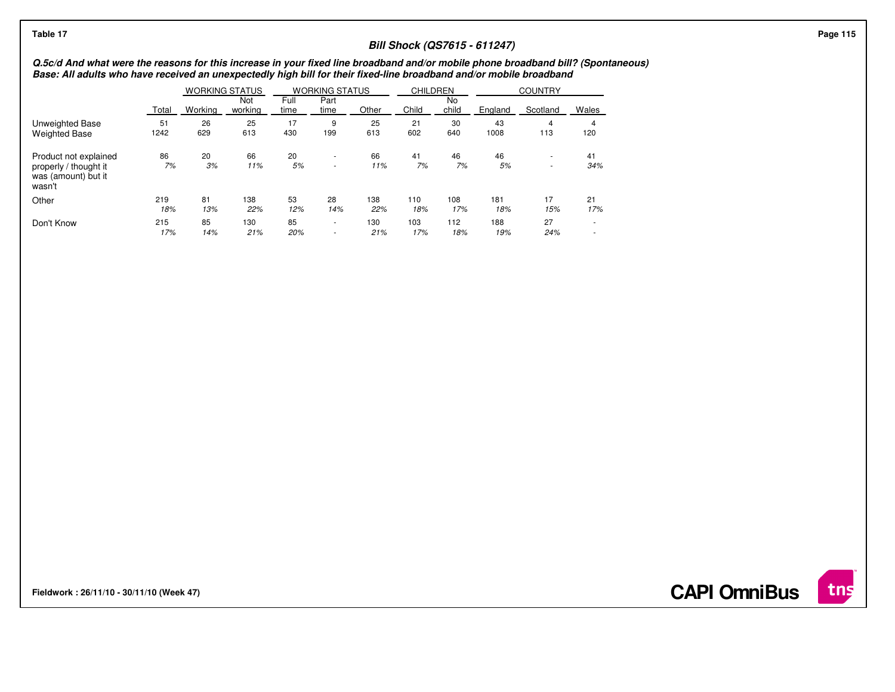Table 17

## Bill Shock (QS7615 - 611247)

***Q.5c/d And what were the reasons for this increase in your fixed line broadband and/or mobile phone broadband bill? (Spontaneous)***
***Base: All adults who have received an unexpectedly high bill for their fixed-line broadband and/or mobile broadband***

| | | WORKING STATUS | | WORKING STATUS | | | CHILDREN | | COUNTRY | | |
|---|---|---|---|---|---|---|---|---|---|---|---|
| | Total | Working | Not working | Full time | Part time | Other | Child | No child | England | Scotland | Wales |
| Unweighted Base | 51 | 26 | 25 | 17 | 9 | 25 | 21 | 30 | 43 | 4 | 4 |
| Weighted Base | 1242 | 629 | 613 | 430 | 199 | 613 | 602 | 640 | 1008 | 113 | 120 |
| Product not explained properly / thought it was (amount) but it wasn't | 86 | 20 | 66 | 20 | - | 66 | 41 | 46 | 46 | - | 41 |
| | *7%* | *3%* | *11%* | *5%* | - | *11%* | *7%* | *7%* | *5%* | - | *34%* |
| Other | 219 | 81 | 138 | 53 | 28 | 138 | 110 | 108 | 181 | 17 | 21 |
| | *18%* | *13%* | *22%* | *12%* | *14%* | *22%* | *18%* | *17%* | *18%* | *15%* | *17%* |
| Don't Know | 215 | 85 | 130 | 85 | - | 130 | 103 | 112 | 188 | 27 | - |
| | *17%* | *14%* | *21%* | *20%* | - | *21%* | *17%* | *18%* | *19%* | *24%* | - |

Fieldwork : 26/11/10 - 30/11/10 (Week 47)

CAPI OmniBus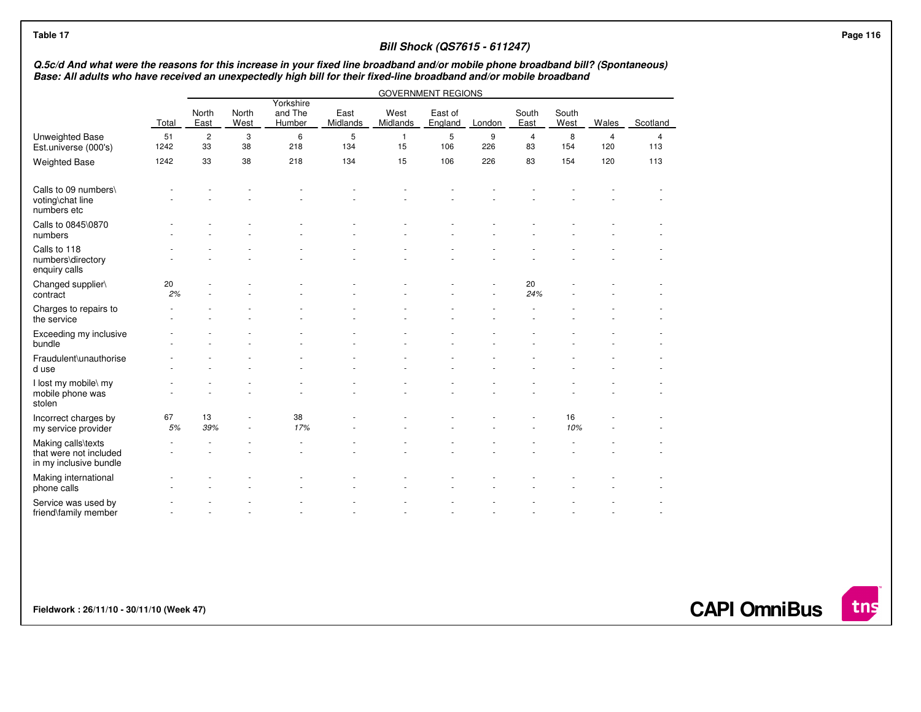Table 17

## Bill Shock (QS7615 - 611247)

***Q.5c/d And what were the reasons for this increase in your fixed line broadband and/or mobile phone broadband bill? (Spontaneous)***
***Base: All adults who have received an unexpectedly high bill for their fixed-line broadband and/or mobile broadband***

| | | GOVERNMENT REGIONS | | | | | | | | | | |
|---|---|---|---|---|---|---|---|---|---|---|---|---|
| | Total | North East | North West | Yorkshire and The Humber | East Midlands | West Midlands | East of England | London | South East | South West | Wales | Scotland |
| Unweighted Base | 51 | 2 | 3 | 6 | 5 | 1 | 5 | 9 | 4 | 8 | 4 | 4 |
| Est.universe (000's) | 1242 | 33 | 38 | 218 | 134 | 15 | 106 | 226 | 83 | 154 | 120 | 113 |
| Weighted Base | 1242 | 33 | 38 | 218 | 134 | 15 | 106 | 226 | 83 | 154 | 120 | 113 |
| Calls to 09 numbers\ voting\chat line numbers etc | - | - | - | - | - | - | - | - | - | - | - | - |
| | - | - | - | - | - | - | - | - | - | - | - | - |
| Calls to 0845\0870 numbers | - | - | - | - | - | - | - | - | - | - | - | - |
| | - | - | - | - | - | - | - | - | - | - | - | - |
| Calls to 118 numbers\directory enquiry calls | - | - | - | - | - | - | - | - | - | - | - | - |
| | - | - | - | - | - | - | - | - | - | - | - | - |
| Changed supplier\ contract | 20 | - | - | - | - | - | - | - | 20 | - | - | - |
| | *2%* | - | - | - | - | - | - | - | *24%* | - | - | - |
| Charges to repairs to the service | - | - | - | - | - | - | - | - | - | - | - | - |
| | - | - | - | - | - | - | - | - | - | - | - | - |
| Exceeding my inclusive bundle | - | - | - | - | - | - | - | - | - | - | - | - |
| | - | - | - | - | - | - | - | - | - | - | - | - |
| Fraudulent\unauthorised use | - | - | - | - | - | - | - | - | - | - | - | - |
| | - | - | - | - | - | - | - | - | - | - | - | - |
| I lost my mobile\ my mobile phone was stolen | - | - | - | - | - | - | - | - | - | - | - | - |
| | - | - | - | - | - | - | - | - | - | - | - | - |
| Incorrect charges by my service provider | 67 | 13 | - | 38 | - | - | - | - | - | 16 | - | - |
| | *5%* | *39%* | - | *17%* | - | - | - | - | - | *10%* | - | - |
| Making calls\texts that were not included in my inclusive bundle | - | - | - | - | - | - | - | - | - | - | - | - |
| | - | - | - | - | - | - | - | - | - | - | - | - |
| Making international phone calls | - | - | - | - | - | - | - | - | - | - | - | - |
| | - | - | - | - | - | - | - | - | - | - | - | - |
| Service was used by friend\family member | - | - | - | - | - | - | - | - | - | - | - | - |
| | - | - | - | - | - | - | - | - | - | - | - | - |

Fieldwork : 26/11/10 - 30/11/10 (Week 47)

CAPI OmniBus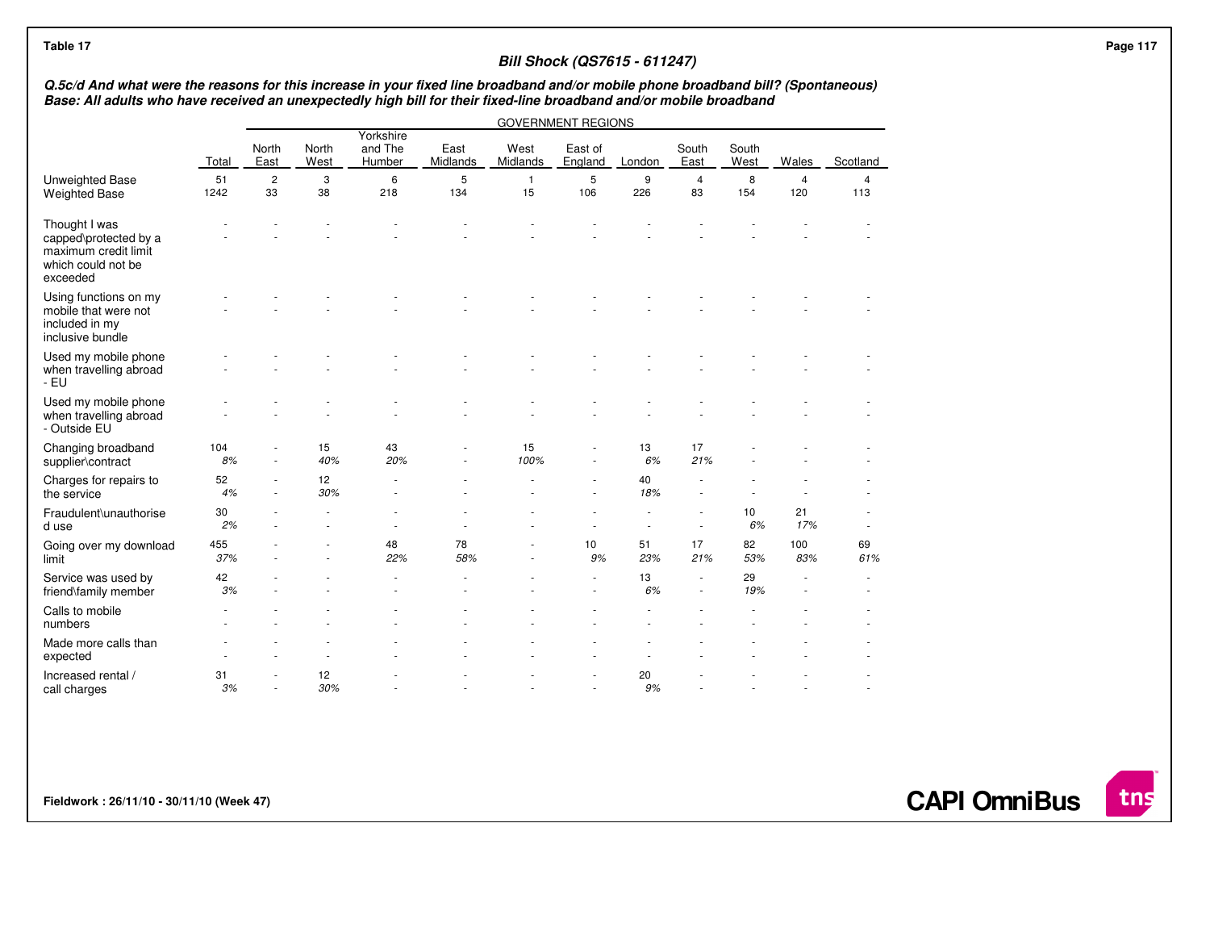Table 17

## Bill Shock (QS7615 - 611247)

***Q.5c/d And what were the reasons for this increase in your fixed line broadband and/or mobile phone broadband bill? (Spontaneous)***
***Base: All adults who have received an unexpectedly high bill for their fixed-line broadband and/or mobile broadband***

| | | GOVERNMENT REGIONS | | | | | | | | | | |
|---|---|---|---|---|---|---|---|---|---|---|---|---|
| | Total | North East | North West | Yorkshire and The Humber | East Midlands | West Midlands | East of England | London | South East | South West | Wales | Scotland |
| Unweighted Base | 51 | 2 | 3 | 6 | 5 | 1 | 5 | 9 | 4 | 8 | 4 | 4 |
| Weighted Base | 1242 | 33 | 38 | 218 | 134 | 15 | 106 | 226 | 83 | 154 | 120 | 113 |
| Thought I was capped\protected by a maximum credit limit which could not be exceeded | - | - | - | - | - | - | - | - | - | - | - | - |
| | - | - | - | - | - | - | - | - | - | - | - | - |
| Using functions on my mobile that were not included in my inclusive bundle | - | - | - | - | - | - | - | - | - | - | - | - |
| | - | - | - | - | - | - | - | - | - | - | - | - |
| Used my mobile phone when travelling abroad - EU | - | - | - | - | - | - | - | - | - | - | - | - |
| | - | - | - | - | - | - | - | - | - | - | - | - |
| Used my mobile phone when travelling abroad - Outside EU | - | - | - | - | - | - | - | - | - | - | - | - |
| | - | - | - | - | - | - | - | - | - | - | - | - |
| Changing broadband supplier\contract | 104 | - | 15 | 43 | - | 15 | - | 13 | 17 | - | - | - |
| | *8%* | - | *40%* | *20%* | - | *100%* | - | *6%* | *21%* | - | - | - |
| Charges for repairs to the service | 52 | - | 12 | - | - | - | - | 40 | - | - | - | - |
| | *4%* | - | *30%* | - | - | - | - | *18%* | - | - | - | - |
| Fraudulent\unauthorised use | 30 | - | - | - | - | - | - | - | - | 10 | 21 | - |
| | *2%* | - | - | - | - | - | - | - | - | *6%* | *17%* | - |
| Going over my download limit | 455 | - | - | 48 | 78 | - | 10 | 51 | 17 | 82 | 100 | 69 |
| | *37%* | - | - | *22%* | *58%* | - | *9%* | *23%* | *21%* | *53%* | *83%* | *61%* |
| Service was used by friend\family member | 42 | - | - | - | - | - | - | 13 | - | 29 | - | - |
| | *3%* | - | - | - | - | - | - | *6%* | - | *19%* | - | - |
| Calls to mobile numbers | - | - | - | - | - | - | - | - | - | - | - | - |
| | - | - | - | - | - | - | - | - | - | - | - | - |
| Made more calls than expected | - | - | - | - | - | - | - | - | - | - | - | - |
| | - | - | - | - | - | - | - | - | - | - | - | - |
| Increased rental / call charges | 31 | - | 12 | - | - | - | - | 20 | - | - | - | - |
| | *3%* | - | *30%* | - | - | - | - | *9%* | - | - | - | - |

Fieldwork : 26/11/10 - 30/11/10 (Week 47)

CAPI OmniBus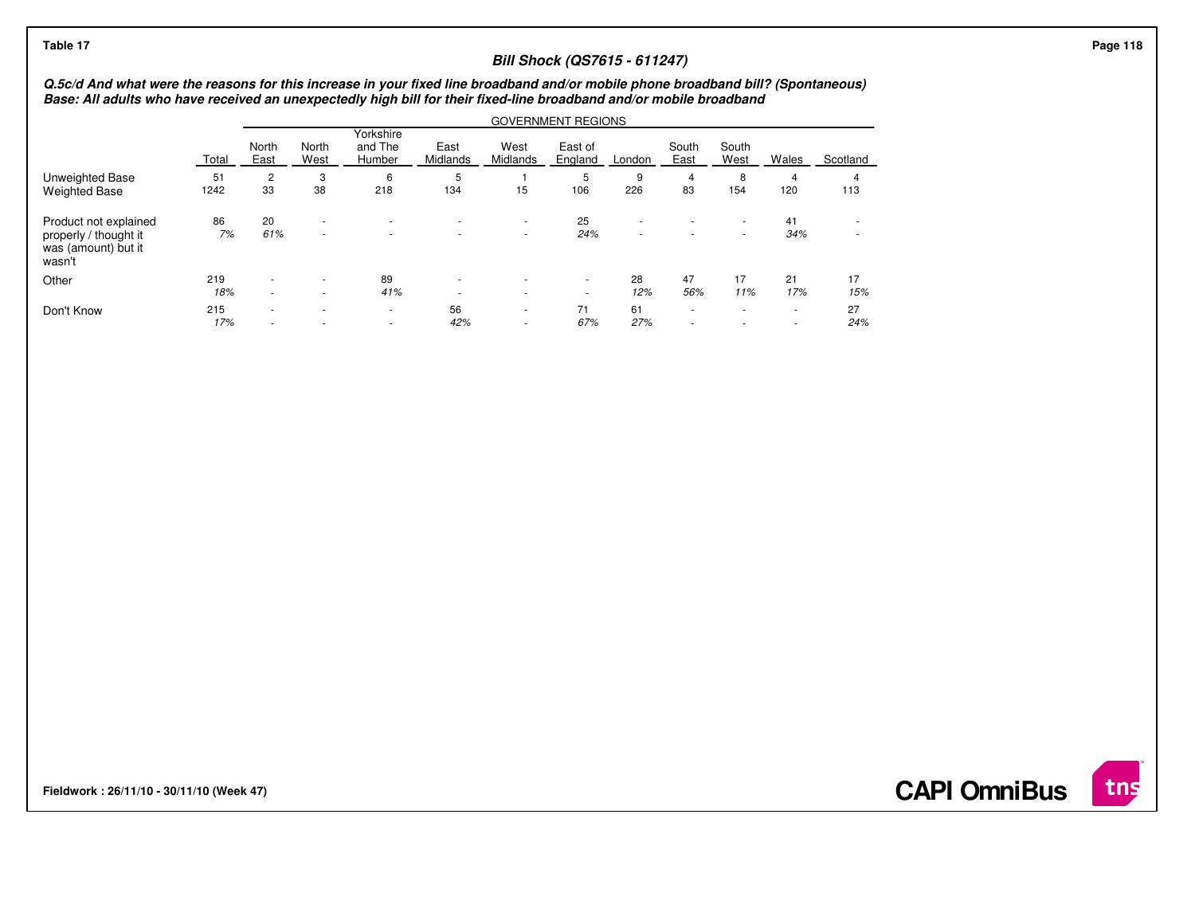Table 17

## Bill Shock (QS7615 - 611247)

***Q.5c/d And what were the reasons for this increase in your fixed line broadband and/or mobile phone broadband bill? (Spontaneous)***
***Base: All adults who have received an unexpectedly high bill for their fixed-line broadband and/or mobile broadband***

| | | GOVERNMENT REGIONS | | | | | | | | | | |
|---|---|---|---|---|---|---|---|---|---|---|---|---|
| | Total | North East | North West | Yorkshire and The Humber | East Midlands | West Midlands | East of England | London | South East | South West | Wales | Scotland |
| Unweighted Base | 51 | 2 | 3 | 6 | 5 | 1 | 5 | 9 | 4 | 8 | 4 | 4 |
| Weighted Base | 1242 | 33 | 38 | 218 | 134 | 15 | 106 | 226 | 83 | 154 | 120 | 113 |
| Product not explained properly / thought it was (amount) but it wasn't | 86 | 20 | - | - | - | - | 25 | - | - | - | 41 | - |
| | *7%* | *61%* | - | - | - | - | *24%* | - | - | - | *34%* | - |
| Other | 219 | - | - | 89 | - | - | - | 28 | 47 | 17 | 21 | 17 |
| | *18%* | - | - | *41%* | - | - | - | *12%* | *56%* | *11%* | *17%* | *15%* |
| Don't Know | 215 | - | - | - | 56 | - | 71 | 61 | - | - | - | 27 |
| | *17%* | - | - | - | *42%* | - | *67%* | *27%* | - | - | - | *24%* |

**Fieldwork : 26/11/10 - 30/11/10 (Week 47)**

**CAPI OmniBus**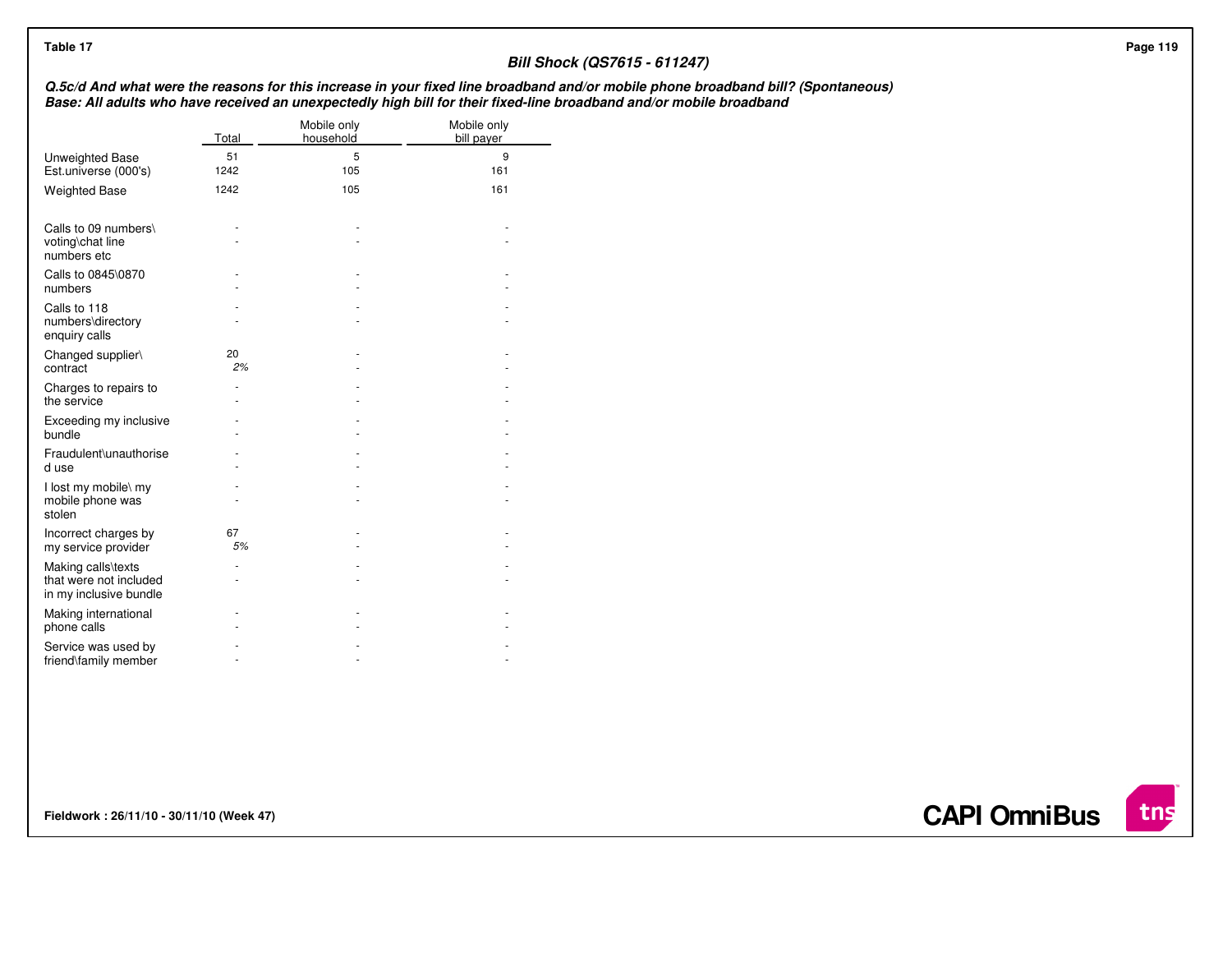Table 17

**Bill Shock (QS7615 - 611247)**

***Q.5c/d And what were the reasons for this increase in your fixed line broadband and/or mobile phone broadband bill? (Spontaneous)***
***Base: All adults who have received an unexpectedly high bill for their fixed-line broadband and/or mobile broadband***

| | Total | Mobile only household | Mobile only bill payer |
|---|---|---|---|
| Unweighted Base | 51 | 5 | 9 |
| Est.universe (000's) | 1242 | 105 | 161 |
| Weighted Base | 1242 | 105 | 161 |
| Calls to 09 numbers\voting\chat line numbers etc | - <br> - | - <br> - | - <br> - |
| Calls to 0845\0870 numbers | - <br> - | - <br> - | - <br> - |
| Calls to 118 numbers\directory enquiry calls | - <br> - | - <br> - | - <br> - |
| Changed supplier\contract | 20 <br> *2%* | - <br> - | - <br> - |
| Charges to repairs to the service | - <br> - | - <br> - | - <br> - |
| Exceeding my inclusive bundle | - <br> - | - <br> - | - <br> - |
| Fraudulent\unauthorised use | - <br> - | - <br> - | - <br> - |
| I lost my mobile\ my mobile phone was stolen | - <br> - | - <br> - | - <br> - |
| Incorrect charges by my service provider | 67 <br> *5%* | - <br> - | - <br> - |
| Making calls\texts that were not included in my inclusive bundle | - <br> - | - <br> - | - <br> - |
| Making international phone calls | - <br> - | - <br> - | - <br> - |
| Service was used by friend\family member | - <br> - | - <br> - | - <br> - |

**Fieldwork : 26/11/10 - 30/11/10 (Week 47)**

**CAPI OmniBus**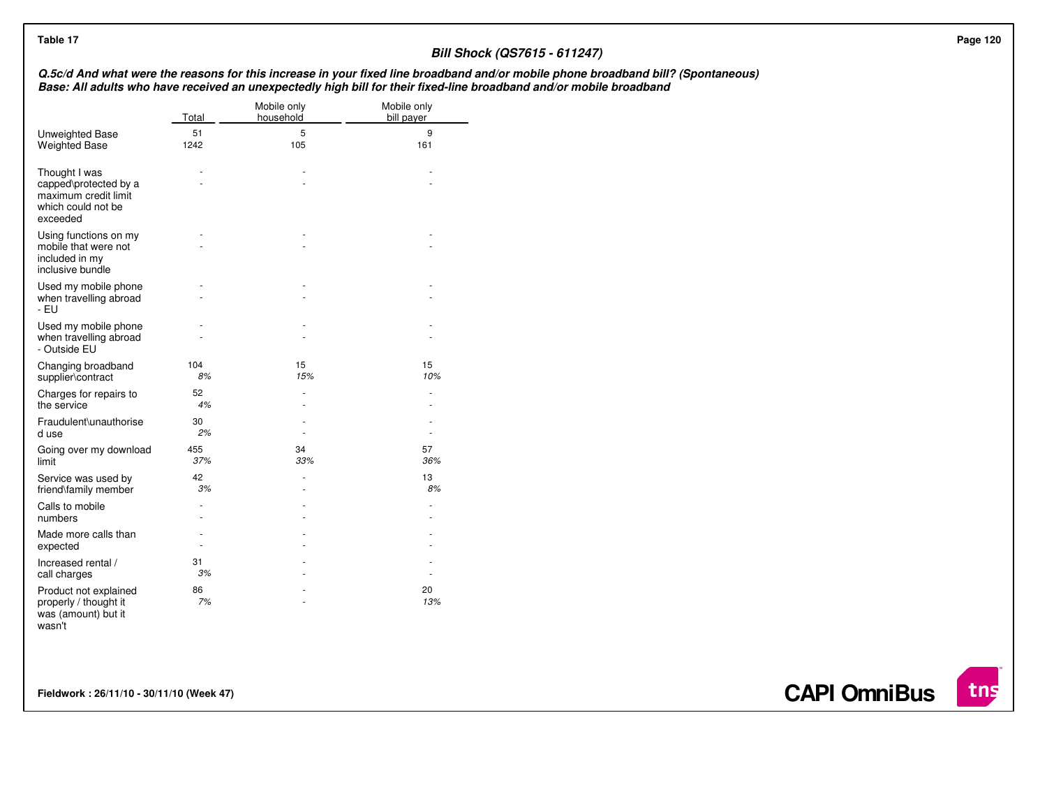Table 17

### Bill Shock (QS7615 - 611247)

***Q.5c/d And what were the reasons for this increase in your fixed line broadband and/or mobile phone broadband bill? (Spontaneous)***
***Base: All adults who have received an unexpectedly high bill for their fixed-line broadband and/or mobile broadband***

| | Total | Mobile only household | Mobile only bill payer |
|---|---|---|---|
| Unweighted Base | 51 | 5 | 9 |
| Weighted Base | 1242 | 105 | 161 |
| Thought I was capped\protected by a maximum credit limit which could not be exceeded | - | - | - |
| | - | - | - |
| Using functions on my mobile that were not included in my inclusive bundle | - | - | - |
| | - | - | - |
| Used my mobile phone when travelling abroad - EU | - | - | - |
| | - | - | - |
| Used my mobile phone when travelling abroad - Outside EU | - | - | - |
| | - | - | - |
| Changing broadband supplier\contract | 104 | 15 | 15 |
| | *8%* | *15%* | *10%* |
| Charges for repairs to the service | 52 | - | - |
| | *4%* | - | - |
| Fraudulent\unauthorised use | 30 | - | - |
| | *2%* | - | - |
| Going over my download limit | 455 | 34 | 57 |
| | *37%* | *33%* | *36%* |
| Service was used by friend\family member | 42 | - | 13 |
| | *3%* | - | *8%* |
| Calls to mobile numbers | - | - | - |
| | - | - | - |
| Made more calls than expected | - | - | - |
| | - | - | - |
| Increased rental / call charges | 31 | - | - |
| | *3%* | - | - |
| Product not explained properly / thought it was (amount) but it wasn't | 86 | - | 20 |
| | *7%* | - | *13%* |

**Fieldwork : 26/11/10 - 30/11/10 (Week 47)**

**CAPI OmniBus**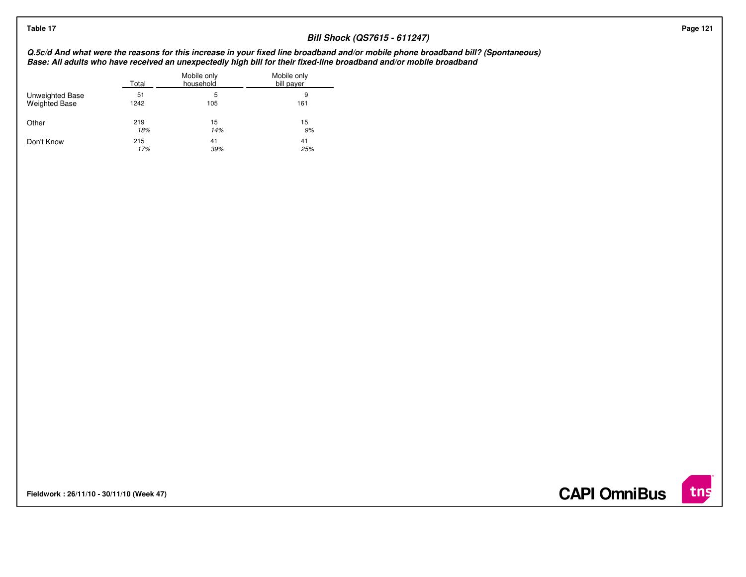Table 17

## Bill Shock (QS7615 - 611247)

***Q.5c/d And what were the reasons for this increase in your fixed line broadband and/or mobile phone broadband bill? (Spontaneous)***
***Base: All adults who have received an unexpectedly high bill for their fixed-line broadband and/or mobile broadband***

| | Total | Mobile only household | Mobile only bill payer |
|---|---|---|---|
| Unweighted Base | 51 | 5 | 9 |
| Weighted Base | 1242 | 105 | 161 |
| Other | 219 | 15 | 15 |
| | *18%* | *14%* | *9%* |
| Don't Know | 215 | 41 | 41 |
| | *17%* | *39%* | *25%* |

**Fieldwork : 26/11/10 - 30/11/10 (Week 47)**

**CAPI OmniBus**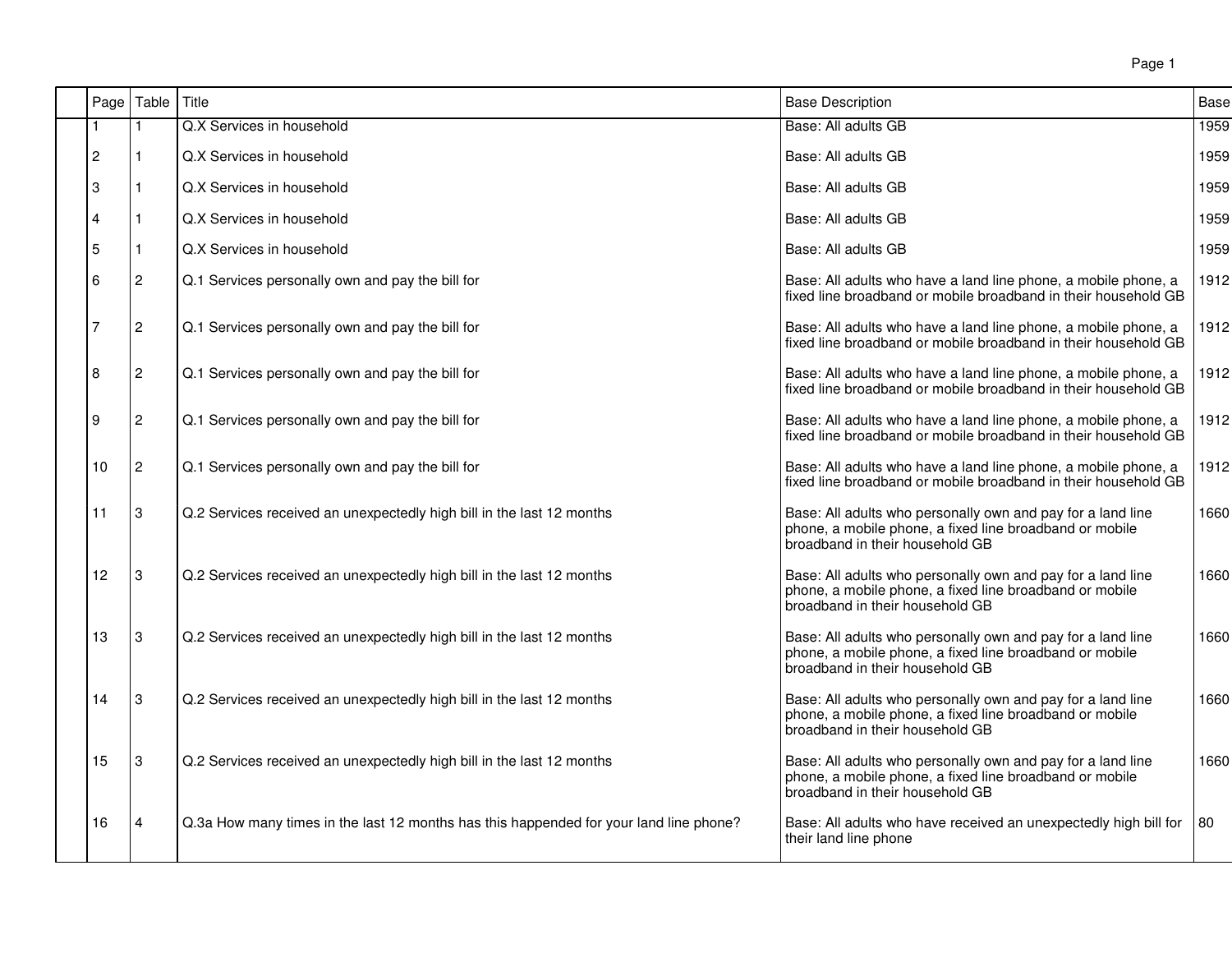| | Page | Table | Title | Base Description | Base |
|---|---|---|---|---|---|
| | 1 | 1 | Q.X Services in household | Base: All adults GB | 1959 |
| | 2 | 1 | Q.X Services in household | Base: All adults GB | 1959 |
| | 3 | 1 | Q.X Services in household | Base: All adults GB | 1959 |
| | 4 | 1 | Q.X Services in household | Base: All adults GB | 1959 |
| | 5 | 1 | Q.X Services in household | Base: All adults GB | 1959 |
| | 6 | 2 | Q.1 Services personally own and pay the bill for | Base: All adults who have a land line phone, a mobile phone, a fixed line broadband or mobile broadband in their household GB | 1912 |
| | 7 | 2 | Q.1 Services personally own and pay the bill for | Base: All adults who have a land line phone, a mobile phone, a fixed line broadband or mobile broadband in their household GB | 1912 |
| | 8 | 2 | Q.1 Services personally own and pay the bill for | Base: All adults who have a land line phone, a mobile phone, a fixed line broadband or mobile broadband in their household GB | 1912 |
| | 9 | 2 | Q.1 Services personally own and pay the bill for | Base: All adults who have a land line phone, a mobile phone, a fixed line broadband or mobile broadband in their household GB | 1912 |
| | 10 | 2 | Q.1 Services personally own and pay the bill for | Base: All adults who have a land line phone, a mobile phone, a fixed line broadband or mobile broadband in their household GB | 1912 |
| | 11 | 3 | Q.2 Services received an unexpectedly high bill in the last 12 months | Base: All adults who personally own and pay for a land line phone, a mobile phone, a fixed line broadband or mobile broadband in their household GB | 1660 |
| | 12 | 3 | Q.2 Services received an unexpectedly high bill in the last 12 months | Base: All adults who personally own and pay for a land line phone, a mobile phone, a fixed line broadband or mobile broadband in their household GB | 1660 |
| | 13 | 3 | Q.2 Services received an unexpectedly high bill in the last 12 months | Base: All adults who personally own and pay for a land line phone, a mobile phone, a fixed line broadband or mobile broadband in their household GB | 1660 |
| | 14 | 3 | Q.2 Services received an unexpectedly high bill in the last 12 months | Base: All adults who personally own and pay for a land line phone, a mobile phone, a fixed line broadband or mobile broadband in their household GB | 1660 |
| | 15 | 3 | Q.2 Services received an unexpectedly high bill in the last 12 months | Base: All adults who personally own and pay for a land line phone, a mobile phone, a fixed line broadband or mobile broadband in their household GB | 1660 |
| | 16 | 4 | Q.3a How many times in the last 12 months has this happended for your land line phone? | Base: All adults who have received an unexpectedly high bill for their land line phone | 80 |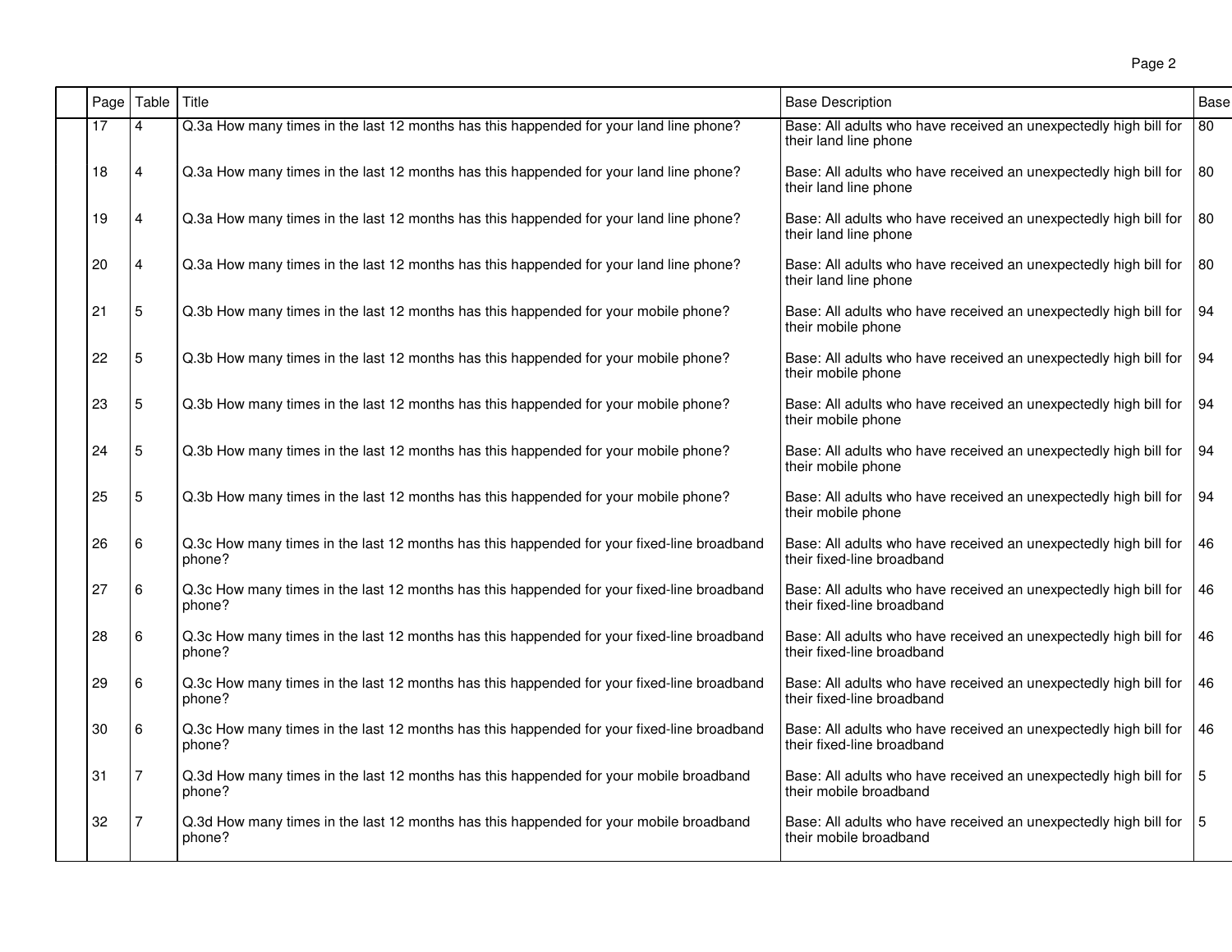| | Page | Table | Title | Base Description | Base |
|---|---|---|---|---|---|
| | 17 | 4 | Q.3a How many times in the last 12 months has this happended for your land line phone? | Base: All adults who have received an unexpectedly high bill for their land line phone | 80 |
| | 18 | 4 | Q.3a How many times in the last 12 months has this happended for your land line phone? | Base: All adults who have received an unexpectedly high bill for their land line phone | 80 |
| | 19 | 4 | Q.3a How many times in the last 12 months has this happended for your land line phone? | Base: All adults who have received an unexpectedly high bill for their land line phone | 80 |
| | 20 | 4 | Q.3a How many times in the last 12 months has this happended for your land line phone? | Base: All adults who have received an unexpectedly high bill for their land line phone | 80 |
| | 21 | 5 | Q.3b How many times in the last 12 months has this happended for your mobile phone? | Base: All adults who have received an unexpectedly high bill for their mobile phone | 94 |
| | 22 | 5 | Q.3b How many times in the last 12 months has this happended for your mobile phone? | Base: All adults who have received an unexpectedly high bill for their mobile phone | 94 |
| | 23 | 5 | Q.3b How many times in the last 12 months has this happended for your mobile phone? | Base: All adults who have received an unexpectedly high bill for their mobile phone | 94 |
| | 24 | 5 | Q.3b How many times in the last 12 months has this happended for your mobile phone? | Base: All adults who have received an unexpectedly high bill for their mobile phone | 94 |
| | 25 | 5 | Q.3b How many times in the last 12 months has this happended for your mobile phone? | Base: All adults who have received an unexpectedly high bill for their mobile phone | 94 |
| | 26 | 6 | Q.3c How many times in the last 12 months has this happended for your fixed-line broadband phone? | Base: All adults who have received an unexpectedly high bill for their fixed-line broadband | 46 |
| | 27 | 6 | Q.3c How many times in the last 12 months has this happended for your fixed-line broadband phone? | Base: All adults who have received an unexpectedly high bill for their fixed-line broadband | 46 |
| | 28 | 6 | Q.3c How many times in the last 12 months has this happended for your fixed-line broadband phone? | Base: All adults who have received an unexpectedly high bill for their fixed-line broadband | 46 |
| | 29 | 6 | Q.3c How many times in the last 12 months has this happended for your fixed-line broadband phone? | Base: All adults who have received an unexpectedly high bill for their fixed-line broadband | 46 |
| | 30 | 6 | Q.3c How many times in the last 12 months has this happended for your fixed-line broadband phone? | Base: All adults who have received an unexpectedly high bill for their fixed-line broadband | 46 |
| | 31 | 7 | Q.3d How many times in the last 12 months has this happended for your mobile broadband phone? | Base: All adults who have received an unexpectedly high bill for their mobile broadband | 5 |
| | 32 | 7 | Q.3d How many times in the last 12 months has this happended for your mobile broadband phone? | Base: All adults who have received an unexpectedly high bill for their mobile broadband | 5 |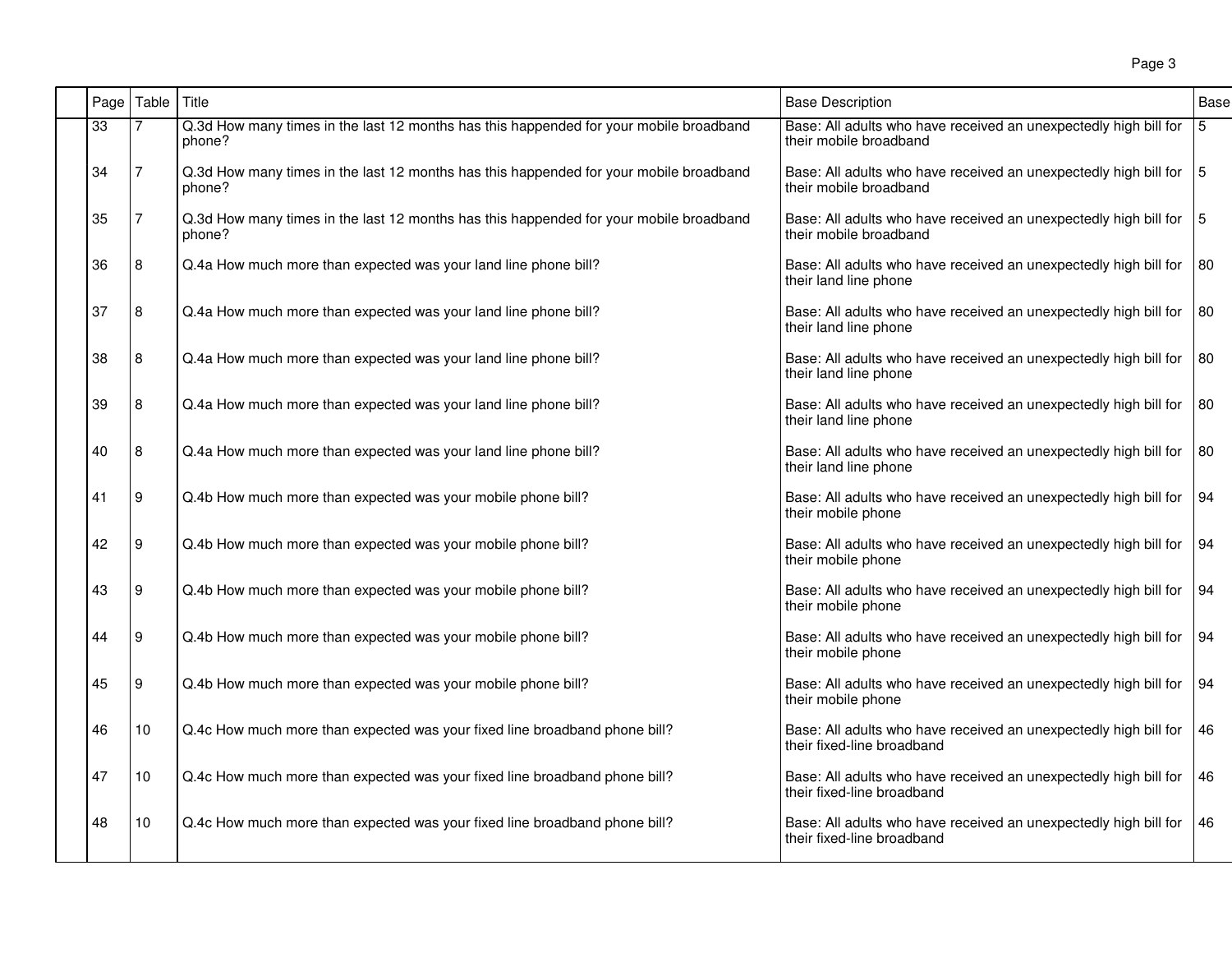| | Page | Table | Title | Base Description | Base |
|---|---|---|---|---|---|
| | 33 | 7 | Q.3d How many times in the last 12 months has this happended for your mobile broadband phone? | Base: All adults who have received an unexpectedly high bill for their mobile broadband | 5 |
| | 34 | 7 | Q.3d How many times in the last 12 months has this happended for your mobile broadband phone? | Base: All adults who have received an unexpectedly high bill for their mobile broadband | 5 |
| | 35 | 7 | Q.3d How many times in the last 12 months has this happended for your mobile broadband phone? | Base: All adults who have received an unexpectedly high bill for their mobile broadband | 5 |
| | 36 | 8 | Q.4a How much more than expected was your land line phone bill? | Base: All adults who have received an unexpectedly high bill for their land line phone | 80 |
| | 37 | 8 | Q.4a How much more than expected was your land line phone bill? | Base: All adults who have received an unexpectedly high bill for their land line phone | 80 |
| | 38 | 8 | Q.4a How much more than expected was your land line phone bill? | Base: All adults who have received an unexpectedly high bill for their land line phone | 80 |
| | 39 | 8 | Q.4a How much more than expected was your land line phone bill? | Base: All adults who have received an unexpectedly high bill for their land line phone | 80 |
| | 40 | 8 | Q.4a How much more than expected was your land line phone bill? | Base: All adults who have received an unexpectedly high bill for their land line phone | 80 |
| | 41 | 9 | Q.4b How much more than expected was your mobile phone bill? | Base: All adults who have received an unexpectedly high bill for their mobile phone | 94 |
| | 42 | 9 | Q.4b How much more than expected was your mobile phone bill? | Base: All adults who have received an unexpectedly high bill for their mobile phone | 94 |
| | 43 | 9 | Q.4b How much more than expected was your mobile phone bill? | Base: All adults who have received an unexpectedly high bill for their mobile phone | 94 |
| | 44 | 9 | Q.4b How much more than expected was your mobile phone bill? | Base: All adults who have received an unexpectedly high bill for their mobile phone | 94 |
| | 45 | 9 | Q.4b How much more than expected was your mobile phone bill? | Base: All adults who have received an unexpectedly high bill for their mobile phone | 94 |
| | 46 | 10 | Q.4c How much more than expected was your fixed line broadband phone bill? | Base: All adults who have received an unexpectedly high bill for their fixed-line broadband | 46 |
| | 47 | 10 | Q.4c How much more than expected was your fixed line broadband phone bill? | Base: All adults who have received an unexpectedly high bill for their fixed-line broadband | 46 |
| | 48 | 10 | Q.4c How much more than expected was your fixed line broadband phone bill? | Base: All adults who have received an unexpectedly high bill for their fixed-line broadband | 46 |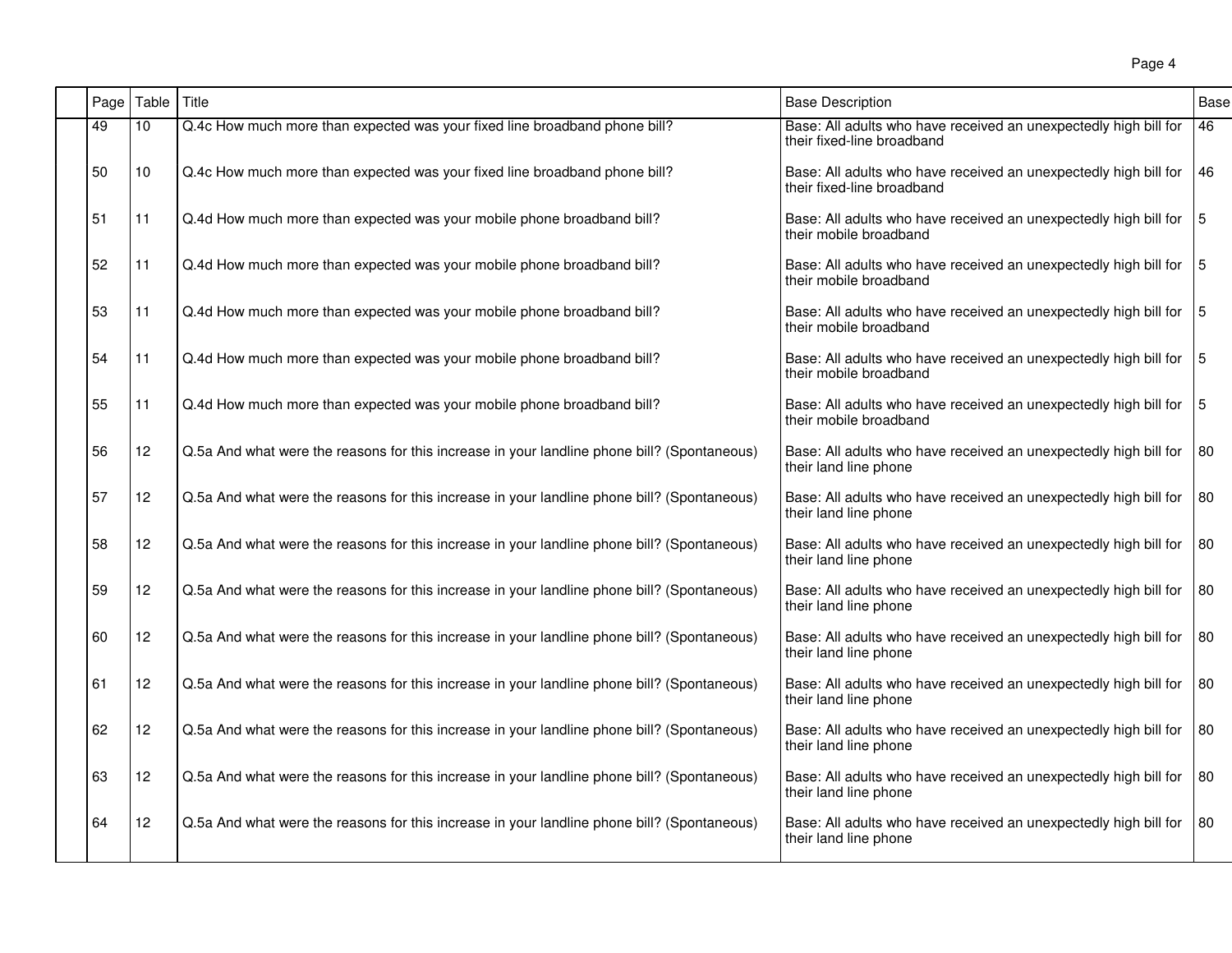| Page | Table | Title | Base Description | Base |
| --- | --- | --- | --- | --- |
| 49 | 10 | Q.4c How much more than expected was your fixed line broadband phone bill? | Base: All adults who have received an unexpectedly high bill for their fixed-line broadband | 46 |
| 50 | 10 | Q.4c How much more than expected was your fixed line broadband phone bill? | Base: All adults who have received an unexpectedly high bill for their fixed-line broadband | 46 |
| 51 | 11 | Q.4d How much more than expected was your mobile phone broadband bill? | Base: All adults who have received an unexpectedly high bill for their mobile broadband | 5 |
| 52 | 11 | Q.4d How much more than expected was your mobile phone broadband bill? | Base: All adults who have received an unexpectedly high bill for their mobile broadband | 5 |
| 53 | 11 | Q.4d How much more than expected was your mobile phone broadband bill? | Base: All adults who have received an unexpectedly high bill for their mobile broadband | 5 |
| 54 | 11 | Q.4d How much more than expected was your mobile phone broadband bill? | Base: All adults who have received an unexpectedly high bill for their mobile broadband | 5 |
| 55 | 11 | Q.4d How much more than expected was your mobile phone broadband bill? | Base: All adults who have received an unexpectedly high bill for their mobile broadband | 5 |
| 56 | 12 | Q.5a And what were the reasons for this increase in your landline phone bill? (Spontaneous) | Base: All adults who have received an unexpectedly high bill for their land line phone | 80 |
| 57 | 12 | Q.5a And what were the reasons for this increase in your landline phone bill? (Spontaneous) | Base: All adults who have received an unexpectedly high bill for their land line phone | 80 |
| 58 | 12 | Q.5a And what were the reasons for this increase in your landline phone bill? (Spontaneous) | Base: All adults who have received an unexpectedly high bill for their land line phone | 80 |
| 59 | 12 | Q.5a And what were the reasons for this increase in your landline phone bill? (Spontaneous) | Base: All adults who have received an unexpectedly high bill for their land line phone | 80 |
| 60 | 12 | Q.5a And what were the reasons for this increase in your landline phone bill? (Spontaneous) | Base: All adults who have received an unexpectedly high bill for their land line phone | 80 |
| 61 | 12 | Q.5a And what were the reasons for this increase in your landline phone bill? (Spontaneous) | Base: All adults who have received an unexpectedly high bill for their land line phone | 80 |
| 62 | 12 | Q.5a And what were the reasons for this increase in your landline phone bill? (Spontaneous) | Base: All adults who have received an unexpectedly high bill for their land line phone | 80 |
| 63 | 12 | Q.5a And what were the reasons for this increase in your landline phone bill? (Spontaneous) | Base: All adults who have received an unexpectedly high bill for their land line phone | 80 |
| 64 | 12 | Q.5a And what were the reasons for this increase in your landline phone bill? (Spontaneous) | Base: All adults who have received an unexpectedly high bill for their land line phone | 80 |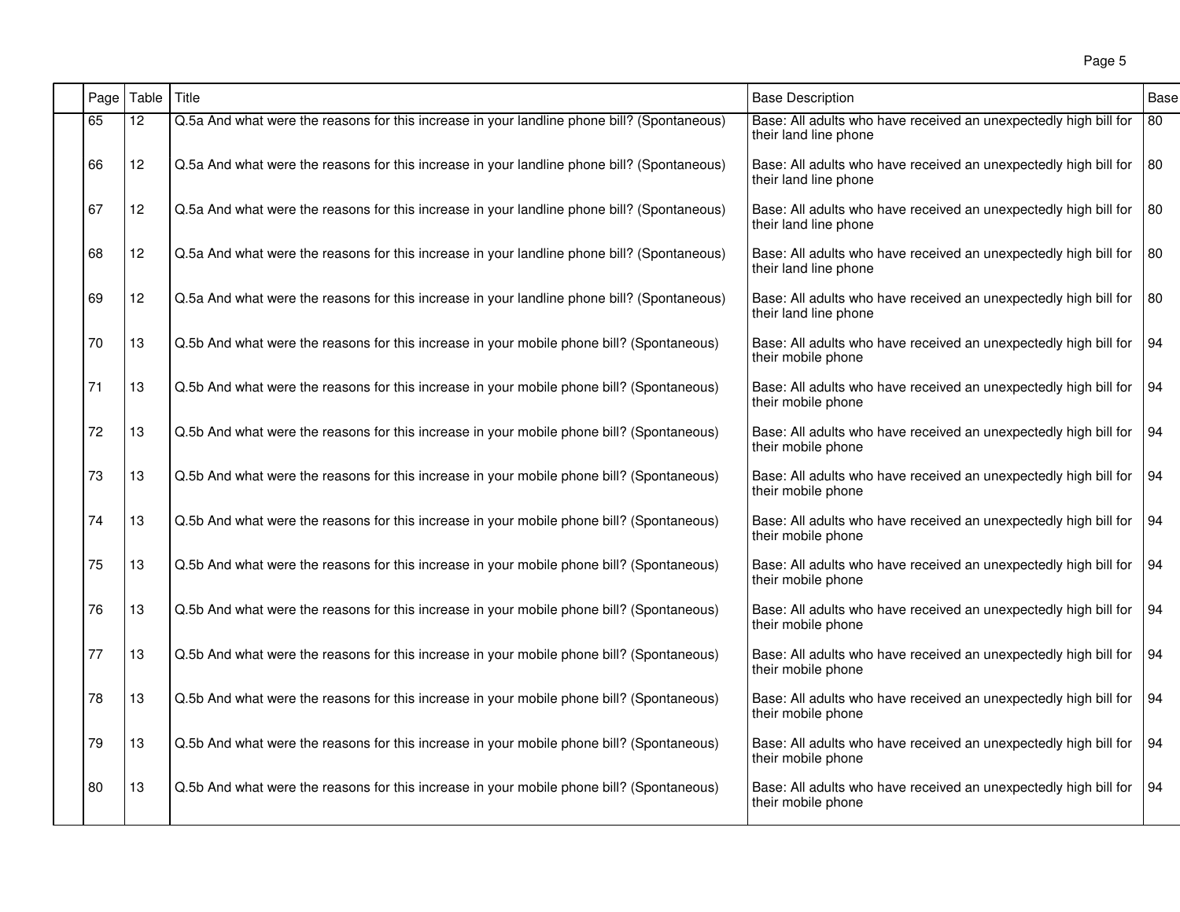| Page | Table | Title | Base Description | Base |
|---|---|---|---|---|
| 65 | 12 | Q.5a And what were the reasons for this increase in your landline phone bill? (Spontaneous) | Base: All adults who have received an unexpectedly high bill for their land line phone | 80 |
| 66 | 12 | Q.5a And what were the reasons for this increase in your landline phone bill? (Spontaneous) | Base: All adults who have received an unexpectedly high bill for their land line phone | 80 |
| 67 | 12 | Q.5a And what were the reasons for this increase in your landline phone bill? (Spontaneous) | Base: All adults who have received an unexpectedly high bill for their land line phone | 80 |
| 68 | 12 | Q.5a And what were the reasons for this increase in your landline phone bill? (Spontaneous) | Base: All adults who have received an unexpectedly high bill for their land line phone | 80 |
| 69 | 12 | Q.5a And what were the reasons for this increase in your landline phone bill? (Spontaneous) | Base: All adults who have received an unexpectedly high bill for their land line phone | 80 |
| 70 | 13 | Q.5b And what were the reasons for this increase in your mobile phone bill? (Spontaneous) | Base: All adults who have received an unexpectedly high bill for their mobile phone | 94 |
| 71 | 13 | Q.5b And what were the reasons for this increase in your mobile phone bill? (Spontaneous) | Base: All adults who have received an unexpectedly high bill for their mobile phone | 94 |
| 72 | 13 | Q.5b And what were the reasons for this increase in your mobile phone bill? (Spontaneous) | Base: All adults who have received an unexpectedly high bill for their mobile phone | 94 |
| 73 | 13 | Q.5b And what were the reasons for this increase in your mobile phone bill? (Spontaneous) | Base: All adults who have received an unexpectedly high bill for their mobile phone | 94 |
| 74 | 13 | Q.5b And what were the reasons for this increase in your mobile phone bill? (Spontaneous) | Base: All adults who have received an unexpectedly high bill for their mobile phone | 94 |
| 75 | 13 | Q.5b And what were the reasons for this increase in your mobile phone bill? (Spontaneous) | Base: All adults who have received an unexpectedly high bill for their mobile phone | 94 |
| 76 | 13 | Q.5b And what were the reasons for this increase in your mobile phone bill? (Spontaneous) | Base: All adults who have received an unexpectedly high bill for their mobile phone | 94 |
| 77 | 13 | Q.5b And what were the reasons for this increase in your mobile phone bill? (Spontaneous) | Base: All adults who have received an unexpectedly high bill for their mobile phone | 94 |
| 78 | 13 | Q.5b And what were the reasons for this increase in your mobile phone bill? (Spontaneous) | Base: All adults who have received an unexpectedly high bill for their mobile phone | 94 |
| 79 | 13 | Q.5b And what were the reasons for this increase in your mobile phone bill? (Spontaneous) | Base: All adults who have received an unexpectedly high bill for their mobile phone | 94 |
| 80 | 13 | Q.5b And what were the reasons for this increase in your mobile phone bill? (Spontaneous) | Base: All adults who have received an unexpectedly high bill for their mobile phone | 94 |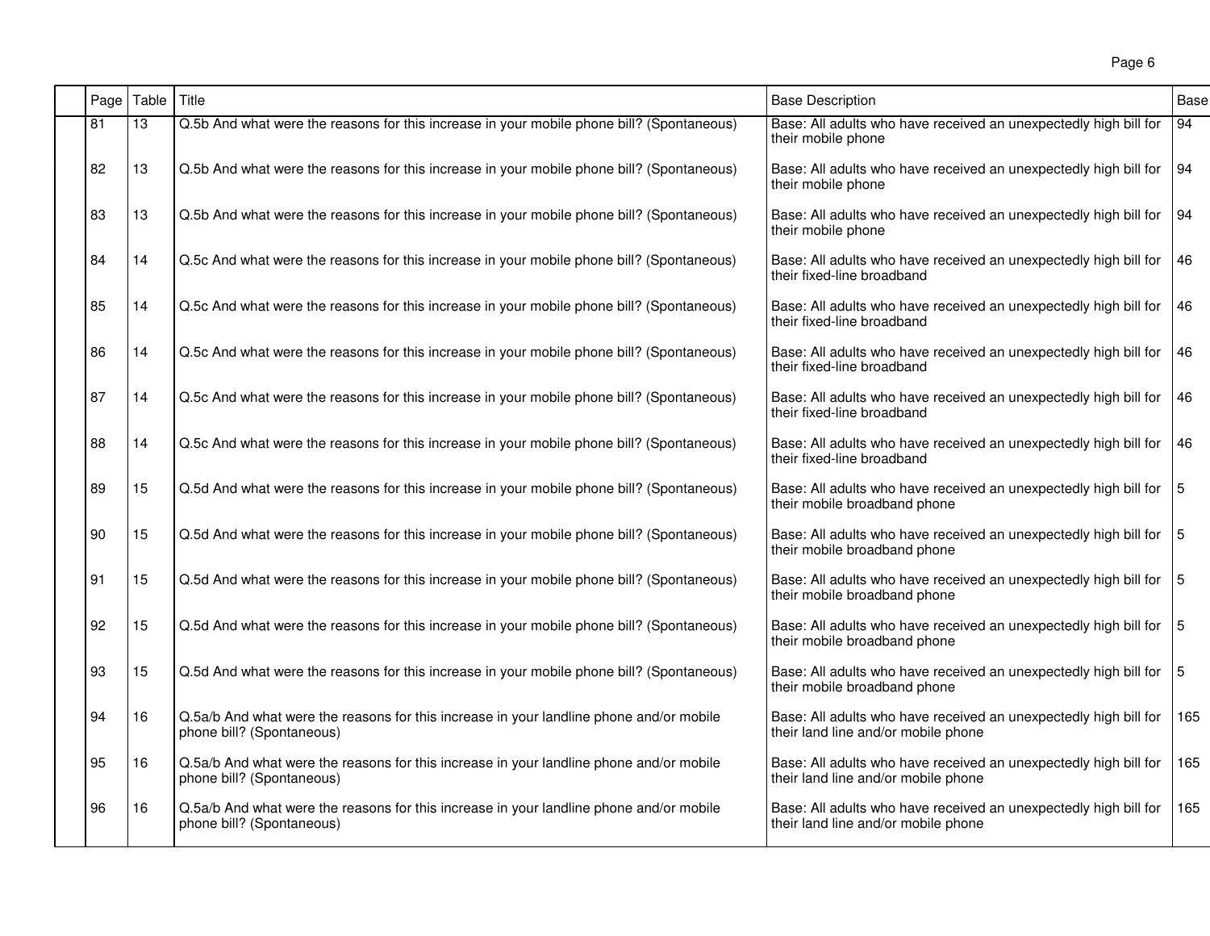| Page | Table | Title | Base Description | Base |
|---|---|---|---|---|
| 81 | 13 | Q.5b And what were the reasons for this increase in your mobile phone bill? (Spontaneous) | Base: All adults who have received an unexpectedly high bill for their mobile phone | 94 |
| 82 | 13 | Q.5b And what were the reasons for this increase in your mobile phone bill? (Spontaneous) | Base: All adults who have received an unexpectedly high bill for their mobile phone | 94 |
| 83 | 13 | Q.5b And what were the reasons for this increase in your mobile phone bill? (Spontaneous) | Base: All adults who have received an unexpectedly high bill for their mobile phone | 94 |
| 84 | 14 | Q.5c And what were the reasons for this increase in your mobile phone bill? (Spontaneous) | Base: All adults who have received an unexpectedly high bill for their fixed-line broadband | 46 |
| 85 | 14 | Q.5c And what were the reasons for this increase in your mobile phone bill? (Spontaneous) | Base: All adults who have received an unexpectedly high bill for their fixed-line broadband | 46 |
| 86 | 14 | Q.5c And what were the reasons for this increase in your mobile phone bill? (Spontaneous) | Base: All adults who have received an unexpectedly high bill for their fixed-line broadband | 46 |
| 87 | 14 | Q.5c And what were the reasons for this increase in your mobile phone bill? (Spontaneous) | Base: All adults who have received an unexpectedly high bill for their fixed-line broadband | 46 |
| 88 | 14 | Q.5c And what were the reasons for this increase in your mobile phone bill? (Spontaneous) | Base: All adults who have received an unexpectedly high bill for their fixed-line broadband | 46 |
| 89 | 15 | Q.5d And what were the reasons for this increase in your mobile phone bill? (Spontaneous) | Base: All adults who have received an unexpectedly high bill for their mobile broadband phone | 5 |
| 90 | 15 | Q.5d And what were the reasons for this increase in your mobile phone bill? (Spontaneous) | Base: All adults who have received an unexpectedly high bill for their mobile broadband phone | 5 |
| 91 | 15 | Q.5d And what were the reasons for this increase in your mobile phone bill? (Spontaneous) | Base: All adults who have received an unexpectedly high bill for their mobile broadband phone | 5 |
| 92 | 15 | Q.5d And what were the reasons for this increase in your mobile phone bill? (Spontaneous) | Base: All adults who have received an unexpectedly high bill for their mobile broadband phone | 5 |
| 93 | 15 | Q.5d And what were the reasons for this increase in your mobile phone bill? (Spontaneous) | Base: All adults who have received an unexpectedly high bill for their mobile broadband phone | 5 |
| 94 | 16 | Q.5a/b And what were the reasons for this increase in your landline phone and/or mobile phone bill? (Spontaneous) | Base: All adults who have received an unexpectedly high bill for their land line and/or mobile phone | 165 |
| 95 | 16 | Q.5a/b And what were the reasons for this increase in your landline phone and/or mobile phone bill? (Spontaneous) | Base: All adults who have received an unexpectedly high bill for their land line and/or mobile phone | 165 |
| 96 | 16 | Q.5a/b And what were the reasons for this increase in your landline phone and/or mobile phone bill? (Spontaneous) | Base: All adults who have received an unexpectedly high bill for their land line and/or mobile phone | 165 |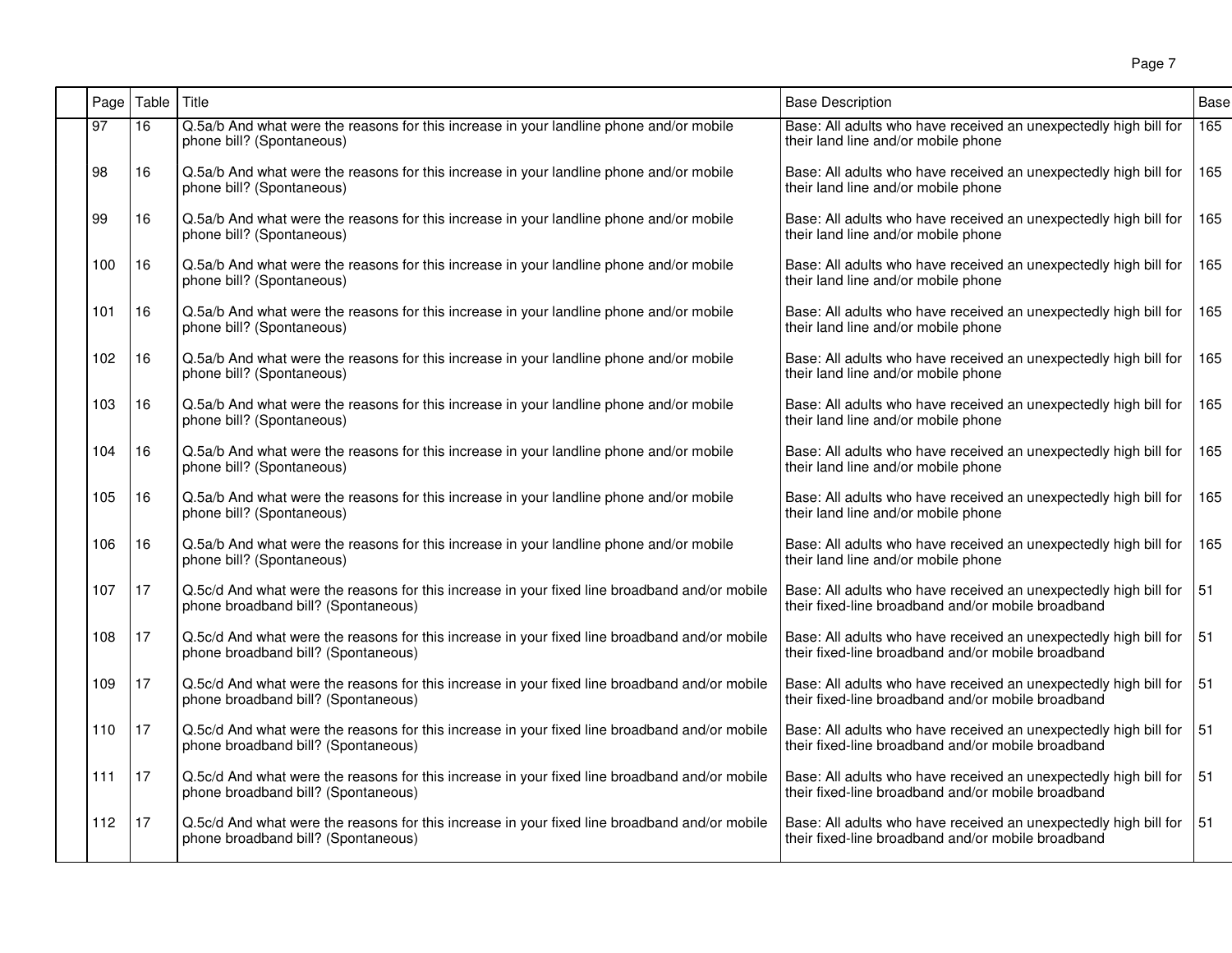| | Page | Table | Title | Base Description | Base |
|---|---|---|---|---|---|
| | 97 | 16 | Q.5a/b And what were the reasons for this increase in your landline phone and/or mobile phone bill? (Spontaneous) | Base: All adults who have received an unexpectedly high bill for their land line and/or mobile phone | 165 |
| | 98 | 16 | Q.5a/b And what were the reasons for this increase in your landline phone and/or mobile phone bill? (Spontaneous) | Base: All adults who have received an unexpectedly high bill for their land line and/or mobile phone | 165 |
| | 99 | 16 | Q.5a/b And what were the reasons for this increase in your landline phone and/or mobile phone bill? (Spontaneous) | Base: All adults who have received an unexpectedly high bill for their land line and/or mobile phone | 165 |
| | 100 | 16 | Q.5a/b And what were the reasons for this increase in your landline phone and/or mobile phone bill? (Spontaneous) | Base: All adults who have received an unexpectedly high bill for their land line and/or mobile phone | 165 |
| | 101 | 16 | Q.5a/b And what were the reasons for this increase in your landline phone and/or mobile phone bill? (Spontaneous) | Base: All adults who have received an unexpectedly high bill for their land line and/or mobile phone | 165 |
| | 102 | 16 | Q.5a/b And what were the reasons for this increase in your landline phone and/or mobile phone bill? (Spontaneous) | Base: All adults who have received an unexpectedly high bill for their land line and/or mobile phone | 165 |
| | 103 | 16 | Q.5a/b And what were the reasons for this increase in your landline phone and/or mobile phone bill? (Spontaneous) | Base: All adults who have received an unexpectedly high bill for their land line and/or mobile phone | 165 |
| | 104 | 16 | Q.5a/b And what were the reasons for this increase in your landline phone and/or mobile phone bill? (Spontaneous) | Base: All adults who have received an unexpectedly high bill for their land line and/or mobile phone | 165 |
| | 105 | 16 | Q.5a/b And what were the reasons for this increase in your landline phone and/or mobile phone bill? (Spontaneous) | Base: All adults who have received an unexpectedly high bill for their land line and/or mobile phone | 165 |
| | 106 | 16 | Q.5a/b And what were the reasons for this increase in your landline phone and/or mobile phone bill? (Spontaneous) | Base: All adults who have received an unexpectedly high bill for their land line and/or mobile phone | 165 |
| | 107 | 17 | Q.5c/d And what were the reasons for this increase in your fixed line broadband and/or mobile phone broadband bill? (Spontaneous) | Base: All adults who have received an unexpectedly high bill for their fixed-line broadband and/or mobile broadband | 51 |
| | 108 | 17 | Q.5c/d And what were the reasons for this increase in your fixed line broadband and/or mobile phone broadband bill? (Spontaneous) | Base: All adults who have received an unexpectedly high bill for their fixed-line broadband and/or mobile broadband | 51 |
| | 109 | 17 | Q.5c/d And what were the reasons for this increase in your fixed line broadband and/or mobile phone broadband bill? (Spontaneous) | Base: All adults who have received an unexpectedly high bill for their fixed-line broadband and/or mobile broadband | 51 |
| | 110 | 17 | Q.5c/d And what were the reasons for this increase in your fixed line broadband and/or mobile phone broadband bill? (Spontaneous) | Base: All adults who have received an unexpectedly high bill for their fixed-line broadband and/or mobile broadband | 51 |
| | 111 | 17 | Q.5c/d And what were the reasons for this increase in your fixed line broadband and/or mobile phone broadband bill? (Spontaneous) | Base: All adults who have received an unexpectedly high bill for their fixed-line broadband and/or mobile broadband | 51 |
| | 112 | 17 | Q.5c/d And what were the reasons for this increase in your fixed line broadband and/or mobile phone broadband bill? (Spontaneous) | Base: All adults who have received an unexpectedly high bill for their fixed-line broadband and/or mobile broadband | 51 |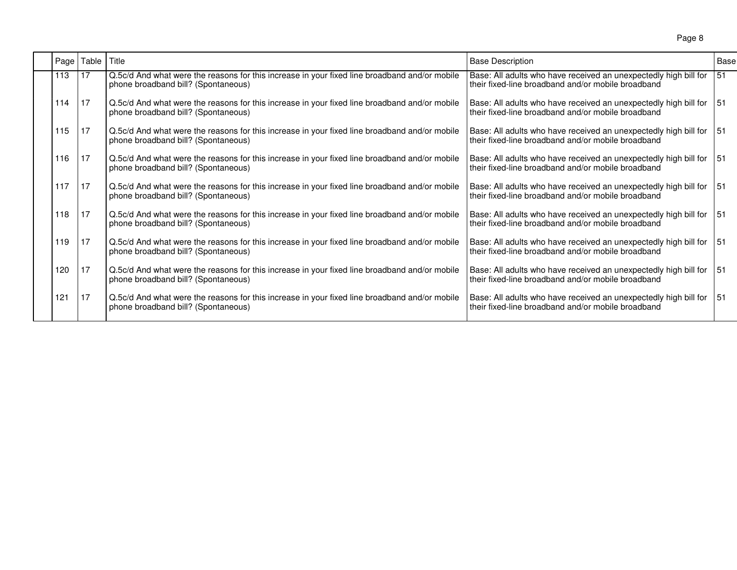| | Page | Table | Title | Base Description | Base |
|---|---|---|---|---|---|
| | 113 | 17 | Q.5c/d And what were the reasons for this increase in your fixed line broadband and/or mobile phone broadband bill? (Spontaneous) | Base: All adults who have received an unexpectedly high bill for their fixed-line broadband and/or mobile broadband | 51 |
| | 114 | 17 | Q.5c/d And what were the reasons for this increase in your fixed line broadband and/or mobile phone broadband bill? (Spontaneous) | Base: All adults who have received an unexpectedly high bill for their fixed-line broadband and/or mobile broadband | 51 |
| | 115 | 17 | Q.5c/d And what were the reasons for this increase in your fixed line broadband and/or mobile phone broadband bill? (Spontaneous) | Base: All adults who have received an unexpectedly high bill for their fixed-line broadband and/or mobile broadband | 51 |
| | 116 | 17 | Q.5c/d And what were the reasons for this increase in your fixed line broadband and/or mobile phone broadband bill? (Spontaneous) | Base: All adults who have received an unexpectedly high bill for their fixed-line broadband and/or mobile broadband | 51 |
| | 117 | 17 | Q.5c/d And what were the reasons for this increase in your fixed line broadband and/or mobile phone broadband bill? (Spontaneous) | Base: All adults who have received an unexpectedly high bill for their fixed-line broadband and/or mobile broadband | 51 |
| | 118 | 17 | Q.5c/d And what were the reasons for this increase in your fixed line broadband and/or mobile phone broadband bill? (Spontaneous) | Base: All adults who have received an unexpectedly high bill for their fixed-line broadband and/or mobile broadband | 51 |
| | 119 | 17 | Q.5c/d And what were the reasons for this increase in your fixed line broadband and/or mobile phone broadband bill? (Spontaneous) | Base: All adults who have received an unexpectedly high bill for their fixed-line broadband and/or mobile broadband | 51 |
| | 120 | 17 | Q.5c/d And what were the reasons for this increase in your fixed line broadband and/or mobile phone broadband bill? (Spontaneous) | Base: All adults who have received an unexpectedly high bill for their fixed-line broadband and/or mobile broadband | 51 |
| | 121 | 17 | Q.5c/d And what were the reasons for this increase in your fixed line broadband and/or mobile phone broadband bill? (Spontaneous) | Base: All adults who have received an unexpectedly high bill for their fixed-line broadband and/or mobile broadband | 51 |